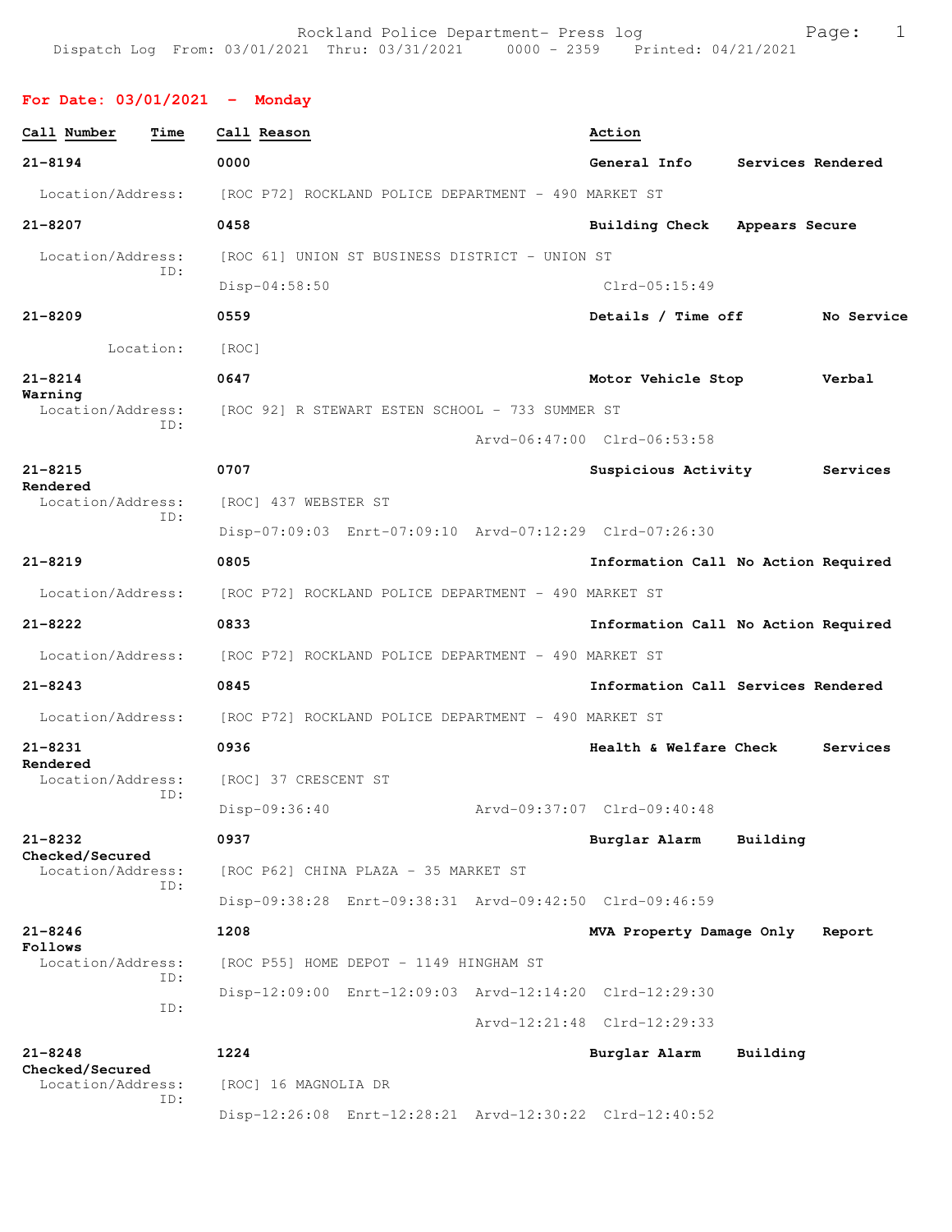Rockland Police Department- Press log

Dispatch Log From: 03/01/2021 Thru: 03/31/2021 0000 - 2359 Printed: 04/21/2021

## For Date: 03/01/2021 - Monday

| Call Number | Time | Call Reason | Action |
|---|---|---|---|
| 21-8194 | 0000 | General Info | Services Rendered |

Location/Address: [ROC P72] ROCKLAND POLICE DEPARTMENT - 490 MARKET ST

**21-8207** 0458 Building Check — Appears Secure

Location/Address: [ROC 61] UNION ST BUSINESS DISTRICT - UNION ST
ID: Disp-04:58:50 Clrd-05:15:49

**21-8209** 0559 Details / Time off — No Service

Location: [ROC]

**21-8214** 0647 Motor Vehicle Stop — Verbal Warning

Location/Address: [ROC 92] R STEWART ESTEN SCHOOL - 733 SUMMER ST
ID: Arvd-06:47:00 Clrd-06:53:58

**21-8215** 0707 Suspicious Activity — Services Rendered

Location/Address: [ROC] 437 WEBSTER ST
ID: Disp-07:09:03 Enrt-07:09:10 Arvd-07:12:29 Clrd-07:26:30

**21-8219** 0805 Information Call — No Action Required

Location/Address: [ROC P72] ROCKLAND POLICE DEPARTMENT - 490 MARKET ST

**21-8222** 0833 Information Call — No Action Required

Location/Address: [ROC P72] ROCKLAND POLICE DEPARTMENT - 490 MARKET ST

**21-8243** 0845 Information Call — Services Rendered

Location/Address: [ROC P72] ROCKLAND POLICE DEPARTMENT - 490 MARKET ST

**21-8231** 0936 Health & Welfare Check — Services Rendered

Location/Address: [ROC] 37 CRESCENT ST
ID: Disp-09:36:40 Arvd-09:37:07 Clrd-09:40:48

**21-8232** 0937 Burglar Alarm — Building Checked/Secured

Location/Address: [ROC P62] CHINA PLAZA - 35 MARKET ST
ID: Disp-09:38:28 Enrt-09:38:31 Arvd-09:42:50 Clrd-09:46:59

**21-8246** 1208 MVA Property Damage Only — Report Follows

Location/Address: [ROC P55] HOME DEPOT - 1149 HINGHAM ST
ID: Disp-12:09:00 Enrt-12:09:03 Arvd-12:14:20 Clrd-12:29:30
ID: Arvd-12:21:48 Clrd-12:29:33

**21-8248** 1224 Burglar Alarm — Building Checked/Secured

Location/Address: [ROC] 16 MAGNOLIA DR
ID: Disp-12:26:08 Enrt-12:28:21 Arvd-12:30:22 Clrd-12:40:52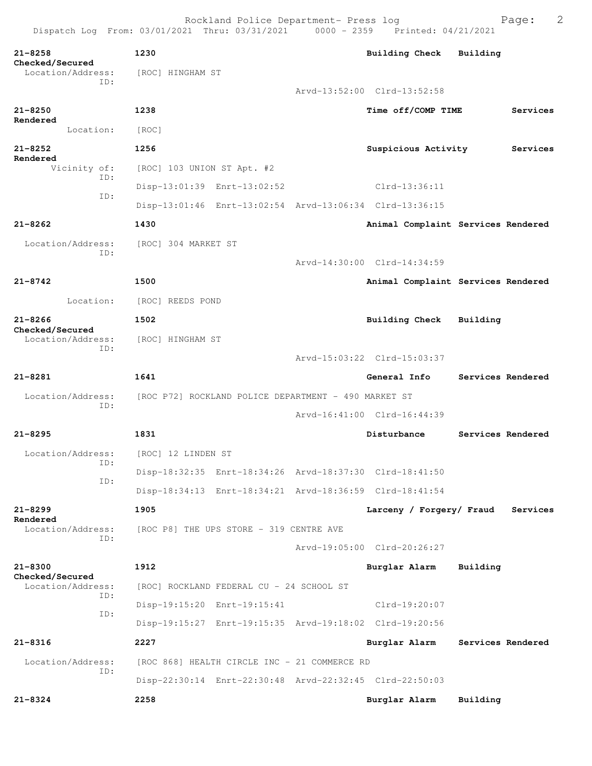**21-8258** 1230 **Building Check** **Building Checked/Secured**
Location/Address: [ROC] HINGHAM ST
ID:
Arvd-13:52:00 Clrd-13:52:58

**21-8250** 1238 **Time off/COMP TIME** **Services Rendered**
Location: [ROC]

**21-8252** 1256 **Suspicious Activity** **Services Rendered**
Vicinity of: [ROC] 103 UNION ST Apt. #2
ID:
Disp-13:01:39 Enrt-13:02:52 Clrd-13:36:11
ID:
Disp-13:01:46 Enrt-13:02:54 Arvd-13:06:34 Clrd-13:36:15

**21-8262** 1430 **Animal Complaint** **Services Rendered**
Location/Address: [ROC] 304 MARKET ST
ID:
Arvd-14:30:00 Clrd-14:34:59

**21-8742** 1500 **Animal Complaint** **Services Rendered**
Location: [ROC] REEDS POND

**21-8266** 1502 **Building Check** **Building Checked/Secured**
Location/Address: [ROC] HINGHAM ST
ID:
Arvd-15:03:22 Clrd-15:03:37

**21-8281** 1641 **General Info** **Services Rendered**
Location/Address: [ROC P72] ROCKLAND POLICE DEPARTMENT - 490 MARKET ST
ID:
Arvd-16:41:00 Clrd-16:44:39

**21-8295** 1831 **Disturbance** **Services Rendered**
Location/Address: [ROC] 12 LINDEN ST
ID:
Disp-18:32:35 Enrt-18:34:26 Arvd-18:37:30 Clrd-18:41:50
ID:
Disp-18:34:13 Enrt-18:34:21 Arvd-18:36:59 Clrd-18:41:54

**21-8299** 1905 **Larceny / Forgery/ Fraud** **Services Rendered**
Location/Address: [ROC P8] THE UPS STORE - 319 CENTRE AVE
ID:
Arvd-19:05:00 Clrd-20:26:27

**21-8300** 1912 **Burglar Alarm** **Building Checked/Secured**
Location/Address: [ROC] ROCKLAND FEDERAL CU - 24 SCHOOL ST
ID:
Disp-19:15:20 Enrt-19:15:41 Clrd-19:20:07
ID:
Disp-19:15:27 Enrt-19:15:35 Arvd-19:18:02 Clrd-19:20:56

**21-8316** 2227 **Burglar Alarm** **Services Rendered**
Location/Address: [ROC 868] HEALTH CIRCLE INC - 21 COMMERCE RD
ID:
Disp-22:30:14 Enrt-22:30:48 Arvd-22:32:45 Clrd-22:50:03

**21-8324** 2258 **Burglar Alarm** **Building**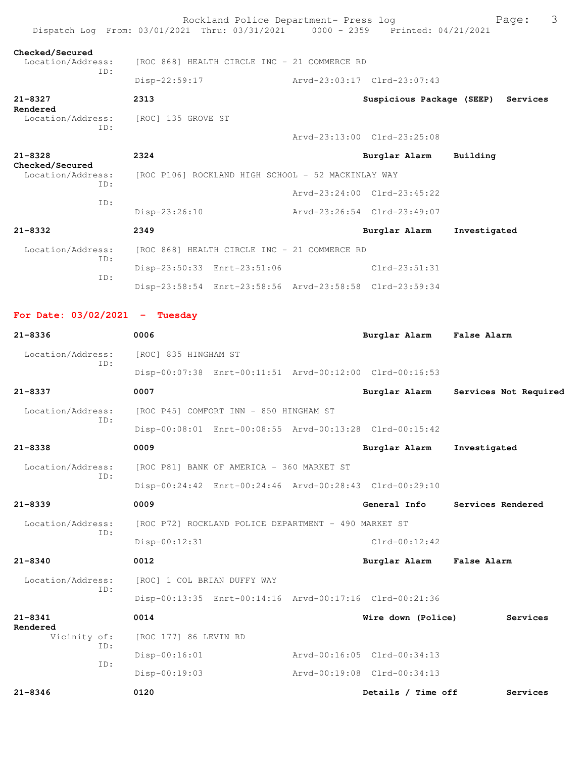**Checked/Secured**
Location/Address: [ROC 868] HEALTH CIRCLE INC - 21 COMMERCE RD
ID:
Disp-22:59:17 Arvd-23:03:17 Clrd-23:07:43

**21-8327** 2313 **Suspicious Package (SEEP) Services Rendered**
Location/Address: [ROC] 135 GROVE ST
ID:
Arvd-23:13:00 Clrd-23:25:08

**21-8328** 2324 **Burglar Alarm Building Checked/Secured**
Location/Address: [ROC P106] ROCKLAND HIGH SCHOOL - 52 MACKINLAY WAY
ID:
Arvd-23:24:00 Clrd-23:45:22
ID:
Disp-23:26:10 Arvd-23:26:54 Clrd-23:49:07

**21-8332** 2349 **Burglar Alarm Investigated**
Location/Address: [ROC 868] HEALTH CIRCLE INC - 21 COMMERCE RD
ID:
Disp-23:50:33 Enrt-23:51:06 Clrd-23:51:31
ID:
Disp-23:58:54 Enrt-23:58:56 Arvd-23:58:58 Clrd-23:59:34

## For Date: 03/02/2021 - Tuesday

**21-8336** 0006 **Burglar Alarm False Alarm**
Location/Address: [ROC] 835 HINGHAM ST
ID:
Disp-00:07:38 Enrt-00:11:51 Arvd-00:12:00 Clrd-00:16:53

**21-8337** 0007 **Burglar Alarm Services Not Required**
Location/Address: [ROC P45] COMFORT INN - 850 HINGHAM ST
ID:
Disp-00:08:01 Enrt-00:08:55 Arvd-00:13:28 Clrd-00:15:42

**21-8338** 0009 **Burglar Alarm Investigated**
Location/Address: [ROC P81] BANK OF AMERICA - 360 MARKET ST
ID:
Disp-00:24:42 Enrt-00:24:46 Arvd-00:28:43 Clrd-00:29:10

**21-8339** 0009 **General Info Services Rendered**
Location/Address: [ROC P72] ROCKLAND POLICE DEPARTMENT - 490 MARKET ST
ID:
Disp-00:12:31 Clrd-00:12:42

**21-8340** 0012 **Burglar Alarm False Alarm**
Location/Address: [ROC] 1 COL BRIAN DUFFY WAY
ID:
Disp-00:13:35 Enrt-00:14:16 Arvd-00:17:16 Clrd-00:21:36

**21-8341** 0014 **Wire down (Police) Services Rendered**
Vicinity of: [ROC 177] 86 LEVIN RD
ID:
Disp-00:16:01 Arvd-00:16:05 Clrd-00:34:13
ID:
Disp-00:19:03 Arvd-00:19:08 Clrd-00:34:13

**21-8346** 0120 **Details / Time off Services**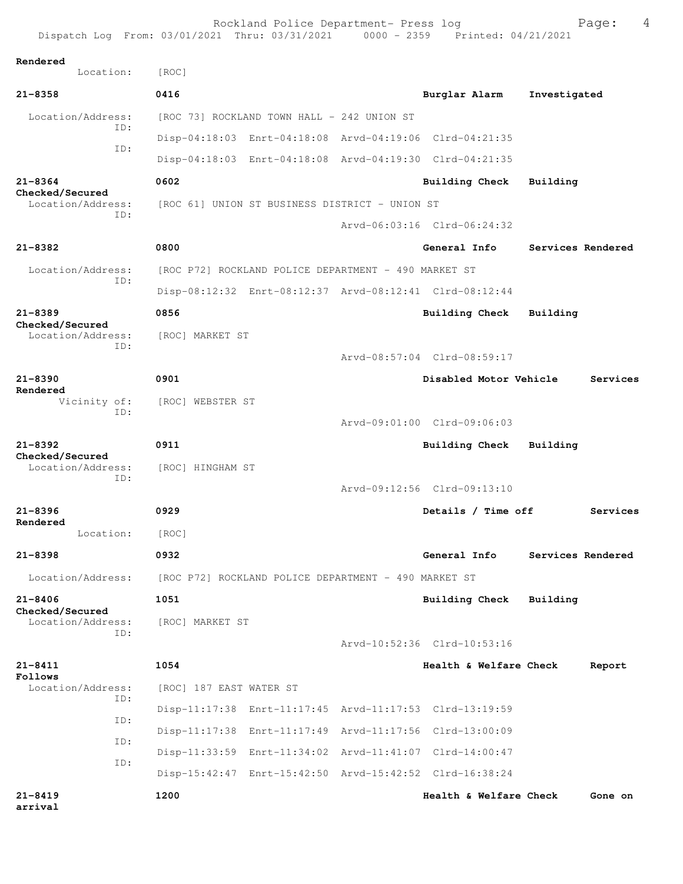Rendered
 Location: [ROC]

**21-8358** 0416 Burglar Alarm Investigated
 Location/Address: [ROC 73] ROCKLAND TOWN HALL - 242 UNION ST
 ID:
 Disp-04:18:03 Enrt-04:18:08 Arvd-04:19:06 Clrd-04:21:35
 ID:
 Disp-04:18:03 Enrt-04:18:08 Arvd-04:19:30 Clrd-04:21:35

**21-8364** 0602 Building Check Building Checked/Secured
 Location/Address: [ROC 61] UNION ST BUSINESS DISTRICT - UNION ST
 ID:
 Arvd-06:03:16 Clrd-06:24:32

**21-8382** 0800 General Info Services Rendered
 Location/Address: [ROC P72] ROCKLAND POLICE DEPARTMENT - 490 MARKET ST
 ID:
 Disp-08:12:32 Enrt-08:12:37 Arvd-08:12:41 Clrd-08:12:44

**21-8389** 0856 Building Check Building Checked/Secured
 Location/Address: [ROC] MARKET ST
 ID:
 Arvd-08:57:04 Clrd-08:59:17

**21-8390** 0901 Disabled Motor Vehicle Services Rendered
 Vicinity of: [ROC] WEBSTER ST
 ID:
 Arvd-09:01:00 Clrd-09:06:03

**21-8392** 0911 Building Check Building Checked/Secured
 Location/Address: [ROC] HINGHAM ST
 ID:
 Arvd-09:12:56 Clrd-09:13:10

**21-8396** 0929 Details / Time off Services Rendered
 Location: [ROC]

**21-8398** 0932 General Info Services Rendered
 Location/Address: [ROC P72] ROCKLAND POLICE DEPARTMENT - 490 MARKET ST

**21-8406** 1051 Building Check Building Checked/Secured
 Location/Address: [ROC] MARKET ST
 ID:
 Arvd-10:52:36 Clrd-10:53:16

**21-8411** 1054 Health & Welfare Check Report Follows
 Location/Address: [ROC] 187 EAST WATER ST
 ID:
 Disp-11:17:38 Enrt-11:17:45 Arvd-11:17:53 Clrd-13:19:59
 ID:
 Disp-11:17:38 Enrt-11:17:49 Arvd-11:17:56 Clrd-13:00:09
 ID:
 Disp-11:33:59 Enrt-11:34:02 Arvd-11:41:07 Clrd-14:00:47
 ID:
 Disp-15:42:47 Enrt-15:42:50 Arvd-15:42:52 Clrd-16:38:24

**21-8419** 1200 Health & Welfare Check Gone on arrival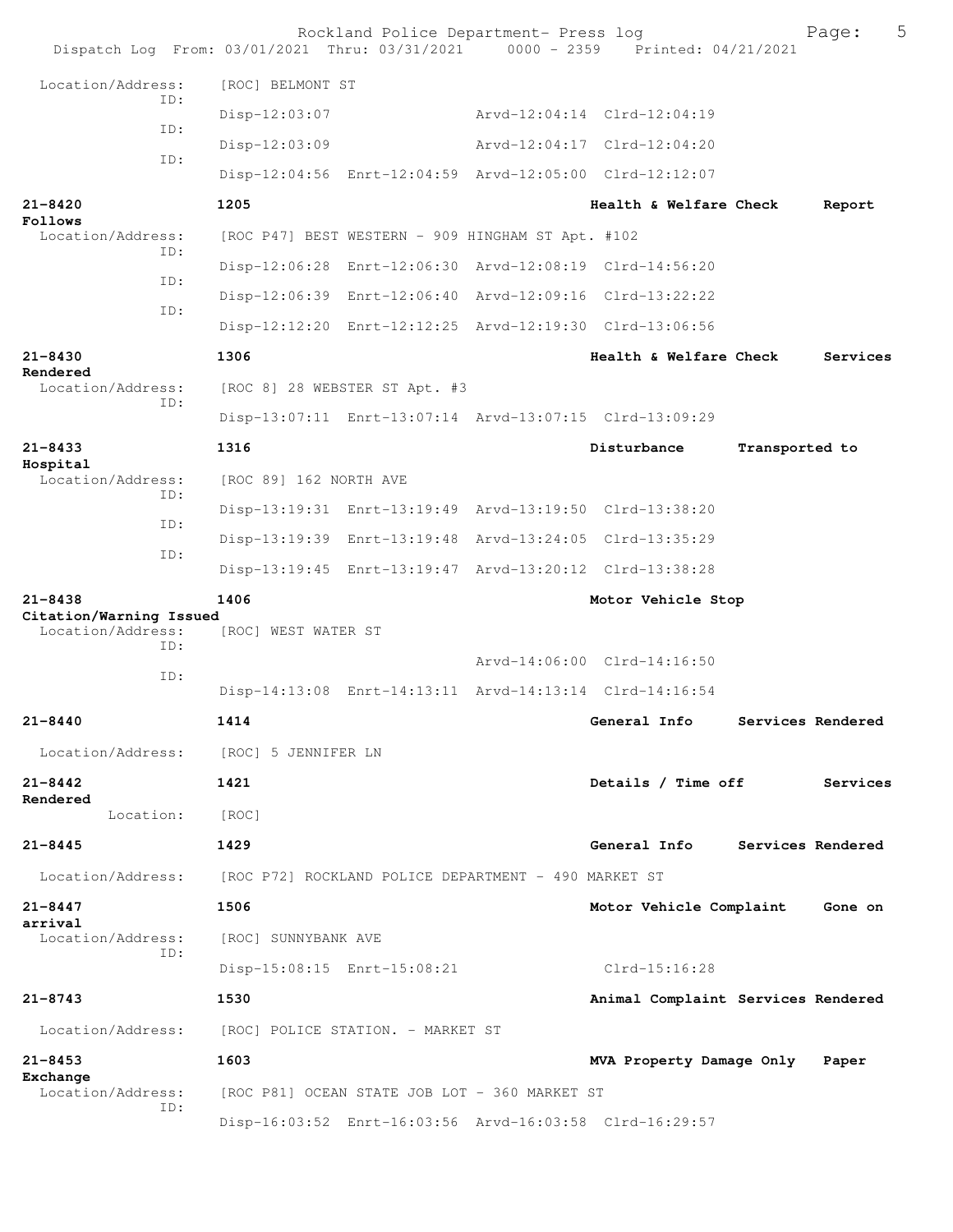```
 Location/Address:    [ROC] BELMONT ST
              ID:
                      Disp-12:03:07                   Arvd-12:04:14  Clrd-12:04:19
              ID:
                      Disp-12:03:09                   Arvd-12:04:17  Clrd-12:04:20
              ID:
                      Disp-12:04:56  Enrt-12:04:59  Arvd-12:05:00  Clrd-12:12:07

21-8420               1205                                  Health & Welfare Check      Report
Follows
  Location/Address:   [ROC P47] BEST WESTERN - 909 HINGHAM ST Apt. #102
              ID:
                      Disp-12:06:28  Enrt-12:06:30  Arvd-12:08:19  Clrd-14:56:20
              ID:
                      Disp-12:06:39  Enrt-12:06:40  Arvd-12:09:16  Clrd-13:22:22
              ID:
                      Disp-12:12:20  Enrt-12:12:25  Arvd-12:19:30  Clrd-13:06:56

21-8430               1306                                  Health & Welfare Check      Services
Rendered
  Location/Address:   [ROC 8] 28 WEBSTER ST Apt. #3
              ID:
                      Disp-13:07:11  Enrt-13:07:14  Arvd-13:07:15  Clrd-13:09:29

21-8433               1316                                  Disturbance         Transported to
Hospital
  Location/Address:   [ROC 89] 162 NORTH AVE
              ID:
                      Disp-13:19:31  Enrt-13:19:49  Arvd-13:19:50  Clrd-13:38:20
              ID:
                      Disp-13:19:39  Enrt-13:19:48  Arvd-13:24:05  Clrd-13:35:29
              ID:
                      Disp-13:19:45  Enrt-13:19:47  Arvd-13:20:12  Clrd-13:38:28

21-8438               1406                                  Motor Vehicle Stop
Citation/Warning Issued
  Location/Address:   [ROC] WEST WATER ST
              ID:
                                                    Arvd-14:06:00  Clrd-14:16:50
              ID:
                      Disp-14:13:08  Enrt-14:13:11  Arvd-14:13:14  Clrd-14:16:54

21-8440               1414                                  General Info      Services Rendered

  Location/Address:   [ROC] 5 JENNIFER LN

21-8442               1421                                  Details / Time off          Services
Rendered
         Location:    [ROC]

21-8445               1429                                  General Info      Services Rendered

  Location/Address:   [ROC P72] ROCKLAND POLICE DEPARTMENT - 490 MARKET ST

21-8447               1506                                  Motor Vehicle Complaint     Gone on
arrival
  Location/Address:   [ROC] SUNNYBANK AVE
              ID:
                      Disp-15:08:15  Enrt-15:08:21                 Clrd-15:16:28

21-8743               1530                                  Animal Complaint Services Rendered

  Location/Address:   [ROC] POLICE STATION. - MARKET ST

21-8453               1603                                  MVA Property Damage Only    Paper
Exchange
  Location/Address:   [ROC P81] OCEAN STATE JOB LOT - 360 MARKET ST
              ID:
                      Disp-16:03:52  Enrt-16:03:56  Arvd-16:03:58  Clrd-16:29:57
```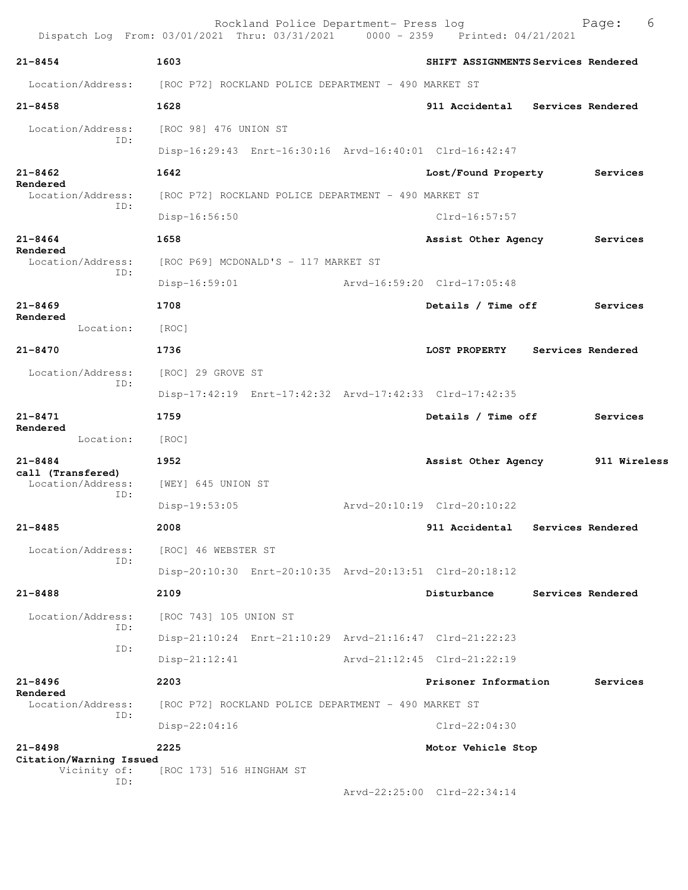Rockland Police Department- Press log
Dispatch Log From: 03/01/2021 Thru: 03/31/2021 0000 - 2359 Printed: 04/21/2021

**21-8454** 1603 **SHIFT ASSIGNMENTS** Services Rendered
Location/Address: [ROC P72] ROCKLAND POLICE DEPARTMENT - 490 MARKET ST

**21-8458** 1628 **911 Accidental** Services Rendered
Location/Address: [ROC 98] 476 UNION ST
ID:
Disp-16:29:43 Enrt-16:30:16 Arvd-16:40:01 Clrd-16:42:47

**21-8462** 1642 **Lost/Found Property** Services Rendered
Location/Address: [ROC P72] ROCKLAND POLICE DEPARTMENT - 490 MARKET ST
ID:
Disp-16:56:50 Clrd-16:57:57

**21-8464** 1658 **Assist Other Agency** Services Rendered
Location/Address: [ROC P69] MCDONALD'S - 117 MARKET ST
ID:
Disp-16:59:01 Arvd-16:59:20 Clrd-17:05:48

**21-8469** 1708 **Details / Time off** Services Rendered
Location: [ROC]

**21-8470** 1736 **LOST PROPERTY** Services Rendered
Location/Address: [ROC] 29 GROVE ST
ID:
Disp-17:42:19 Enrt-17:42:32 Arvd-17:42:33 Clrd-17:42:35

**21-8471** 1759 **Details / Time off** Services Rendered
Location: [ROC]

**21-8484** 1952 **Assist Other Agency** 911 Wireless call (Transfered)
Location/Address: [WEY] 645 UNION ST
ID:
Disp-19:53:05 Arvd-20:10:19 Clrd-20:10:22

**21-8485** 2008 **911 Accidental** Services Rendered
Location/Address: [ROC] 46 WEBSTER ST
ID:
Disp-20:10:30 Enrt-20:10:35 Arvd-20:13:51 Clrd-20:18:12

**21-8488** 2109 **Disturbance** Services Rendered
Location/Address: [ROC 743] 105 UNION ST
ID:
Disp-21:10:24 Enrt-21:10:29 Arvd-21:16:47 Clrd-21:22:23
ID:
Disp-21:12:41 Arvd-21:12:45 Clrd-21:22:19

**21-8496** 2203 **Prisoner Information** Services Rendered
Location/Address: [ROC P72] ROCKLAND POLICE DEPARTMENT - 490 MARKET ST
ID:
Disp-22:04:16 Clrd-22:04:30

**21-8498** 2225 **Motor Vehicle Stop** Citation/Warning Issued
Vicinity of: [ROC 173] 516 HINGHAM ST
ID:
Arvd-22:25:00 Clrd-22:34:14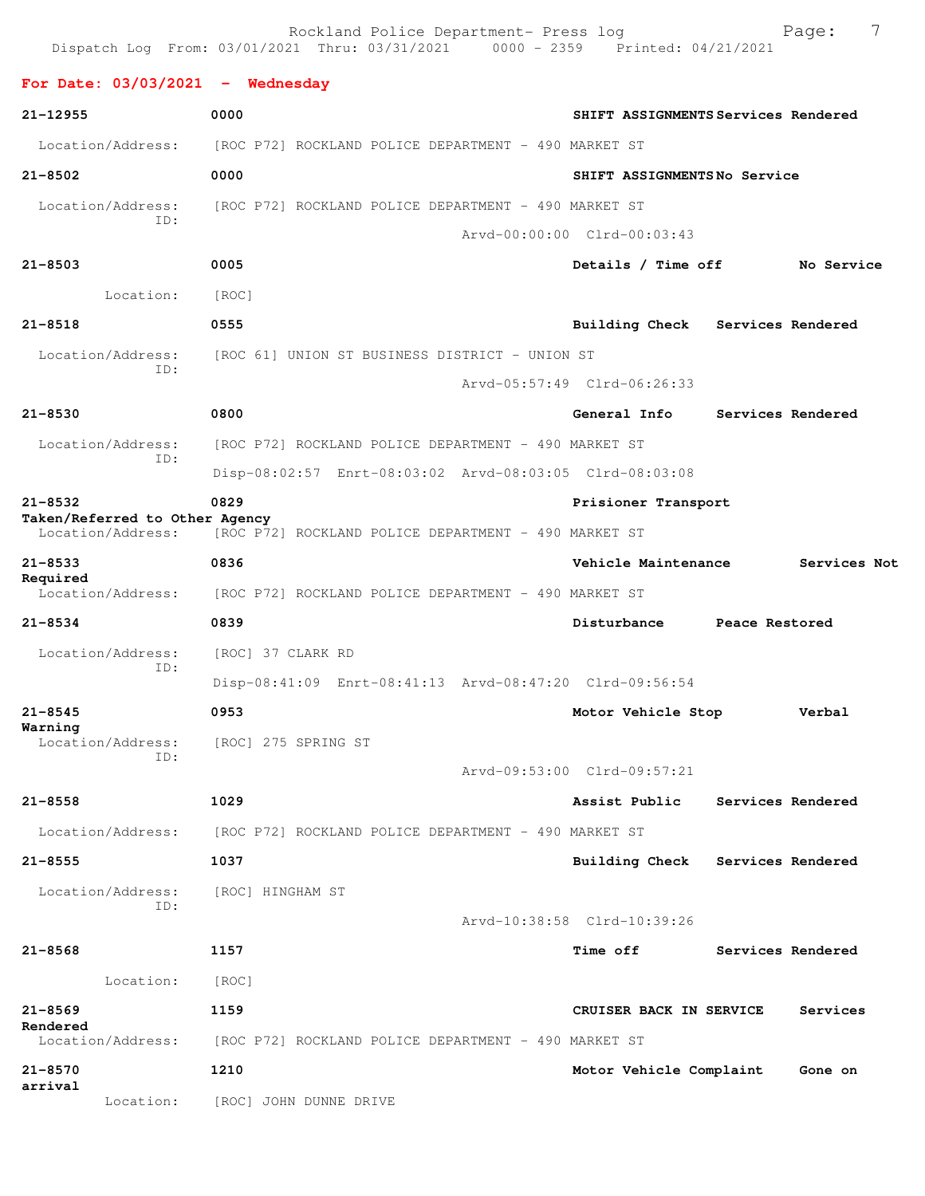Rockland Police Department- Press log
Dispatch Log From: 03/01/2021 Thru: 03/31/2021 0000 - 2359 Printed: 04/21/2021

**For Date: 03/03/2021 - Wednesday**

**21-12955** **0000** **SHIFT ASSIGNMENTS Services Rendered**
Location/Address: [ROC P72] ROCKLAND POLICE DEPARTMENT - 490 MARKET ST

**21-8502** **0000** **SHIFT ASSIGNMENTS No Service**
Location/Address: [ROC P72] ROCKLAND POLICE DEPARTMENT - 490 MARKET ST
ID:
Arvd-00:00:00 Clrd-00:03:43

**21-8503** **0005** **Details / Time off No Service**
Location: [ROC]

**21-8518** **0555** **Building Check Services Rendered**
Location/Address: [ROC 61] UNION ST BUSINESS DISTRICT - UNION ST
ID:
Arvd-05:57:49 Clrd-06:26:33

**21-8530** **0800** **General Info Services Rendered**
Location/Address: [ROC P72] ROCKLAND POLICE DEPARTMENT - 490 MARKET ST
ID:
Disp-08:02:57 Enrt-08:03:02 Arvd-08:03:05 Clrd-08:03:08

**21-8532** **0829** **Prisioner Transport Taken/Referred to Other Agency**
Location/Address: [ROC P72] ROCKLAND POLICE DEPARTMENT - 490 MARKET ST

**21-8533** **0836** **Vehicle Maintenance Services Not Required**
Location/Address: [ROC P72] ROCKLAND POLICE DEPARTMENT - 490 MARKET ST

**21-8534** **0839** **Disturbance Peace Restored**
Location/Address: [ROC] 37 CLARK RD
ID:
Disp-08:41:09 Enrt-08:41:13 Arvd-08:47:20 Clrd-09:56:54

**21-8545** **0953** **Motor Vehicle Stop Verbal Warning**
Location/Address: [ROC] 275 SPRING ST
ID:
Arvd-09:53:00 Clrd-09:57:21

**21-8558** **1029** **Assist Public Services Rendered**
Location/Address: [ROC P72] ROCKLAND POLICE DEPARTMENT - 490 MARKET ST

**21-8555** **1037** **Building Check Services Rendered**
Location/Address: [ROC] HINGHAM ST
ID:
Arvd-10:38:58 Clrd-10:39:26

**21-8568** **1157** **Time off Services Rendered**
Location: [ROC]

**21-8569** **1159** **CRUISER BACK IN SERVICE Services Rendered**
Location/Address: [ROC P72] ROCKLAND POLICE DEPARTMENT - 490 MARKET ST

**21-8570** **1210** **Motor Vehicle Complaint Gone on arrival**
Location: [ROC] JOHN DUNNE DRIVE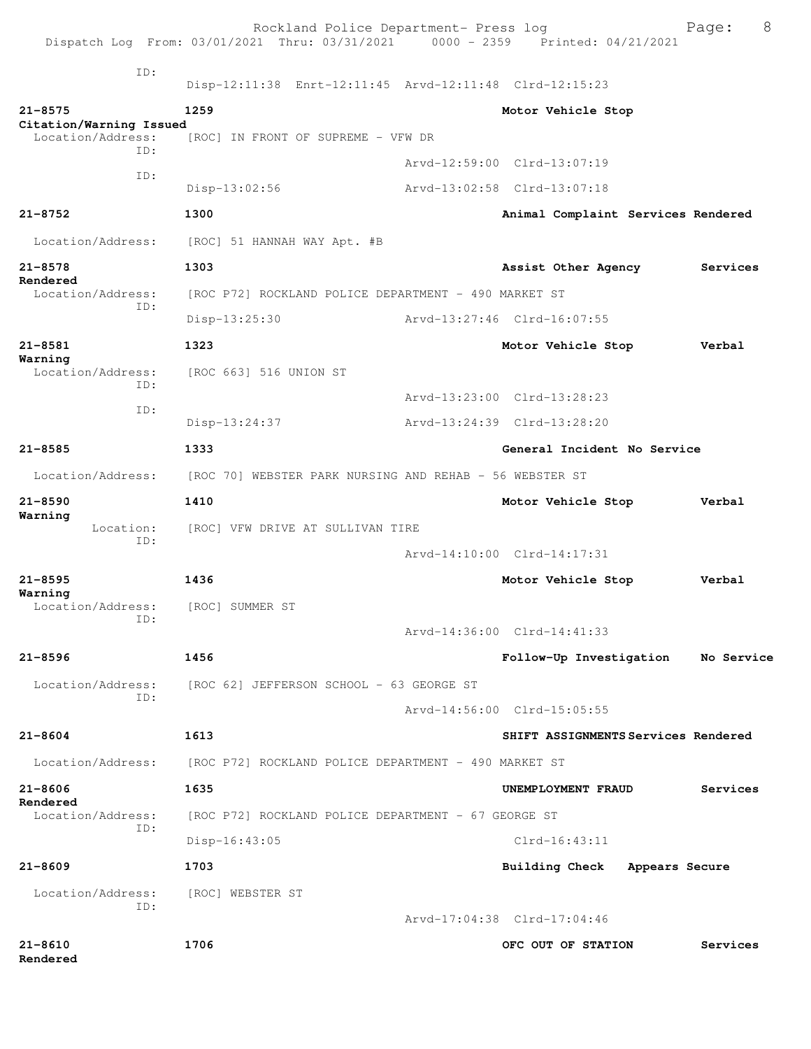ID:
Disp-12:11:38 Enrt-12:11:45 Arvd-12:11:48 Clrd-12:15:23

**21-8575** **1259** **Motor Vehicle Stop**
**Citation/Warning Issued**
Location/Address: [ROC] IN FRONT OF SUPREME - VFW DR
ID:
Arvd-12:59:00 Clrd-13:07:19
ID:
Disp-13:02:56 Arvd-13:02:58 Clrd-13:07:18

**21-8752** **1300** **Animal Complaint Services Rendered**
Location/Address: [ROC] 51 HANNAH WAY Apt. #B

**21-8578** **1303** **Assist Other Agency Services Rendered**
Location/Address: [ROC P72] ROCKLAND POLICE DEPARTMENT - 490 MARKET ST
ID:
Disp-13:25:30 Arvd-13:27:46 Clrd-16:07:55

**21-8581** **1323** **Motor Vehicle Stop Verbal Warning**
Location/Address: [ROC 663] 516 UNION ST
ID:
Arvd-13:23:00 Clrd-13:28:23
ID:
Disp-13:24:37 Arvd-13:24:39 Clrd-13:28:20

**21-8585** **1333** **General Incident No Service**
Location/Address: [ROC 70] WEBSTER PARK NURSING AND REHAB - 56 WEBSTER ST

**21-8590** **1410** **Motor Vehicle Stop Verbal Warning**
Location: [ROC] VFW DRIVE AT SULLIVAN TIRE
ID:
Arvd-14:10:00 Clrd-14:17:31

**21-8595** **1436** **Motor Vehicle Stop Verbal Warning**
Location/Address: [ROC] SUMMER ST
ID:
Arvd-14:36:00 Clrd-14:41:33

**21-8596** **1456** **Follow-Up Investigation No Service**
Location/Address: [ROC 62] JEFFERSON SCHOOL - 63 GEORGE ST
ID:
Arvd-14:56:00 Clrd-15:05:55

**21-8604** **1613** **SHIFT ASSIGNMENTS Services Rendered**
Location/Address: [ROC P72] ROCKLAND POLICE DEPARTMENT - 490 MARKET ST

**21-8606** **1635** **UNEMPLOYMENT FRAUD Services Rendered**
Location/Address: [ROC P72] ROCKLAND POLICE DEPARTMENT - 67 GEORGE ST
ID:
Disp-16:43:05 Clrd-16:43:11

**21-8609** **1703** **Building Check Appears Secure**
Location/Address: [ROC] WEBSTER ST
ID:
Arvd-17:04:38 Clrd-17:04:46

**21-8610** **1706** **OFC OUT OF STATION Services Rendered**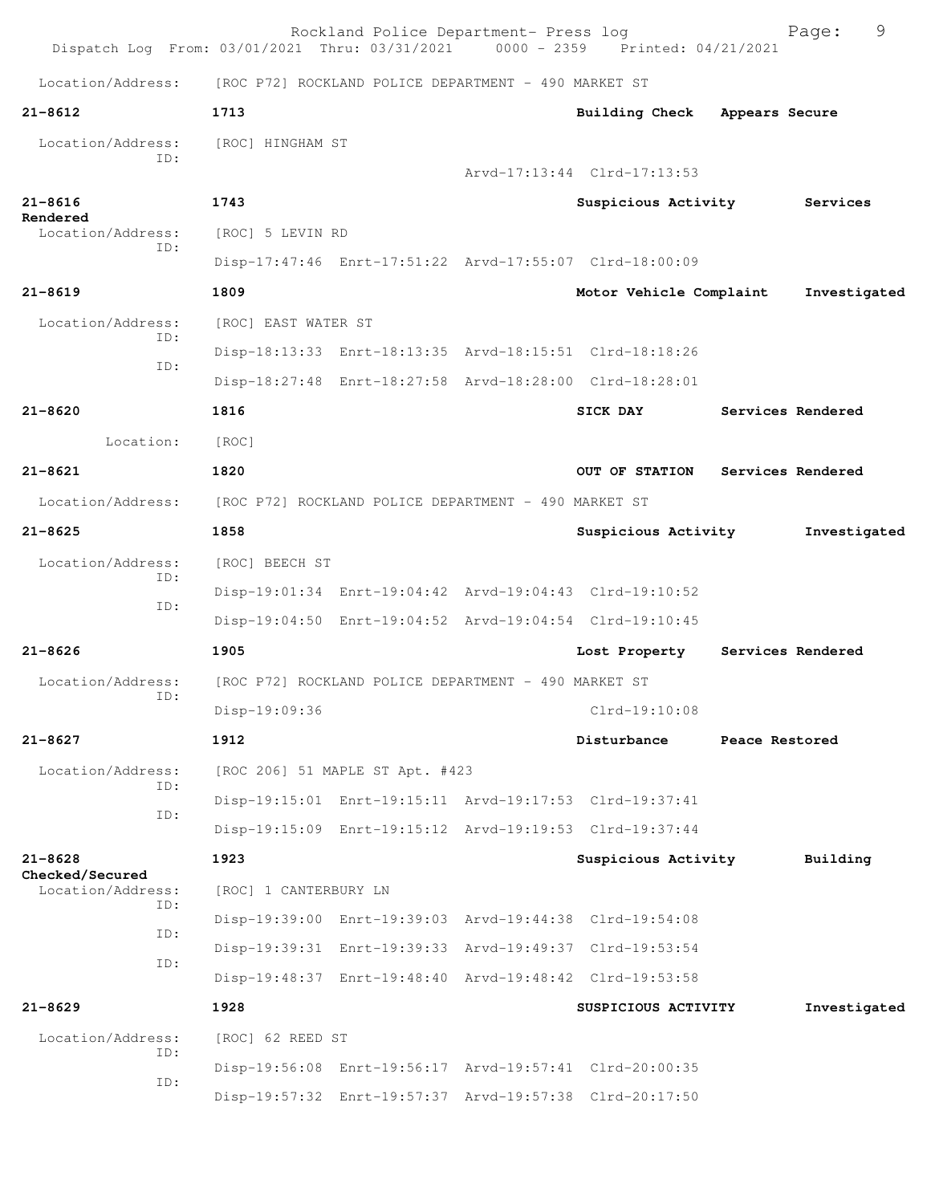Location/Address: [ROC P72] ROCKLAND POLICE DEPARTMENT - 490 MARKET ST

**21-8612** 1713 Building Check Appears Secure
Location/Address: [ROC] HINGHAM ST
ID:
Arvd-17:13:44 Clrd-17:13:53

**21-8616** 1743 Suspicious Activity Services Rendered
Location/Address: [ROC] 5 LEVIN RD
ID:
Disp-17:47:46 Enrt-17:51:22 Arvd-17:55:07 Clrd-18:00:09

**21-8619** 1809 Motor Vehicle Complaint Investigated
Location/Address: [ROC] EAST WATER ST
ID:
Disp-18:13:33 Enrt-18:13:35 Arvd-18:15:51 Clrd-18:18:26
ID:
Disp-18:27:48 Enrt-18:27:58 Arvd-18:28:00 Clrd-18:28:01

**21-8620** 1816 SICK DAY Services Rendered
Location: [ROC]

**21-8621** 1820 OUT OF STATION Services Rendered
Location/Address: [ROC P72] ROCKLAND POLICE DEPARTMENT - 490 MARKET ST

**21-8625** 1858 Suspicious Activity Investigated
Location/Address: [ROC] BEECH ST
ID:
Disp-19:01:34 Enrt-19:04:42 Arvd-19:04:43 Clrd-19:10:52
ID:
Disp-19:04:50 Enrt-19:04:52 Arvd-19:04:54 Clrd-19:10:45

**21-8626** 1905 Lost Property Services Rendered
Location/Address: [ROC P72] ROCKLAND POLICE DEPARTMENT - 490 MARKET ST
ID:
Disp-19:09:36 Clrd-19:10:08

**21-8627** 1912 Disturbance Peace Restored
Location/Address: [ROC 206] 51 MAPLE ST Apt. #423
ID:
Disp-19:15:01 Enrt-19:15:11 Arvd-19:17:53 Clrd-19:37:41
ID:
Disp-19:15:09 Enrt-19:15:12 Arvd-19:19:53 Clrd-19:37:44

**21-8628** 1923 Suspicious Activity Building Checked/Secured
Location/Address: [ROC] 1 CANTERBURY LN
ID:
Disp-19:39:00 Enrt-19:39:03 Arvd-19:44:38 Clrd-19:54:08
ID:
Disp-19:39:31 Enrt-19:39:33 Arvd-19:49:37 Clrd-19:53:54
ID:
Disp-19:48:37 Enrt-19:48:40 Arvd-19:48:42 Clrd-19:53:58

**21-8629** 1928 SUSPICIOUS ACTIVITY Investigated
Location/Address: [ROC] 62 REED ST
ID:
Disp-19:56:08 Enrt-19:56:17 Arvd-19:57:41 Clrd-20:00:35
ID:
Disp-19:57:32 Enrt-19:57:37 Arvd-19:57:38 Clrd-20:17:50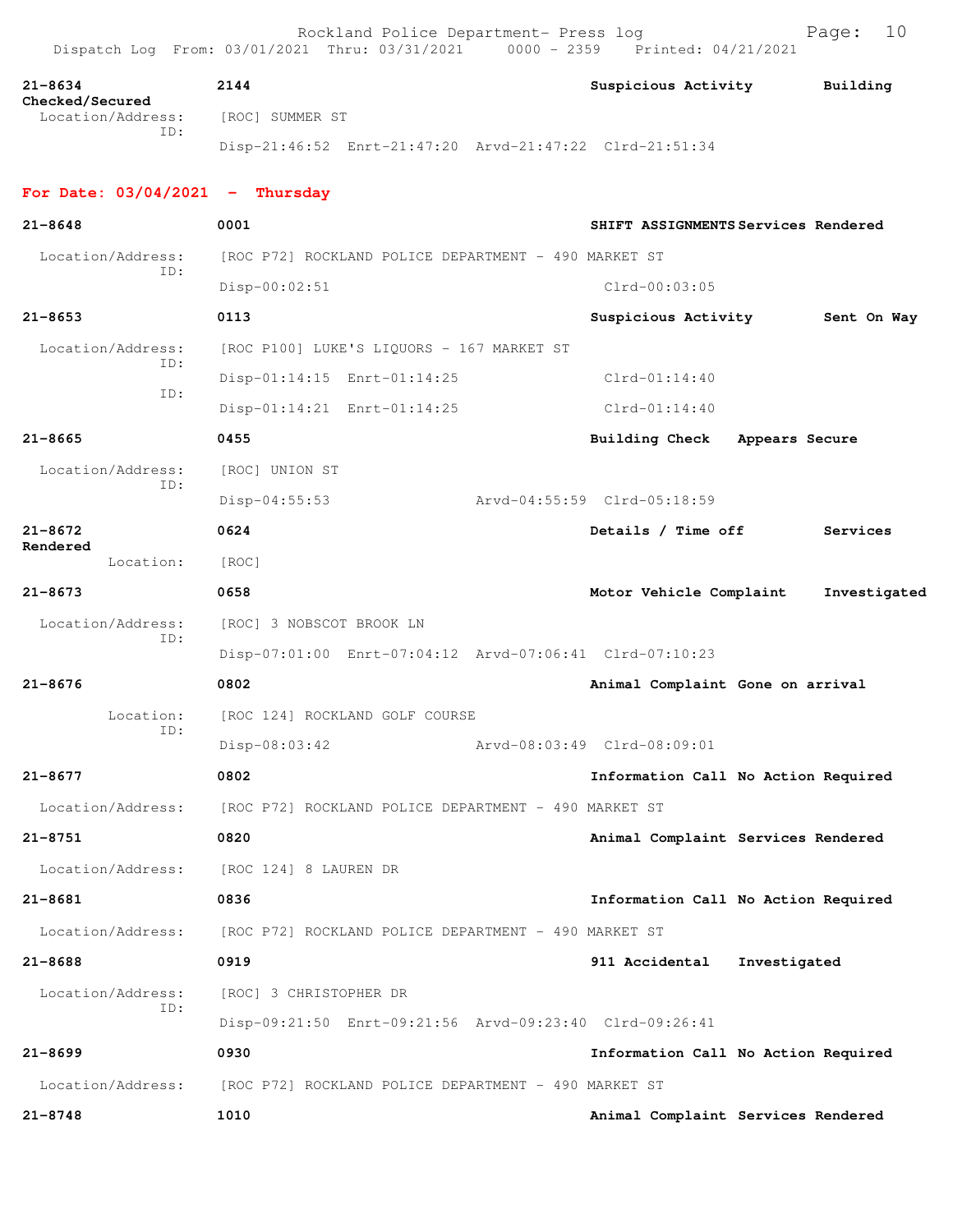**21-8634** **2144** **Suspicious Activity** **Building Checked/Secured**
Location/Address: [ROC] SUMMER ST
ID:
Disp-21:46:52 Enrt-21:47:20 Arvd-21:47:22 Clrd-21:51:34

## For Date: 03/04/2021 - Thursday

**21-8648** **0001** **SHIFT ASSIGNMENTS** **Services Rendered**
Location/Address: [ROC P72] ROCKLAND POLICE DEPARTMENT - 490 MARKET ST
ID:
Disp-00:02:51 Clrd-00:03:05

**21-8653** **0113** **Suspicious Activity** **Sent On Way**
Location/Address: [ROC P100] LUKE'S LIQUORS - 167 MARKET ST
ID:
Disp-01:14:15 Enrt-01:14:25 Clrd-01:14:40
ID:
Disp-01:14:21 Enrt-01:14:25 Clrd-01:14:40

**21-8665** **0455** **Building Check** **Appears Secure**
Location/Address: [ROC] UNION ST
ID:
Disp-04:55:53 Arvd-04:55:59 Clrd-05:18:59

**21-8672** **0624** **Details / Time off** **Services Rendered**
Location: [ROC]

**21-8673** **0658** **Motor Vehicle Complaint** **Investigated**
Location/Address: [ROC] 3 NOBSCOT BROOK LN
ID:
Disp-07:01:00 Enrt-07:04:12 Arvd-07:06:41 Clrd-07:10:23

**21-8676** **0802** **Animal Complaint** **Gone on arrival**
Location: [ROC 124] ROCKLAND GOLF COURSE
ID:
Disp-08:03:42 Arvd-08:03:49 Clrd-08:09:01

**21-8677** **0802** **Information Call** **No Action Required**
Location/Address: [ROC P72] ROCKLAND POLICE DEPARTMENT - 490 MARKET ST

**21-8751** **0820** **Animal Complaint** **Services Rendered**
Location/Address: [ROC 124] 8 LAUREN DR

**21-8681** **0836** **Information Call** **No Action Required**
Location/Address: [ROC P72] ROCKLAND POLICE DEPARTMENT - 490 MARKET ST

**21-8688** **0919** **911 Accidental** **Investigated**
Location/Address: [ROC] 3 CHRISTOPHER DR
ID:
Disp-09:21:50 Enrt-09:21:56 Arvd-09:23:40 Clrd-09:26:41

**21-8699** **0930** **Information Call** **No Action Required**
Location/Address: [ROC P72] ROCKLAND POLICE DEPARTMENT - 490 MARKET ST

**21-8748** **1010** **Animal Complaint** **Services Rendered**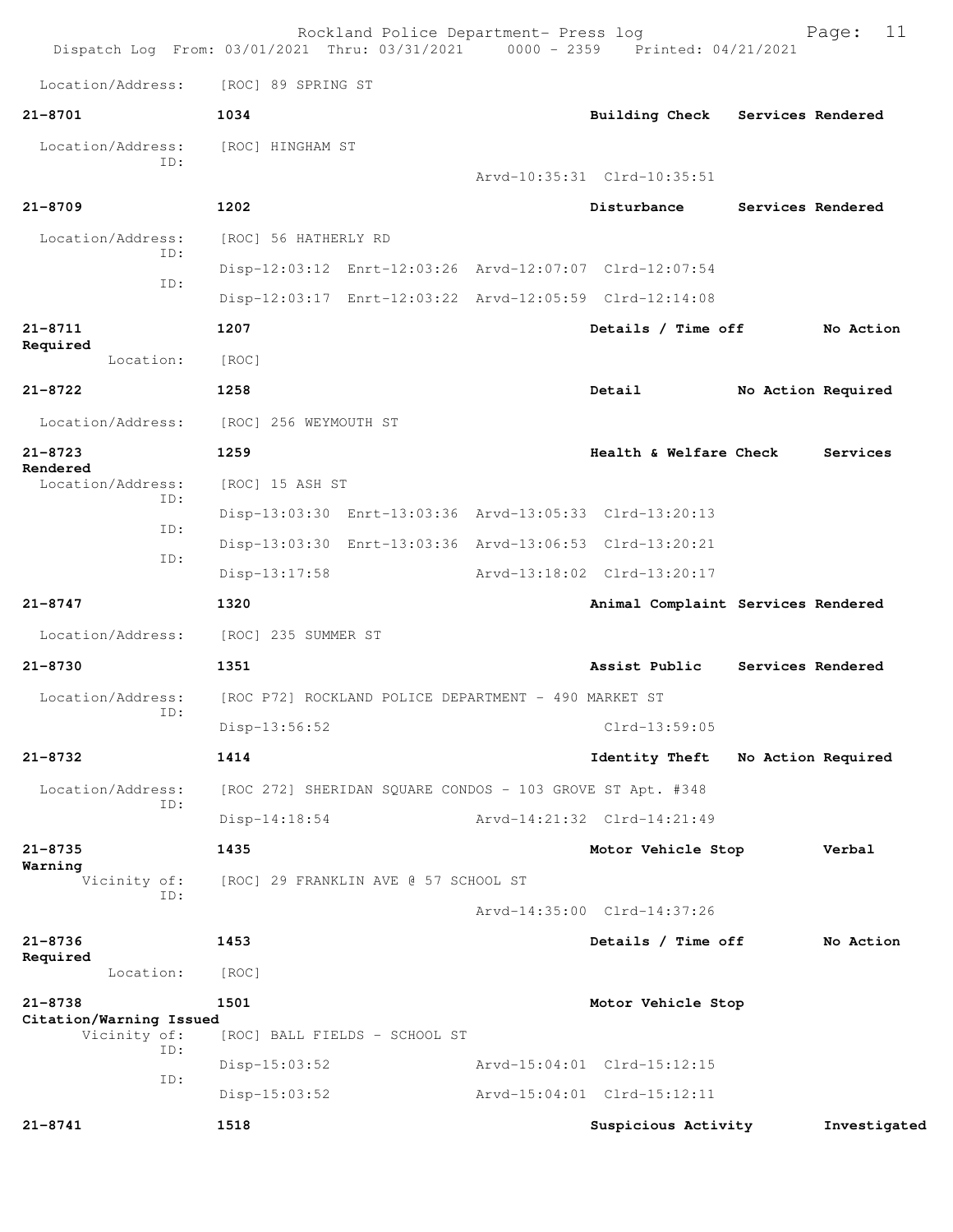Location/Address: [ROC] 89 SPRING ST

**21-8701** 1034 Building Check Services Rendered

Location/Address: [ROC] HINGHAM ST
ID:
Arvd-10:35:31 Clrd-10:35:51

**21-8709** 1202 Disturbance Services Rendered

Location/Address: [ROC] 56 HATHERLY RD
ID:
Disp-12:03:12 Enrt-12:03:26 Arvd-12:07:07 Clrd-12:07:54
ID:
Disp-12:03:17 Enrt-12:03:22 Arvd-12:05:59 Clrd-12:14:08

**21-8711** 1207 Details / Time off No Action Required

Location: [ROC]

**21-8722** 1258 Detail No Action Required

Location/Address: [ROC] 256 WEYMOUTH ST

**21-8723** 1259 Health & Welfare Check Services Rendered

Location/Address: [ROC] 15 ASH ST
ID:
Disp-13:03:30 Enrt-13:03:36 Arvd-13:05:33 Clrd-13:20:13
ID:
Disp-13:03:30 Enrt-13:03:36 Arvd-13:06:53 Clrd-13:20:21
ID:
Disp-13:17:58 Arvd-13:18:02 Clrd-13:20:17

**21-8747** 1320 Animal Complaint Services Rendered

Location/Address: [ROC] 235 SUMMER ST

**21-8730** 1351 Assist Public Services Rendered

Location/Address: [ROC P72] ROCKLAND POLICE DEPARTMENT - 490 MARKET ST
ID:
Disp-13:56:52 Clrd-13:59:05

**21-8732** 1414 Identity Theft No Action Required

Location/Address: [ROC 272] SHERIDAN SQUARE CONDOS - 103 GROVE ST Apt. #348
ID:
Disp-14:18:54 Arvd-14:21:32 Clrd-14:21:49

**21-8735** 1435 Motor Vehicle Stop Verbal Warning

Vicinity of: [ROC] 29 FRANKLIN AVE @ 57 SCHOOL ST
ID:
Arvd-14:35:00 Clrd-14:37:26

**21-8736** 1453 Details / Time off No Action Required

Location: [ROC]

**21-8738** 1501 Motor Vehicle Stop Citation/Warning Issued

Vicinity of: [ROC] BALL FIELDS - SCHOOL ST
ID:
Disp-15:03:52 Arvd-15:04:01 Clrd-15:12:15
ID:
Disp-15:03:52 Arvd-15:04:01 Clrd-15:12:11

**21-8741** 1518 Suspicious Activity Investigated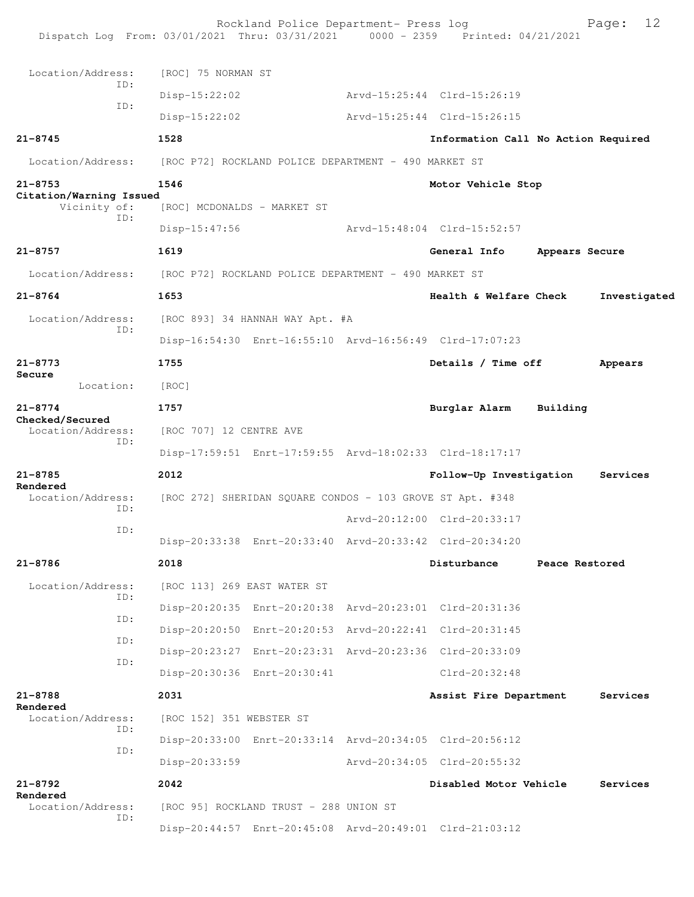Location/Address: [ROC] 75 NORMAN ST
ID: Disp-15:22:02 Arvd-15:25:44 Clrd-15:26:19
ID: Disp-15:22:02 Arvd-15:25:44 Clrd-15:26:15

**21-8745** 1528 Information Call No Action Required
Location/Address: [ROC P72] ROCKLAND POLICE DEPARTMENT - 490 MARKET ST

**21-8753** 1546 Motor Vehicle Stop Citation/Warning Issued
Vicinity of: [ROC] MCDONALDS - MARKET ST
ID: Disp-15:47:56 Arvd-15:48:04 Clrd-15:52:57

**21-8757** 1619 General Info Appears Secure
Location/Address: [ROC P72] ROCKLAND POLICE DEPARTMENT - 490 MARKET ST

**21-8764** 1653 Health & Welfare Check Investigated
Location/Address: [ROC 893] 34 HANNAH WAY Apt. #A
ID: Disp-16:54:30 Enrt-16:55:10 Arvd-16:56:49 Clrd-17:07:23

**21-8773** 1755 Details / Time off Appears Secure
Location: [ROC]

**21-8774** 1757 Burglar Alarm Building Checked/Secured
Location/Address: [ROC 707] 12 CENTRE AVE
ID: Disp-17:59:51 Enrt-17:59:55 Arvd-18:02:33 Clrd-18:17:17

**21-8785** 2012 Follow-Up Investigation Services Rendered
Location/Address: [ROC 272] SHERIDAN SQUARE CONDOS - 103 GROVE ST Apt. #348
ID: Arvd-20:12:00 Clrd-20:33:17
ID: Disp-20:33:38 Enrt-20:33:40 Arvd-20:33:42 Clrd-20:34:20

**21-8786** 2018 Disturbance Peace Restored
Location/Address: [ROC 113] 269 EAST WATER ST
ID: Disp-20:20:35 Enrt-20:20:38 Arvd-20:23:01 Clrd-20:31:36
ID: Disp-20:20:50 Enrt-20:20:53 Arvd-20:22:41 Clrd-20:31:45
ID: Disp-20:23:27 Enrt-20:23:31 Arvd-20:23:36 Clrd-20:33:09
ID: Disp-20:30:36 Enrt-20:30:41 Clrd-20:32:48

**21-8788** 2031 Assist Fire Department Services Rendered
Location/Address: [ROC 152] 351 WEBSTER ST
ID: Disp-20:33:00 Enrt-20:33:14 Arvd-20:34:05 Clrd-20:56:12
ID: Disp-20:33:59 Arvd-20:34:05 Clrd-20:55:32

**21-8792** 2042 Disabled Motor Vehicle Services Rendered
Location/Address: [ROC 95] ROCKLAND TRUST - 288 UNION ST
ID: Disp-20:44:57 Enrt-20:45:08 Arvd-20:49:01 Clrd-21:03:12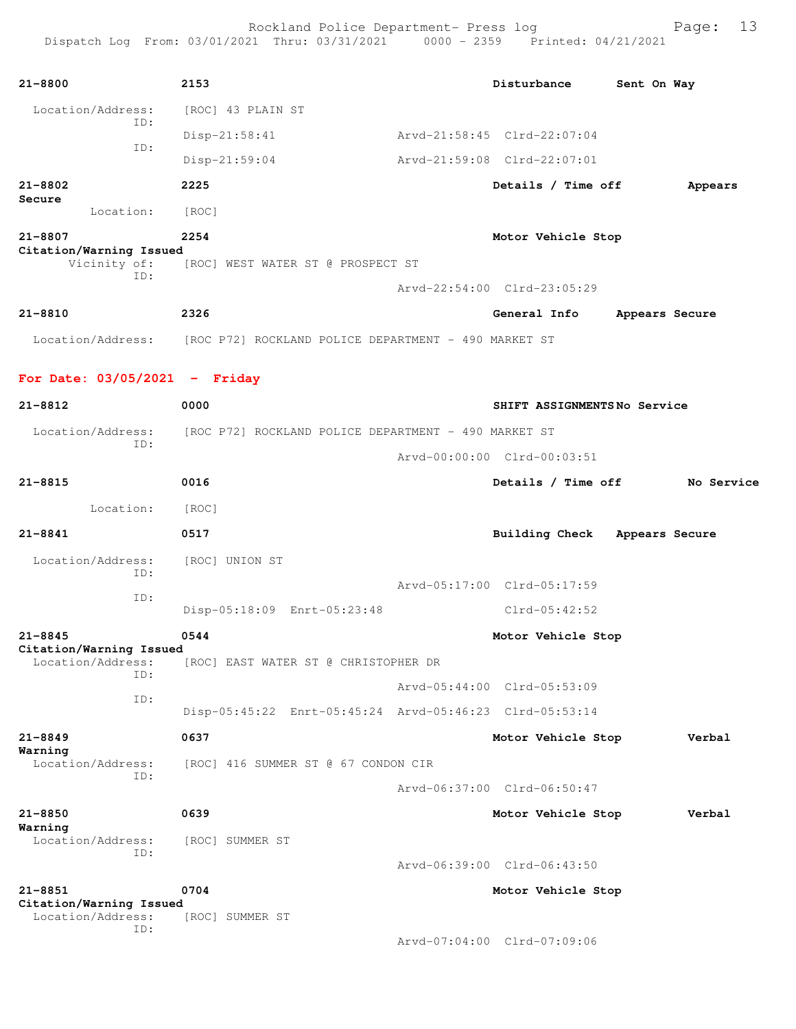**21-8800** 2153 Disturbance Sent On Way

Location/Address: [ROC] 43 PLAIN ST
ID:
Disp-21:58:41 Arvd-21:58:45 Clrd-22:07:04
ID:
Disp-21:59:04 Arvd-21:59:08 Clrd-22:07:01

**21-8802** 2225 Details / Time off Appears Secure

Location: [ROC]

**21-8807** 2254 Motor Vehicle Stop Citation/Warning Issued

Vicinity of: [ROC] WEST WATER ST @ PROSPECT ST
ID:
Arvd-22:54:00 Clrd-23:05:29

**21-8810** 2326 General Info Appears Secure

Location/Address: [ROC P72] ROCKLAND POLICE DEPARTMENT - 490 MARKET ST

## For Date: 03/05/2021 - Friday

**21-8812** 0000 SHIFT ASSIGNMENTS No Service

Location/Address: [ROC P72] ROCKLAND POLICE DEPARTMENT - 490 MARKET ST
ID:
Arvd-00:00:00 Clrd-00:03:51

**21-8815** 0016 Details / Time off No Service

Location: [ROC]

**21-8841** 0517 Building Check Appears Secure

Location/Address: [ROC] UNION ST
ID:
Arvd-05:17:00 Clrd-05:17:59
ID:
Disp-05:18:09 Enrt-05:23:48 Clrd-05:42:52

**21-8845** 0544 Motor Vehicle Stop Citation/Warning Issued

Location/Address: [ROC] EAST WATER ST @ CHRISTOPHER DR
ID:
Arvd-05:44:00 Clrd-05:53:09
ID:
Disp-05:45:22 Enrt-05:45:24 Arvd-05:46:23 Clrd-05:53:14

**21-8849** 0637 Motor Vehicle Stop Verbal Warning

Location/Address: [ROC] 416 SUMMER ST @ 67 CONDON CIR
ID:
Arvd-06:37:00 Clrd-06:50:47

**21-8850** 0639 Motor Vehicle Stop Verbal Warning

Location/Address: [ROC] SUMMER ST
ID:
Arvd-06:39:00 Clrd-06:43:50

**21-8851** 0704 Motor Vehicle Stop Citation/Warning Issued

Location/Address: [ROC] SUMMER ST
ID:
Arvd-07:04:00 Clrd-07:09:06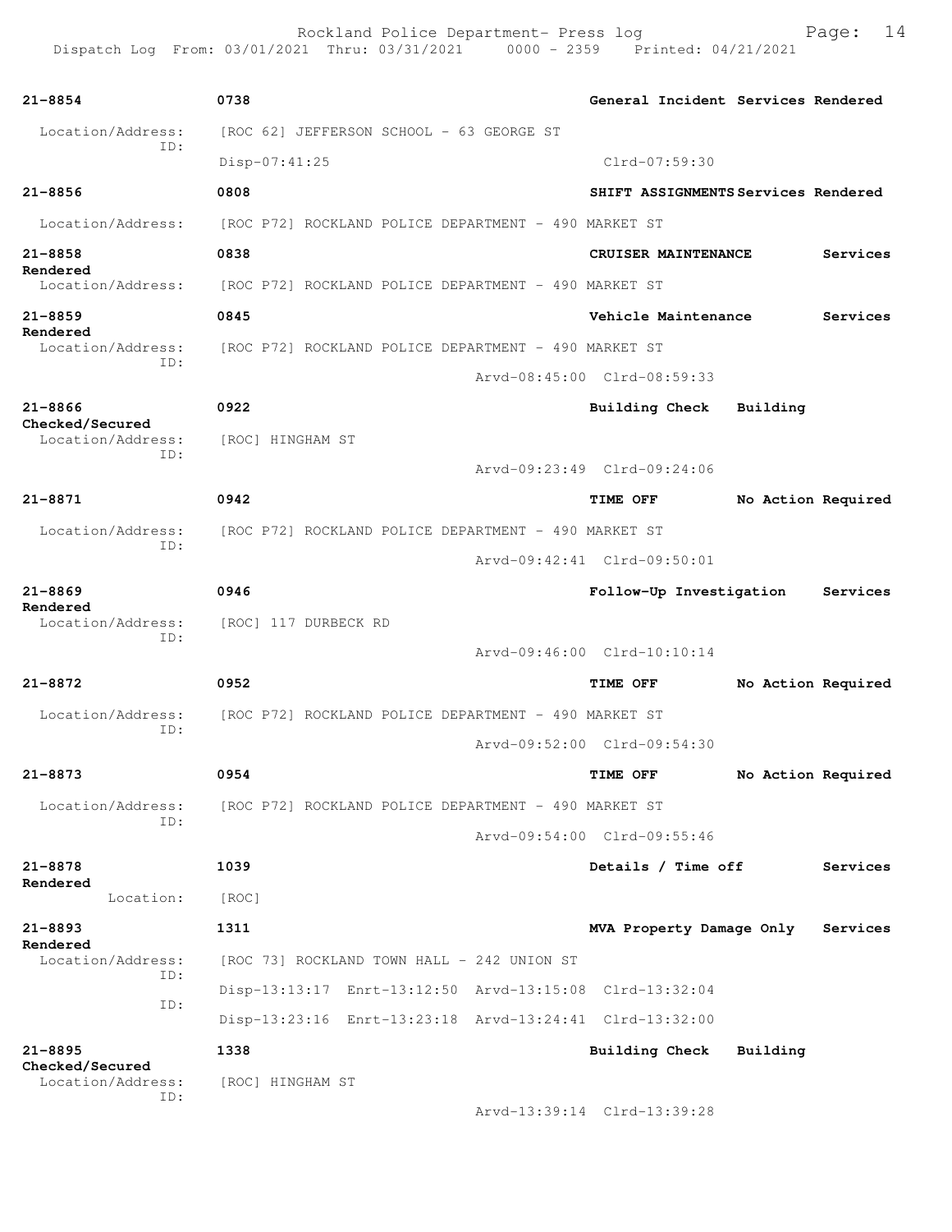**21-8854** | 0738 | **General Incident Services Rendered**

Location/Address: [ROC 62] JEFFERSON SCHOOL - 63 GEORGE ST
ID:
Disp-07:41:25 Clrd-07:59:30

**21-8856** | 0808 | **SHIFT ASSIGNMENTS Services Rendered**

Location/Address: [ROC P72] ROCKLAND POLICE DEPARTMENT - 490 MARKET ST

**21-8858** | 0838 | **CRUISER MAINTENANCE Services Rendered**

Location/Address: [ROC P72] ROCKLAND POLICE DEPARTMENT - 490 MARKET ST

**21-8859** | 0845 | **Vehicle Maintenance Services Rendered**

Location/Address: [ROC P72] ROCKLAND POLICE DEPARTMENT - 490 MARKET ST
ID:
Arvd-08:45:00 Clrd-08:59:33

**21-8866** | 0922 | **Building Check Building Checked/Secured**

Location/Address: [ROC] HINGHAM ST
ID:
Arvd-09:23:49 Clrd-09:24:06

**21-8871** | 0942 | **TIME OFF No Action Required**

Location/Address: [ROC P72] ROCKLAND POLICE DEPARTMENT - 490 MARKET ST
ID:
Arvd-09:42:41 Clrd-09:50:01

**21-8869** | 0946 | **Follow-Up Investigation Services Rendered**

Location/Address: [ROC] 117 DURBECK RD
ID:
Arvd-09:46:00 Clrd-10:10:14

**21-8872** | 0952 | **TIME OFF No Action Required**

Location/Address: [ROC P72] ROCKLAND POLICE DEPARTMENT - 490 MARKET ST
ID:
Arvd-09:52:00 Clrd-09:54:30

**21-8873** | 0954 | **TIME OFF No Action Required**

Location/Address: [ROC P72] ROCKLAND POLICE DEPARTMENT - 490 MARKET ST
ID:
Arvd-09:54:00 Clrd-09:55:46

**21-8878** | 1039 | **Details / Time off Services Rendered**

Location: [ROC]

**21-8893** | 1311 | **MVA Property Damage Only Services Rendered**

Location/Address: [ROC 73] ROCKLAND TOWN HALL - 242 UNION ST
ID:
Disp-13:13:17 Enrt-13:12:50 Arvd-13:15:08 Clrd-13:32:04
ID:
Disp-13:23:16 Enrt-13:23:18 Arvd-13:24:41 Clrd-13:32:00

**21-8895** | 1338 | **Building Check Building Checked/Secured**

Location/Address: [ROC] HINGHAM ST
ID:
Arvd-13:39:14 Clrd-13:39:28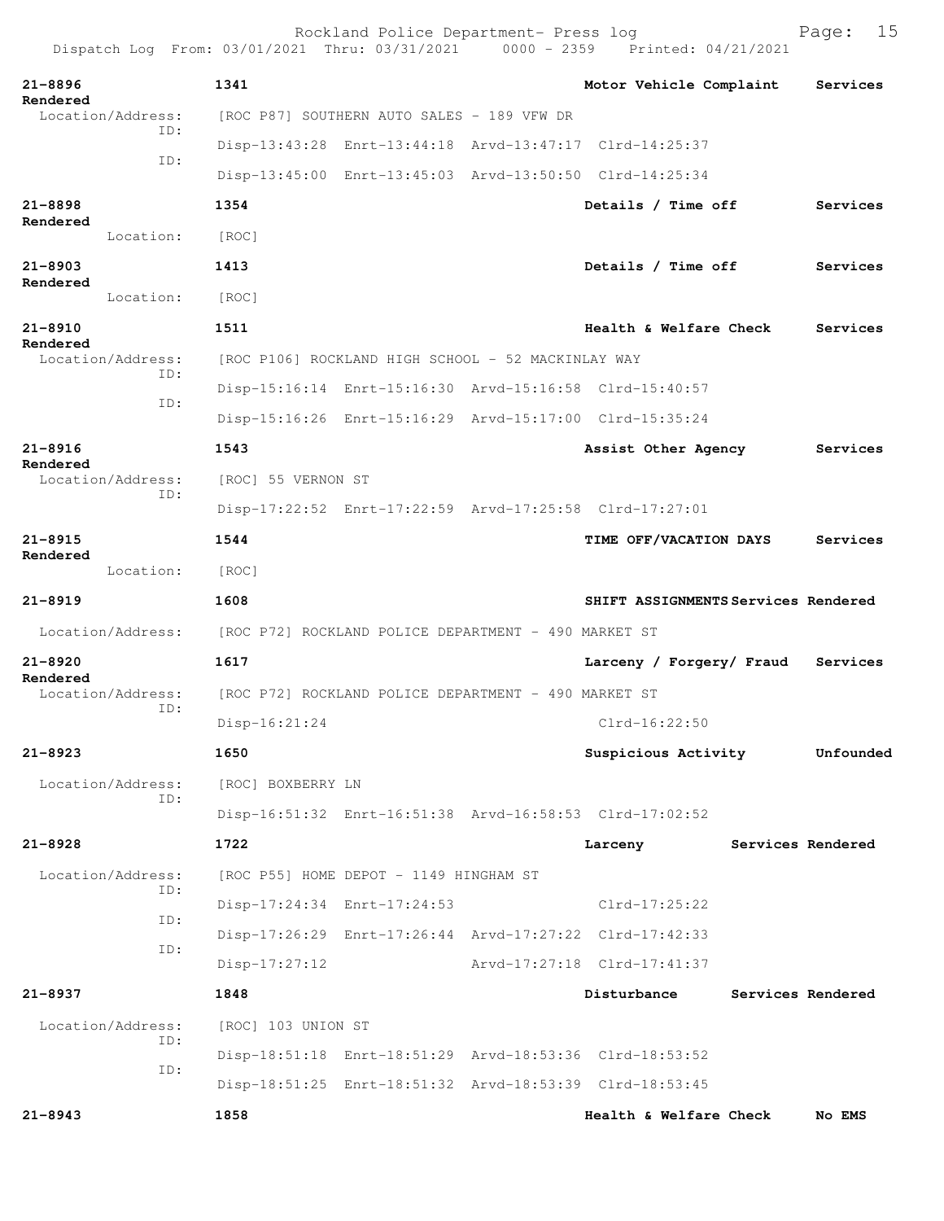Rockland Police Department- Press log
Dispatch Log From: 03/01/2021 Thru: 03/31/2021 0000 - 2359 Printed: 04/21/2021

**21-8896** 1341 **Motor Vehicle Complaint** Services Rendered
Location/Address: [ROC P87] SOUTHERN AUTO SALES - 189 VFW DR
ID: Disp-13:43:28 Enrt-13:44:18 Arvd-13:47:17 Clrd-14:25:37
ID: Disp-13:45:00 Enrt-13:45:03 Arvd-13:50:50 Clrd-14:25:34

**21-8898** 1354 **Details / Time off** Services Rendered
Location: [ROC]

**21-8903** 1413 **Details / Time off** Services Rendered
Location: [ROC]

**21-8910** 1511 **Health & Welfare Check** Services Rendered
Location/Address: [ROC P106] ROCKLAND HIGH SCHOOL - 52 MACKINLAY WAY
ID: Disp-15:16:14 Enrt-15:16:30 Arvd-15:16:58 Clrd-15:40:57
ID: Disp-15:16:26 Enrt-15:16:29 Arvd-15:17:00 Clrd-15:35:24

**21-8916** 1543 **Assist Other Agency** Services Rendered
Location/Address: [ROC] 55 VERNON ST
ID: Disp-17:22:52 Enrt-17:22:59 Arvd-17:25:58 Clrd-17:27:01

**21-8915** 1544 **TIME OFF/VACATION DAYS** Services Rendered
Location: [ROC]

**21-8919** 1608 **SHIFT ASSIGNMENTS** Services Rendered
Location/Address: [ROC P72] ROCKLAND POLICE DEPARTMENT - 490 MARKET ST

**21-8920** 1617 **Larceny / Forgery/ Fraud** Services Rendered
Location/Address: [ROC P72] ROCKLAND POLICE DEPARTMENT - 490 MARKET ST
ID: Disp-16:21:24 Clrd-16:22:50

**21-8923** 1650 **Suspicious Activity** Unfounded
Location/Address: [ROC] BOXBERRY LN
ID: Disp-16:51:32 Enrt-16:51:38 Arvd-16:58:53 Clrd-17:02:52

**21-8928** 1722 **Larceny** Services Rendered
Location/Address: [ROC P55] HOME DEPOT - 1149 HINGHAM ST
ID: Disp-17:24:34 Enrt-17:24:53 Clrd-17:25:22
ID: Disp-17:26:29 Enrt-17:26:44 Arvd-17:27:22 Clrd-17:42:33
ID: Disp-17:27:12 Arvd-17:27:18 Clrd-17:41:37

**21-8937** 1848 **Disturbance** Services Rendered
Location/Address: [ROC] 103 UNION ST
ID: Disp-18:51:18 Enrt-18:51:29 Arvd-18:53:36 Clrd-18:53:52
ID: Disp-18:51:25 Enrt-18:51:32 Arvd-18:53:39 Clrd-18:53:45

**21-8943** 1858 **Health & Welfare Check** No EMS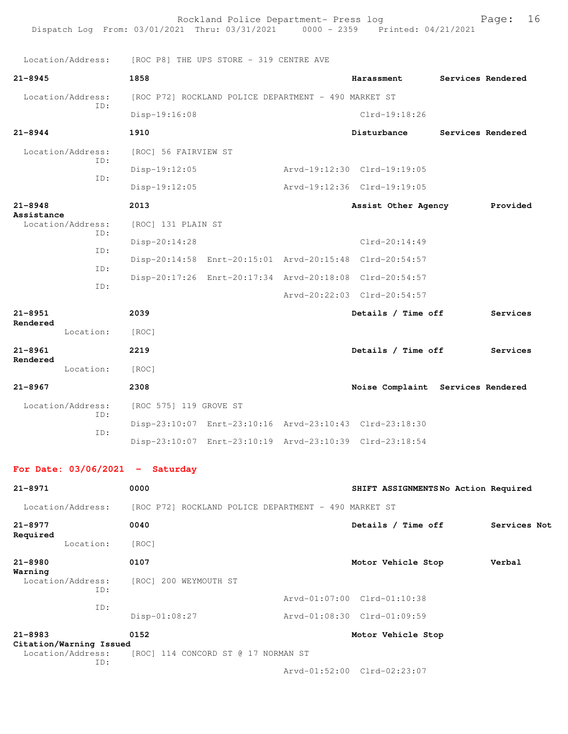Location/Address: [ROC P8] THE UPS STORE - 319 CENTRE AVE

**21-8945** **1858** **Harassment** **Services Rendered**

Location/Address: [ROC P72] ROCKLAND POLICE DEPARTMENT - 490 MARKET ST
ID:
Disp-19:16:08 Clrd-19:18:26

**21-8944** **1910** **Disturbance** **Services Rendered**

Location/Address: [ROC] 56 FAIRVIEW ST
ID:
Disp-19:12:05 Arvd-19:12:30 Clrd-19:19:05
ID:
Disp-19:12:05 Arvd-19:12:36 Clrd-19:19:05

**21-8948** **2013** **Assist Other Agency** **Provided Assistance**

Location/Address: [ROC] 131 PLAIN ST
ID:
Disp-20:14:28 Clrd-20:14:49
ID:
Disp-20:14:58 Enrt-20:15:01 Arvd-20:15:48 Clrd-20:54:57
ID:
Disp-20:17:26 Enrt-20:17:34 Arvd-20:18:08 Clrd-20:54:57
ID:
Arvd-20:22:03 Clrd-20:54:57

**21-8951** **2039** **Details / Time off** **Services Rendered**

Location: [ROC]

**21-8961** **2219** **Details / Time off** **Services Rendered**

Location: [ROC]

**21-8967** **2308** **Noise Complaint** **Services Rendered**

Location/Address: [ROC 575] 119 GROVE ST
ID:
Disp-23:10:07 Enrt-23:10:16 Arvd-23:10:43 Clrd-23:18:30
ID:
Disp-23:10:07 Enrt-23:10:19 Arvd-23:10:39 Clrd-23:18:54

## For Date: 03/06/2021 - Saturday

**21-8971** **0000** **SHIFT ASSIGNMENTS** **No Action Required**

Location/Address: [ROC P72] ROCKLAND POLICE DEPARTMENT - 490 MARKET ST

**21-8977** **0040** **Details / Time off** **Services Not Required**

Location: [ROC]

**21-8980** **0107** **Motor Vehicle Stop** **Verbal Warning**

Location/Address: [ROC] 200 WEYMOUTH ST
ID:
Arvd-01:07:00 Clrd-01:10:38
ID:
Disp-01:08:27 Arvd-01:08:30 Clrd-01:09:59

**21-8983** **0152** **Motor Vehicle Stop** **Citation/Warning Issued**

Location/Address: [ROC] 114 CONCORD ST @ 17 NORMAN ST
ID:
Arvd-01:52:00 Clrd-02:23:07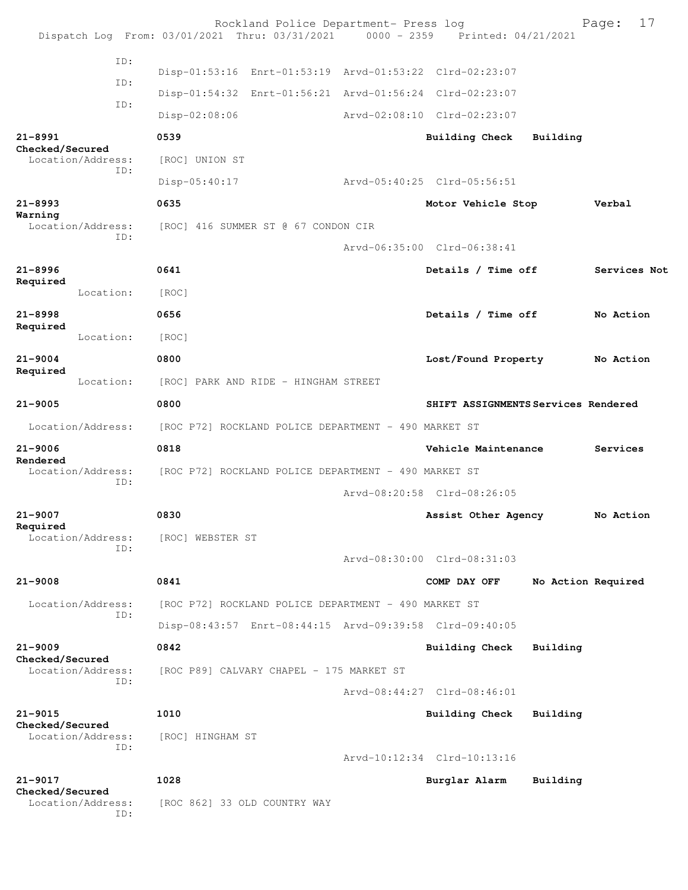ID:
Disp-01:53:16 Enrt-01:53:19 Arvd-01:53:22 Clrd-02:23:07
ID:
Disp-01:54:32 Enrt-01:56:21 Arvd-01:56:24 Clrd-02:23:07
ID:
Disp-02:08:06 Arvd-02:08:10 Clrd-02:23:07

**21-8991** **0539** **Building Check** **Building Checked/Secured**
Location/Address: [ROC] UNION ST
ID:
Disp-05:40:17 Arvd-05:40:25 Clrd-05:56:51

**21-8993** **0635** **Motor Vehicle Stop** **Verbal Warning**
Location/Address: [ROC] 416 SUMMER ST @ 67 CONDON CIR
ID:
Arvd-06:35:00 Clrd-06:38:41

**21-8996** **0641** **Details / Time off** **Services Not Required**
Location: [ROC]

**21-8998** **0656** **Details / Time off** **No Action Required**
Location: [ROC]

**21-9004** **0800** **Lost/Found Property** **No Action Required**
Location: [ROC] PARK AND RIDE - HINGHAM STREET

**21-9005** **0800** **SHIFT ASSIGNMENTS** **Services Rendered**
Location/Address: [ROC P72] ROCKLAND POLICE DEPARTMENT - 490 MARKET ST

**21-9006** **0818** **Vehicle Maintenance** **Services Rendered**
Location/Address: [ROC P72] ROCKLAND POLICE DEPARTMENT - 490 MARKET ST
ID:
Arvd-08:20:58 Clrd-08:26:05

**21-9007** **0830** **Assist Other Agency** **No Action Required**
Location/Address: [ROC] WEBSTER ST
ID:
Arvd-08:30:00 Clrd-08:31:03

**21-9008** **0841** **COMP DAY OFF** **No Action Required**
Location/Address: [ROC P72] ROCKLAND POLICE DEPARTMENT - 490 MARKET ST
ID:
Disp-08:43:57 Enrt-08:44:15 Arvd-09:39:58 Clrd-09:40:05

**21-9009** **0842** **Building Check** **Building Checked/Secured**
Location/Address: [ROC P89] CALVARY CHAPEL - 175 MARKET ST
ID:
Arvd-08:44:27 Clrd-08:46:01

**21-9015** **1010** **Building Check** **Building Checked/Secured**
Location/Address: [ROC] HINGHAM ST
ID:
Arvd-10:12:34 Clrd-10:13:16

**21-9017** **1028** **Burglar Alarm** **Building Checked/Secured**
Location/Address: [ROC 862] 33 OLD COUNTRY WAY
ID: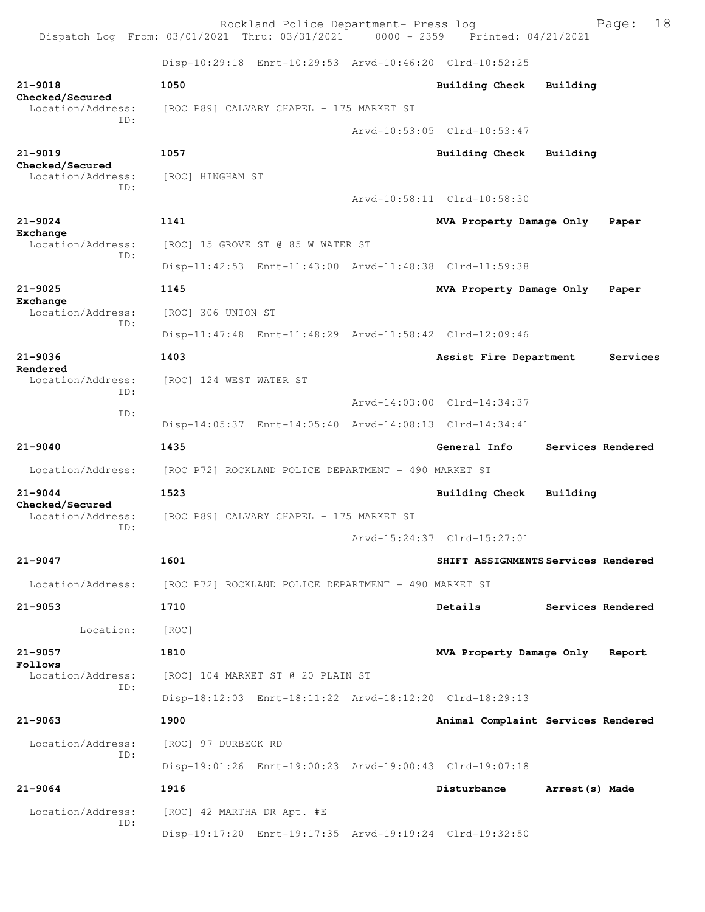Disp-10:29:18 Enrt-10:29:53 Arvd-10:46:20 Clrd-10:52:25

**21-9018** 1050 **Building Check** **Building Checked/Secured**
Location/Address: [ROC P89] CALVARY CHAPEL - 175 MARKET ST
ID:
Arvd-10:53:05 Clrd-10:53:47

**21-9019** 1057 **Building Check** **Building Checked/Secured**
Location/Address: [ROC] HINGHAM ST
ID:
Arvd-10:58:11 Clrd-10:58:30

**21-9024** 1141 **MVA Property Damage Only** **Paper Exchange**
Location/Address: [ROC] 15 GROVE ST @ 85 W WATER ST
ID:
Disp-11:42:53 Enrt-11:43:00 Arvd-11:48:38 Clrd-11:59:38

**21-9025** 1145 **MVA Property Damage Only** **Paper Exchange**
Location/Address: [ROC] 306 UNION ST
ID:
Disp-11:47:48 Enrt-11:48:29 Arvd-11:58:42 Clrd-12:09:46

**21-9036** 1403 **Assist Fire Department** **Services Rendered**
Location/Address: [ROC] 124 WEST WATER ST
ID:
Arvd-14:03:00 Clrd-14:34:37
ID:
Disp-14:05:37 Enrt-14:05:40 Arvd-14:08:13 Clrd-14:34:41

**21-9040** 1435 **General Info** **Services Rendered**
Location/Address: [ROC P72] ROCKLAND POLICE DEPARTMENT - 490 MARKET ST

**21-9044** 1523 **Building Check** **Building Checked/Secured**
Location/Address: [ROC P89] CALVARY CHAPEL - 175 MARKET ST
ID:
Arvd-15:24:37 Clrd-15:27:01

**21-9047** 1601 **SHIFT ASSIGNMENTS** **Services Rendered**
Location/Address: [ROC P72] ROCKLAND POLICE DEPARTMENT - 490 MARKET ST

**21-9053** 1710 **Details** **Services Rendered**
Location: [ROC]

**21-9057** 1810 **MVA Property Damage Only** **Report Follows**
Location/Address: [ROC] 104 MARKET ST @ 20 PLAIN ST
ID:
Disp-18:12:03 Enrt-18:11:22 Arvd-18:12:20 Clrd-18:29:13

**21-9063** 1900 **Animal Complaint** **Services Rendered**
Location/Address: [ROC] 97 DURBECK RD
ID:
Disp-19:01:26 Enrt-19:00:23 Arvd-19:00:43 Clrd-19:07:18

**21-9064** 1916 **Disturbance** **Arrest(s) Made**
Location/Address: [ROC] 42 MARTHA DR Apt. #E
ID:
Disp-19:17:20 Enrt-19:17:35 Arvd-19:19:24 Clrd-19:32:50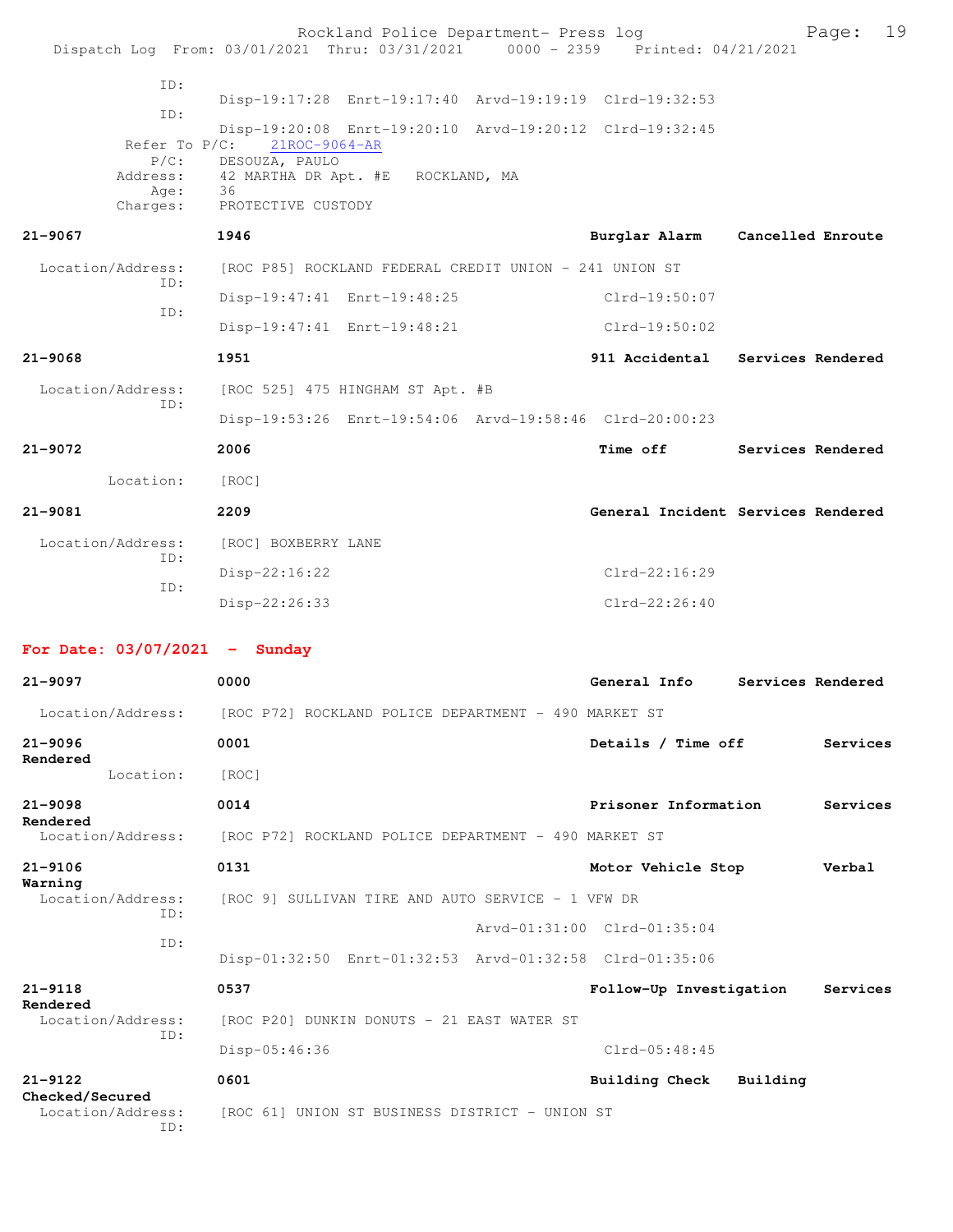ID:
Disp-19:17:28 Enrt-19:17:40 Arvd-19:19:19 Clrd-19:32:53
ID:
Disp-19:20:08 Enrt-19:20:10 Arvd-19:20:12 Clrd-19:32:45
Refer To P/C: 21ROC-9064-AR
P/C: DESOUZA, PAULO
Address: 42 MARTHA DR Apt. #E ROCKLAND, MA
Age: 36
Charges: PROTECTIVE CUSTODY

**21-9067** **1946** **Burglar Alarm** **Cancelled Enroute**

Location/Address: [ROC P85] ROCKLAND FEDERAL CREDIT UNION - 241 UNION ST
ID:
Disp-19:47:41 Enrt-19:48:25 Clrd-19:50:07
ID:
Disp-19:47:41 Enrt-19:48:21 Clrd-19:50:02

**21-9068** **1951** **911 Accidental** **Services Rendered**

Location/Address: [ROC 525] 475 HINGHAM ST Apt. #B
ID:
Disp-19:53:26 Enrt-19:54:06 Arvd-19:58:46 Clrd-20:00:23

**21-9072** **2006** **Time off** **Services Rendered**

Location: [ROC]

**21-9081** **2209** **General Incident** **Services Rendered**

Location/Address: [ROC] BOXBERRY LANE
ID:
Disp-22:16:22 Clrd-22:16:29
ID:
Disp-22:26:33 Clrd-22:26:40

## For Date: 03/07/2021 - Sunday

**21-9097** **0000** **General Info** **Services Rendered**

Location/Address: [ROC P72] ROCKLAND POLICE DEPARTMENT - 490 MARKET ST

**21-9096** **0001** **Details / Time off** **Services Rendered**

Location: [ROC]

**21-9098** **0014** **Prisoner Information** **Services Rendered**

Location/Address: [ROC P72] ROCKLAND POLICE DEPARTMENT - 490 MARKET ST

**21-9106** **0131** **Motor Vehicle Stop** **Verbal Warning**

Location/Address: [ROC 9] SULLIVAN TIRE AND AUTO SERVICE - 1 VFW DR
ID:
Arvd-01:31:00 Clrd-01:35:04
ID:
Disp-01:32:50 Enrt-01:32:53 Arvd-01:32:58 Clrd-01:35:06

**21-9118** **0537** **Follow-Up Investigation** **Services Rendered**

Location/Address: [ROC P20] DUNKIN DONUTS - 21 EAST WATER ST
ID:
Disp-05:46:36 Clrd-05:48:45

**21-9122** **0601** **Building Check** **Building Checked/Secured**

Location/Address: [ROC 61] UNION ST BUSINESS DISTRICT - UNION ST
ID: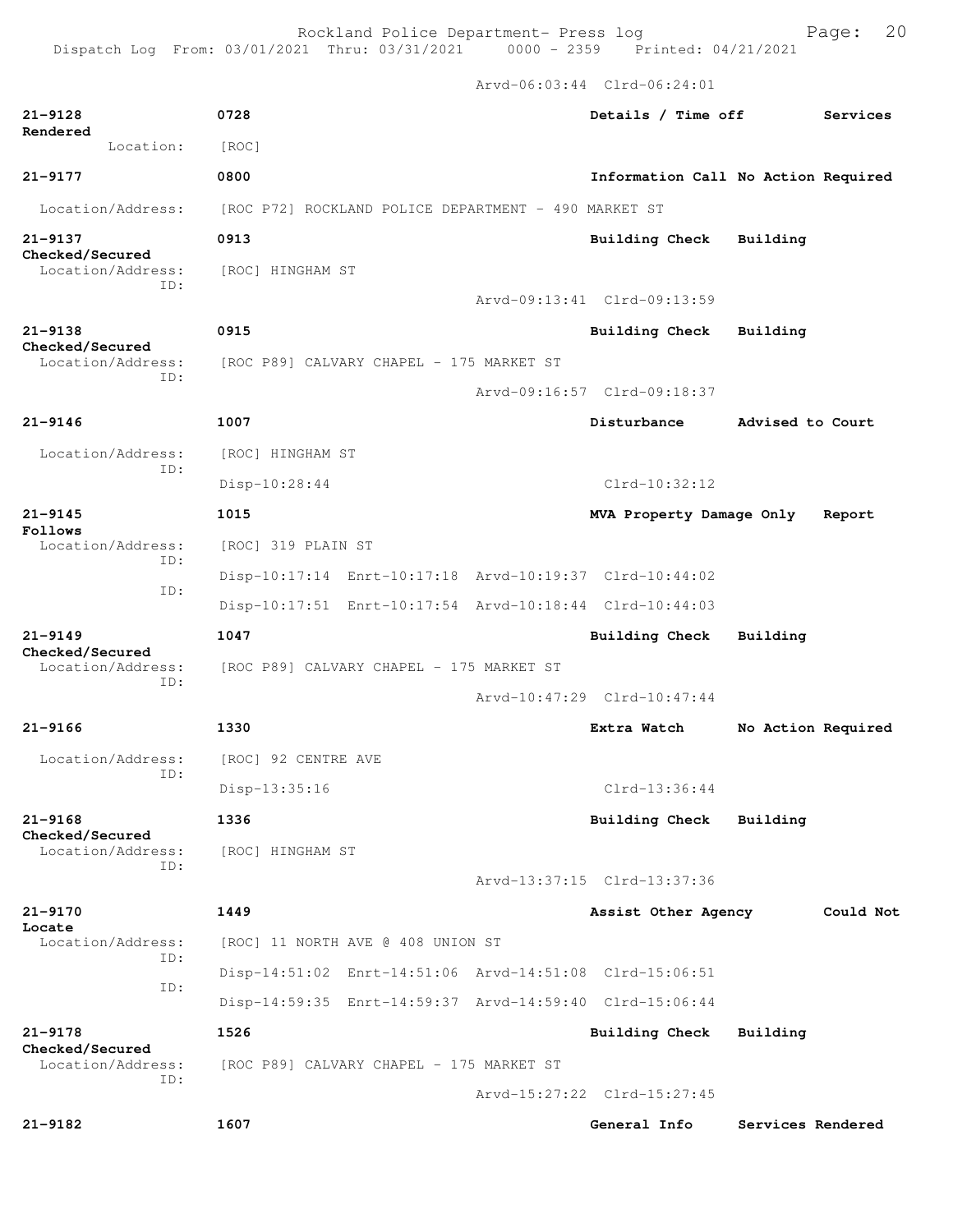Arvd-06:03:44 Clrd-06:24:01

**21-9128** 0728 **Details / Time off** **Services Rendered**
Location: [ROC]

**21-9177** 0800 **Information Call No Action Required**
Location/Address: [ROC P72] ROCKLAND POLICE DEPARTMENT - 490 MARKET ST

**21-9137** 0913 **Building Check** **Building Checked/Secured**
Location/Address: [ROC] HINGHAM ST
ID:
Arvd-09:13:41 Clrd-09:13:59

**21-9138** 0915 **Building Check** **Building Checked/Secured**
Location/Address: [ROC P89] CALVARY CHAPEL - 175 MARKET ST
ID:
Arvd-09:16:57 Clrd-09:18:37

**21-9146** 1007 **Disturbance** **Advised to Court**
Location/Address: [ROC] HINGHAM ST
ID:
Disp-10:28:44 Clrd-10:32:12

**21-9145** 1015 **MVA Property Damage Only** **Report Follows**
Location/Address: [ROC] 319 PLAIN ST
ID:
Disp-10:17:14 Enrt-10:17:18 Arvd-10:19:37 Clrd-10:44:02
ID:
Disp-10:17:51 Enrt-10:17:54 Arvd-10:18:44 Clrd-10:44:03

**21-9149** 1047 **Building Check** **Building Checked/Secured**
Location/Address: [ROC P89] CALVARY CHAPEL - 175 MARKET ST
ID:
Arvd-10:47:29 Clrd-10:47:44

**21-9166** 1330 **Extra Watch** **No Action Required**
Location/Address: [ROC] 92 CENTRE AVE
ID:
Disp-13:35:16 Clrd-13:36:44

**21-9168** 1336 **Building Check** **Building Checked/Secured**
Location/Address: [ROC] HINGHAM ST
ID:
Arvd-13:37:15 Clrd-13:37:36

**21-9170** 1449 **Assist Other Agency** **Could Not Locate**
Location/Address: [ROC] 11 NORTH AVE @ 408 UNION ST
ID:
Disp-14:51:02 Enrt-14:51:06 Arvd-14:51:08 Clrd-15:06:51
ID:
Disp-14:59:35 Enrt-14:59:37 Arvd-14:59:40 Clrd-15:06:44

**21-9178** 1526 **Building Check** **Building Checked/Secured**
Location/Address: [ROC P89] CALVARY CHAPEL - 175 MARKET ST
ID:
Arvd-15:27:22 Clrd-15:27:45

**21-9182** 1607 **General Info** **Services Rendered**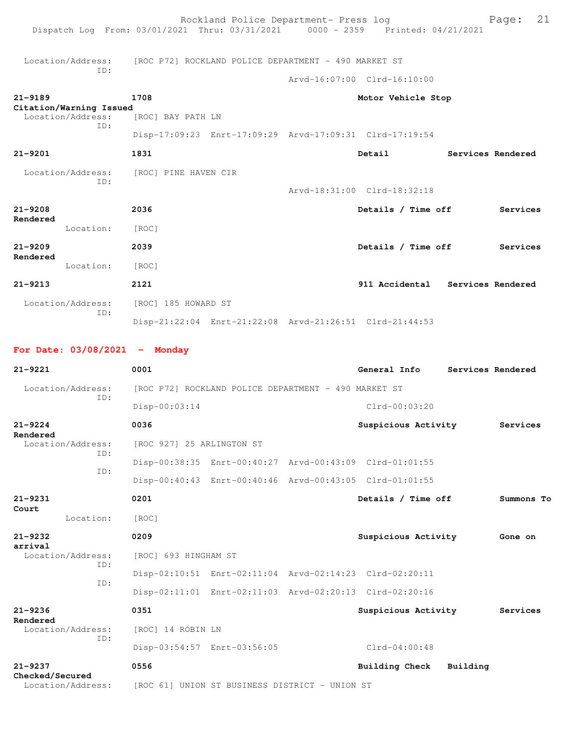Location/Address: [ROC P72] ROCKLAND POLICE DEPARTMENT - 490 MARKET ST
ID:
Arvd-16:07:00 Clrd-16:10:00

**21-9189** **1708** **Motor Vehicle Stop**
**Citation/Warning Issued**
Location/Address: [ROC] BAY PATH LN
ID:
Disp-17:09:23 Enrt-17:09:29 Arvd-17:09:31 Clrd-17:19:54

**21-9201** **1831** **Detail** **Services Rendered**
Location/Address: [ROC] PINE HAVEN CIR
ID:
Arvd-18:31:00 Clrd-18:32:18

**21-9208** **2036** **Details / Time off** **Services Rendered**
Location: [ROC]

**21-9209** **2039** **Details / Time off** **Services Rendered**
Location: [ROC]

**21-9213** **2121** **911 Accidental** **Services Rendered**
Location/Address: [ROC] 185 HOWARD ST
ID:
Disp-21:22:04 Enrt-21:22:08 Arvd-21:26:51 Clrd-21:44:53

## For Date: 03/08/2021 - Monday

**21-9221** **0001** **General Info** **Services Rendered**
Location/Address: [ROC P72] ROCKLAND POLICE DEPARTMENT - 490 MARKET ST
ID:
Disp-00:03:14 Clrd-00:03:20

**21-9224** **0036** **Suspicious Activity** **Services Rendered**
Location/Address: [ROC 927] 25 ARLINGTON ST
ID:
Disp-00:38:35 Enrt-00:40:27 Arvd-00:43:09 Clrd-01:01:55
ID:
Disp-00:40:43 Enrt-00:40:46 Arvd-00:43:05 Clrd-01:01:55

**21-9231** **0201** **Details / Time off** **Summons To Court**
Location: [ROC]

**21-9232** **0209** **Suspicious Activity** **Gone on arrival**
Location/Address: [ROC] 693 HINGHAM ST
ID:
Disp-02:10:51 Enrt-02:11:04 Arvd-02:14:23 Clrd-02:20:11
ID:
Disp-02:11:01 Enrt-02:11:03 Arvd-02:20:13 Clrd-02:20:16

**21-9236** **0351** **Suspicious Activity** **Services Rendered**
Location/Address: [ROC] 14 ROBIN LN
ID:
Disp-03:54:57 Enrt-03:56:05 Clrd-04:00:48

**21-9237** **0556** **Building Check** **Building Checked/Secured**
Location/Address: [ROC 61] UNION ST BUSINESS DISTRICT - UNION ST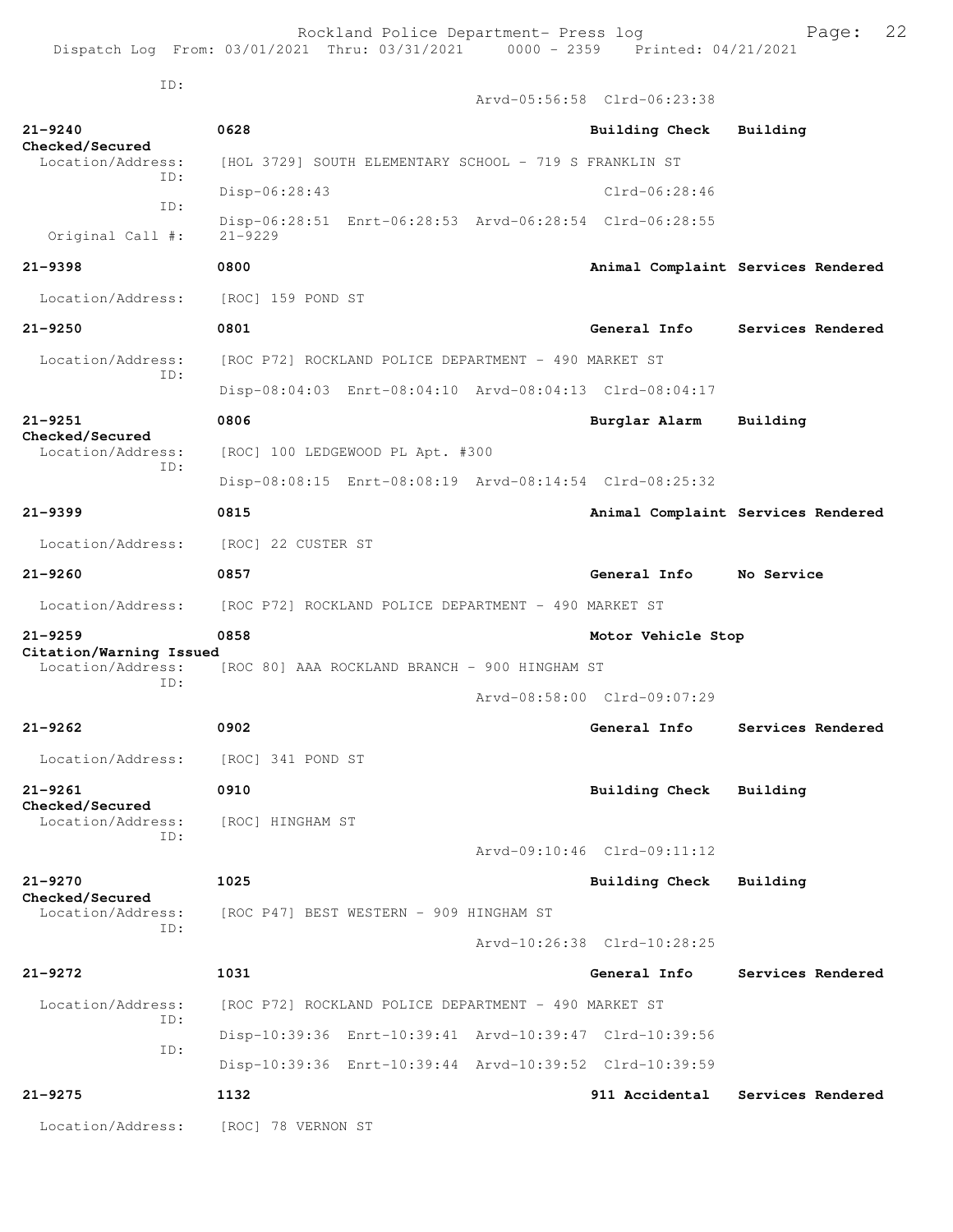ID:
Arvd-05:56:58 Clrd-06:23:38

**21-9240** 0628 **Building Check Building Checked/Secured**
Location/Address: [HOL 3729] SOUTH ELEMENTARY SCHOOL - 719 S FRANKLIN ST
ID:
Disp-06:28:43 Clrd-06:28:46
ID:
Disp-06:28:51 Enrt-06:28:53 Arvd-06:28:54 Clrd-06:28:55
Original Call #: 21-9229

**21-9398** 0800 **Animal Complaint Services Rendered**
Location/Address: [ROC] 159 POND ST

**21-9250** 0801 **General Info Services Rendered**
Location/Address: [ROC P72] ROCKLAND POLICE DEPARTMENT - 490 MARKET ST
ID:
Disp-08:04:03 Enrt-08:04:10 Arvd-08:04:13 Clrd-08:04:17

**21-9251** 0806 **Burglar Alarm Building Checked/Secured**
Location/Address: [ROC] 100 LEDGEWOOD PL Apt. #300
ID:
Disp-08:08:15 Enrt-08:08:19 Arvd-08:14:54 Clrd-08:25:32

**21-9399** 0815 **Animal Complaint Services Rendered**
Location/Address: [ROC] 22 CUSTER ST

**21-9260** 0857 **General Info No Service**
Location/Address: [ROC P72] ROCKLAND POLICE DEPARTMENT - 490 MARKET ST

**21-9259** 0858 **Motor Vehicle Stop Citation/Warning Issued**
Location/Address: [ROC 80] AAA ROCKLAND BRANCH - 900 HINGHAM ST
ID:
Arvd-08:58:00 Clrd-09:07:29

**21-9262** 0902 **General Info Services Rendered**
Location/Address: [ROC] 341 POND ST

**21-9261** 0910 **Building Check Building Checked/Secured**
Location/Address: [ROC] HINGHAM ST
ID:
Arvd-09:10:46 Clrd-09:11:12

**21-9270** 1025 **Building Check Building Checked/Secured**
Location/Address: [ROC P47] BEST WESTERN - 909 HINGHAM ST
ID:
Arvd-10:26:38 Clrd-10:28:25

**21-9272** 1031 **General Info Services Rendered**
Location/Address: [ROC P72] ROCKLAND POLICE DEPARTMENT - 490 MARKET ST
ID:
Disp-10:39:36 Enrt-10:39:41 Arvd-10:39:47 Clrd-10:39:56
ID:
Disp-10:39:36 Enrt-10:39:44 Arvd-10:39:52 Clrd-10:39:59

**21-9275** 1132 **911 Accidental Services Rendered**
Location/Address: [ROC] 78 VERNON ST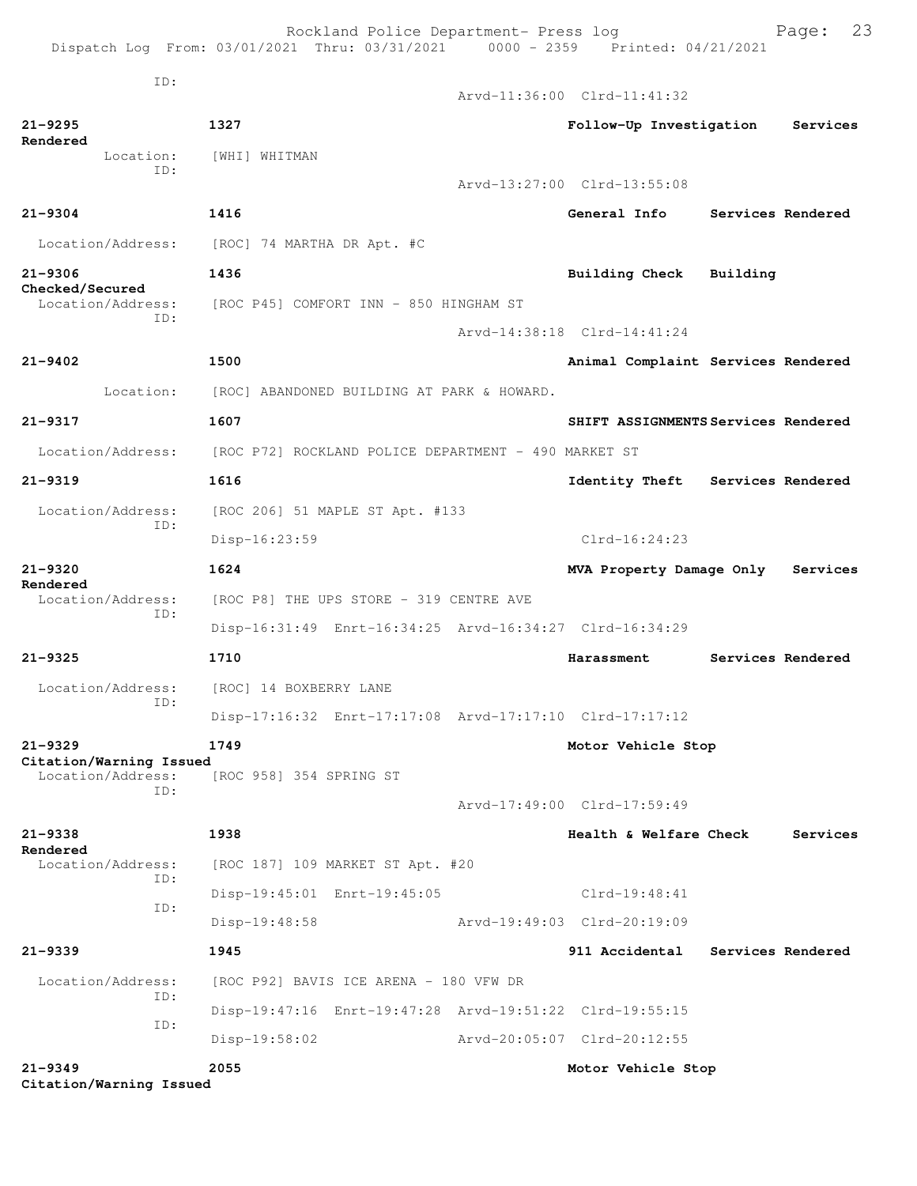ID:
Arvd-11:36:00 Clrd-11:41:32

**21-9295** **1327** **Follow-Up Investigation Services Rendered**
Location: [WHI] WHITMAN
ID:
Arvd-13:27:00 Clrd-13:55:08

**21-9304** **1416** **General Info Services Rendered**
Location/Address: [ROC] 74 MARTHA DR Apt. #C

**21-9306** **1436** **Building Check Building Checked/Secured**
Location/Address: [ROC P45] COMFORT INN - 850 HINGHAM ST
ID:
Arvd-14:38:18 Clrd-14:41:24

**21-9402** **1500** **Animal Complaint Services Rendered**
Location: [ROC] ABANDONED BUILDING AT PARK & HOWARD.

**21-9317** **1607** **SHIFT ASSIGNMENTS Services Rendered**
Location/Address: [ROC P72] ROCKLAND POLICE DEPARTMENT - 490 MARKET ST

**21-9319** **1616** **Identity Theft Services Rendered**
Location/Address: [ROC 206] 51 MAPLE ST Apt. #133
ID:
Disp-16:23:59 Clrd-16:24:23

**21-9320** **1624** **MVA Property Damage Only Services Rendered**
Location/Address: [ROC P8] THE UPS STORE - 319 CENTRE AVE
ID:
Disp-16:31:49 Enrt-16:34:25 Arvd-16:34:27 Clrd-16:34:29

**21-9325** **1710** **Harassment Services Rendered**
Location/Address: [ROC] 14 BOXBERRY LANE
ID:
Disp-17:16:32 Enrt-17:17:08 Arvd-17:17:10 Clrd-17:17:12

**21-9329** **1749** **Motor Vehicle Stop Citation/Warning Issued**
Location/Address: [ROC 958] 354 SPRING ST
ID:
Arvd-17:49:00 Clrd-17:59:49

**21-9338** **1938** **Health & Welfare Check Services Rendered**
Location/Address: [ROC 187] 109 MARKET ST Apt. #20
ID:
Disp-19:45:01 Enrt-19:45:05 Clrd-19:48:41
ID:
Disp-19:48:58 Arvd-19:49:03 Clrd-20:19:09

**21-9339** **1945** **911 Accidental Services Rendered**
Location/Address: [ROC P92] BAVIS ICE ARENA - 180 VFW DR
ID:
Disp-19:47:16 Enrt-19:47:28 Arvd-19:51:22 Clrd-19:55:15
ID:
Disp-19:58:02 Arvd-20:05:07 Clrd-20:12:55

**21-9349** **2055** **Motor Vehicle Stop Citation/Warning Issued**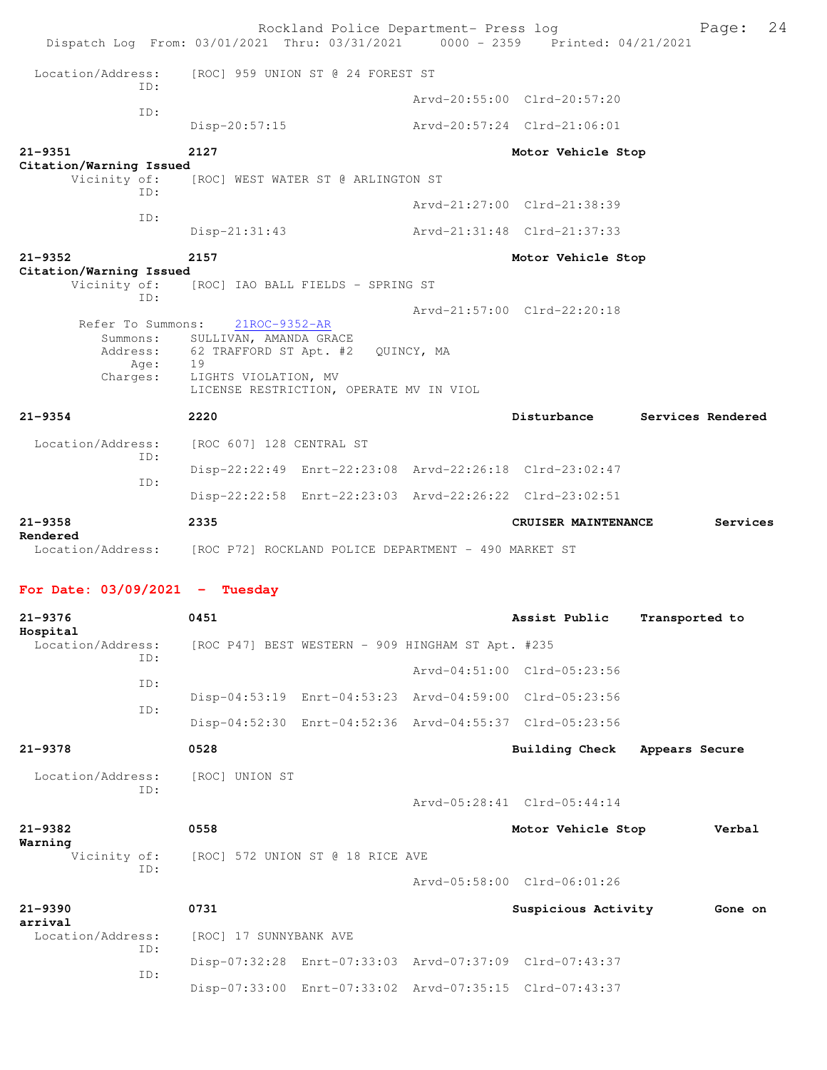Location/Address: [ROC] 959 UNION ST @ 24 FOREST ST
ID:
Arvd-20:55:00 Clrd-20:57:20
ID:
Disp-20:57:15 Arvd-20:57:24 Clrd-21:06:01

**21-9351** 2127 Motor Vehicle Stop
**Citation/Warning Issued**
Vicinity of: [ROC] WEST WATER ST @ ARLINGTON ST
ID:
Arvd-21:27:00 Clrd-21:38:39
ID:
Disp-21:31:43 Arvd-21:31:48 Clrd-21:37:33

**21-9352** 2157 Motor Vehicle Stop
**Citation/Warning Issued**
Vicinity of: [ROC] IAO BALL FIELDS - SPRING ST
ID:
Arvd-21:57:00 Clrd-22:20:18
Refer To Summons: 21ROC-9352-AR
Summons: SULLIVAN, AMANDA GRACE
Address: 62 TRAFFORD ST Apt. #2 QUINCY, MA
Age: 19
Charges: LIGHTS VIOLATION, MV
LICENSE RESTRICTION, OPERATE MV IN VIOL

**21-9354** 2220 Disturbance Services Rendered
Location/Address: [ROC 607] 128 CENTRAL ST
ID:
Disp-22:22:49 Enrt-22:23:08 Arvd-22:26:18 Clrd-23:02:47
ID:
Disp-22:22:58 Enrt-22:23:03 Arvd-22:26:22 Clrd-23:02:51

**21-9358** 2335 CRUISER MAINTENANCE Services Rendered
Location/Address: [ROC P72] ROCKLAND POLICE DEPARTMENT - 490 MARKET ST

## For Date: 03/09/2021 - Tuesday

**21-9376** 0451 Assist Public Transported to Hospital
Location/Address: [ROC P47] BEST WESTERN - 909 HINGHAM ST Apt. #235
ID:
Arvd-04:51:00 Clrd-05:23:56
ID:
Disp-04:53:19 Enrt-04:53:23 Arvd-04:59:00 Clrd-05:23:56
ID:
Disp-04:52:30 Enrt-04:52:36 Arvd-04:55:37 Clrd-05:23:56

**21-9378** 0528 Building Check Appears Secure
Location/Address: [ROC] UNION ST
ID:
Arvd-05:28:41 Clrd-05:44:14

**21-9382** 0558 Motor Vehicle Stop Verbal Warning
Vicinity of: [ROC] 572 UNION ST @ 18 RICE AVE
ID:
Arvd-05:58:00 Clrd-06:01:26

**21-9390** 0731 Suspicious Activity Gone on arrival
Location/Address: [ROC] 17 SUNNYBANK AVE
ID:
Disp-07:32:28 Enrt-07:33:03 Arvd-07:37:09 Clrd-07:43:37
ID:
Disp-07:33:00 Enrt-07:33:02 Arvd-07:35:15 Clrd-07:43:37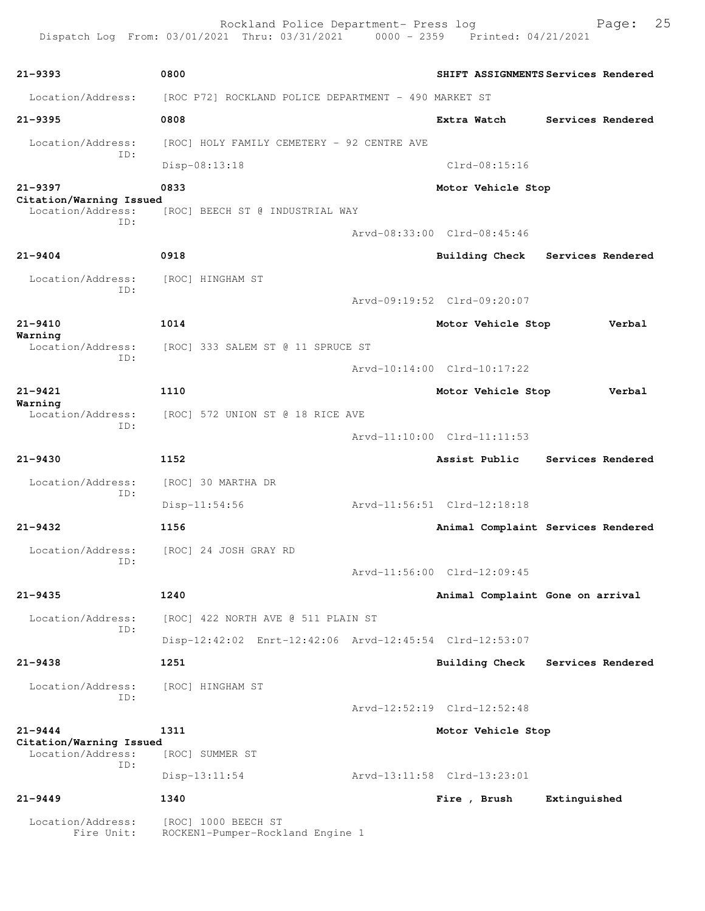Rockland Police Department- Press log
Dispatch Log From: 03/01/2021 Thru: 03/31/2021 0000 - 2359 Printed: 04/21/2021

**21-9393** 0800 **SHIFT ASSIGNMENTS Services Rendered**
Location/Address: [ROC P72] ROCKLAND POLICE DEPARTMENT - 490 MARKET ST

**21-9395** 0808 **Extra Watch Services Rendered**
Location/Address: [ROC] HOLY FAMILY CEMETERY - 92 CENTRE AVE
ID:
Disp-08:13:18 Clrd-08:15:16

**21-9397** 0833 **Motor Vehicle Stop**
**Citation/Warning Issued**
Location/Address: [ROC] BEECH ST @ INDUSTRIAL WAY
ID:
Arvd-08:33:00 Clrd-08:45:46

**21-9404** 0918 **Building Check Services Rendered**
Location/Address: [ROC] HINGHAM ST
ID:
Arvd-09:19:52 Clrd-09:20:07

**21-9410** 1014 **Motor Vehicle Stop Verbal Warning**
Location/Address: [ROC] 333 SALEM ST @ 11 SPRUCE ST
ID:
Arvd-10:14:00 Clrd-10:17:22

**21-9421** 1110 **Motor Vehicle Stop Verbal Warning**
Location/Address: [ROC] 572 UNION ST @ 18 RICE AVE
ID:
Arvd-11:10:00 Clrd-11:11:53

**21-9430** 1152 **Assist Public Services Rendered**
Location/Address: [ROC] 30 MARTHA DR
ID:
Disp-11:54:56 Arvd-11:56:51 Clrd-12:18:18

**21-9432** 1156 **Animal Complaint Services Rendered**
Location/Address: [ROC] 24 JOSH GRAY RD
ID:
Arvd-11:56:00 Clrd-12:09:45

**21-9435** 1240 **Animal Complaint Gone on arrival**
Location/Address: [ROC] 422 NORTH AVE @ 511 PLAIN ST
ID:
Disp-12:42:02 Enrt-12:42:06 Arvd-12:45:54 Clrd-12:53:07

**21-9438** 1251 **Building Check Services Rendered**
Location/Address: [ROC] HINGHAM ST
ID:
Arvd-12:52:19 Clrd-12:52:48

**21-9444** 1311 **Motor Vehicle Stop**
**Citation/Warning Issued**
Location/Address: [ROC] SUMMER ST
ID:
Disp-13:11:54 Arvd-13:11:58 Clrd-13:23:01

**21-9449** 1340 **Fire , Brush Extinguished**
Location/Address: [ROC] 1000 BEECH ST
Fire Unit: ROCKEN1-Pumper-Rockland Engine 1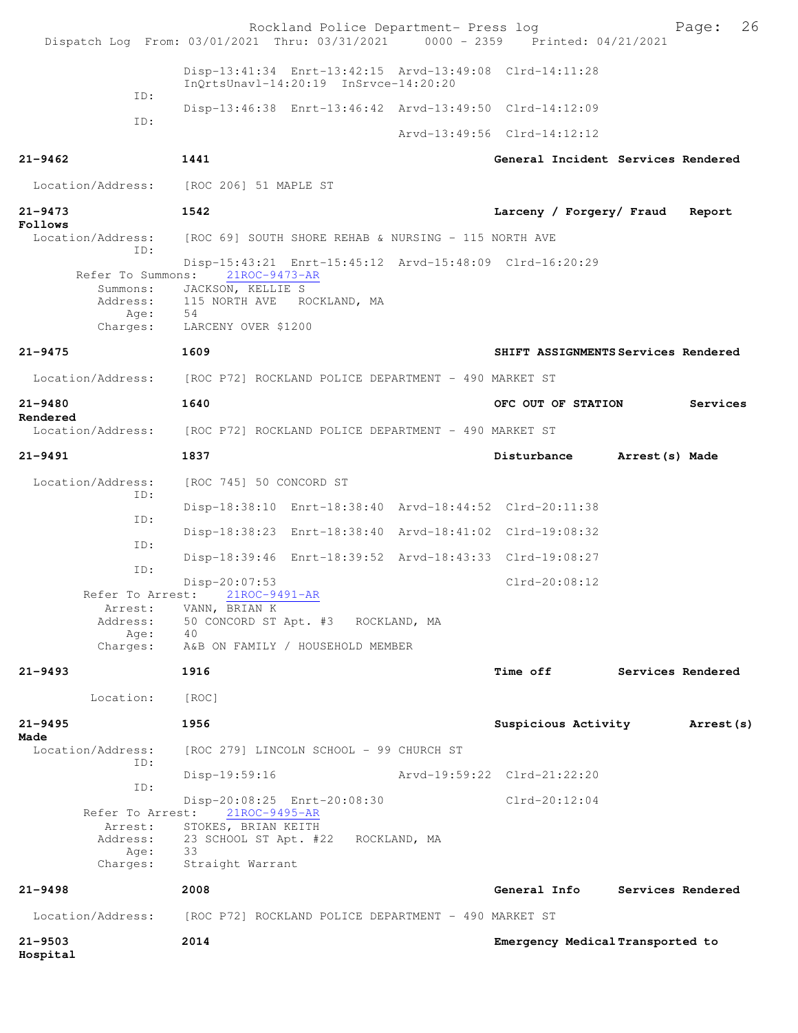Disp-13:41:34 Enrt-13:42:15 Arvd-13:49:08 Clrd-14:11:28
InQrtsUnavl-14:20:19 InSrvce-14:20:20

ID:
Disp-13:46:38 Enrt-13:46:42 Arvd-13:49:50 Clrd-14:12:09

ID:
Arvd-13:49:56 Clrd-14:12:12

**21-9462** **1441** **General Incident Services Rendered**

Location/Address: [ROC 206] 51 MAPLE ST

**21-9473** **1542** **Larceny / Forgery/ Fraud Report Follows**

Location/Address: [ROC 69] SOUTH SHORE REHAB & NURSING - 115 NORTH AVE

ID:
Disp-15:43:21 Enrt-15:45:12 Arvd-15:48:09 Clrd-16:20:29

Refer To Summons: 21ROC-9473-AR
Summons: JACKSON, KELLIE S
Address: 115 NORTH AVE ROCKLAND, MA
Age: 54
Charges: LARCENY OVER $1200

**21-9475** **1609** **SHIFT ASSIGNMENTS Services Rendered**

Location/Address: [ROC P72] ROCKLAND POLICE DEPARTMENT - 490 MARKET ST

**21-9480** **1640** **OFC OUT OF STATION Services Rendered**

Location/Address: [ROC P72] ROCKLAND POLICE DEPARTMENT - 490 MARKET ST

**21-9491** **1837** **Disturbance Arrest(s) Made**

Location/Address: [ROC 745] 50 CONCORD ST

ID:
Disp-18:38:10 Enrt-18:38:40 Arvd-18:44:52 Clrd-20:11:38

ID:
Disp-18:38:23 Enrt-18:38:40 Arvd-18:41:02 Clrd-19:08:32

ID:
Disp-18:39:46 Enrt-18:39:52 Arvd-18:43:33 Clrd-19:08:27

ID:
Disp-20:07:53 Clrd-20:08:12

Refer To Arrest: 21ROC-9491-AR
Arrest: VANN, BRIAN K
Address: 50 CONCORD ST Apt. #3 ROCKLAND, MA
Age: 40
Charges: A&B ON FAMILY / HOUSEHOLD MEMBER

**21-9493** **1916** **Time off Services Rendered**

Location: [ROC]

**21-9495** **1956** **Suspicious Activity Arrest(s) Made**

Location/Address: [ROC 279] LINCOLN SCHOOL - 99 CHURCH ST

ID:
Disp-19:59:16 Arvd-19:59:22 Clrd-21:22:20

ID:
Disp-20:08:25 Enrt-20:08:30 Clrd-20:12:04

Refer To Arrest: 21ROC-9495-AR
Arrest: STOKES, BRIAN KEITH
Address: 23 SCHOOL ST Apt. #22 ROCKLAND, MA
Age: 33
Charges: Straight Warrant

**21-9498** **2008** **General Info Services Rendered**

Location/Address: [ROC P72] ROCKLAND POLICE DEPARTMENT - 490 MARKET ST

**21-9503** **2014** **Emergency Medical Transported to Hospital**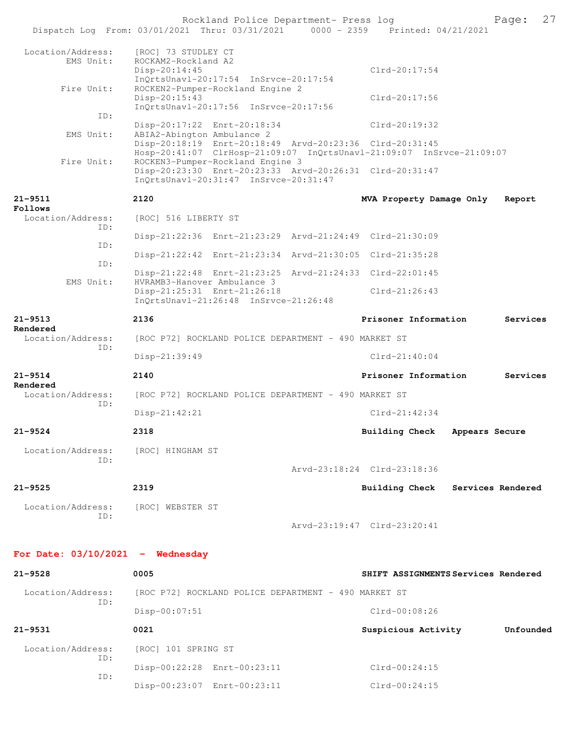Location/Address: [ROC] 73 STUDLEY CT
EMS Unit: ROCKAM2-Rockland A2
Disp-20:14:45 Clrd-20:17:54
InQrtsUnavl-20:17:54 InSrvce-20:17:54
Fire Unit: ROCKEN2-Pumper-Rockland Engine 2
Disp-20:15:43 Clrd-20:17:56
InQrtsUnavl-20:17:56 InSrvce-20:17:56
ID:
Disp-20:17:22 Enrt-20:18:34 Clrd-20:19:32
EMS Unit: ABIA2-Abington Ambulance 2
Disp-20:18:19 Enrt-20:18:49 Arvd-20:23:36 Clrd-20:31:45
Hosp-20:41:07 ClrHosp-21:09:07 InQrtsUnavl-21:09:07 InSrvce-21:09:07
Fire Unit: ROCKEN3-Pumper-Rockland Engine 3
Disp-20:23:30 Enrt-20:23:33 Arvd-20:26:31 Clrd-20:31:47
InQrtsUnavl-20:31:47 InSrvce-20:31:47

**21-9511** 2120 **MVA Property Damage Only Report Follows**
Location/Address: [ROC] 516 LIBERTY ST
ID:
Disp-21:22:36 Enrt-21:23:29 Arvd-21:24:49 Clrd-21:30:09
ID:
Disp-21:22:42 Enrt-21:23:34 Arvd-21:30:05 Clrd-21:35:28
ID:
Disp-21:22:48 Enrt-21:23:25 Arvd-21:24:33 Clrd-22:01:45
EMS Unit: HVRAMB3-Hanover Ambulance 3
Disp-21:25:31 Enrt-21:26:18 Clrd-21:26:43
InQrtsUnavl-21:26:48 InSrvce-21:26:48

**21-9513** 2136 **Prisoner Information Services Rendered**
Location/Address: [ROC P72] ROCKLAND POLICE DEPARTMENT - 490 MARKET ST
ID:
Disp-21:39:49 Clrd-21:40:04

**21-9514** 2140 **Prisoner Information Services Rendered**
Location/Address: [ROC P72] ROCKLAND POLICE DEPARTMENT - 490 MARKET ST
ID:
Disp-21:42:21 Clrd-21:42:34

**21-9524** 2318 **Building Check Appears Secure**
Location/Address: [ROC] HINGHAM ST
ID:
Arvd-23:18:24 Clrd-23:18:36

**21-9525** 2319 **Building Check Services Rendered**
Location/Address: [ROC] WEBSTER ST
ID:
Arvd-23:19:47 Clrd-23:20:41

## For Date: 03/10/2021 - Wednesday

**21-9528** 0005 **SHIFT ASSIGNMENTS Services Rendered**
Location/Address: [ROC P72] ROCKLAND POLICE DEPARTMENT - 490 MARKET ST
ID:
Disp-00:07:51 Clrd-00:08:26

**21-9531** 0021 **Suspicious Activity Unfounded**
Location/Address: [ROC] 101 SPRING ST
ID:
Disp-00:22:28 Enrt-00:23:11 Clrd-00:24:15
ID:
Disp-00:23:07 Enrt-00:23:11 Clrd-00:24:15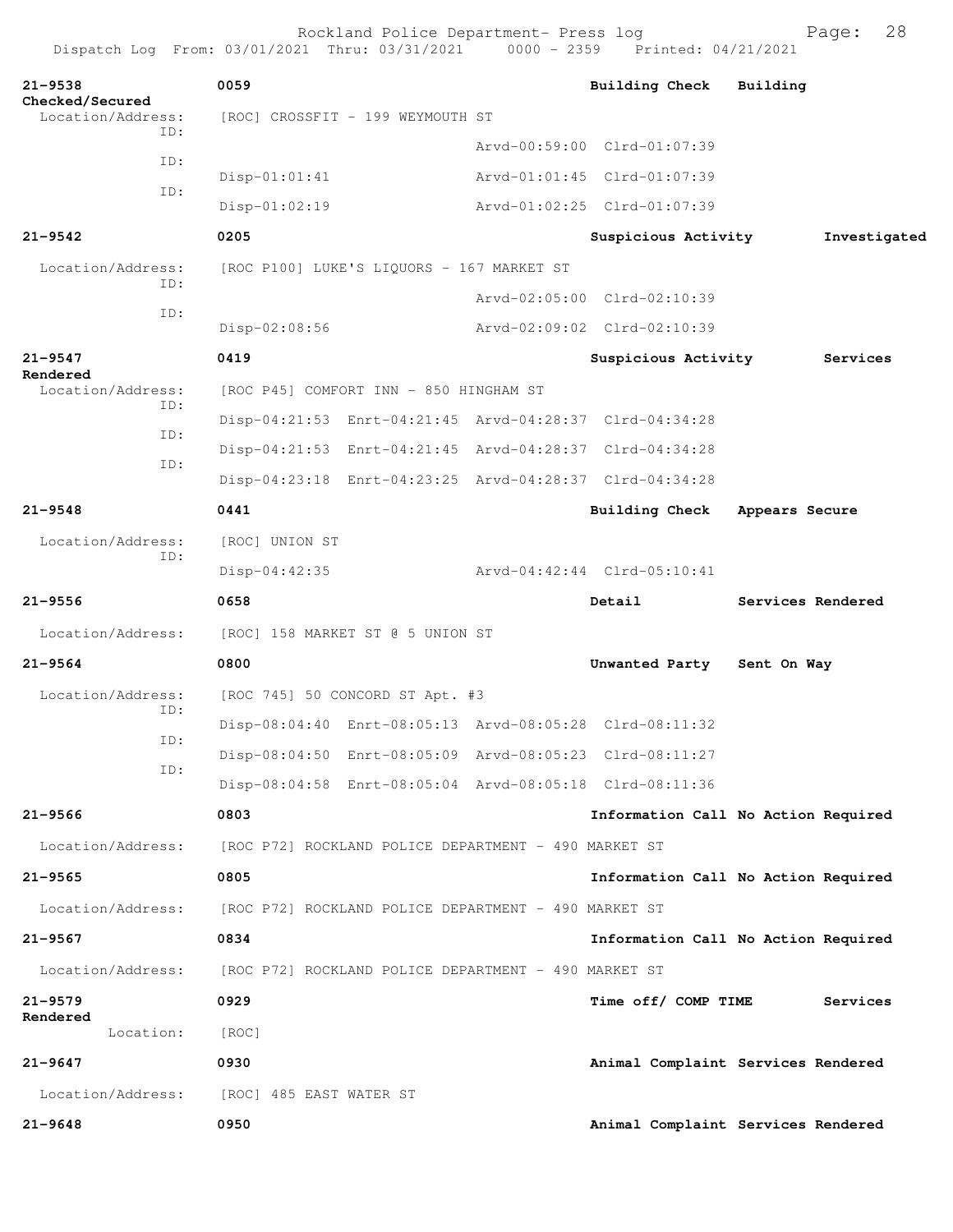Rockland Police Department- Press log

Dispatch Log From: 03/01/2021 Thru: 03/31/2021 0000 - 2359 Printed: 04/21/2021

**21-9538** 0059 **Building Check Building Checked/Secured**

Location/Address: [ROC] CROSSFIT - 199 WEYMOUTH ST

ID: Arvd-00:59:00 Clrd-01:07:39

ID: Disp-01:01:41 Arvd-01:01:45 Clrd-01:07:39

ID: Disp-01:02:19 Arvd-01:02:25 Clrd-01:07:39

**21-9542** 0205 **Suspicious Activity Investigated**

Location/Address: [ROC P100] LUKE'S LIQUORS - 167 MARKET ST

ID: Arvd-02:05:00 Clrd-02:10:39

ID: Disp-02:08:56 Arvd-02:09:02 Clrd-02:10:39

**21-9547** 0419 **Suspicious Activity Services Rendered**

Location/Address: [ROC P45] COMFORT INN - 850 HINGHAM ST

ID: Disp-04:21:53 Enrt-04:21:45 Arvd-04:28:37 Clrd-04:34:28

ID: Disp-04:21:53 Enrt-04:21:45 Arvd-04:28:37 Clrd-04:34:28

ID: Disp-04:23:18 Enrt-04:23:25 Arvd-04:28:37 Clrd-04:34:28

**21-9548** 0441 **Building Check Appears Secure**

Location/Address: [ROC] UNION ST

ID: Disp-04:42:35 Arvd-04:42:44 Clrd-05:10:41

**21-9556** 0658 **Detail Services Rendered**

Location/Address: [ROC] 158 MARKET ST @ 5 UNION ST

**21-9564** 0800 **Unwanted Party Sent On Way**

Location/Address: [ROC 745] 50 CONCORD ST Apt. #3

ID: Disp-08:04:40 Enrt-08:05:13 Arvd-08:05:28 Clrd-08:11:32

ID: Disp-08:04:50 Enrt-08:05:09 Arvd-08:05:23 Clrd-08:11:27

ID: Disp-08:04:58 Enrt-08:05:04 Arvd-08:05:18 Clrd-08:11:36

**21-9566** 0803 **Information Call No Action Required**

Location/Address: [ROC P72] ROCKLAND POLICE DEPARTMENT - 490 MARKET ST

**21-9565** 0805 **Information Call No Action Required**

Location/Address: [ROC P72] ROCKLAND POLICE DEPARTMENT - 490 MARKET ST

**21-9567** 0834 **Information Call No Action Required**

Location/Address: [ROC P72] ROCKLAND POLICE DEPARTMENT - 490 MARKET ST

**21-9579** 0929 **Time off/ COMP TIME Services Rendered**

Location: [ROC]

**21-9647** 0930 **Animal Complaint Services Rendered**

Location/Address: [ROC] 485 EAST WATER ST

**21-9648** 0950 **Animal Complaint Services Rendered**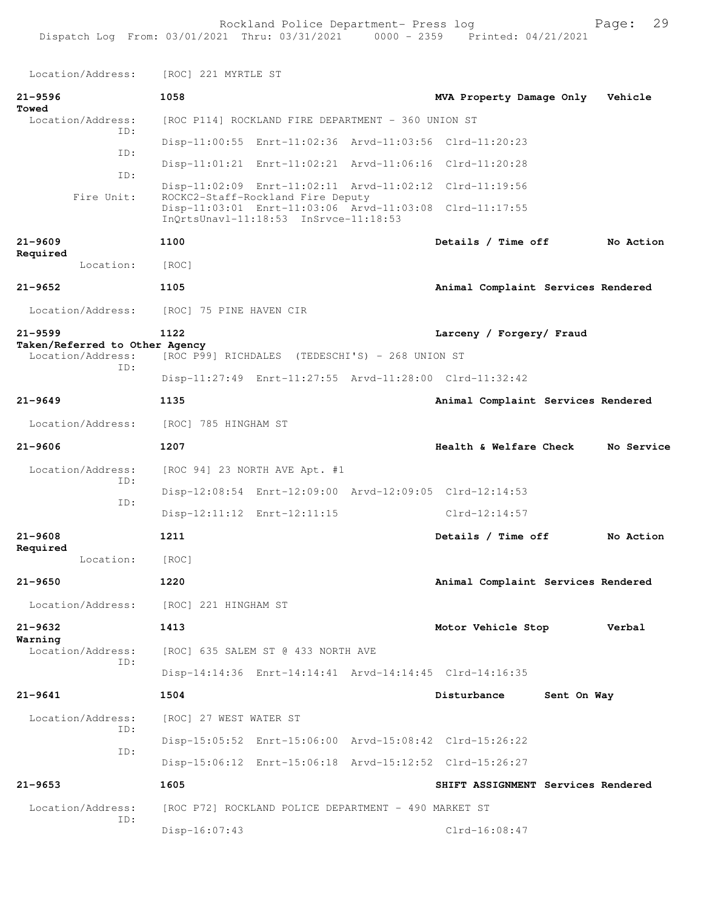Location/Address: [ROC] 221 MYRTLE ST

**21-9596** 1058 **MVA Property Damage Only Vehicle Towed**
Location/Address: [ROC P114] ROCKLAND FIRE DEPARTMENT - 360 UNION ST
ID: Disp-11:00:55 Enrt-11:02:36 Arvd-11:03:56 Clrd-11:20:23
ID: Disp-11:01:21 Enrt-11:02:21 Arvd-11:06:16 Clrd-11:20:28
ID: Disp-11:02:09 Enrt-11:02:11 Arvd-11:02:12 Clrd-11:19:56
Fire Unit: ROCKC2-Staff-Rockland Fire Deputy
Disp-11:03:01 Enrt-11:03:06 Arvd-11:03:08 Clrd-11:17:55
InQrtsUnavl-11:18:53 InSrvce-11:18:53

**21-9609** 1100 **Details / Time off No Action Required**
Location: [ROC]

**21-9652** 1105 **Animal Complaint Services Rendered**
Location/Address: [ROC] 75 PINE HAVEN CIR

**21-9599** 1122 **Larceny / Forgery/ Fraud Taken/Referred to Other Agency**
Location/Address: [ROC P99] RICHDALES (TEDESCHI'S) - 268 UNION ST
ID: Disp-11:27:49 Enrt-11:27:55 Arvd-11:28:00 Clrd-11:32:42

**21-9649** 1135 **Animal Complaint Services Rendered**
Location/Address: [ROC] 785 HINGHAM ST

**21-9606** 1207 **Health & Welfare Check No Service**
Location/Address: [ROC 94] 23 NORTH AVE Apt. #1
ID: Disp-12:08:54 Enrt-12:09:00 Arvd-12:09:05 Clrd-12:14:53
ID: Disp-12:11:12 Enrt-12:11:15 Clrd-12:14:57

**21-9608** 1211 **Details / Time off No Action Required**
Location: [ROC]

**21-9650** 1220 **Animal Complaint Services Rendered**
Location/Address: [ROC] 221 HINGHAM ST

**21-9632** 1413 **Motor Vehicle Stop Verbal Warning**
Location/Address: [ROC] 635 SALEM ST @ 433 NORTH AVE
ID: Disp-14:14:36 Enrt-14:14:41 Arvd-14:14:45 Clrd-14:16:35

**21-9641** 1504 **Disturbance Sent On Way**
Location/Address: [ROC] 27 WEST WATER ST
ID: Disp-15:05:52 Enrt-15:06:00 Arvd-15:08:42 Clrd-15:26:22
ID: Disp-15:06:12 Enrt-15:06:18 Arvd-15:12:52 Clrd-15:26:27

**21-9653** 1605 **SHIFT ASSIGNMENT Services Rendered**
Location/Address: [ROC P72] ROCKLAND POLICE DEPARTMENT - 490 MARKET ST
ID: Disp-16:07:43 Clrd-16:08:47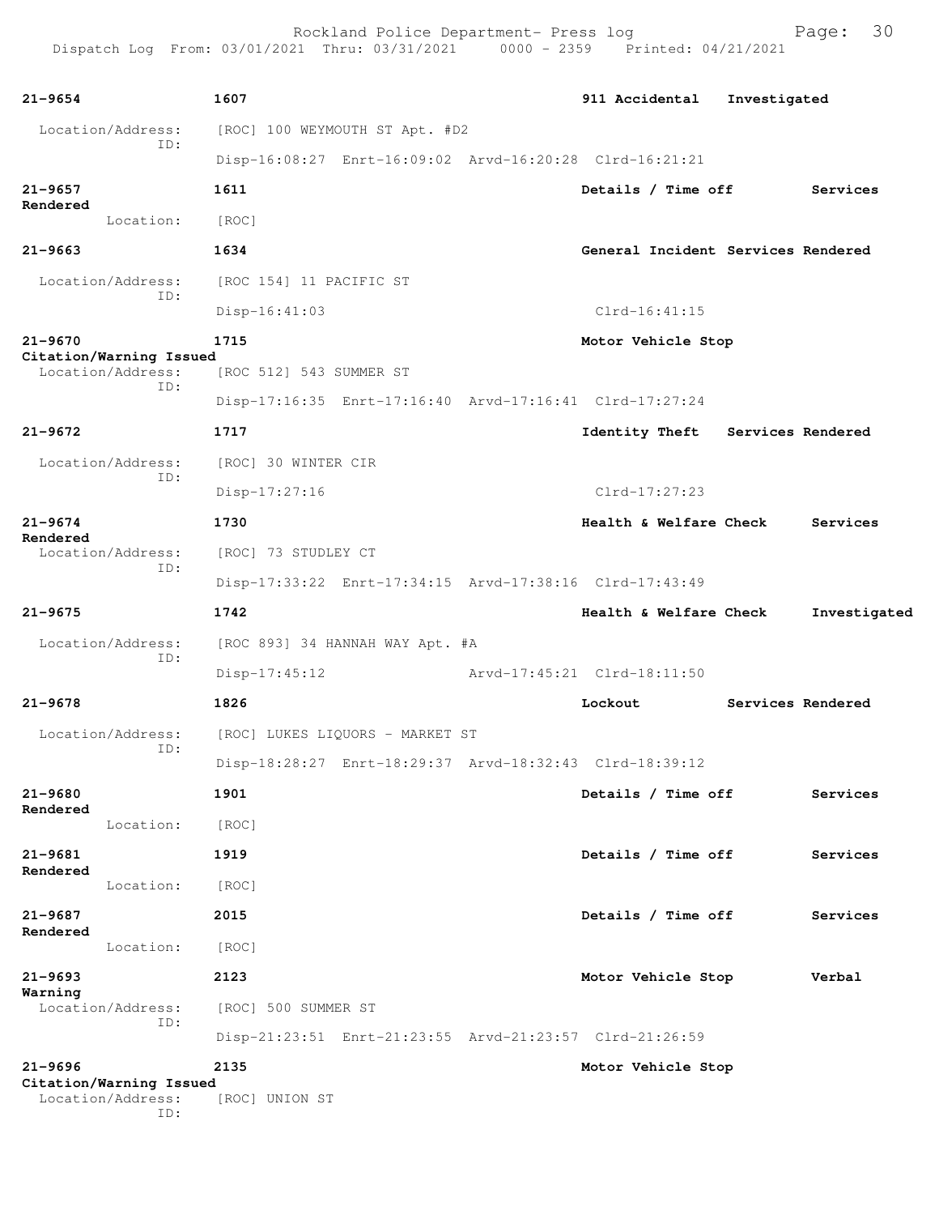**21-9654** 1607 **911 Accidental** Investigated

Location/Address: [ROC] 100 WEYMOUTH ST Apt. #D2
ID:
Disp-16:08:27 Enrt-16:09:02 Arvd-16:20:28 Clrd-16:21:21

**21-9657** 1611 **Details / Time off** Services Rendered

Location: [ROC]

**21-9663** 1634 **General Incident** Services Rendered

Location/Address: [ROC 154] 11 PACIFIC ST
ID:
Disp-16:41:03 Clrd-16:41:15

**21-9670** 1715 **Motor Vehicle Stop** Citation/Warning Issued

Location/Address: [ROC 512] 543 SUMMER ST
ID:
Disp-17:16:35 Enrt-17:16:40 Arvd-17:16:41 Clrd-17:27:24

**21-9672** 1717 **Identity Theft** Services Rendered

Location/Address: [ROC] 30 WINTER CIR
ID:
Disp-17:27:16 Clrd-17:27:23

**21-9674** 1730 **Health & Welfare Check** Services Rendered

Location/Address: [ROC] 73 STUDLEY CT
ID:
Disp-17:33:22 Enrt-17:34:15 Arvd-17:38:16 Clrd-17:43:49

**21-9675** 1742 **Health & Welfare Check** Investigated

Location/Address: [ROC 893] 34 HANNAH WAY Apt. #A
ID:
Disp-17:45:12 Arvd-17:45:21 Clrd-18:11:50

**21-9678** 1826 **Lockout** Services Rendered

Location/Address: [ROC] LUKES LIQUORS - MARKET ST
ID:
Disp-18:28:27 Enrt-18:29:37 Arvd-18:32:43 Clrd-18:39:12

**21-9680** 1901 **Details / Time off** Services Rendered

Location: [ROC]

**21-9681** 1919 **Details / Time off** Services Rendered

Location: [ROC]

**21-9687** 2015 **Details / Time off** Services Rendered

Location: [ROC]

**21-9693** 2123 **Motor Vehicle Stop** Verbal Warning

Location/Address: [ROC] 500 SUMMER ST
ID:
Disp-21:23:51 Enrt-21:23:55 Arvd-21:23:57 Clrd-21:26:59

**21-9696** 2135 **Motor Vehicle Stop** Citation/Warning Issued

Location/Address: [ROC] UNION ST
ID: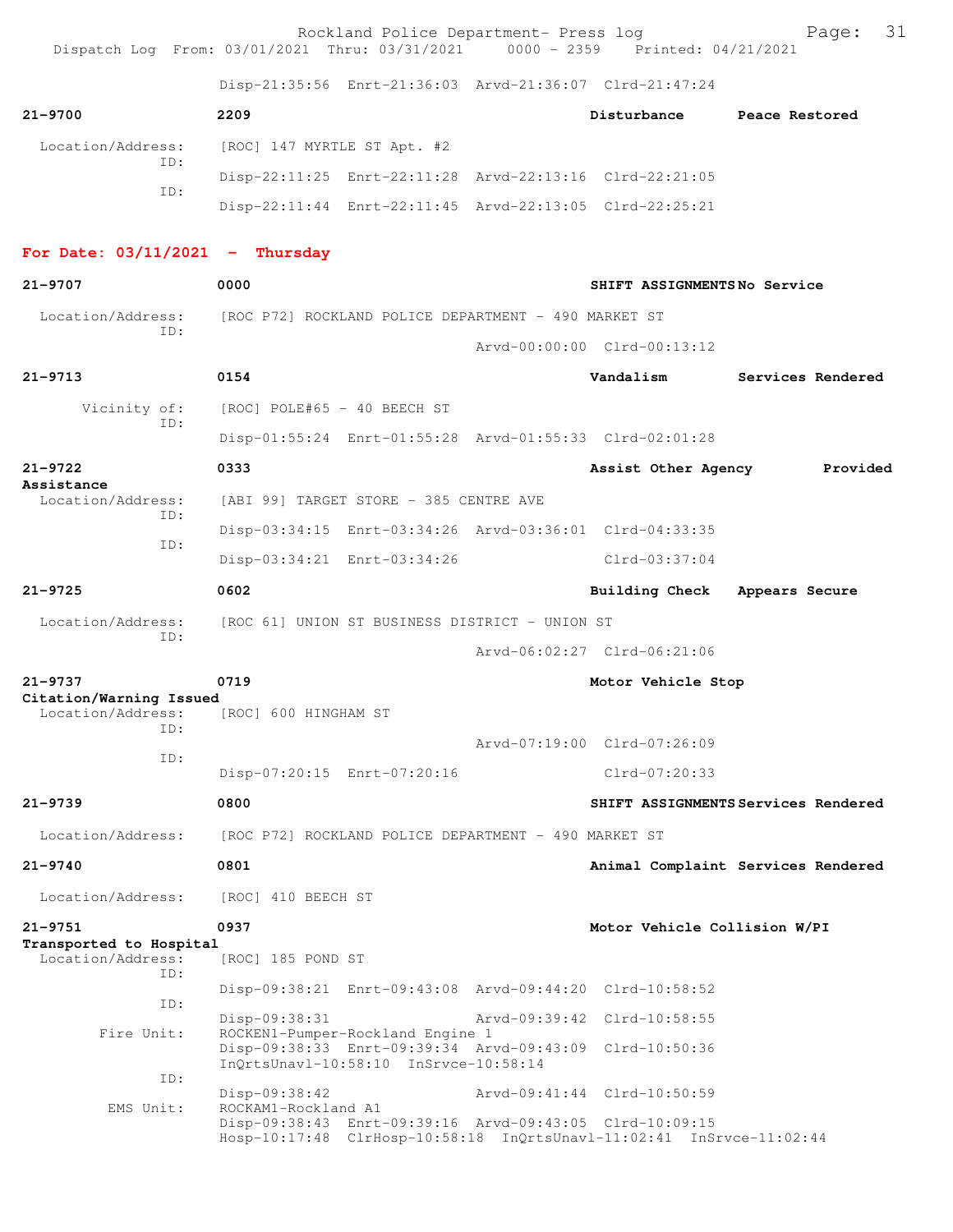Disp-21:35:56 Enrt-21:36:03 Arvd-21:36:07 Clrd-21:47:24

**21-9700** 2209 Disturbance Peace Restored

Location/Address: [ROC] 147 MYRTLE ST Apt. #2
ID: Disp-22:11:25 Enrt-22:11:28 Arvd-22:13:16 Clrd-22:21:05
ID: Disp-22:11:44 Enrt-22:11:45 Arvd-22:13:05 Clrd-22:25:21

## For Date: 03/11/2021 - Thursday

**21-9707** 0000 SHIFT ASSIGNMENTS No Service

Location/Address: [ROC P72] ROCKLAND POLICE DEPARTMENT - 490 MARKET ST
ID: Arvd-00:00:00 Clrd-00:13:12

**21-9713** 0154 Vandalism Services Rendered

Vicinity of: [ROC] POLE#65 - 40 BEECH ST
ID: Disp-01:55:24 Enrt-01:55:28 Arvd-01:55:33 Clrd-02:01:28

**21-9722** 0333 Assist Other Agency Provided Assistance

Location/Address: [ABI 99] TARGET STORE - 385 CENTRE AVE
ID: Disp-03:34:15 Enrt-03:34:26 Arvd-03:36:01 Clrd-04:33:35
ID: Disp-03:34:21 Enrt-03:34:26 Clrd-03:37:04

**21-9725** 0602 Building Check Appears Secure

Location/Address: [ROC 61] UNION ST BUSINESS DISTRICT - UNION ST
ID: Arvd-06:02:27 Clrd-06:21:06

**21-9737** 0719 Motor Vehicle Stop Citation/Warning Issued

Location/Address: [ROC] 600 HINGHAM ST
ID: Arvd-07:19:00 Clrd-07:26:09
ID: Disp-07:20:15 Enrt-07:20:16 Clrd-07:20:33

**21-9739** 0800 SHIFT ASSIGNMENTS Services Rendered

Location/Address: [ROC P72] ROCKLAND POLICE DEPARTMENT - 490 MARKET ST

**21-9740** 0801 Animal Complaint Services Rendered

Location/Address: [ROC] 410 BEECH ST

**21-9751** 0937 Motor Vehicle Collision W/PI Transported to Hospital

Location/Address: [ROC] 185 POND ST
ID: Disp-09:38:21 Enrt-09:43:08 Arvd-09:44:20 Clrd-10:58:52
ID: Disp-09:38:31 Arvd-09:39:42 Clrd-10:58:55
Fire Unit: ROCKEN1-Pumper-Rockland Engine 1
Disp-09:38:33 Enrt-09:39:34 Arvd-09:43:09 Clrd-10:50:36
InQrtsUnavl-10:58:10 InSrvce-10:58:14
ID: Disp-09:38:42 Arvd-09:41:44 Clrd-10:50:59
EMS Unit: ROCKAM1-Rockland A1
Disp-09:38:43 Enrt-09:39:16 Arvd-09:43:05 Clrd-10:09:15
Hosp-10:17:48 ClrHosp-10:58:18 InQrtsUnavl-11:02:41 InSrvce-11:02:44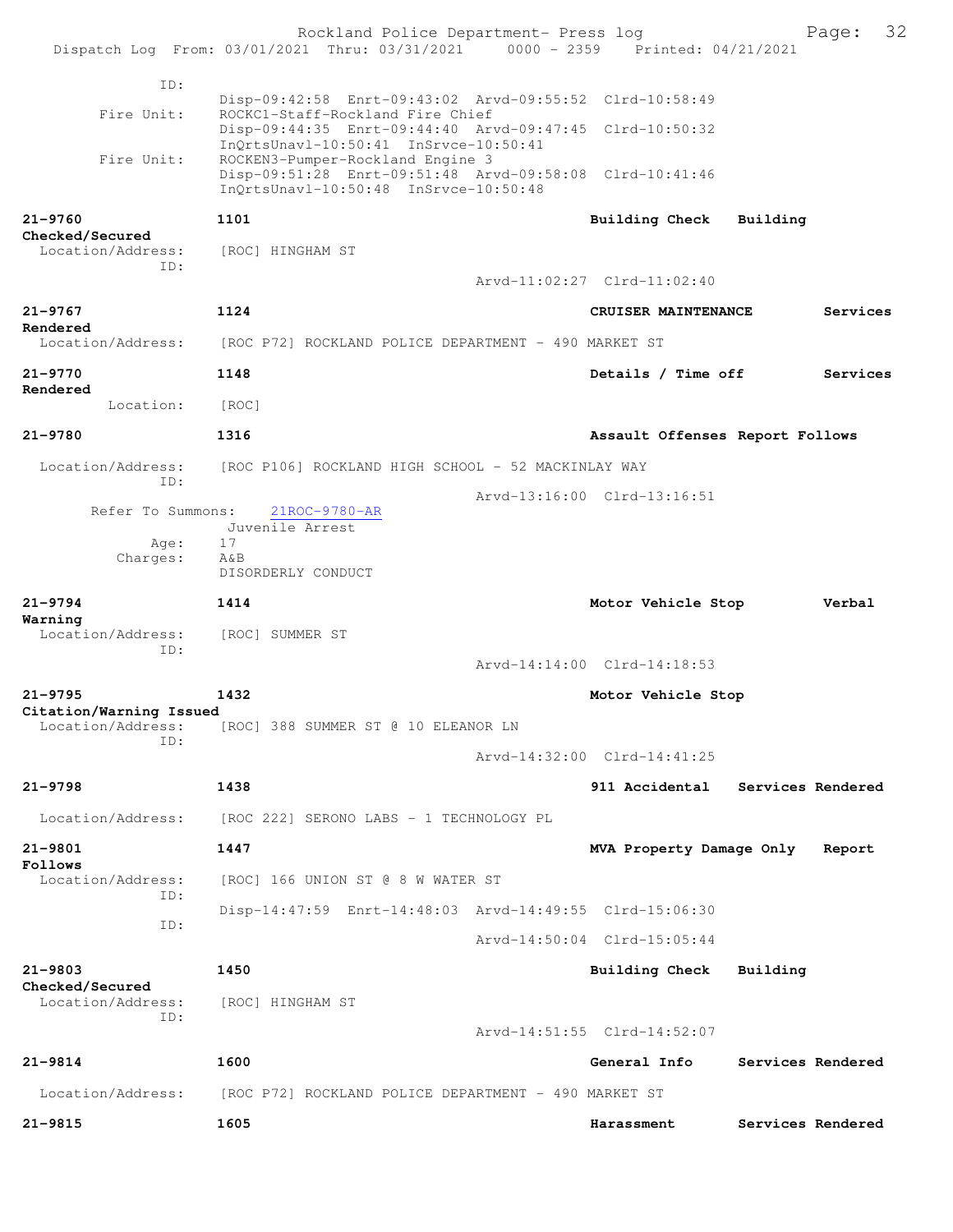```
            ID:
                     Disp-09:42:58  Enrt-09:43:02  Arvd-09:55:52  Clrd-10:58:49
      Fire Unit:     ROCKC1-Staff-Rockland Fire Chief
                     Disp-09:44:35  Enrt-09:44:40  Arvd-09:47:45  Clrd-10:50:32
                     InQrtsUnavl-10:50:41  InSrvce-10:50:41
      Fire Unit:     ROCKEN3-Pumper-Rockland Engine 3
                     Disp-09:51:28  Enrt-09:51:48  Arvd-09:58:08  Clrd-10:41:46
                     InQrtsUnavl-10:50:48  InSrvce-10:50:48

21-9760              1101                                Building Check    Building
Checked/Secured
  Location/Address:    [ROC] HINGHAM ST
            ID:
                                        Arvd-11:02:27  Clrd-11:02:40

21-9767              1124                                CRUISER MAINTENANCE       Services
Rendered
  Location/Address:    [ROC P72] ROCKLAND POLICE DEPARTMENT - 490 MARKET ST

21-9770              1148                                Details / Time off        Services
Rendered
        Location:    [ROC]

21-9780              1316                                Assault Offenses Report Follows

  Location/Address:    [ROC P106] ROCKLAND HIGH SCHOOL - 52 MACKINLAY WAY
            ID:
                                        Arvd-13:16:00  Clrd-13:16:51
    Refer To Summons:    21ROC-9780-AR
                      Juvenile Arrest
             Age:    17
         Charges:    A&B
                     DISORDERLY CONDUCT

21-9794              1414                                Motor Vehicle Stop        Verbal
Warning
  Location/Address:    [ROC] SUMMER ST
            ID:
                                        Arvd-14:14:00  Clrd-14:18:53

21-9795              1432                                Motor Vehicle Stop
Citation/Warning Issued
  Location/Address:    [ROC] 388 SUMMER ST @ 10 ELEANOR LN
            ID:
                                        Arvd-14:32:00  Clrd-14:41:25

21-9798              1438                                911 Accidental    Services Rendered

  Location/Address:    [ROC 222] SERONO LABS - 1 TECHNOLOGY PL

21-9801              1447                                MVA Property Damage Only   Report
Follows
  Location/Address:    [ROC] 166 UNION ST @ 8 W WATER ST
            ID:
                     Disp-14:47:59  Enrt-14:48:03  Arvd-14:49:55  Clrd-15:06:30
            ID:
                                        Arvd-14:50:04  Clrd-15:05:44

21-9803              1450                                Building Check    Building
Checked/Secured
  Location/Address:    [ROC] HINGHAM ST
            ID:
                                        Arvd-14:51:55  Clrd-14:52:07

21-9814              1600                                General Info      Services Rendered

  Location/Address:    [ROC P72] ROCKLAND POLICE DEPARTMENT - 490 MARKET ST

21-9815              1605                                Harassment        Services Rendered
```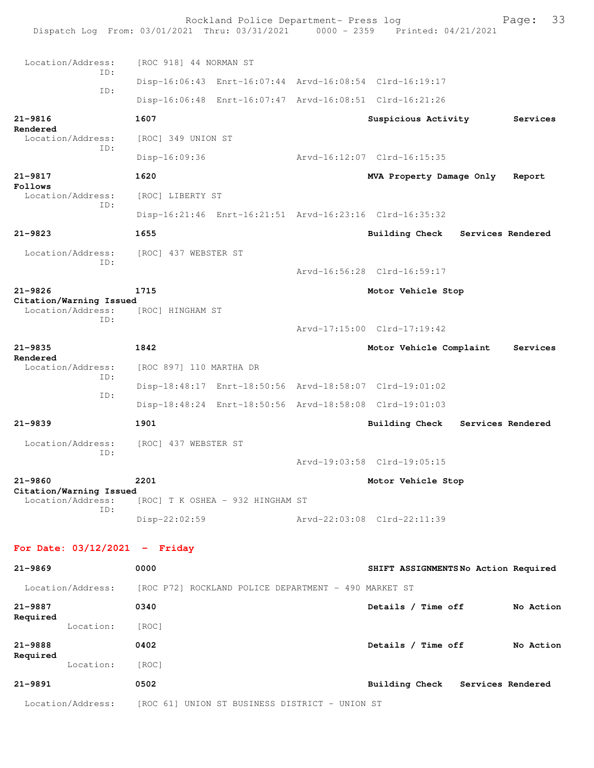Location/Address: [ROC 918] 44 NORMAN ST
ID:
Disp-16:06:43 Enrt-16:07:44 Arvd-16:08:54 Clrd-16:19:17
ID:
Disp-16:06:48 Enrt-16:07:47 Arvd-16:08:51 Clrd-16:21:26

**21-9816** **1607** **Suspicious Activity** **Services Rendered**
Location/Address: [ROC] 349 UNION ST
ID:
Disp-16:09:36 Arvd-16:12:07 Clrd-16:15:35

**21-9817** **1620** **MVA Property Damage Only** **Report Follows**
Location/Address: [ROC] LIBERTY ST
ID:
Disp-16:21:46 Enrt-16:21:51 Arvd-16:23:16 Clrd-16:35:32

**21-9823** **1655** **Building Check** **Services Rendered**
Location/Address: [ROC] 437 WEBSTER ST
ID:
Arvd-16:56:28 Clrd-16:59:17

**21-9826** **1715** **Motor Vehicle Stop** **Citation/Warning Issued**
Location/Address: [ROC] HINGHAM ST
ID:
Arvd-17:15:00 Clrd-17:19:42

**21-9835** **1842** **Motor Vehicle Complaint** **Services Rendered**
Location/Address: [ROC 897] 110 MARTHA DR
ID:
Disp-18:48:17 Enrt-18:50:56 Arvd-18:58:07 Clrd-19:01:02
ID:
Disp-18:48:24 Enrt-18:50:56 Arvd-18:58:08 Clrd-19:01:03

**21-9839** **1901** **Building Check** **Services Rendered**
Location/Address: [ROC] 437 WEBSTER ST
ID:
Arvd-19:03:58 Clrd-19:05:15

**21-9860** **2201** **Motor Vehicle Stop** **Citation/Warning Issued**
Location/Address: [ROC] T K OSHEA - 932 HINGHAM ST
ID:
Disp-22:02:59 Arvd-22:03:08 Clrd-22:11:39

## For Date: 03/12/2021 - Friday

**21-9869** **0000** **SHIFT ASSIGNMENTS** **No Action Required**
Location/Address: [ROC P72] ROCKLAND POLICE DEPARTMENT - 490 MARKET ST

**21-9887** **0340** **Details / Time off** **No Action Required**
Location: [ROC]

**21-9888** **0402** **Details / Time off** **No Action Required**
Location: [ROC]

**21-9891** **0502** **Building Check** **Services Rendered**
Location/Address: [ROC 61] UNION ST BUSINESS DISTRICT - UNION ST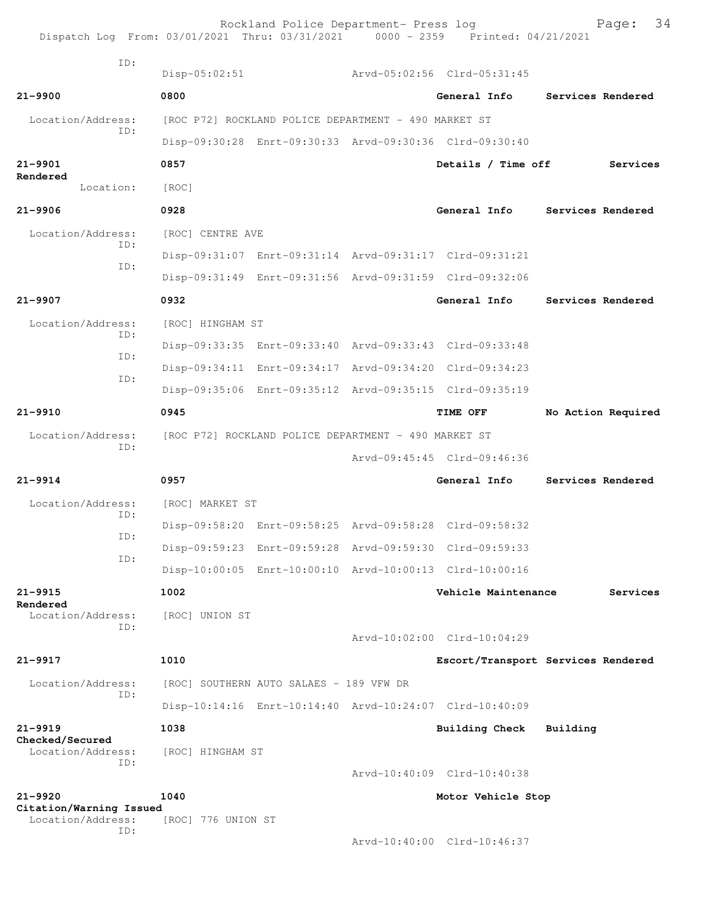ID:
Disp-05:02:51 Arvd-05:02:56 Clrd-05:31:45

**21-9900** **0800** **General Info** **Services Rendered**
Location/Address: [ROC P72] ROCKLAND POLICE DEPARTMENT - 490 MARKET ST
ID:
Disp-09:30:28 Enrt-09:30:33 Arvd-09:30:36 Clrd-09:30:40

**21-9901** **0857** **Details / Time off** **Services Rendered**
Location: [ROC]

**21-9906** **0928** **General Info** **Services Rendered**
Location/Address: [ROC] CENTRE AVE
ID:
Disp-09:31:07 Enrt-09:31:14 Arvd-09:31:17 Clrd-09:31:21
ID:
Disp-09:31:49 Enrt-09:31:56 Arvd-09:31:59 Clrd-09:32:06

**21-9907** **0932** **General Info** **Services Rendered**
Location/Address: [ROC] HINGHAM ST
ID:
Disp-09:33:35 Enrt-09:33:40 Arvd-09:33:43 Clrd-09:33:48
ID:
Disp-09:34:11 Enrt-09:34:17 Arvd-09:34:20 Clrd-09:34:23
ID:
Disp-09:35:06 Enrt-09:35:12 Arvd-09:35:15 Clrd-09:35:19

**21-9910** **0945** **TIME OFF** **No Action Required**
Location/Address: [ROC P72] ROCKLAND POLICE DEPARTMENT - 490 MARKET ST
ID:
Arvd-09:45:45 Clrd-09:46:36

**21-9914** **0957** **General Info** **Services Rendered**
Location/Address: [ROC] MARKET ST
ID:
Disp-09:58:20 Enrt-09:58:25 Arvd-09:58:28 Clrd-09:58:32
ID:
Disp-09:59:23 Enrt-09:59:28 Arvd-09:59:30 Clrd-09:59:33
ID:
Disp-10:00:05 Enrt-10:00:10 Arvd-10:00:13 Clrd-10:00:16

**21-9915** **1002** **Vehicle Maintenance** **Services Rendered**
Location/Address: [ROC] UNION ST
ID:
Arvd-10:02:00 Clrd-10:04:29

**21-9917** **1010** **Escort/Transport** **Services Rendered**
Location/Address: [ROC] SOUTHERN AUTO SALAES - 189 VFW DR
ID:
Disp-10:14:16 Enrt-10:14:40 Arvd-10:24:07 Clrd-10:40:09

**21-9919** **1038** **Building Check** **Building Checked/Secured**
Location/Address: [ROC] HINGHAM ST
ID:
Arvd-10:40:09 Clrd-10:40:38

**21-9920** **1040** **Motor Vehicle Stop** **Citation/Warning Issued**
Location/Address: [ROC] 776 UNION ST
ID:
Arvd-10:40:00 Clrd-10:46:37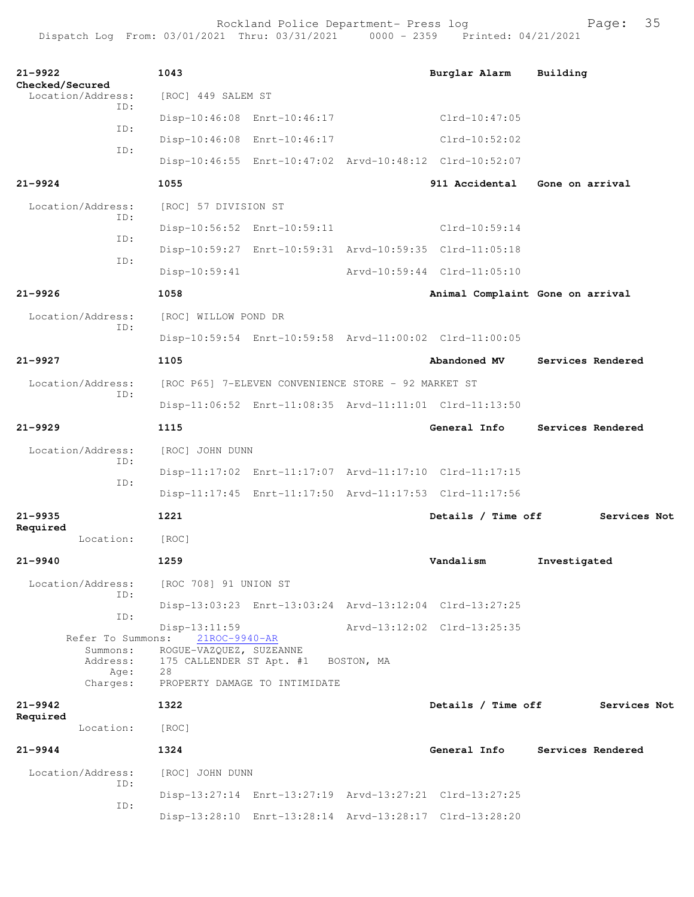**21-9922** 1043 **Burglar Alarm** **Building Checked/Secured**

Location/Address: [ROC] 449 SALEM ST

ID: Disp-10:46:08 Enrt-10:46:17 Clrd-10:47:05

ID: Disp-10:46:08 Enrt-10:46:17 Clrd-10:52:02

ID: Disp-10:46:55 Enrt-10:47:02 Arvd-10:48:12 Clrd-10:52:07

**21-9924** 1055 **911 Accidental** **Gone on arrival**

Location/Address: [ROC] 57 DIVISION ST

ID: Disp-10:56:52 Enrt-10:59:11 Clrd-10:59:14

ID: Disp-10:59:27 Enrt-10:59:31 Arvd-10:59:35 Clrd-11:05:18

ID: Disp-10:59:41 Arvd-10:59:44 Clrd-11:05:10

**21-9926** 1058 **Animal Complaint** **Gone on arrival**

Location/Address: [ROC] WILLOW POND DR

ID: Disp-10:59:54 Enrt-10:59:58 Arvd-11:00:02 Clrd-11:00:05

**21-9927** 1105 **Abandoned MV** **Services Rendered**

Location/Address: [ROC P65] 7-ELEVEN CONVENIENCE STORE - 92 MARKET ST

ID: Disp-11:06:52 Enrt-11:08:35 Arvd-11:11:01 Clrd-11:13:50

**21-9929** 1115 **General Info** **Services Rendered**

Location/Address: [ROC] JOHN DUNN

ID: Disp-11:17:02 Enrt-11:17:07 Arvd-11:17:10 Clrd-11:17:15

ID: Disp-11:17:45 Enrt-11:17:50 Arvd-11:17:53 Clrd-11:17:56

**21-9935** 1221 **Details / Time off** **Services Not Required**

Location: [ROC]

**21-9940** 1259 **Vandalism** **Investigated**

Location/Address: [ROC 708] 91 UNION ST

ID: Disp-13:03:23 Enrt-13:03:24 Arvd-13:12:04 Clrd-13:27:25

ID: Disp-13:11:59 Arvd-13:12:02 Clrd-13:25:35

Refer To Summons: 21ROC-9940-AR

Summons: ROGUE-VAZQUEZ, SUZEANNE

Address: 175 CALLENDER ST Apt. #1 BOSTON, MA

Age: 28

Charges: PROPERTY DAMAGE TO INTIMIDATE

**21-9942** 1322 **Details / Time off** **Services Not Required**

Location: [ROC]

**21-9944** 1324 **General Info** **Services Rendered**

Location/Address: [ROC] JOHN DUNN

ID: Disp-13:27:14 Enrt-13:27:19 Arvd-13:27:21 Clrd-13:27:25

ID: Disp-13:28:10 Enrt-13:28:14 Arvd-13:28:17 Clrd-13:28:20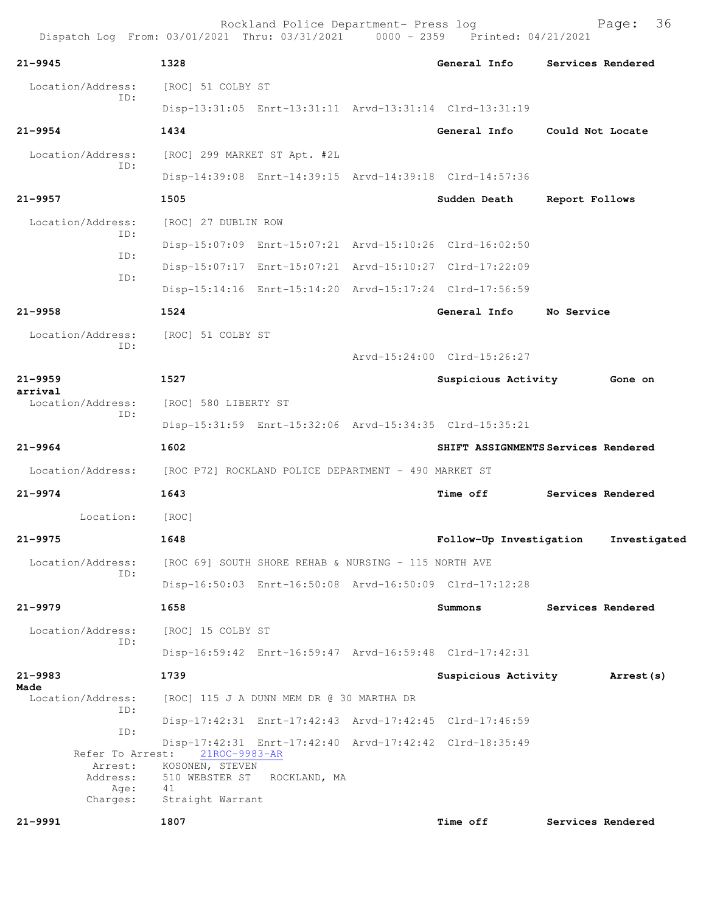Dispatch Log From: 03/01/2021 Thru: 03/31/2021 0000 - 2359 Printed: 04/21/2021

**21-9945** 1328 **General Info** **Services Rendered**

Location/Address: [ROC] 51 COLBY ST
ID:
Disp-13:31:05 Enrt-13:31:11 Arvd-13:31:14 Clrd-13:31:19

**21-9954** 1434 **General Info** **Could Not Locate**

Location/Address: [ROC] 299 MARKET ST Apt. #2L
ID:
Disp-14:39:08 Enrt-14:39:15 Arvd-14:39:18 Clrd-14:57:36

**21-9957** 1505 **Sudden Death** **Report Follows**

Location/Address: [ROC] 27 DUBLIN ROW
ID:
Disp-15:07:09 Enrt-15:07:21 Arvd-15:10:26 Clrd-16:02:50
ID:
Disp-15:07:17 Enrt-15:07:21 Arvd-15:10:27 Clrd-17:22:09
ID:
Disp-15:14:16 Enrt-15:14:20 Arvd-15:17:24 Clrd-17:56:59

**21-9958** 1524 **General Info** **No Service**

Location/Address: [ROC] 51 COLBY ST
ID:
Arvd-15:24:00 Clrd-15:26:27

**21-9959** 1527 **Suspicious Activity** **Gone on arrival**

Location/Address: [ROC] 580 LIBERTY ST
ID:
Disp-15:31:59 Enrt-15:32:06 Arvd-15:34:35 Clrd-15:35:21

**21-9964** 1602 **SHIFT ASSIGNMENTS** **Services Rendered**

Location/Address: [ROC P72] ROCKLAND POLICE DEPARTMENT - 490 MARKET ST

**21-9974** 1643 **Time off** **Services Rendered**

Location: [ROC]

**21-9975** 1648 **Follow-Up Investigation** **Investigated**

Location/Address: [ROC 69] SOUTH SHORE REHAB & NURSING - 115 NORTH AVE
ID:
Disp-16:50:03 Enrt-16:50:08 Arvd-16:50:09 Clrd-17:12:28

**21-9979** 1658 **Summons** **Services Rendered**

Location/Address: [ROC] 15 COLBY ST
ID:
Disp-16:59:42 Enrt-16:59:47 Arvd-16:59:48 Clrd-17:42:31

**21-9983** 1739 **Suspicious Activity** **Arrest(s) Made**

Location/Address: [ROC] 115 J A DUNN MEM DR @ 30 MARTHA DR
ID:
Disp-17:42:31 Enrt-17:42:43 Arvd-17:42:45 Clrd-17:46:59
ID:
Disp-17:42:31 Enrt-17:42:40 Arvd-17:42:42 Clrd-18:35:49
Refer To Arrest: 21ROC-9983-AR
Arrest: KOSONEN, STEVEN
Address: 510 WEBSTER ST ROCKLAND, MA
Age: 41
Charges: Straight Warrant

**21-9991** 1807 **Time off** **Services Rendered**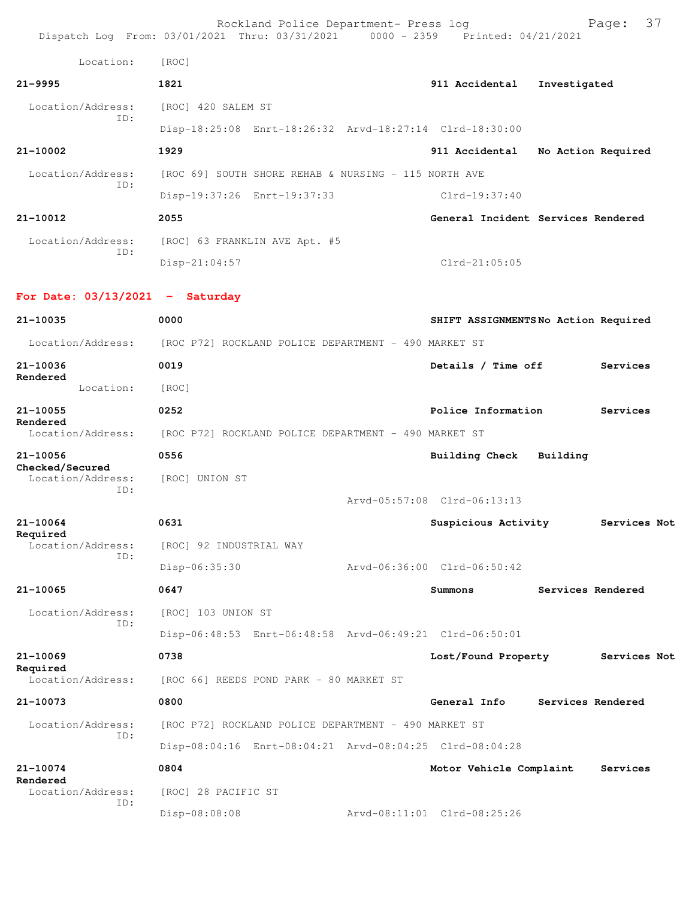Location: [ROC]

**21-9995** 1821 911 Accidental Investigated

Location/Address: [ROC] 420 SALEM ST
ID:
Disp-18:25:08 Enrt-18:26:32 Arvd-18:27:14 Clrd-18:30:00

**21-10002** 1929 911 Accidental No Action Required

Location/Address: [ROC 69] SOUTH SHORE REHAB & NURSING - 115 NORTH AVE
ID:
Disp-19:37:26 Enrt-19:37:33 Clrd-19:37:40

**21-10012** 2055 General Incident Services Rendered

Location/Address: [ROC] 63 FRANKLIN AVE Apt. #5
ID:
Disp-21:04:57 Clrd-21:05:05

## For Date: 03/13/2021 - Saturday

**21-10035** 0000 SHIFT ASSIGNMENTS No Action Required

Location/Address: [ROC P72] ROCKLAND POLICE DEPARTMENT - 490 MARKET ST

**21-10036** 0019 Details / Time off Services Rendered

Location: [ROC]

**21-10055** 0252 Police Information Services Rendered

Location/Address: [ROC P72] ROCKLAND POLICE DEPARTMENT - 490 MARKET ST

**21-10056** 0556 Building Check Building Checked/Secured

Location/Address: [ROC] UNION ST
ID:
Arvd-05:57:08 Clrd-06:13:13

**21-10064** 0631 Suspicious Activity Services Not Required

Location/Address: [ROC] 92 INDUSTRIAL WAY
ID:
Disp-06:35:30 Arvd-06:36:00 Clrd-06:50:42

**21-10065** 0647 Summons Services Rendered

Location/Address: [ROC] 103 UNION ST
ID:
Disp-06:48:53 Enrt-06:48:58 Arvd-06:49:21 Clrd-06:50:01

**21-10069** 0738 Lost/Found Property Services Not Required

Location/Address: [ROC 66] REEDS POND PARK - 80 MARKET ST

**21-10073** 0800 General Info Services Rendered

Location/Address: [ROC P72] ROCKLAND POLICE DEPARTMENT - 490 MARKET ST
ID:
Disp-08:04:16 Enrt-08:04:21 Arvd-08:04:25 Clrd-08:04:28

**21-10074** 0804 Motor Vehicle Complaint Services Rendered

Location/Address: [ROC] 28 PACIFIC ST
ID:
Disp-08:08:08 Arvd-08:11:01 Clrd-08:25:26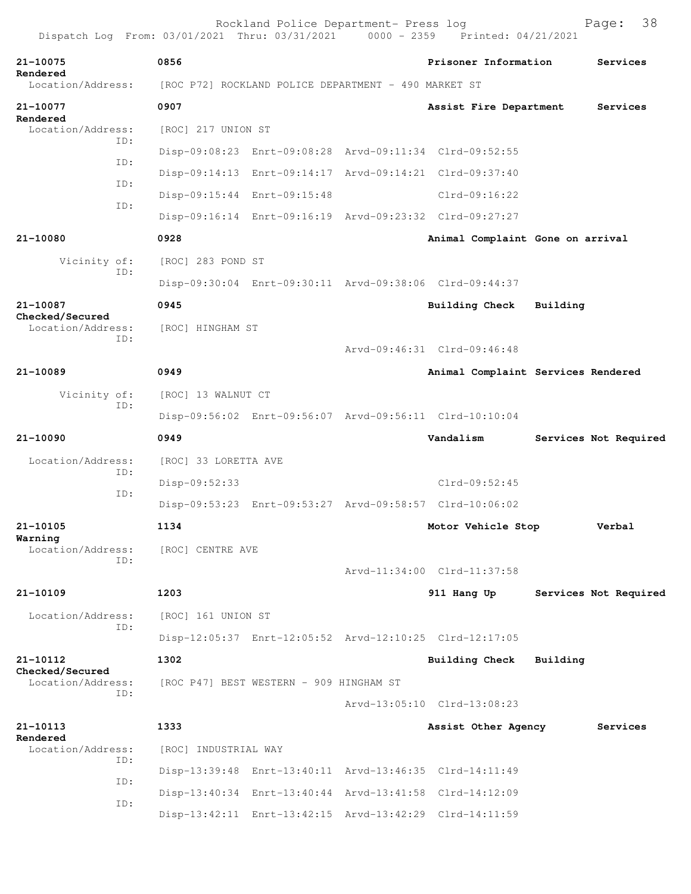21-10075 0856 Prisoner Information Services Rendered
Location/Address: [ROC P72] ROCKLAND POLICE DEPARTMENT - 490 MARKET ST

21-10077 0907 Assist Fire Department Services Rendered
Location/Address: [ROC] 217 UNION ST
ID: Disp-09:08:23 Enrt-09:08:28 Arvd-09:11:34 Clrd-09:52:55
ID: Disp-09:14:13 Enrt-09:14:17 Arvd-09:14:21 Clrd-09:37:40
ID: Disp-09:15:44 Enrt-09:15:48 Clrd-09:16:22
ID: Disp-09:16:14 Enrt-09:16:19 Arvd-09:23:32 Clrd-09:27:27

21-10080 0928 Animal Complaint Gone on arrival
Vicinity of: [ROC] 283 POND ST
ID: Disp-09:30:04 Enrt-09:30:11 Arvd-09:38:06 Clrd-09:44:37

21-10087 0945 Building Check Building Checked/Secured
Location/Address: [ROC] HINGHAM ST
ID: Arvd-09:46:31 Clrd-09:46:48

21-10089 0949 Animal Complaint Services Rendered
Vicinity of: [ROC] 13 WALNUT CT
ID: Disp-09:56:02 Enrt-09:56:07 Arvd-09:56:11 Clrd-10:10:04

21-10090 0949 Vandalism Services Not Required
Location/Address: [ROC] 33 LORETTA AVE
ID: Disp-09:52:33 Clrd-09:52:45
ID: Disp-09:53:23 Enrt-09:53:27 Arvd-09:58:57 Clrd-10:06:02

21-10105 1134 Motor Vehicle Stop Verbal Warning
Location/Address: [ROC] CENTRE AVE
ID: Arvd-11:34:00 Clrd-11:37:58

21-10109 1203 911 Hang Up Services Not Required
Location/Address: [ROC] 161 UNION ST
ID: Disp-12:05:37 Enrt-12:05:52 Arvd-12:10:25 Clrd-12:17:05

21-10112 1302 Building Check Building Checked/Secured
Location/Address: [ROC P47] BEST WESTERN - 909 HINGHAM ST
ID: Arvd-13:05:10 Clrd-13:08:23

21-10113 1333 Assist Other Agency Services Rendered
Location/Address: [ROC] INDUSTRIAL WAY
ID: Disp-13:39:48 Enrt-13:40:11 Arvd-13:46:35 Clrd-14:11:49
ID: Disp-13:40:34 Enrt-13:40:44 Arvd-13:41:58 Clrd-14:12:09
ID: Disp-13:42:11 Enrt-13:42:15 Arvd-13:42:29 Clrd-14:11:59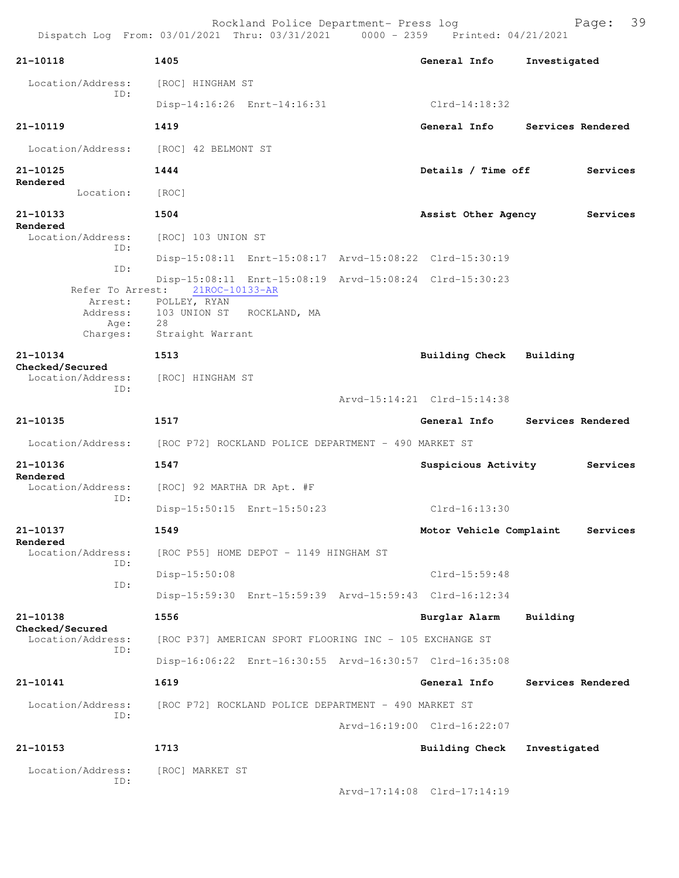**21-10118** 1405 General Info Investigated

Location/Address: [ROC] HINGHAM ST
ID:
Disp-14:16:26 Enrt-14:16:31 Clrd-14:18:32

**21-10119** 1419 General Info Services Rendered

Location/Address: [ROC] 42 BELMONT ST

**21-10125** 1444 Details / Time off Services Rendered

Location: [ROC]

**21-10133** 1504 Assist Other Agency Services Rendered

Location/Address: [ROC] 103 UNION ST
ID:
Disp-15:08:11 Enrt-15:08:17 Arvd-15:08:22 Clrd-15:30:19
ID:
Disp-15:08:11 Enrt-15:08:19 Arvd-15:08:24 Clrd-15:30:23
Refer To Arrest: 21ROC-10133-AR
Arrest: POLLEY, RYAN
Address: 103 UNION ST ROCKLAND, MA
Age: 28
Charges: Straight Warrant

**21-10134** 1513 Building Check Building Checked/Secured

Location/Address: [ROC] HINGHAM ST
ID:
Arvd-15:14:21 Clrd-15:14:38

**21-10135** 1517 General Info Services Rendered

Location/Address: [ROC P72] ROCKLAND POLICE DEPARTMENT - 490 MARKET ST

**21-10136** 1547 Suspicious Activity Services Rendered

Location/Address: [ROC] 92 MARTHA DR Apt. #F
ID:
Disp-15:50:15 Enrt-15:50:23 Clrd-16:13:30

**21-10137** 1549 Motor Vehicle Complaint Services Rendered

Location/Address: [ROC P55] HOME DEPOT - 1149 HINGHAM ST
ID:
Disp-15:50:08 Clrd-15:59:48
ID:
Disp-15:59:30 Enrt-15:59:39 Arvd-15:59:43 Clrd-16:12:34

**21-10138** 1556 Burglar Alarm Building Checked/Secured

Location/Address: [ROC P37] AMERICAN SPORT FLOORING INC - 105 EXCHANGE ST
ID:
Disp-16:06:22 Enrt-16:30:55 Arvd-16:30:57 Clrd-16:35:08

**21-10141** 1619 General Info Services Rendered

Location/Address: [ROC P72] ROCKLAND POLICE DEPARTMENT - 490 MARKET ST
ID:
Arvd-16:19:00 Clrd-16:22:07

**21-10153** 1713 Building Check Investigated

Location/Address: [ROC] MARKET ST
ID:
Arvd-17:14:08 Clrd-17:14:19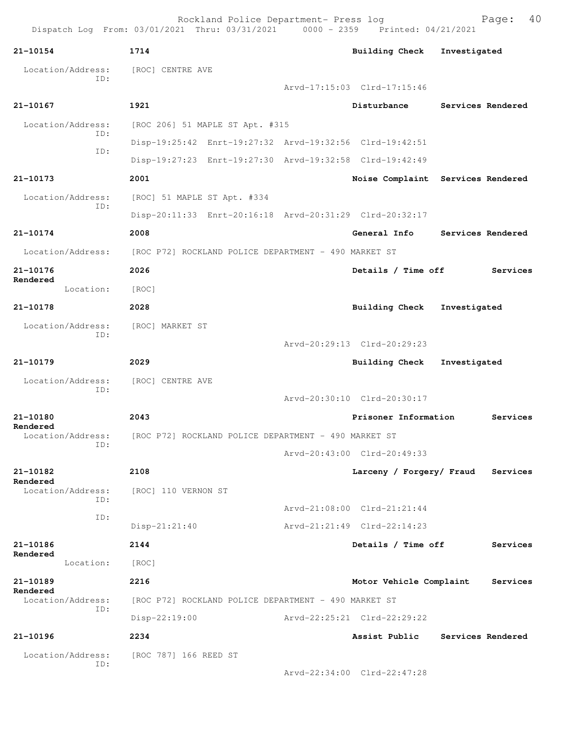Rockland Police Department- Press log
Dispatch Log From: 03/01/2021 Thru: 03/31/2021 0000 - 2359 Printed: 04/21/2021

**21-10154** **1714** **Building Check** **Investigated**
Location/Address: [ROC] CENTRE AVE
ID:
Arvd-17:15:03 Clrd-17:15:46

**21-10167** **1921** **Disturbance** **Services Rendered**
Location/Address: [ROC 206] 51 MAPLE ST Apt. #315
ID: Disp-19:25:42 Enrt-19:27:32 Arvd-19:32:56 Clrd-19:42:51
ID: Disp-19:27:23 Enrt-19:27:30 Arvd-19:32:58 Clrd-19:42:49

**21-10173** **2001** **Noise Complaint** **Services Rendered**
Location/Address: [ROC] 51 MAPLE ST Apt. #334
ID: Disp-20:11:33 Enrt-20:16:18 Arvd-20:31:29 Clrd-20:32:17

**21-10174** **2008** **General Info** **Services Rendered**
Location/Address: [ROC P72] ROCKLAND POLICE DEPARTMENT - 490 MARKET ST

**21-10176** **2026** **Details / Time off** **Services Rendered**
Location: [ROC]

**21-10178** **2028** **Building Check** **Investigated**
Location/Address: [ROC] MARKET ST
ID:
Arvd-20:29:13 Clrd-20:29:23

**21-10179** **2029** **Building Check** **Investigated**
Location/Address: [ROC] CENTRE AVE
ID:
Arvd-20:30:10 Clrd-20:30:17

**21-10180** **2043** **Prisoner Information** **Services Rendered**
Location/Address: [ROC P72] ROCKLAND POLICE DEPARTMENT - 490 MARKET ST
ID:
Arvd-20:43:00 Clrd-20:49:33

**21-10182** **2108** **Larceny / Forgery/ Fraud** **Services Rendered**
Location/Address: [ROC] 110 VERNON ST
ID:
Arvd-21:08:00 Clrd-21:21:44
ID: Disp-21:21:40 Arvd-21:21:49 Clrd-22:14:23

**21-10186** **2144** **Details / Time off** **Services Rendered**
Location: [ROC]

**21-10189** **2216** **Motor Vehicle Complaint** **Services Rendered**
Location/Address: [ROC P72] ROCKLAND POLICE DEPARTMENT - 490 MARKET ST
ID: Disp-22:19:00 Arvd-22:25:21 Clrd-22:29:22

**21-10196** **2234** **Assist Public** **Services Rendered**
Location/Address: [ROC 787] 166 REED ST
ID:
Arvd-22:34:00 Clrd-22:47:28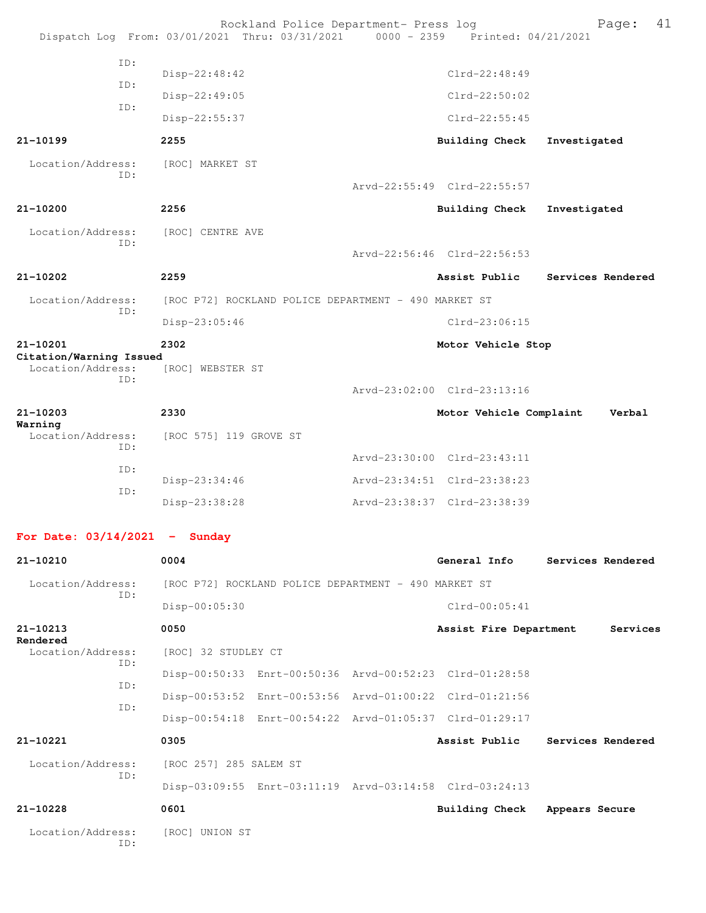ID:
Disp-22:48:42 Clrd-22:48:49
ID:
Disp-22:49:05 Clrd-22:50:02
ID:
Disp-22:55:37 Clrd-22:55:45

**21-10199** **2255** **Building Check** **Investigated**

Location/Address: [ROC] MARKET ST
ID:
Arvd-22:55:49 Clrd-22:55:57

**21-10200** **2256** **Building Check** **Investigated**

Location/Address: [ROC] CENTRE AVE
ID:
Arvd-22:56:46 Clrd-22:56:53

**21-10202** **2259** **Assist Public** **Services Rendered**

Location/Address: [ROC P72] ROCKLAND POLICE DEPARTMENT - 490 MARKET ST
ID:
Disp-23:05:46 Clrd-23:06:15

**21-10201** **2302** **Motor Vehicle Stop** **Citation/Warning Issued**

Location/Address: [ROC] WEBSTER ST
ID:
Arvd-23:02:00 Clrd-23:13:16

**21-10203** **2330** **Motor Vehicle Complaint** **Verbal Warning**

Location/Address: [ROC 575] 119 GROVE ST
ID:
Arvd-23:30:00 Clrd-23:43:11
ID:
Disp-23:34:46 Arvd-23:34:51 Clrd-23:38:23
ID:
Disp-23:38:28 Arvd-23:38:37 Clrd-23:38:39

## For Date: 03/14/2021 - Sunday

**21-10210** **0004** **General Info** **Services Rendered**

Location/Address: [ROC P72] ROCKLAND POLICE DEPARTMENT - 490 MARKET ST
ID:
Disp-00:05:30 Clrd-00:05:41

**21-10213** **0050** **Assist Fire Department** **Services Rendered**

Location/Address: [ROC] 32 STUDLEY CT
ID:
Disp-00:50:33 Enrt-00:50:36 Arvd-00:52:23 Clrd-01:28:58
ID:
Disp-00:53:52 Enrt-00:53:56 Arvd-01:00:22 Clrd-01:21:56
ID:
Disp-00:54:18 Enrt-00:54:22 Arvd-01:05:37 Clrd-01:29:17

**21-10221** **0305** **Assist Public** **Services Rendered**

Location/Address: [ROC 257] 285 SALEM ST
ID:
Disp-03:09:55 Enrt-03:11:19 Arvd-03:14:58 Clrd-03:24:13

**21-10228** **0601** **Building Check** **Appears Secure**

Location/Address: [ROC] UNION ST
ID: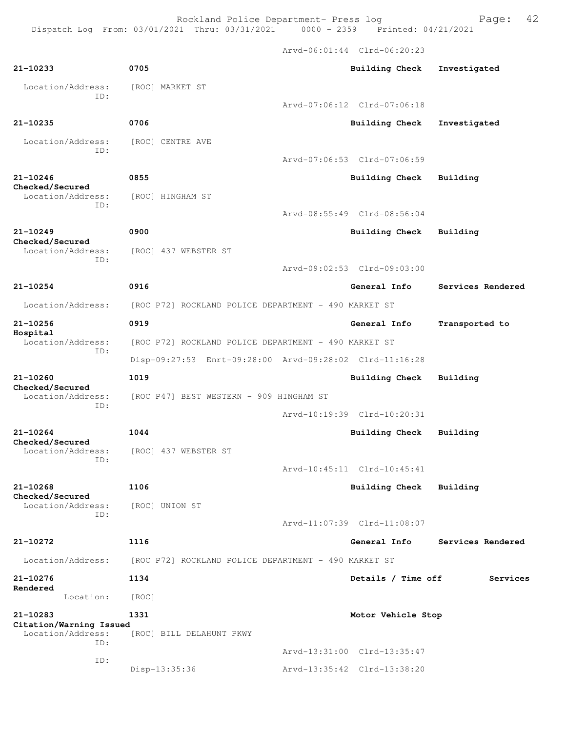Arvd-06:01:44 Clrd-06:20:23

**21-10233** 0705 **Building Check** **Investigated**
Location/Address: [ROC] MARKET ST
ID:
Arvd-07:06:12 Clrd-07:06:18

**21-10235** 0706 **Building Check** **Investigated**
Location/Address: [ROC] CENTRE AVE
ID:
Arvd-07:06:53 Clrd-07:06:59

**21-10246** 0855 **Building Check** **Building Checked/Secured**
Location/Address: [ROC] HINGHAM ST
ID:
Arvd-08:55:49 Clrd-08:56:04

**21-10249** 0900 **Building Check** **Building Checked/Secured**
Location/Address: [ROC] 437 WEBSTER ST
ID:
Arvd-09:02:53 Clrd-09:03:00

**21-10254** 0916 **General Info** **Services Rendered**
Location/Address: [ROC P72] ROCKLAND POLICE DEPARTMENT - 490 MARKET ST

**21-10256** 0919 **General Info** **Transported to Hospital**
Location/Address: [ROC P72] ROCKLAND POLICE DEPARTMENT - 490 MARKET ST
ID:
Disp-09:27:53 Enrt-09:28:00 Arvd-09:28:02 Clrd-11:16:28

**21-10260** 1019 **Building Check** **Building Checked/Secured**
Location/Address: [ROC P47] BEST WESTERN - 909 HINGHAM ST
ID:
Arvd-10:19:39 Clrd-10:20:31

**21-10264** 1044 **Building Check** **Building Checked/Secured**
Location/Address: [ROC] 437 WEBSTER ST
ID:
Arvd-10:45:11 Clrd-10:45:41

**21-10268** 1106 **Building Check** **Building Checked/Secured**
Location/Address: [ROC] UNION ST
ID:
Arvd-11:07:39 Clrd-11:08:07

**21-10272** 1116 **General Info** **Services Rendered**
Location/Address: [ROC P72] ROCKLAND POLICE DEPARTMENT - 490 MARKET ST

**21-10276** 1134 **Details / Time off** **Services Rendered**
Location: [ROC]

**21-10283** 1331 **Motor Vehicle Stop** **Citation/Warning Issued**
Location/Address: [ROC] BILL DELAHUNT PKWY
ID:
Arvd-13:31:00 Clrd-13:35:47
ID:
Disp-13:35:36 Arvd-13:35:42 Clrd-13:38:20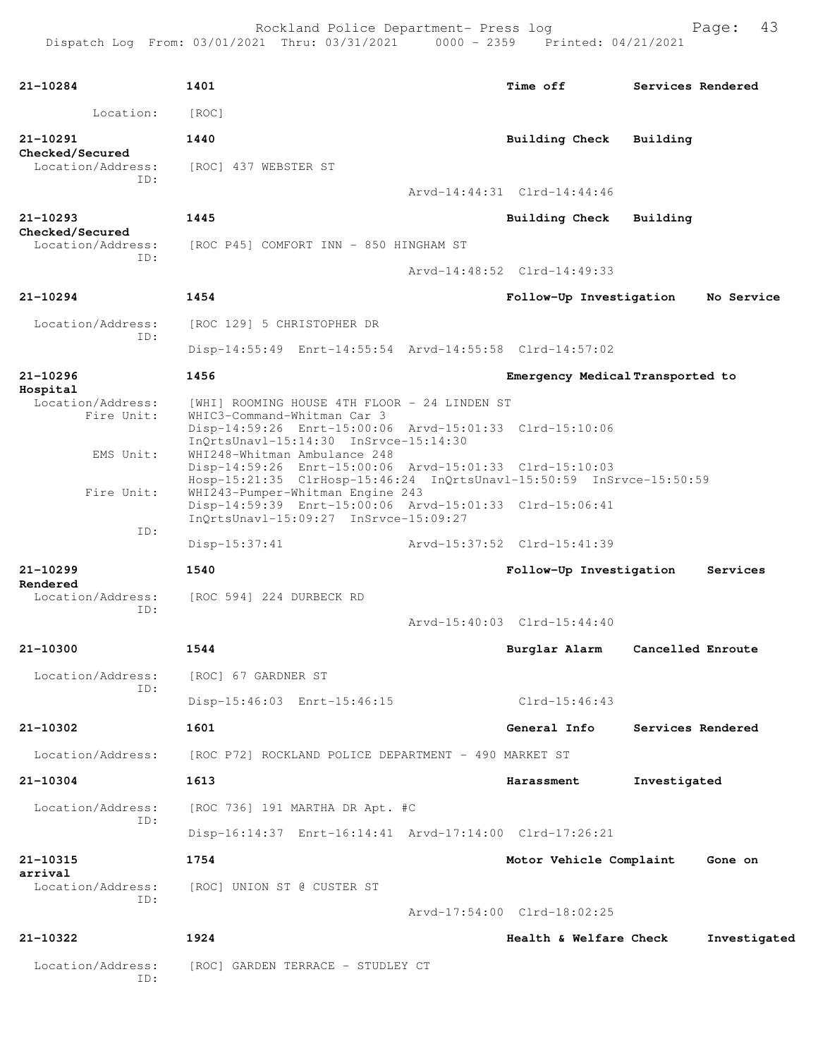Rockland Police Department- Press log

Dispatch Log From: 03/01/2021 Thru: 03/31/2021 0000 - 2359 Printed: 04/21/2021

**21-10284** **1401** **Time off** **Services Rendered**

Location: [ROC]

**21-10291** **1440** **Building Check** **Building Checked/Secured**

Location/Address: [ROC] 437 WEBSTER ST

ID:

Arvd-14:44:31 Clrd-14:44:46

**21-10293** **1445** **Building Check** **Building Checked/Secured**

Location/Address: [ROC P45] COMFORT INN - 850 HINGHAM ST

ID:

Arvd-14:48:52 Clrd-14:49:33

**21-10294** **1454** **Follow-Up Investigation** **No Service**

Location/Address: [ROC 129] 5 CHRISTOPHER DR

ID:

Disp-14:55:49 Enrt-14:55:54 Arvd-14:55:58 Clrd-14:57:02

**21-10296** **1456** **Emergency Medical** **Transported to Hospital**

Location/Address: [WHI] ROOMING HOUSE 4TH FLOOR - 24 LINDEN ST

Fire Unit: WHIC3-Command-Whitman Car 3

Disp-14:59:26 Enrt-15:00:06 Arvd-15:01:33 Clrd-15:10:06

InQrtsUnavl-15:14:30 InSrvce-15:14:30

EMS Unit: WHI248-Whitman Ambulance 248

Disp-14:59:26 Enrt-15:00:06 Arvd-15:01:33 Clrd-15:10:03

Hosp-15:21:35 ClrHosp-15:46:24 InQrtsUnavl-15:50:59 InSrvce-15:50:59

Fire Unit: WHI243-Pumper-Whitman Engine 243

Disp-14:59:39 Enrt-15:00:06 Arvd-15:01:33 Clrd-15:06:41

InQrtsUnavl-15:09:27 InSrvce-15:09:27

ID:

Disp-15:37:41 Arvd-15:37:52 Clrd-15:41:39

**21-10299** **1540** **Follow-Up Investigation** **Services Rendered**

Location/Address: [ROC 594] 224 DURBECK RD

ID:

Arvd-15:40:03 Clrd-15:44:40

**21-10300** **1544** **Burglar Alarm** **Cancelled Enroute**

Location/Address: [ROC] 67 GARDNER ST

ID:

Disp-15:46:03 Enrt-15:46:15 Clrd-15:46:43

**21-10302** **1601** **General Info** **Services Rendered**

Location/Address: [ROC P72] ROCKLAND POLICE DEPARTMENT - 490 MARKET ST

**21-10304** **1613** **Harassment** **Investigated**

Location/Address: [ROC 736] 191 MARTHA DR Apt. #C

ID:

Disp-16:14:37 Enrt-16:14:41 Arvd-17:14:00 Clrd-17:26:21

**21-10315** **1754** **Motor Vehicle Complaint** **Gone on arrival**

Location/Address: [ROC] UNION ST @ CUSTER ST

ID:

Arvd-17:54:00 Clrd-18:02:25

**21-10322** **1924** **Health & Welfare Check** **Investigated**

Location/Address: [ROC] GARDEN TERRACE - STUDLEY CT

ID: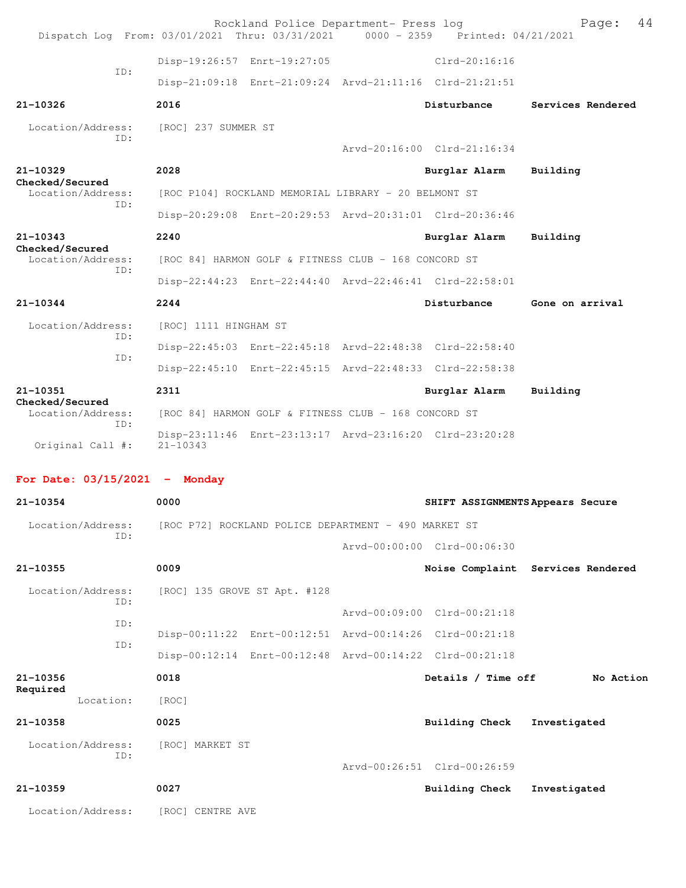Disp-19:26:57 Enrt-19:27:05 Clrd-20:16:16

ID:

Disp-21:09:18 Enrt-21:09:24 Arvd-21:11:16 Clrd-21:21:51

**21-10326** **2016** **Disturbance** **Services Rendered**

Location/Address: [ROC] 237 SUMMER ST

ID:

Arvd-20:16:00 Clrd-21:16:34

**21-10329** **2028** **Burglar Alarm** **Building Checked/Secured**

Location/Address: [ROC P104] ROCKLAND MEMORIAL LIBRARY - 20 BELMONT ST

ID:

Disp-20:29:08 Enrt-20:29:53 Arvd-20:31:01 Clrd-20:36:46

**21-10343** **2240** **Burglar Alarm** **Building Checked/Secured**

Location/Address: [ROC 84] HARMON GOLF & FITNESS CLUB - 168 CONCORD ST

ID:

Disp-22:44:23 Enrt-22:44:40 Arvd-22:46:41 Clrd-22:58:01

**21-10344** **2244** **Disturbance** **Gone on arrival**

Location/Address: [ROC] 1111 HINGHAM ST

ID:

Disp-22:45:03 Enrt-22:45:18 Arvd-22:48:38 Clrd-22:58:40

ID:

Disp-22:45:10 Enrt-22:45:15 Arvd-22:48:33 Clrd-22:58:38

**21-10351** **2311** **Burglar Alarm** **Building Checked/Secured**

Location/Address: [ROC 84] HARMON GOLF & FITNESS CLUB - 168 CONCORD ST

ID:

Disp-23:11:46 Enrt-23:13:17 Arvd-23:16:20 Clrd-23:20:28

Original Call #: 21-10343

## For Date: 03/15/2021 - Monday

**21-10354** **0000** **SHIFT ASSIGNMENTS** **Appears Secure**

Location/Address: [ROC P72] ROCKLAND POLICE DEPARTMENT - 490 MARKET ST

ID:

Arvd-00:00:00 Clrd-00:06:30

**21-10355** **0009** **Noise Complaint** **Services Rendered**

Location/Address: [ROC] 135 GROVE ST Apt. #128

ID:

Arvd-00:09:00 Clrd-00:21:18

ID:

Disp-00:11:22 Enrt-00:12:51 Arvd-00:14:26 Clrd-00:21:18

ID:

Disp-00:12:14 Enrt-00:12:48 Arvd-00:14:22 Clrd-00:21:18

**21-10356** **0018** **Details / Time off** **No Action Required**

Location: [ROC]

**21-10358** **0025** **Building Check** **Investigated**

Location/Address: [ROC] MARKET ST

ID:

Arvd-00:26:51 Clrd-00:26:59

**21-10359** **0027** **Building Check** **Investigated**

Location/Address: [ROC] CENTRE AVE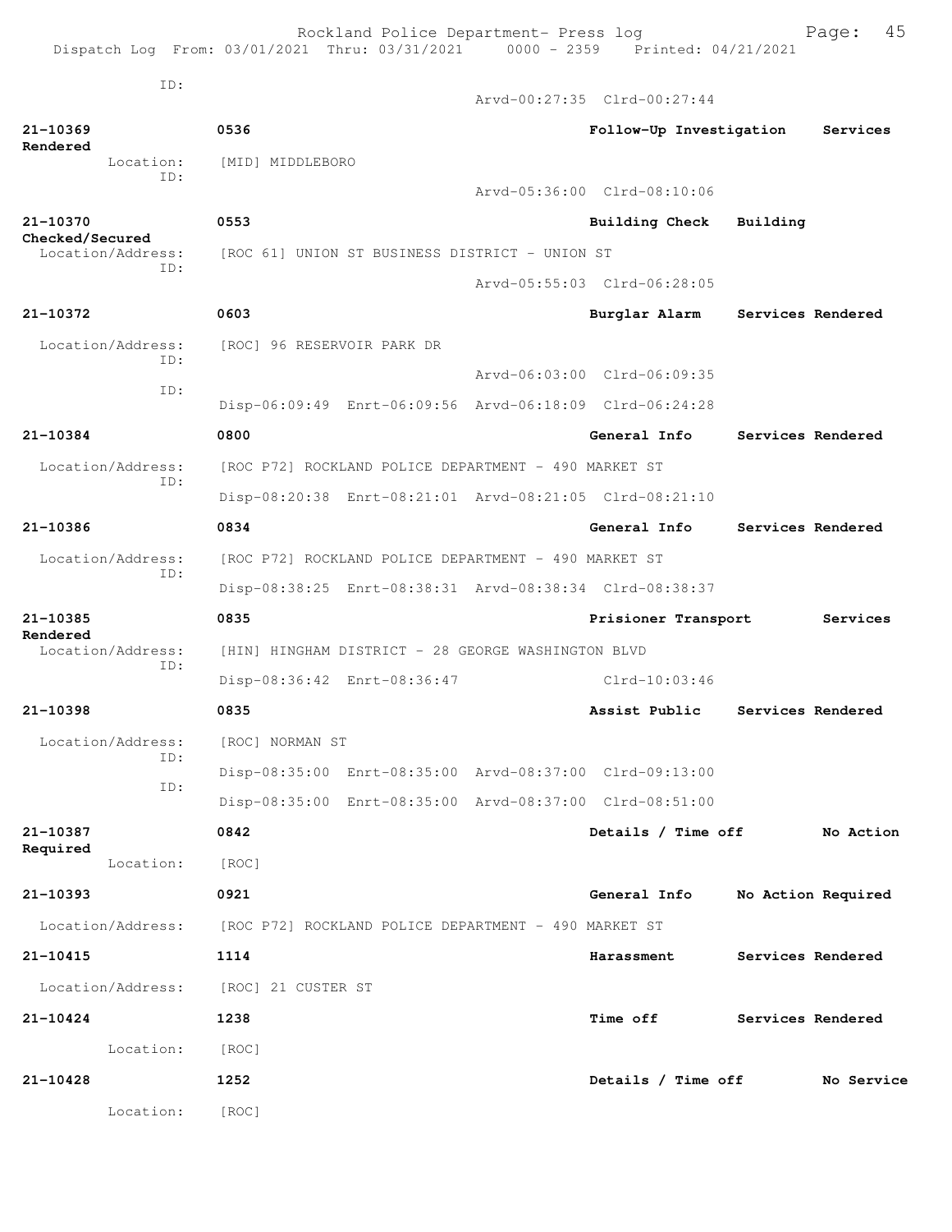Dispatch Log From: 03/01/2021 Thru: 03/31/2021 0000 - 2359 Printed: 04/21/2021

ID:
Arvd-00:27:35 Clrd-00:27:44

**21-10369** **0536** **Follow-Up Investigation** **Services Rendered**
Location: [MID] MIDDLEBORO
ID:
Arvd-05:36:00 Clrd-08:10:06

**21-10370** **0553** **Building Check** **Building Checked/Secured**
Location/Address: [ROC 61] UNION ST BUSINESS DISTRICT - UNION ST
ID:
Arvd-05:55:03 Clrd-06:28:05

**21-10372** **0603** **Burglar Alarm** **Services Rendered**
Location/Address: [ROC] 96 RESERVOIR PARK DR
ID:
Arvd-06:03:00 Clrd-06:09:35
ID:
Disp-06:09:49 Enrt-06:09:56 Arvd-06:18:09 Clrd-06:24:28

**21-10384** **0800** **General Info** **Services Rendered**
Location/Address: [ROC P72] ROCKLAND POLICE DEPARTMENT - 490 MARKET ST
ID:
Disp-08:20:38 Enrt-08:21:01 Arvd-08:21:05 Clrd-08:21:10

**21-10386** **0834** **General Info** **Services Rendered**
Location/Address: [ROC P72] ROCKLAND POLICE DEPARTMENT - 490 MARKET ST
ID:
Disp-08:38:25 Enrt-08:38:31 Arvd-08:38:34 Clrd-08:38:37

**21-10385** **0835** **Prisioner Transport** **Services Rendered**
Location/Address: [HIN] HINGHAM DISTRICT - 28 GEORGE WASHINGTON BLVD
ID:
Disp-08:36:42 Enrt-08:36:47 Clrd-10:03:46

**21-10398** **0835** **Assist Public** **Services Rendered**
Location/Address: [ROC] NORMAN ST
ID:
Disp-08:35:00 Enrt-08:35:00 Arvd-08:37:00 Clrd-09:13:00
ID:
Disp-08:35:00 Enrt-08:35:00 Arvd-08:37:00 Clrd-08:51:00

**21-10387** **0842** **Details / Time off** **No Action Required**
Location: [ROC]

**21-10393** **0921** **General Info** **No Action Required**
Location/Address: [ROC P72] ROCKLAND POLICE DEPARTMENT - 490 MARKET ST

**21-10415** **1114** **Harassment** **Services Rendered**
Location/Address: [ROC] 21 CUSTER ST

**21-10424** **1238** **Time off** **Services Rendered**
Location: [ROC]

**21-10428** **1252** **Details / Time off** **No Service**
Location: [ROC]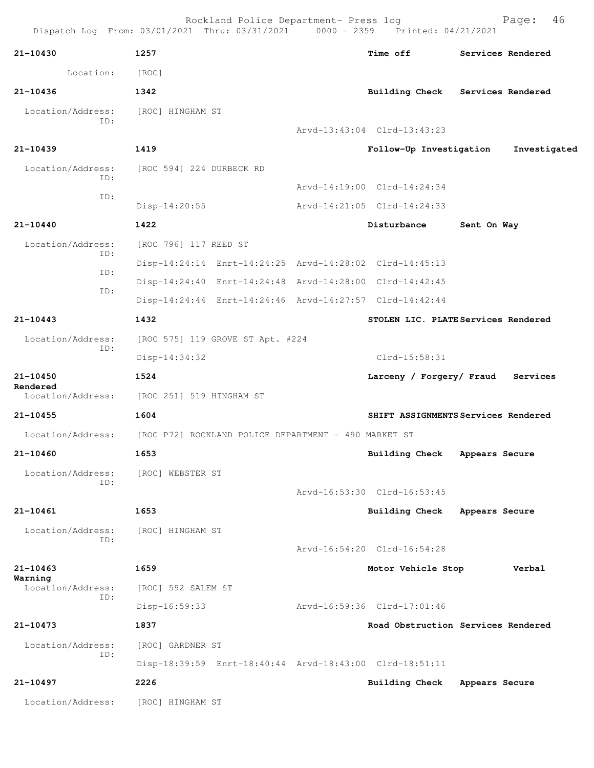**21-10430** 1257 Time off Services Rendered
Location: [ROC]

**21-10436** 1342 Building Check Services Rendered
Location/Address: [ROC] HINGHAM ST
ID: Arvd-13:43:04 Clrd-13:43:23

**21-10439** 1419 Follow-Up Investigation Investigated
Location/Address: [ROC 594] 224 DURBECK RD
ID: Arvd-14:19:00 Clrd-14:24:34
ID: Disp-14:20:55 Arvd-14:21:05 Clrd-14:24:33

**21-10440** 1422 Disturbance Sent On Way
Location/Address: [ROC 796] 117 REED ST
ID: Disp-14:24:14 Enrt-14:24:25 Arvd-14:28:02 Clrd-14:45:13
ID: Disp-14:24:40 Enrt-14:24:48 Arvd-14:28:00 Clrd-14:42:45
ID: Disp-14:24:44 Enrt-14:24:46 Arvd-14:27:57 Clrd-14:42:44

**21-10443** 1432 STOLEN LIC. PLATE Services Rendered
Location/Address: [ROC 575] 119 GROVE ST Apt. #224
ID: Disp-14:34:32 Clrd-15:58:31

**21-10450** 1524 Larceny / Forgery/ Fraud Services Rendered
Location/Address: [ROC 251] 519 HINGHAM ST

**21-10455** 1604 SHIFT ASSIGNMENTS Services Rendered
Location/Address: [ROC P72] ROCKLAND POLICE DEPARTMENT - 490 MARKET ST

**21-10460** 1653 Building Check Appears Secure
Location/Address: [ROC] WEBSTER ST
ID: Arvd-16:53:30 Clrd-16:53:45

**21-10461** 1653 Building Check Appears Secure
Location/Address: [ROC] HINGHAM ST
ID: Arvd-16:54:20 Clrd-16:54:28

**21-10463** 1659 Motor Vehicle Stop Verbal Warning
Location/Address: [ROC] 592 SALEM ST
ID: Disp-16:59:33 Arvd-16:59:36 Clrd-17:01:46

**21-10473** 1837 Road Obstruction Services Rendered
Location/Address: [ROC] GARDNER ST
ID: Disp-18:39:59 Enrt-18:40:44 Arvd-18:43:00 Clrd-18:51:11

**21-10497** 2226 Building Check Appears Secure
Location/Address: [ROC] HINGHAM ST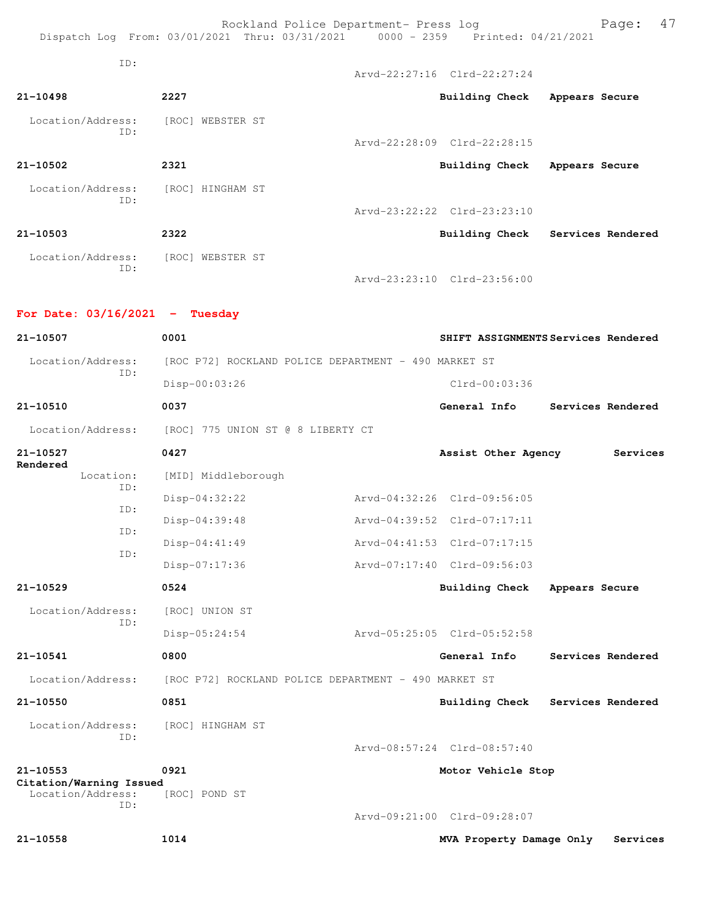ID:
Arvd-22:27:16 Clrd-22:27:24

**21-10498** **2227** **Building Check** **Appears Secure**

Location/Address: [ROC] WEBSTER ST
ID:
Arvd-22:28:09 Clrd-22:28:15

**21-10502** **2321** **Building Check** **Appears Secure**

Location/Address: [ROC] HINGHAM ST
ID:
Arvd-23:22:22 Clrd-23:23:10

**21-10503** **2322** **Building Check** **Services Rendered**

Location/Address: [ROC] WEBSTER ST
ID:
Arvd-23:23:10 Clrd-23:56:00

**For Date: 03/16/2021 - Tuesday**

**21-10507** **0001** **SHIFT ASSIGNMENTS** **Services Rendered**

Location/Address: [ROC P72] ROCKLAND POLICE DEPARTMENT - 490 MARKET ST
ID:
Disp-00:03:26 Clrd-00:03:36

**21-10510** **0037** **General Info** **Services Rendered**

Location/Address: [ROC] 775 UNION ST @ 8 LIBERTY CT

**21-10527** **0427** **Assist Other Agency** **Services Rendered**

Location: [MID] Middleborough
ID:
Disp-04:32:22 Arvd-04:32:26 Clrd-09:56:05
ID:
Disp-04:39:48 Arvd-04:39:52 Clrd-07:17:11
ID:
Disp-04:41:49 Arvd-04:41:53 Clrd-07:17:15
ID:
Disp-07:17:36 Arvd-07:17:40 Clrd-09:56:03

**21-10529** **0524** **Building Check** **Appears Secure**

Location/Address: [ROC] UNION ST
ID:
Disp-05:24:54 Arvd-05:25:05 Clrd-05:52:58

**21-10541** **0800** **General Info** **Services Rendered**

Location/Address: [ROC P72] ROCKLAND POLICE DEPARTMENT - 490 MARKET ST

**21-10550** **0851** **Building Check** **Services Rendered**

Location/Address: [ROC] HINGHAM ST
ID:
Arvd-08:57:24 Clrd-08:57:40

**21-10553** **0921** **Motor Vehicle Stop** **Citation/Warning Issued**

Location/Address: [ROC] POND ST
ID:
Arvd-09:21:00 Clrd-09:28:07

**21-10558** **1014** **MVA Property Damage Only** **Services**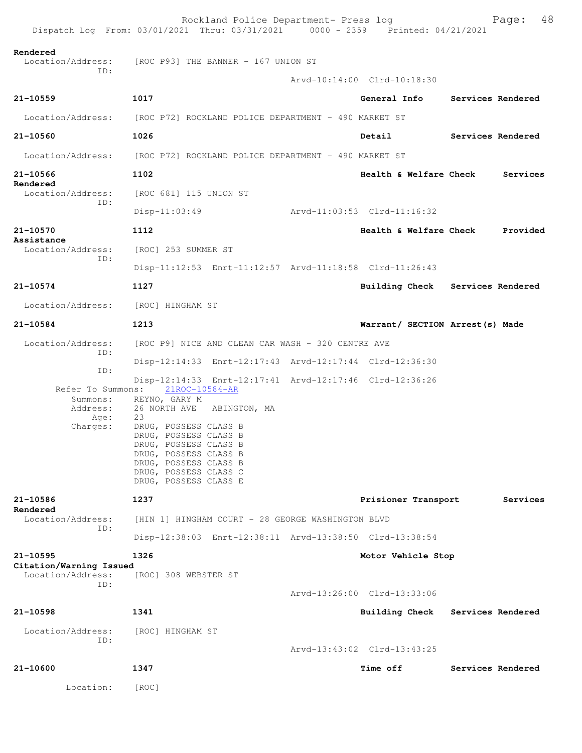Rendered
  Location/Address: [ROC P93] THE BANNER - 167 UNION ST
  ID:
  Arvd-10:14:00 Clrd-10:18:30

**21-10559** **1017** **General Info** **Services Rendered**

  Location/Address: [ROC P72] ROCKLAND POLICE DEPARTMENT - 490 MARKET ST

**21-10560** **1026** **Detail** **Services Rendered**

  Location/Address: [ROC P72] ROCKLAND POLICE DEPARTMENT - 490 MARKET ST

**21-10566** **1102** **Health & Welfare Check** **Services Rendered**
  Location/Address: [ROC 681] 115 UNION ST
  ID:
  Disp-11:03:49 Arvd-11:03:53 Clrd-11:16:32

**21-10570** **1112** **Health & Welfare Check** **Provided Assistance**
  Location/Address: [ROC] 253 SUMMER ST
  ID:
  Disp-11:12:53 Enrt-11:12:57 Arvd-11:18:58 Clrd-11:26:43

**21-10574** **1127** **Building Check** **Services Rendered**

  Location/Address: [ROC] HINGHAM ST

**21-10584** **1213** **Warrant/ SECTION Arrest(s) Made**

  Location/Address: [ROC P9] NICE AND CLEAN CAR WASH - 320 CENTRE AVE
  ID:
  Disp-12:14:33 Enrt-12:17:43 Arvd-12:17:44 Clrd-12:36:30
  ID:
  Disp-12:14:33 Enrt-12:17:41 Arvd-12:17:46 Clrd-12:36:26
  Refer To Summons: 21ROC-10584-AR
  Summons: REYNO, GARY M
  Address: 26 NORTH AVE ABINGTON, MA
  Age: 23
  Charges: DRUG, POSSESS CLASS B
  DRUG, POSSESS CLASS B
  DRUG, POSSESS CLASS B
  DRUG, POSSESS CLASS B
  DRUG, POSSESS CLASS B
  DRUG, POSSESS CLASS C
  DRUG, POSSESS CLASS E

**21-10586** **1237** **Prisioner Transport** **Services Rendered**
  Location/Address: [HIN 1] HINGHAM COURT - 28 GEORGE WASHINGTON BLVD
  ID:
  Disp-12:38:03 Enrt-12:38:11 Arvd-13:38:50 Clrd-13:38:54

**21-10595** **1326** **Motor Vehicle Stop** **Citation/Warning Issued**
  Location/Address: [ROC] 308 WEBSTER ST
  ID:
  Arvd-13:26:00 Clrd-13:33:06

**21-10598** **1341** **Building Check** **Services Rendered**

  Location/Address: [ROC] HINGHAM ST
  ID:
  Arvd-13:43:02 Clrd-13:43:25

**21-10600** **1347** **Time off** **Services Rendered**

  Location: [ROC]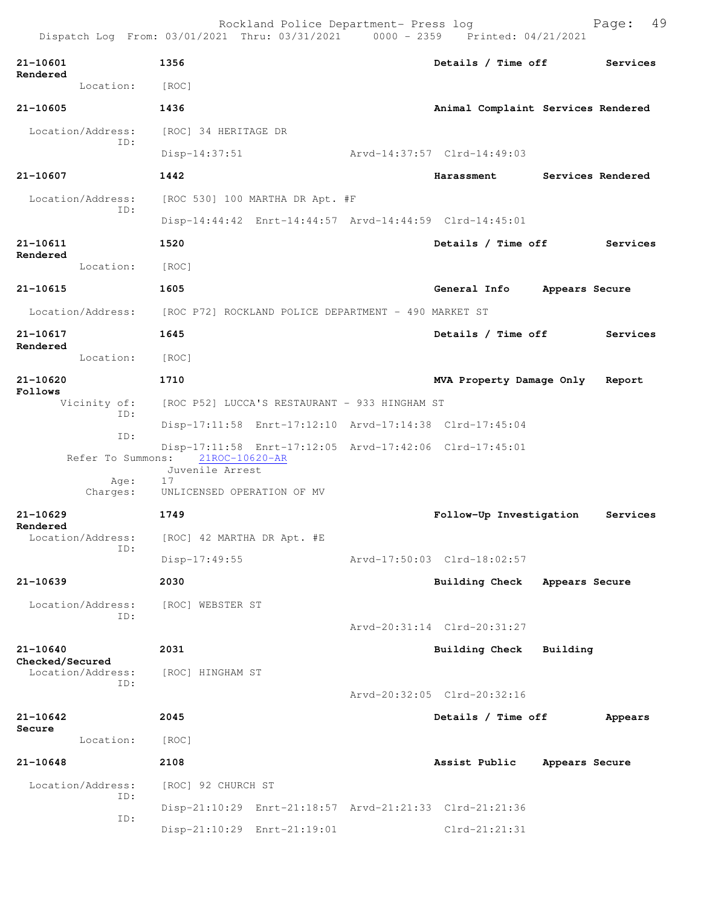Rockland Police Department- Press log
Dispatch Log From: 03/01/2021 Thru: 03/31/2021 0000 - 2359 Printed: 04/21/2021

**21-10601** **1356** **Details / Time off** **Services Rendered**
Location: [ROC]

**21-10605** **1436** **Animal Complaint** **Services Rendered**
Location/Address: [ROC] 34 HERITAGE DR
ID:
Disp-14:37:51 Arvd-14:37:57 Clrd-14:49:03

**21-10607** **1442** **Harassment** **Services Rendered**
Location/Address: [ROC 530] 100 MARTHA DR Apt. #F
ID:
Disp-14:44:42 Enrt-14:44:57 Arvd-14:44:59 Clrd-14:45:01

**21-10611** **1520** **Details / Time off** **Services Rendered**
Location: [ROC]

**21-10615** **1605** **General Info** **Appears Secure**
Location/Address: [ROC P72] ROCKLAND POLICE DEPARTMENT - 490 MARKET ST

**21-10617** **1645** **Details / Time off** **Services Rendered**
Location: [ROC]

**21-10620** **1710** **MVA Property Damage Only** **Report Follows**
Vicinity of: [ROC P52] LUCCA'S RESTAURANT - 933 HINGHAM ST
ID:
Disp-17:11:58 Enrt-17:12:10 Arvd-17:14:38 Clrd-17:45:04
ID:
Disp-17:11:58 Enrt-17:12:05 Arvd-17:42:06 Clrd-17:45:01
Refer To Summons: 21ROC-10620-AR
Juvenile Arrest
Age: 17
Charges: UNLICENSED OPERATION OF MV

**21-10629** **1749** **Follow-Up Investigation** **Services Rendered**
Location/Address: [ROC] 42 MARTHA DR Apt. #E
ID:
Disp-17:49:55 Arvd-17:50:03 Clrd-18:02:57

**21-10639** **2030** **Building Check** **Appears Secure**
Location/Address: [ROC] WEBSTER ST
ID:
Arvd-20:31:14 Clrd-20:31:27

**21-10640** **2031** **Building Check** **Building Checked/Secured**
Location/Address: [ROC] HINGHAM ST
ID:
Arvd-20:32:05 Clrd-20:32:16

**21-10642** **2045** **Details / Time off** **Appears Secure**
Location: [ROC]

**21-10648** **2108** **Assist Public** **Appears Secure**
Location/Address: [ROC] 92 CHURCH ST
ID:
Disp-21:10:29 Enrt-21:18:57 Arvd-21:21:33 Clrd-21:21:36
ID:
Disp-21:10:29 Enrt-21:19:01 Clrd-21:21:31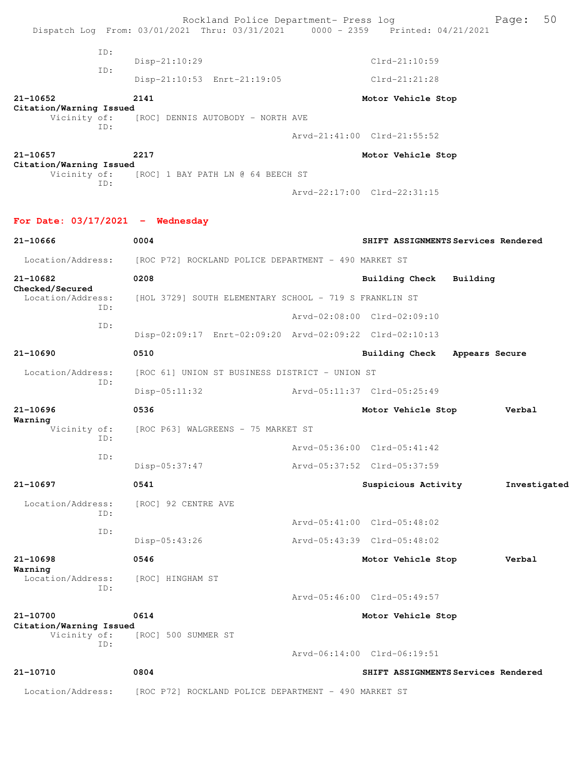```
            ID:
                 Disp-21:10:29                              Clrd-21:10:59
            ID:
                 Disp-21:10:53  Enrt-21:19:05               Clrd-21:21:28

21-10652          2141                                   Motor Vehicle Stop
Citation/Warning Issued
      Vicinity of:    [ROC] DENNIS AUTOBODY - NORTH AVE
            ID:
                                          Arvd-21:41:00  Clrd-21:55:52

21-10657          2217                                   Motor Vehicle Stop
Citation/Warning Issued
      Vicinity of:    [ROC] 1 BAY PATH LN @ 64 BEECH ST
            ID:
                                          Arvd-22:17:00  Clrd-22:31:15
```

**For Date: 03/17/2021 - Wednesday**

```
21-10666          0004                                   SHIFT ASSIGNMENTS Services Rendered

  Location/Address:   [ROC P72] ROCKLAND POLICE DEPARTMENT - 490 MARKET ST

21-10682          0208                                   Building Check   Building
Checked/Secured
  Location/Address:   [HOL 3729] SOUTH ELEMENTARY SCHOOL - 719 S FRANKLIN ST
            ID:
                                          Arvd-02:08:00  Clrd-02:09:10
            ID:
                 Disp-02:09:17  Enrt-02:09:20  Arvd-02:09:22  Clrd-02:10:13

21-10690          0510                                   Building Check   Appears Secure

  Location/Address:   [ROC 61] UNION ST BUSINESS DISTRICT - UNION ST
            ID:
                 Disp-05:11:32            Arvd-05:11:37  Clrd-05:25:49

21-10696          0536                                   Motor Vehicle Stop        Verbal
Warning
      Vicinity of:    [ROC P63] WALGREENS - 75 MARKET ST
            ID:
                                          Arvd-05:36:00  Clrd-05:41:42
            ID:
                 Disp-05:37:47            Arvd-05:37:52  Clrd-05:37:59

21-10697          0541                                   Suspicious Activity       Investigated

  Location/Address:   [ROC] 92 CENTRE AVE
            ID:
                                          Arvd-05:41:00  Clrd-05:48:02
            ID:
                 Disp-05:43:26            Arvd-05:43:39  Clrd-05:48:02

21-10698          0546                                   Motor Vehicle Stop        Verbal
Warning
  Location/Address:   [ROC] HINGHAM ST
            ID:
                                          Arvd-05:46:00  Clrd-05:49:57

21-10700          0614                                   Motor Vehicle Stop
Citation/Warning Issued
      Vicinity of:    [ROC] 500 SUMMER ST
            ID:
                                          Arvd-06:14:00  Clrd-06:19:51

21-10710          0804                                   SHIFT ASSIGNMENTS Services Rendered

  Location/Address:   [ROC P72] ROCKLAND POLICE DEPARTMENT - 490 MARKET ST
```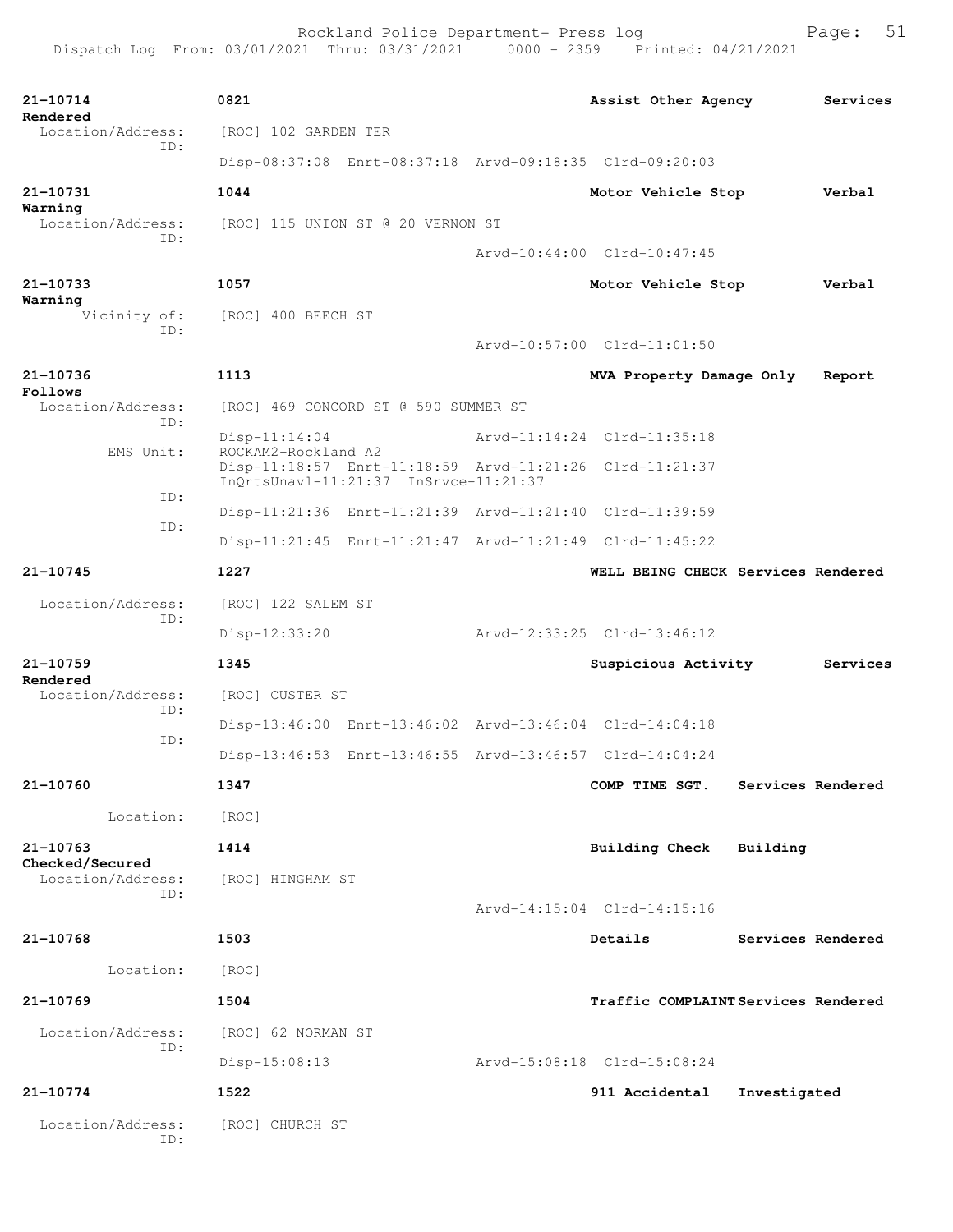21-10714 0821 Assist Other Agency Services Rendered
Location/Address: [ROC] 102 GARDEN TER
ID:
Disp-08:37:08 Enrt-08:37:18 Arvd-09:18:35 Clrd-09:20:03

21-10731 1044 Motor Vehicle Stop Verbal Warning
Location/Address: [ROC] 115 UNION ST @ 20 VERNON ST
ID:
Arvd-10:44:00 Clrd-10:47:45

21-10733 1057 Motor Vehicle Stop Verbal Warning
Vicinity of: [ROC] 400 BEECH ST
ID:
Arvd-10:57:00 Clrd-11:01:50

21-10736 1113 MVA Property Damage Only Report Follows
Location/Address: [ROC] 469 CONCORD ST @ 590 SUMMER ST
ID:
Disp-11:14:04 Arvd-11:14:24 Clrd-11:35:18
EMS Unit: ROCKAM2-Rockland A2
Disp-11:18:57 Enrt-11:18:59 Arvd-11:21:26 Clrd-11:21:37
InQrtsUnavl-11:21:37 InSrvce-11:21:37
ID:
Disp-11:21:36 Enrt-11:21:39 Arvd-11:21:40 Clrd-11:39:59
ID:
Disp-11:21:45 Enrt-11:21:47 Arvd-11:21:49 Clrd-11:45:22

21-10745 1227 WELL BEING CHECK Services Rendered
Location/Address: [ROC] 122 SALEM ST
ID:
Disp-12:33:20 Arvd-12:33:25 Clrd-13:46:12

21-10759 1345 Suspicious Activity Services Rendered
Location/Address: [ROC] CUSTER ST
ID:
Disp-13:46:00 Enrt-13:46:02 Arvd-13:46:04 Clrd-14:04:18
ID:
Disp-13:46:53 Enrt-13:46:55 Arvd-13:46:57 Clrd-14:04:24

21-10760 1347 COMP TIME SGT. Services Rendered
Location: [ROC]

21-10763 1414 Building Check Building Checked/Secured
Location/Address: [ROC] HINGHAM ST
ID:
Arvd-14:15:04 Clrd-14:15:16

21-10768 1503 Details Services Rendered
Location: [ROC]

21-10769 1504 Traffic COMPLAINT Services Rendered
Location/Address: [ROC] 62 NORMAN ST
ID:
Disp-15:08:13 Arvd-15:08:18 Clrd-15:08:24

21-10774 1522 911 Accidental Investigated
Location/Address: [ROC] CHURCH ST
ID: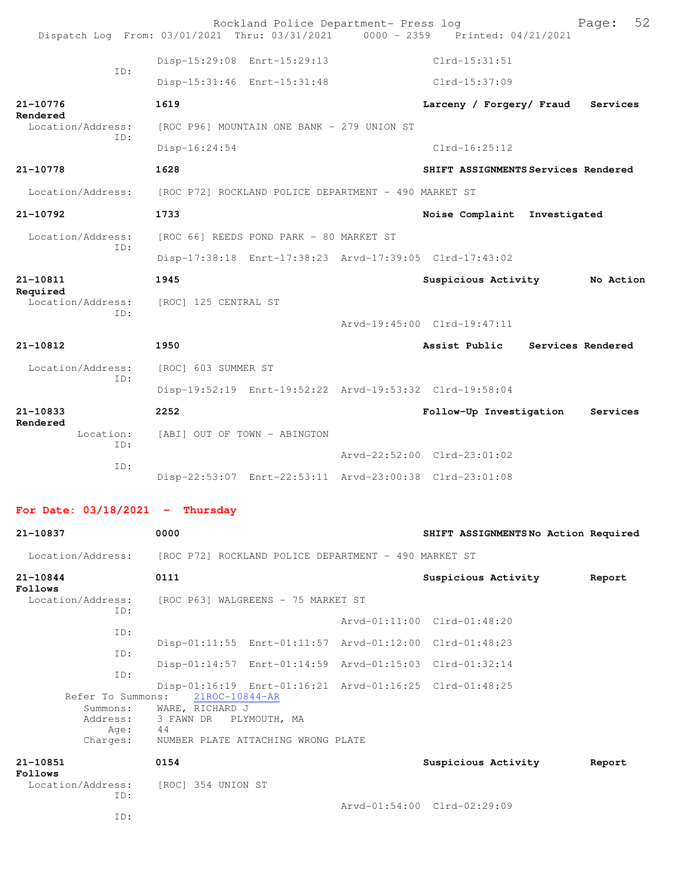Disp-15:29:08 Enrt-15:29:13 Clrd-15:31:51
ID:
Disp-15:31:46 Enrt-15:31:48 Clrd-15:37:09

**21-10776** **1619** **Larceny / Forgery/ Fraud Services Rendered**
Location/Address: [ROC P96] MOUNTAIN ONE BANK - 279 UNION ST
ID:
Disp-16:24:54 Clrd-16:25:12

**21-10778** **1628** **SHIFT ASSIGNMENTS Services Rendered**
Location/Address: [ROC P72] ROCKLAND POLICE DEPARTMENT - 490 MARKET ST

**21-10792** **1733** **Noise Complaint Investigated**
Location/Address: [ROC 66] REEDS POND PARK - 80 MARKET ST
ID:
Disp-17:38:18 Enrt-17:38:23 Arvd-17:39:05 Clrd-17:43:02

**21-10811** **1945** **Suspicious Activity No Action Required**
Location/Address: [ROC] 125 CENTRAL ST
ID:
Arvd-19:45:00 Clrd-19:47:11

**21-10812** **1950** **Assist Public Services Rendered**
Location/Address: [ROC] 603 SUMMER ST
ID:
Disp-19:52:19 Enrt-19:52:22 Arvd-19:53:32 Clrd-19:58:04

**21-10833** **2252** **Follow-Up Investigation Services Rendered**
Location: [ABI] OUT OF TOWN - ABINGTON
ID:
Arvd-22:52:00 Clrd-23:01:02
ID:
Disp-22:53:07 Enrt-22:53:11 Arvd-23:00:38 Clrd-23:01:08

## For Date: 03/18/2021 - Thursday

**21-10837** **0000** **SHIFT ASSIGNMENTS No Action Required**
Location/Address: [ROC P72] ROCKLAND POLICE DEPARTMENT - 490 MARKET ST

**21-10844** **0111** **Suspicious Activity Report Follows**
Location/Address: [ROC P63] WALGREENS - 75 MARKET ST
ID:
Arvd-01:11:00 Clrd-01:48:20
ID:
Disp-01:11:55 Enrt-01:11:57 Arvd-01:12:00 Clrd-01:48:23
ID:
Disp-01:14:57 Enrt-01:14:59 Arvd-01:15:03 Clrd-01:32:14
ID:
Disp-01:16:19 Enrt-01:16:21 Arvd-01:16:25 Clrd-01:48:25
Refer To Summons: 21ROC-10844-AR
Summons: WARE, RICHARD J
Address: 3 FAWN DR PLYMOUTH, MA
Age: 44
Charges: NUMBER PLATE ATTACHING WRONG PLATE

**21-10851** **0154** **Suspicious Activity Report Follows**
Location/Address: [ROC] 354 UNION ST
ID:
Arvd-01:54:00 Clrd-02:29:09
ID: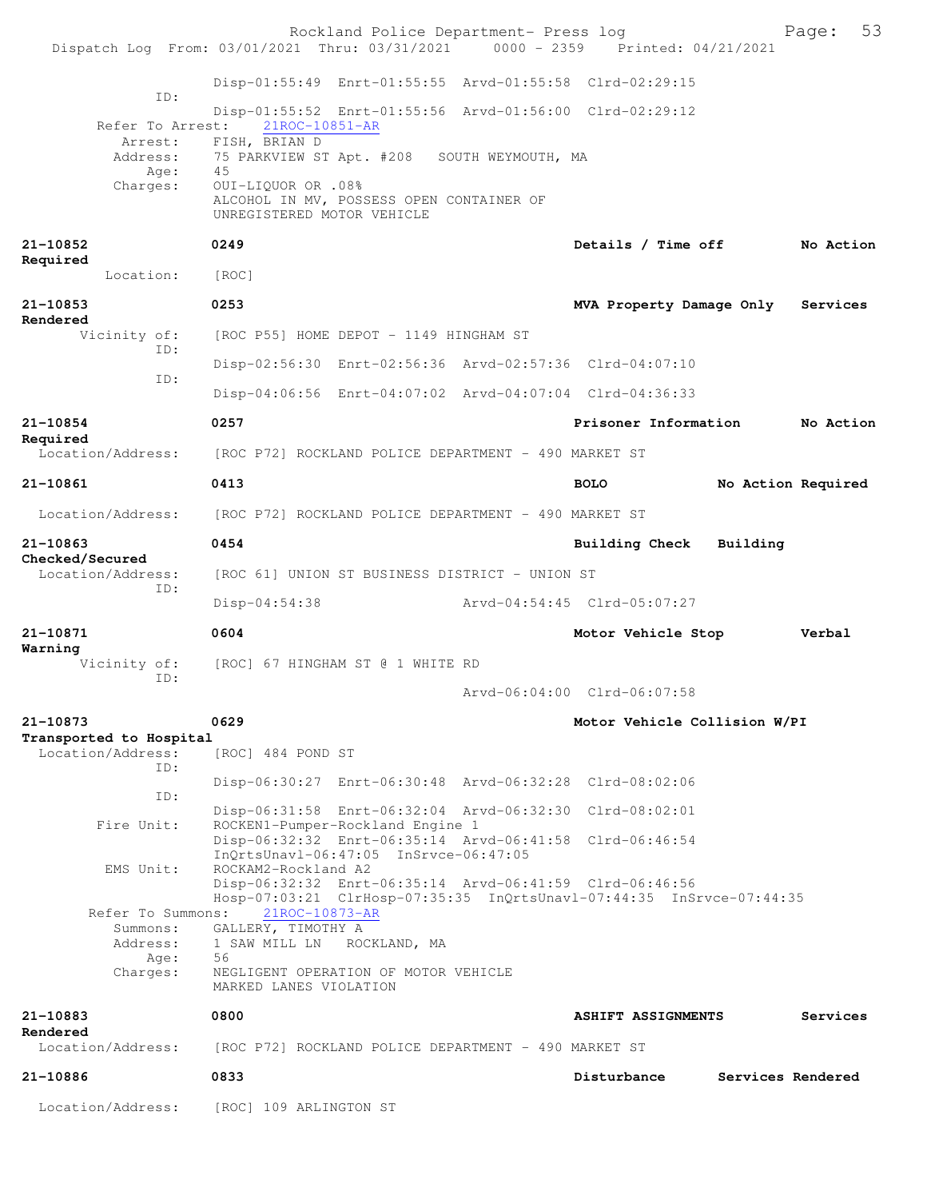```
                 Disp-01:55:49  Enrt-01:55:55  Arvd-01:55:58  Clrd-02:29:15
            ID:
                 Disp-01:55:52  Enrt-01:55:56  Arvd-01:56:00  Clrd-02:29:12
      Refer To Arrest:    21ROC-10851-AR
         Arrest:    FISH, BRIAN D
        Address:    75 PARKVIEW ST Apt. #208   SOUTH WEYMOUTH, MA
            Age:    45
        Charges:    OUI-LIQUOR OR .08%
                    ALCOHOL IN MV, POSSESS OPEN CONTAINER OF
                    UNREGISTERED MOTOR VEHICLE

21-10852           0249                                    Details / Time off        No Action
Required
         Location:    [ROC]

21-10853           0253                                    MVA Property Damage Only   Services
Rendered
      Vicinity of:    [ROC P55] HOME DEPOT - 1149 HINGHAM ST
            ID:
                 Disp-02:56:30  Enrt-02:56:36  Arvd-02:57:36  Clrd-04:07:10
            ID:
                 Disp-04:06:56  Enrt-04:07:02  Arvd-04:07:04  Clrd-04:36:33

21-10854           0257                                    Prisoner Information      No Action
Required
  Location/Address:    [ROC P72] ROCKLAND POLICE DEPARTMENT - 490 MARKET ST

21-10861           0413                                    BOLO             No Action Required

  Location/Address:    [ROC P72] ROCKLAND POLICE DEPARTMENT - 490 MARKET ST

21-10863           0454                                    Building Check   Building
Checked/Secured
  Location/Address:    [ROC 61] UNION ST BUSINESS DISTRICT - UNION ST
            ID:
                 Disp-04:54:38                 Arvd-04:54:45  Clrd-05:07:27

21-10871           0604                                    Motor Vehicle Stop        Verbal
Warning
      Vicinity of:    [ROC] 67 HINGHAM ST @ 1 WHITE RD
            ID:
                                               Arvd-06:04:00  Clrd-06:07:58

21-10873           0629                                    Motor Vehicle Collision W/PI
Transported to Hospital
  Location/Address:    [ROC] 484 POND ST
            ID:
                 Disp-06:30:27  Enrt-06:30:48  Arvd-06:32:28  Clrd-08:02:06
            ID:
                 Disp-06:31:58  Enrt-06:32:04  Arvd-06:32:30  Clrd-08:02:01
       Fire Unit:    ROCKEN1-Pumper-Rockland Engine 1
                 Disp-06:32:32  Enrt-06:35:14  Arvd-06:41:58  Clrd-06:46:54
                 InQrtsUnavl-06:47:05  InSrvce-06:47:05
        EMS Unit:    ROCKAM2-Rockland A2
                 Disp-06:32:32  Enrt-06:35:14  Arvd-06:41:59  Clrd-06:46:56
                 Hosp-07:03:21  ClrHosp-07:35:35  InQrtsUnavl-07:44:35  InSrvce-07:44:35
     Refer To Summons:    21ROC-10873-AR
         Summons:    GALLERY, TIMOTHY A
         Address:    1 SAW MILL LN   ROCKLAND, MA
             Age:    56
         Charges:    NEGLIGENT OPERATION OF MOTOR VEHICLE
                     MARKED LANES VIOLATION

21-10883           0800                                    ASHIFT ASSIGNMENTS        Services
Rendered
  Location/Address:    [ROC P72] ROCKLAND POLICE DEPARTMENT - 490 MARKET ST

21-10886           0833                                    Disturbance      Services Rendered

  Location/Address:    [ROC] 109 ARLINGTON ST
```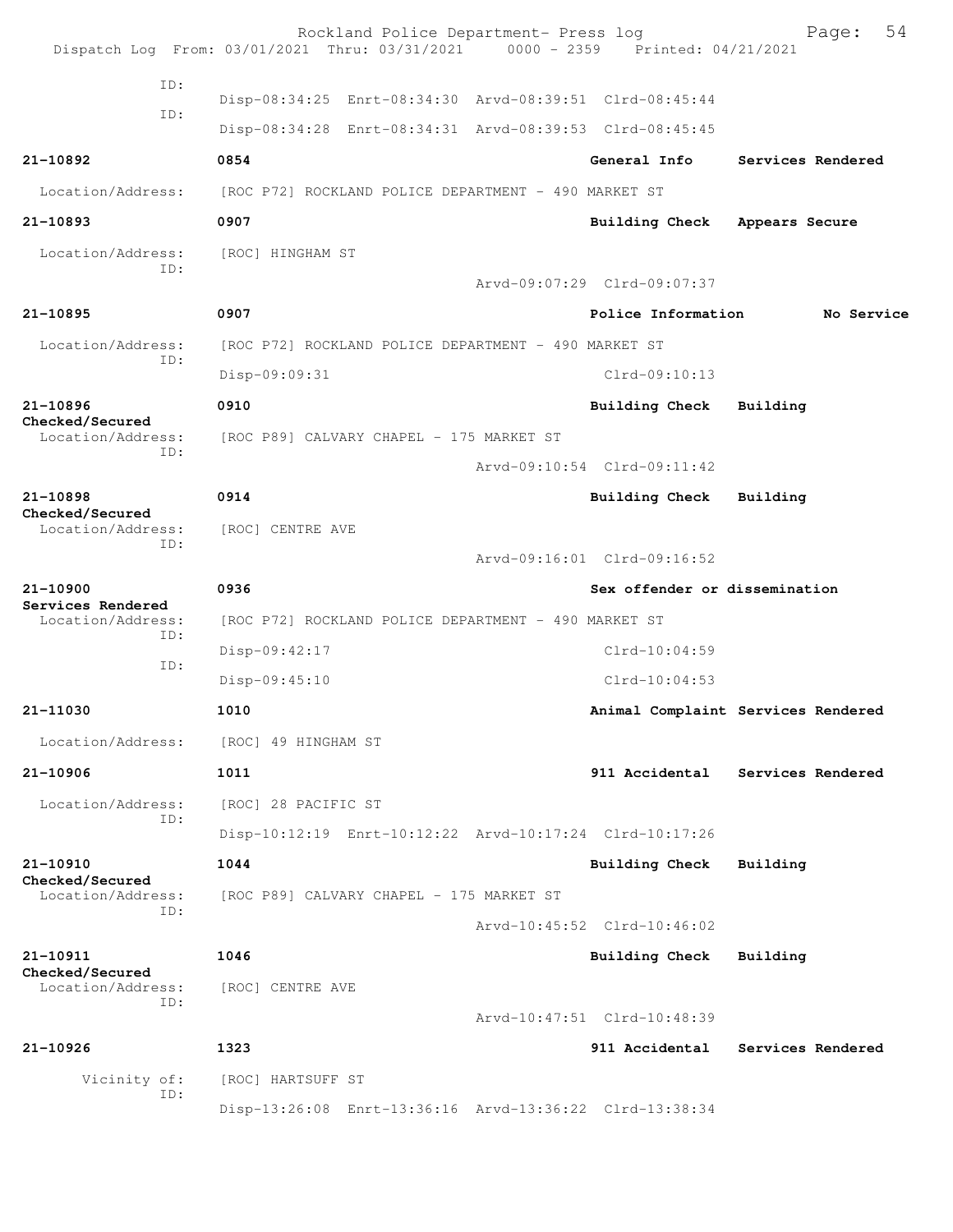ID:
Disp-08:34:25 Enrt-08:34:30 Arvd-08:39:51 Clrd-08:45:44

ID:
Disp-08:34:28 Enrt-08:34:31 Arvd-08:39:53 Clrd-08:45:45

**21-10892** **0854** **General Info** **Services Rendered**

Location/Address: [ROC P72] ROCKLAND POLICE DEPARTMENT - 490 MARKET ST

**21-10893** **0907** **Building Check** **Appears Secure**

Location/Address: [ROC] HINGHAM ST
ID:
Arvd-09:07:29 Clrd-09:07:37

**21-10895** **0907** **Police Information** **No Service**

Location/Address: [ROC P72] ROCKLAND POLICE DEPARTMENT - 490 MARKET ST
ID:
Disp-09:09:31 Clrd-09:10:13

**21-10896** **0910** **Building Check** **Building Checked/Secured**

Location/Address: [ROC P89] CALVARY CHAPEL - 175 MARKET ST
ID:
Arvd-09:10:54 Clrd-09:11:42

**21-10898** **0914** **Building Check** **Building Checked/Secured**

Location/Address: [ROC] CENTRE AVE
ID:
Arvd-09:16:01 Clrd-09:16:52

**21-10900** **0936** **Sex offender or dissemination** **Services Rendered**

Location/Address: [ROC P72] ROCKLAND POLICE DEPARTMENT - 490 MARKET ST
ID:
Disp-09:42:17 Clrd-10:04:59
ID:
Disp-09:45:10 Clrd-10:04:53

**21-11030** **1010** **Animal Complaint** **Services Rendered**

Location/Address: [ROC] 49 HINGHAM ST

**21-10906** **1011** **911 Accidental** **Services Rendered**

Location/Address: [ROC] 28 PACIFIC ST
ID:
Disp-10:12:19 Enrt-10:12:22 Arvd-10:17:24 Clrd-10:17:26

**21-10910** **1044** **Building Check** **Building Checked/Secured**

Location/Address: [ROC P89] CALVARY CHAPEL - 175 MARKET ST
ID:
Arvd-10:45:52 Clrd-10:46:02

**21-10911** **1046** **Building Check** **Building Checked/Secured**

Location/Address: [ROC] CENTRE AVE
ID:
Arvd-10:47:51 Clrd-10:48:39

**21-10926** **1323** **911 Accidental** **Services Rendered**

Vicinity of: [ROC] HARTSUFF ST
ID:
Disp-13:26:08 Enrt-13:36:16 Arvd-13:36:22 Clrd-13:38:34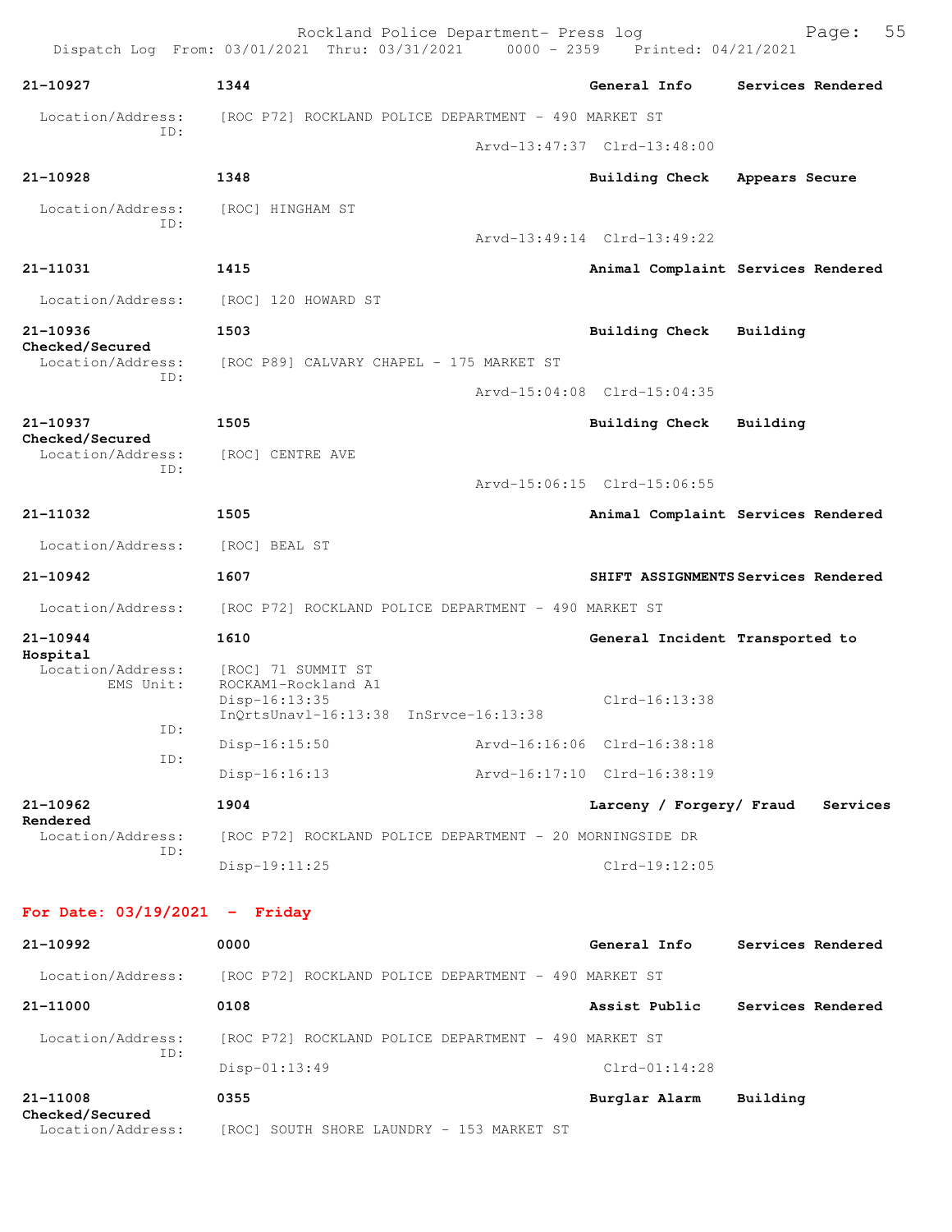**21-10927** | **1344** | **General Info** | **Services Rendered**

Location/Address: [ROC P72] ROCKLAND POLICE DEPARTMENT - 490 MARKET ST
ID:
Arvd-13:47:37 Clrd-13:48:00

**21-10928** | **1348** | **Building Check** | **Appears Secure**

Location/Address: [ROC] HINGHAM ST
ID:
Arvd-13:49:14 Clrd-13:49:22

**21-11031** | **1415** | **Animal Complaint** | **Services Rendered**

Location/Address: [ROC] 120 HOWARD ST

**21-10936** | **1503** | **Building Check** | **Building Checked/Secured**

Location/Address: [ROC P89] CALVARY CHAPEL - 175 MARKET ST
ID:
Arvd-15:04:08 Clrd-15:04:35

**21-10937** | **1505** | **Building Check** | **Building Checked/Secured**

Location/Address: [ROC] CENTRE AVE
ID:
Arvd-15:06:15 Clrd-15:06:55

**21-11032** | **1505** | **Animal Complaint** | **Services Rendered**

Location/Address: [ROC] BEAL ST

**21-10942** | **1607** | **SHIFT ASSIGNMENTS** | **Services Rendered**

Location/Address: [ROC P72] ROCKLAND POLICE DEPARTMENT - 490 MARKET ST

**21-10944** | **1610** | **General Incident** | **Transported to Hospital**

Location/Address: [ROC] 71 SUMMIT ST
EMS Unit: ROCKAM1-Rockland A1
Disp-16:13:35 Clrd-16:13:38
InQrtsUnavl-16:13:38 InSrvce-16:13:38
ID:
Disp-16:15:50 Arvd-16:16:06 Clrd-16:38:18
ID:
Disp-16:16:13 Arvd-16:17:10 Clrd-16:38:19

**21-10962** | **1904** | **Larceny / Forgery/ Fraud** | **Services Rendered**

Location/Address: [ROC P72] ROCKLAND POLICE DEPARTMENT - 20 MORNINGSIDE DR
ID:
Disp-19:11:25 Clrd-19:12:05

## For Date: 03/19/2021 - Friday

**21-10992** | **0000** | **General Info** | **Services Rendered**

Location/Address: [ROC P72] ROCKLAND POLICE DEPARTMENT - 490 MARKET ST

**21-11000** | **0108** | **Assist Public** | **Services Rendered**

Location/Address: [ROC P72] ROCKLAND POLICE DEPARTMENT - 490 MARKET ST
ID:
Disp-01:13:49 Clrd-01:14:28

**21-11008** | **0355** | **Burglar Alarm** | **Building Checked/Secured**

Location/Address: [ROC] SOUTH SHORE LAUNDRY - 153 MARKET ST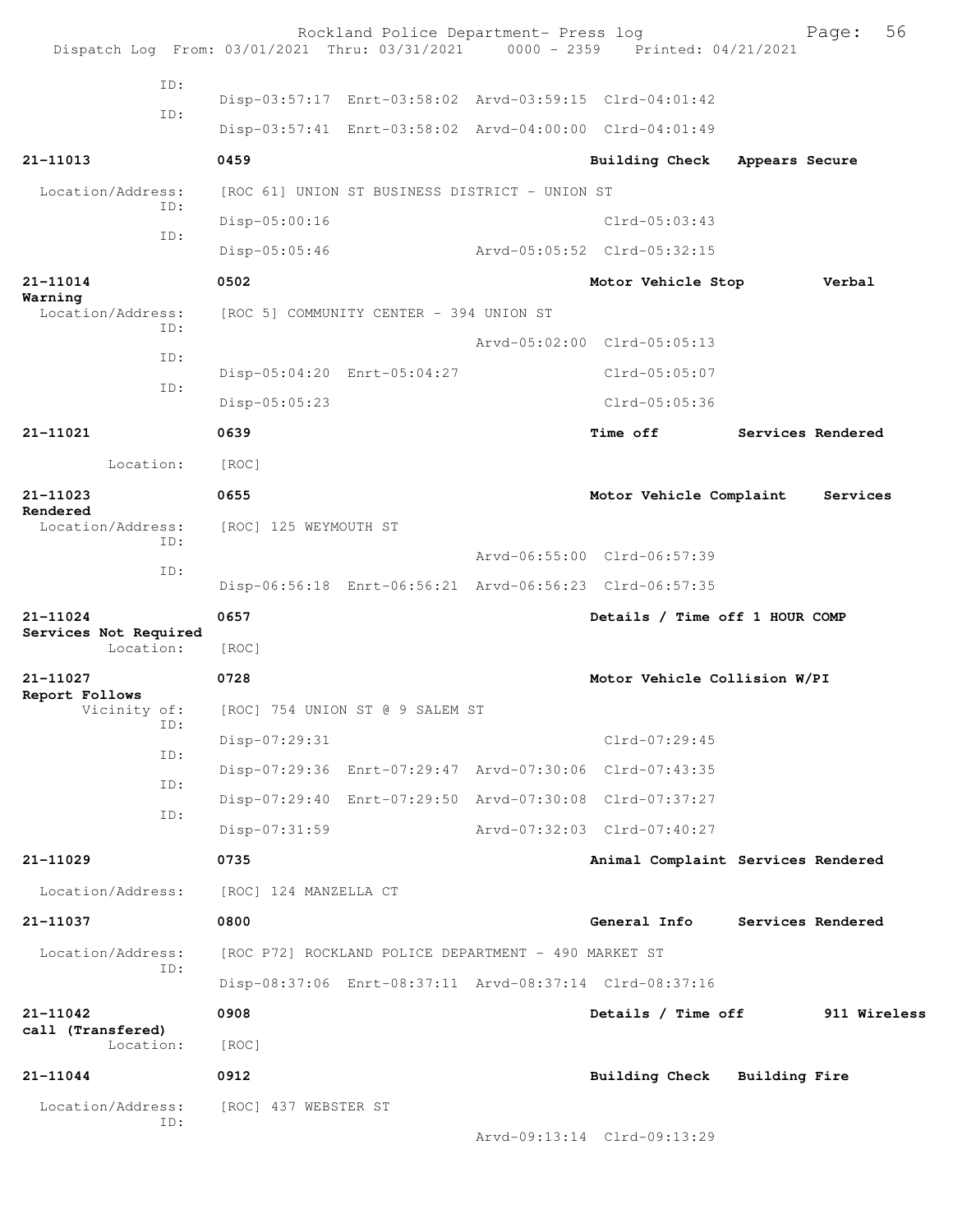```
            ID:
                    Disp-03:57:17  Enrt-03:58:02  Arvd-03:59:15  Clrd-04:01:42
            ID:
                    Disp-03:57:41  Enrt-03:58:02  Arvd-04:00:00  Clrd-04:01:49

21-11013            0459                                    Building Check    Appears Secure

  Location/Address:    [ROC 61] UNION ST BUSINESS DISTRICT - UNION ST
            ID:
                    Disp-05:00:16                                Clrd-05:03:43
            ID:
                    Disp-05:05:46                 Arvd-05:05:52  Clrd-05:32:15

21-11014            0502                                    Motor Vehicle Stop         Verbal
Warning
  Location/Address:    [ROC 5] COMMUNITY CENTER - 394 UNION ST
            ID:
                                                  Arvd-05:02:00  Clrd-05:05:13
            ID:
                    Disp-05:04:20  Enrt-05:04:27                 Clrd-05:05:07
            ID:
                    Disp-05:05:23                                Clrd-05:05:36

21-11021            0639                                    Time off          Services Rendered

         Location:   [ROC]

21-11023            0655                                    Motor Vehicle Complaint    Services
Rendered
  Location/Address:    [ROC] 125 WEYMOUTH ST
            ID:
                                                  Arvd-06:55:00  Clrd-06:57:39
            ID:
                    Disp-06:56:18  Enrt-06:56:21  Arvd-06:56:23  Clrd-06:57:35

21-11024            0657                                    Details / Time off 1 HOUR COMP
Services Not Required
         Location:   [ROC]

21-11027            0728                                    Motor Vehicle Collision W/PI
Report Follows
      Vicinity of:   [ROC] 754 UNION ST @ 9 SALEM ST
            ID:
                    Disp-07:29:31                                Clrd-07:29:45
            ID:
                    Disp-07:29:36  Enrt-07:29:47  Arvd-07:30:06  Clrd-07:43:35
            ID:
                    Disp-07:29:40  Enrt-07:29:50  Arvd-07:30:08  Clrd-07:37:27
            ID:
                    Disp-07:31:59                 Arvd-07:32:03  Clrd-07:40:27

21-11029            0735                                    Animal Complaint Services Rendered

  Location/Address:    [ROC] 124 MANZELLA CT

21-11037            0800                                    General Info      Services Rendered

  Location/Address:    [ROC P72] ROCKLAND POLICE DEPARTMENT - 490 MARKET ST
            ID:
                    Disp-08:37:06  Enrt-08:37:11  Arvd-08:37:14  Clrd-08:37:16

21-11042            0908                                    Details / Time off         911 Wireless
call (Transfered)
         Location:   [ROC]

21-11044            0912                                    Building Check    Building Fire

  Location/Address:    [ROC] 437 WEBSTER ST
            ID:
                                                  Arvd-09:13:14  Clrd-09:13:29
```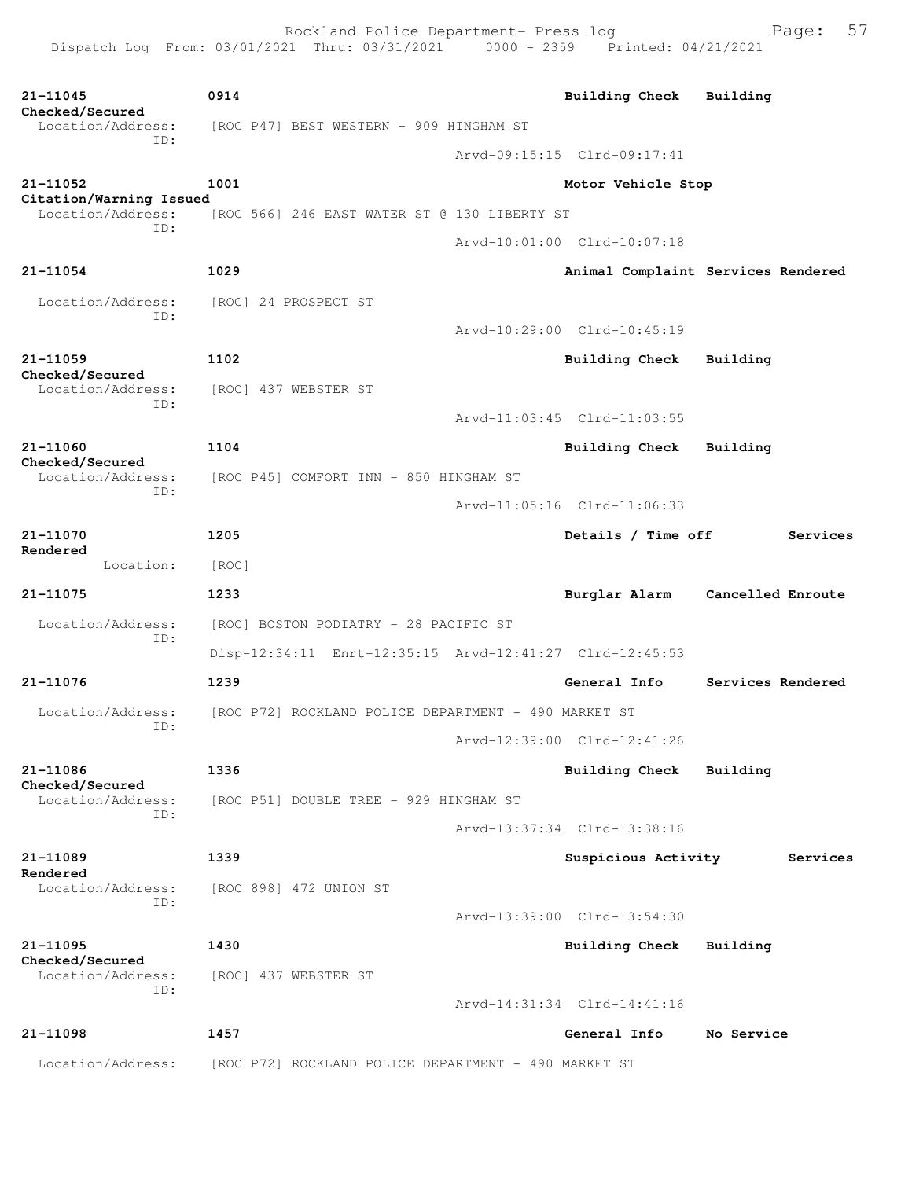21-11045 0914 Building Check Building Checked/Secured
Location/Address: [ROC P47] BEST WESTERN - 909 HINGHAM ST
ID:
Arvd-09:15:15 Clrd-09:17:41

21-11052 1001 Motor Vehicle Stop Citation/Warning Issued
Location/Address: [ROC 566] 246 EAST WATER ST @ 130 LIBERTY ST
ID:
Arvd-10:01:00 Clrd-10:07:18

21-11054 1029 Animal Complaint Services Rendered
Location/Address: [ROC] 24 PROSPECT ST
ID:
Arvd-10:29:00 Clrd-10:45:19

21-11059 1102 Building Check Building Checked/Secured
Location/Address: [ROC] 437 WEBSTER ST
ID:
Arvd-11:03:45 Clrd-11:03:55

21-11060 1104 Building Check Building Checked/Secured
Location/Address: [ROC P45] COMFORT INN - 850 HINGHAM ST
ID:
Arvd-11:05:16 Clrd-11:06:33

21-11070 1205 Details / Time off Services Rendered
Location: [ROC]

21-11075 1233 Burglar Alarm Cancelled Enroute
Location/Address: [ROC] BOSTON PODIATRY - 28 PACIFIC ST
ID:
Disp-12:34:11 Enrt-12:35:15 Arvd-12:41:27 Clrd-12:45:53

21-11076 1239 General Info Services Rendered
Location/Address: [ROC P72] ROCKLAND POLICE DEPARTMENT - 490 MARKET ST
ID:
Arvd-12:39:00 Clrd-12:41:26

21-11086 1336 Building Check Building Checked/Secured
Location/Address: [ROC P51] DOUBLE TREE - 929 HINGHAM ST
ID:
Arvd-13:37:34 Clrd-13:38:16

21-11089 1339 Suspicious Activity Services Rendered
Location/Address: [ROC 898] 472 UNION ST
ID:
Arvd-13:39:00 Clrd-13:54:30

21-11095 1430 Building Check Building Checked/Secured
Location/Address: [ROC] 437 WEBSTER ST
ID:
Arvd-14:31:34 Clrd-14:41:16

21-11098 1457 General Info No Service
Location/Address: [ROC P72] ROCKLAND POLICE DEPARTMENT - 490 MARKET ST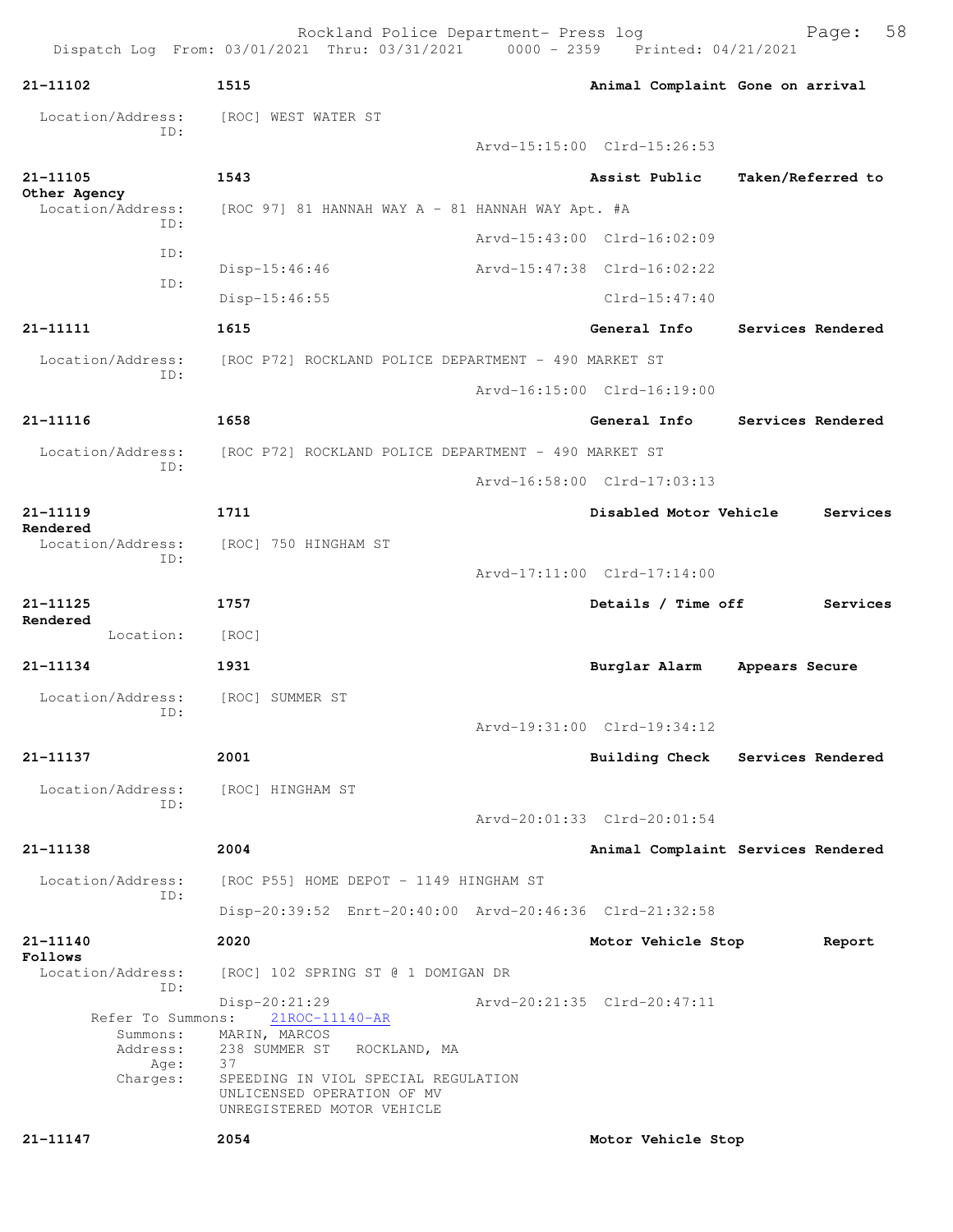**21-11102** 1515 Animal Complaint Gone on arrival

Location/Address: [ROC] WEST WATER ST
ID:
Arvd-15:15:00 Clrd-15:26:53

**21-11105** 1543 Assist Public Taken/Referred to Other Agency

Location/Address: [ROC 97] 81 HANNAH WAY A - 81 HANNAH WAY Apt. #A
ID:
Arvd-15:43:00 Clrd-16:02:09
ID:
Disp-15:46:46 Arvd-15:47:38 Clrd-16:02:22
ID:
Disp-15:46:55 Clrd-15:47:40

**21-11111** 1615 General Info Services Rendered

Location/Address: [ROC P72] ROCKLAND POLICE DEPARTMENT - 490 MARKET ST
ID:
Arvd-16:15:00 Clrd-16:19:00

**21-11116** 1658 General Info Services Rendered

Location/Address: [ROC P72] ROCKLAND POLICE DEPARTMENT - 490 MARKET ST
ID:
Arvd-16:58:00 Clrd-17:03:13

**21-11119** 1711 Disabled Motor Vehicle Services Rendered

Location/Address: [ROC] 750 HINGHAM ST
ID:
Arvd-17:11:00 Clrd-17:14:00

**21-11125** 1757 Details / Time off Services Rendered

Location: [ROC]

**21-11134** 1931 Burglar Alarm Appears Secure

Location/Address: [ROC] SUMMER ST
ID:
Arvd-19:31:00 Clrd-19:34:12

**21-11137** 2001 Building Check Services Rendered

Location/Address: [ROC] HINGHAM ST
ID:
Arvd-20:01:33 Clrd-20:01:54

**21-11138** 2004 Animal Complaint Services Rendered

Location/Address: [ROC P55] HOME DEPOT - 1149 HINGHAM ST
ID:
Disp-20:39:52 Enrt-20:40:00 Arvd-20:46:36 Clrd-21:32:58

**21-11140** 2020 Motor Vehicle Stop Report Follows

Location/Address: [ROC] 102 SPRING ST @ 1 DOMIGAN DR
ID:
Disp-20:21:29 Arvd-20:21:35 Clrd-20:47:11
Refer To Summons: 21ROC-11140-AR
Summons: MARIN, MARCOS
Address: 238 SUMMER ST ROCKLAND, MA
Age: 37
Charges: SPEEDING IN VIOL SPECIAL REGULATION
UNLICENSED OPERATION OF MV
UNREGISTERED MOTOR VEHICLE

**21-11147** 2054 Motor Vehicle Stop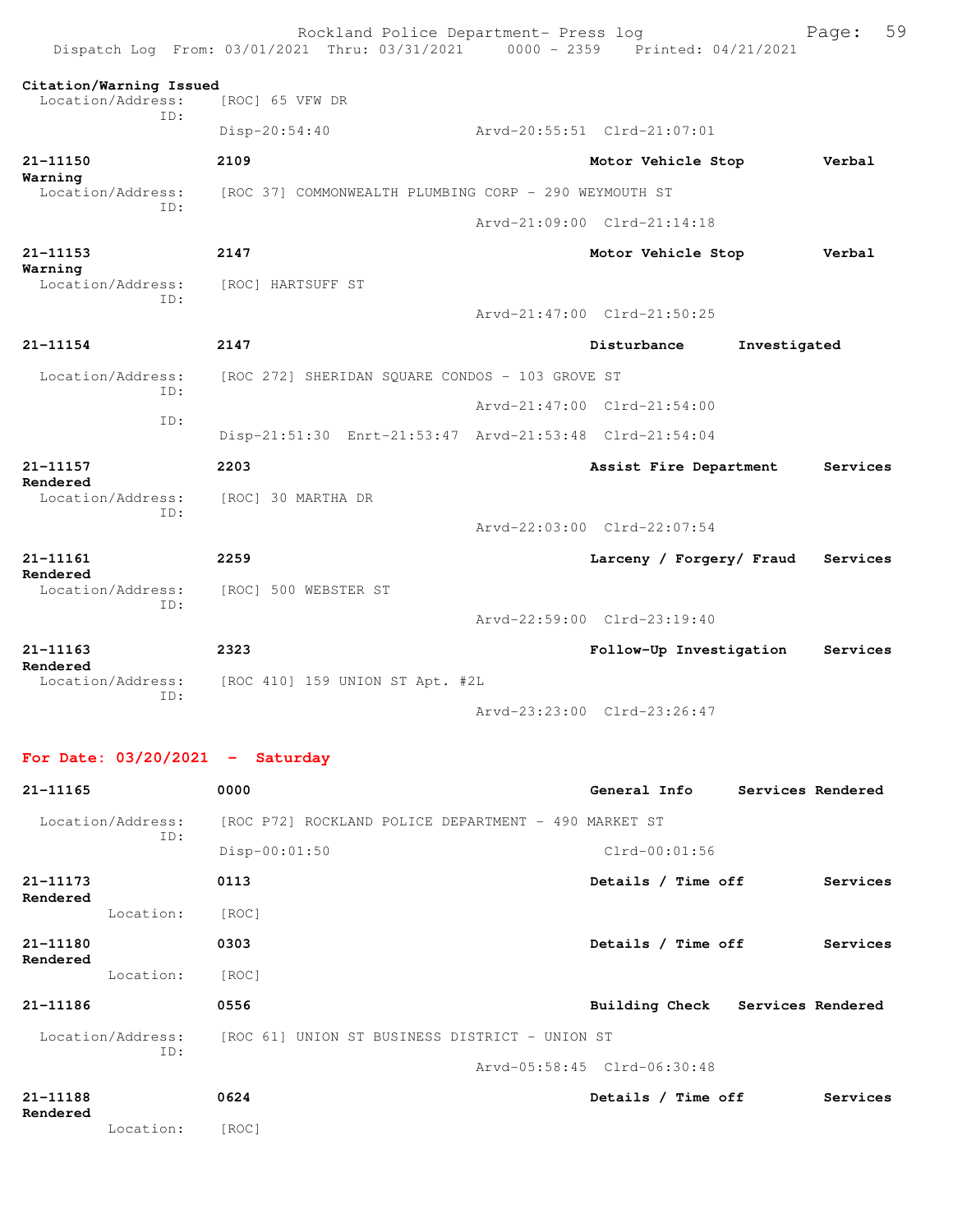Citation/Warning Issued
Location/Address: [ROC] 65 VFW DR
ID:
Disp-20:54:40 Arvd-20:55:51 Clrd-21:07:01

**21-11150** **2109** **Motor Vehicle Stop** **Verbal Warning**
Location/Address: [ROC 37] COMMONWEALTH PLUMBING CORP - 290 WEYMOUTH ST
ID:
Arvd-21:09:00 Clrd-21:14:18

**21-11153** **2147** **Motor Vehicle Stop** **Verbal Warning**
Location/Address: [ROC] HARTSUFF ST
ID:
Arvd-21:47:00 Clrd-21:50:25

**21-11154** **2147** **Disturbance** **Investigated**
Location/Address: [ROC 272] SHERIDAN SQUARE CONDOS - 103 GROVE ST
ID:
Arvd-21:47:00 Clrd-21:54:00
ID:
Disp-21:51:30 Enrt-21:53:47 Arvd-21:53:48 Clrd-21:54:04

**21-11157** **2203** **Assist Fire Department** **Services Rendered**
Location/Address: [ROC] 30 MARTHA DR
ID:
Arvd-22:03:00 Clrd-22:07:54

**21-11161** **2259** **Larceny / Forgery/ Fraud** **Services Rendered**
Location/Address: [ROC] 500 WEBSTER ST
ID:
Arvd-22:59:00 Clrd-23:19:40

**21-11163** **2323** **Follow-Up Investigation** **Services Rendered**
Location/Address: [ROC 410] 159 UNION ST Apt. #2L
ID:
Arvd-23:23:00 Clrd-23:26:47

## For Date: 03/20/2021 - Saturday

**21-11165** **0000** **General Info** **Services Rendered**
Location/Address: [ROC P72] ROCKLAND POLICE DEPARTMENT - 490 MARKET ST
ID:
Disp-00:01:50 Clrd-00:01:56

**21-11173** **0113** **Details / Time off** **Services Rendered**
Location: [ROC]

**21-11180** **0303** **Details / Time off** **Services Rendered**
Location: [ROC]

**21-11186** **0556** **Building Check** **Services Rendered**
Location/Address: [ROC 61] UNION ST BUSINESS DISTRICT - UNION ST
ID:
Arvd-05:58:45 Clrd-06:30:48

**21-11188** **0624** **Details / Time off** **Services Rendered**
Location: [ROC]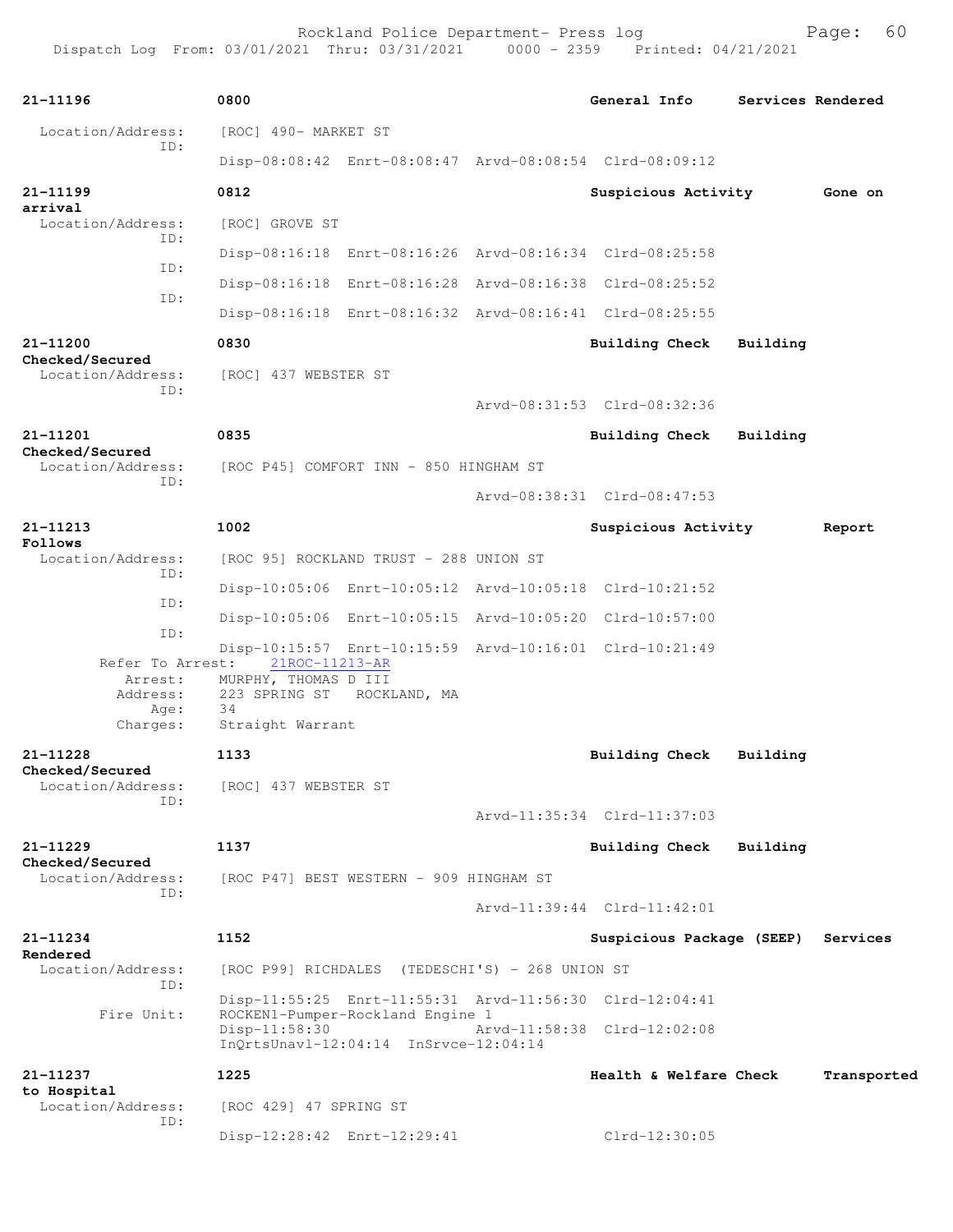| Call Number | Time | Call Reason | Action |
|---|---|---|---|
| **21-11196** | **0800** | **General Info** | **Services Rendered** |

Location/Address: [ROC] 490- MARKET ST
ID:
Disp-08:08:42 Enrt-08:08:47 Arvd-08:08:54 Clrd-08:09:12

**21-11199** **0812** **Suspicious Activity** **Gone on arrival**
Location/Address: [ROC] GROVE ST
ID:
Disp-08:16:18 Enrt-08:16:26 Arvd-08:16:34 Clrd-08:25:58
ID:
Disp-08:16:18 Enrt-08:16:28 Arvd-08:16:38 Clrd-08:25:52
ID:
Disp-08:16:18 Enrt-08:16:32 Arvd-08:16:41 Clrd-08:25:55

**21-11200** **0830** **Building Check** **Building Checked/Secured**
Location/Address: [ROC] 437 WEBSTER ST
ID:
Arvd-08:31:53 Clrd-08:32:36

**21-11201** **0835** **Building Check** **Building Checked/Secured**
Location/Address: [ROC P45] COMFORT INN - 850 HINGHAM ST
ID:
Arvd-08:38:31 Clrd-08:47:53

**21-11213** **1002** **Suspicious Activity** **Report Follows**
Location/Address: [ROC 95] ROCKLAND TRUST - 288 UNION ST
ID:
Disp-10:05:06 Enrt-10:05:12 Arvd-10:05:18 Clrd-10:21:52
ID:
Disp-10:05:06 Enrt-10:05:15 Arvd-10:05:20 Clrd-10:57:00
ID:
Disp-10:15:57 Enrt-10:15:59 Arvd-10:16:01 Clrd-10:21:49
Refer To Arrest: 21ROC-11213-AR
Arrest: MURPHY, THOMAS D III
Address: 223 SPRING ST ROCKLAND, MA
Age: 34
Charges: Straight Warrant

**21-11228** **1133** **Building Check** **Building Checked/Secured**
Location/Address: [ROC] 437 WEBSTER ST
ID:
Arvd-11:35:34 Clrd-11:37:03

**21-11229** **1137** **Building Check** **Building Checked/Secured**
Location/Address: [ROC P47] BEST WESTERN - 909 HINGHAM ST
ID:
Arvd-11:39:44 Clrd-11:42:01

**21-11234** **1152** **Suspicious Package (SEEP)** **Services Rendered**
Location/Address: [ROC P99] RICHDALES (TEDESCHI'S) - 268 UNION ST
ID:
Disp-11:55:25 Enrt-11:55:31 Arvd-11:56:30 Clrd-12:04:41
Fire Unit: ROCKEN1-Pumper-Rockland Engine 1
Disp-11:58:30 Arvd-11:58:38 Clrd-12:02:08
InQrtsUnavl-12:04:14 InSrvce-12:04:14

**21-11237** **1225** **Health & Welfare Check** **Transported to Hospital**
Location/Address: [ROC 429] 47 SPRING ST
ID:
Disp-12:28:42 Enrt-12:29:41 Clrd-12:30:05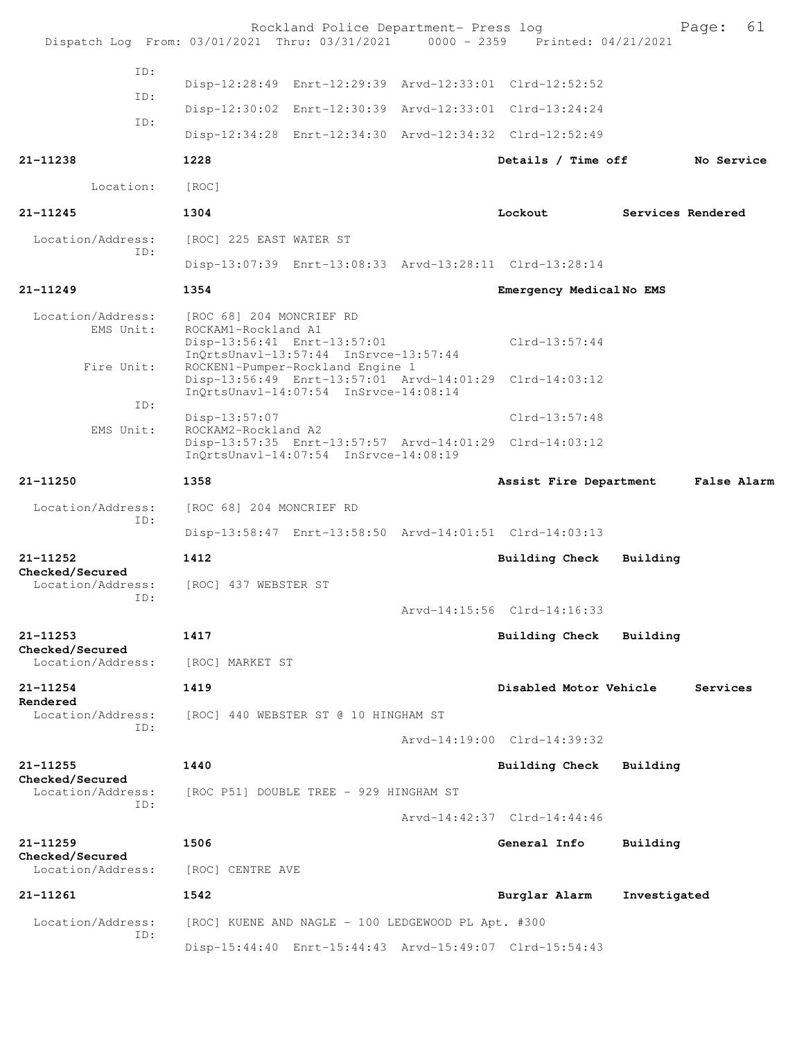```
ID:
                 Disp-12:28:49  Enrt-12:29:39  Arvd-12:33:01  Clrd-12:52:52
           ID:
                 Disp-12:30:02  Enrt-12:30:39  Arvd-12:33:01  Clrd-13:24:24
           ID:
                 Disp-12:34:28  Enrt-12:34:30  Arvd-12:34:32  Clrd-12:52:49

21-11238         1228                                    Details / Time off         No Service

      Location:  [ROC]

21-11245         1304                                    Lockout           Services Rendered

 Location/Address:  [ROC] 225 EAST WATER ST
           ID:
                 Disp-13:07:39  Enrt-13:08:33  Arvd-13:28:11  Clrd-13:28:14

21-11249         1354                                    Emergency Medical No EMS

 Location/Address:  [ROC 68] 204 MONCRIEF RD
        EMS Unit:  ROCKAM1-Rockland A1
                 Disp-13:56:41  Enrt-13:57:01                Clrd-13:57:44
                 InQrtsUnavl-13:57:44  InSrvce-13:57:44
       Fire Unit:  ROCKEN1-Pumper-Rockland Engine 1
                 Disp-13:56:49  Enrt-13:57:01  Arvd-14:01:29  Clrd-14:03:12
                 InQrtsUnavl-14:07:54  InSrvce-14:08:14
           ID:
                 Disp-13:57:07                               Clrd-13:57:48
        EMS Unit:  ROCKAM2-Rockland A2
                 Disp-13:57:35  Enrt-13:57:57  Arvd-14:01:29  Clrd-14:03:12
                 InQrtsUnavl-14:07:54  InSrvce-14:08:19

21-11250         1358                                    Assist Fire Department     False Alarm

 Location/Address:  [ROC 68] 204 MONCRIEF RD
           ID:
                 Disp-13:58:47  Enrt-13:58:50  Arvd-14:01:51  Clrd-14:03:13

21-11252         1412                                    Building Check    Building
Checked/Secured
 Location/Address:  [ROC] 437 WEBSTER ST
           ID:
                                               Arvd-14:15:56  Clrd-14:16:33

21-11253         1417                                    Building Check    Building
Checked/Secured
 Location/Address:  [ROC] MARKET ST

21-11254         1419                                    Disabled Motor Vehicle     Services
Rendered
 Location/Address:  [ROC] 440 WEBSTER ST @ 10 HINGHAM ST
           ID:
                                               Arvd-14:19:00  Clrd-14:39:32

21-11255         1440                                    Building Check    Building
Checked/Secured
 Location/Address:  [ROC P51] DOUBLE TREE - 929 HINGHAM ST
           ID:
                                               Arvd-14:42:37  Clrd-14:44:46

21-11259         1506                                    General Info      Building
Checked/Secured
 Location/Address:  [ROC] CENTRE AVE

21-11261         1542                                    Burglar Alarm     Investigated

 Location/Address:  [ROC] KUENE AND NAGLE - 100 LEDGEWOOD PL Apt. #300
           ID:
                 Disp-15:44:40  Enrt-15:44:43  Arvd-15:49:07  Clrd-15:54:43
```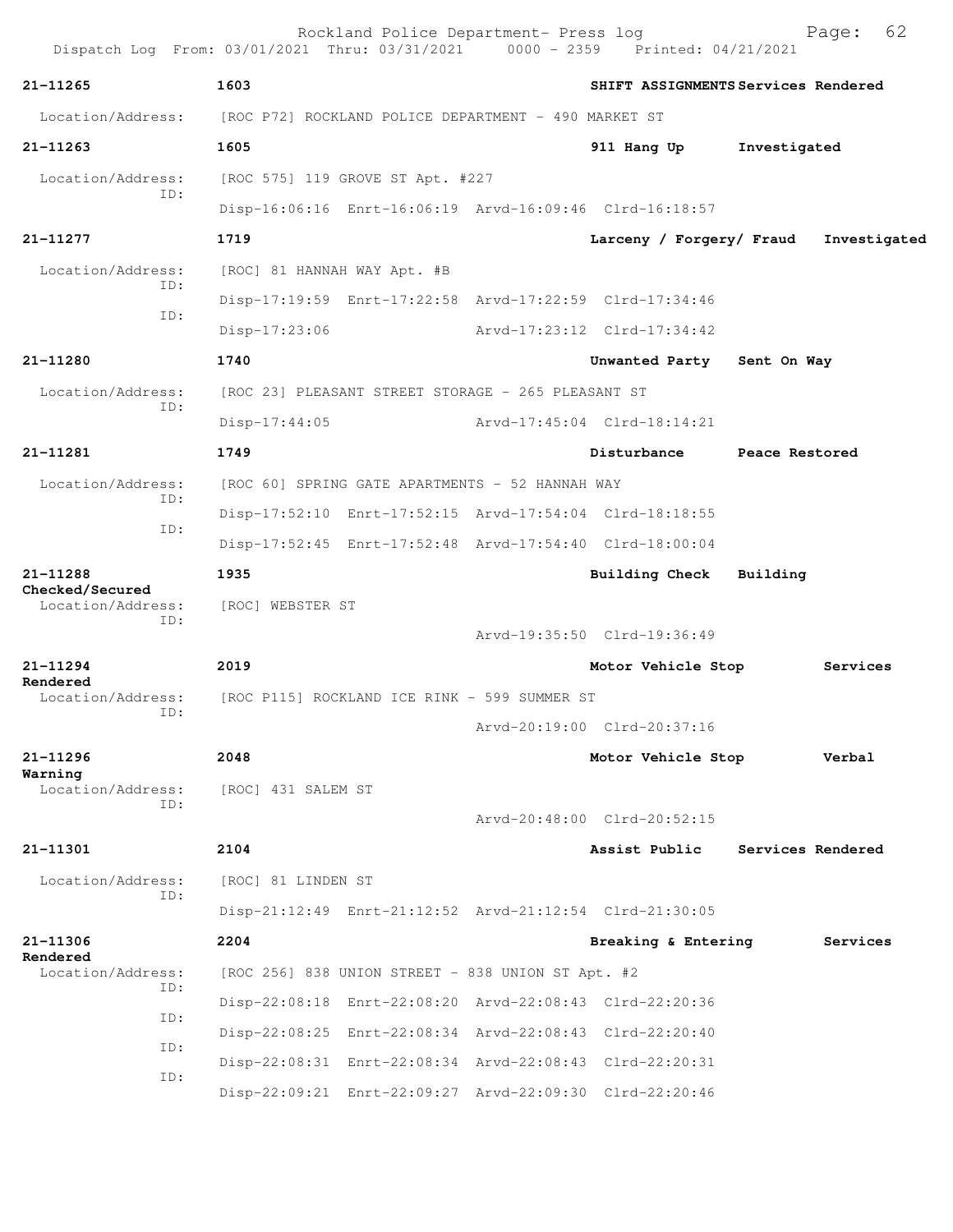Rockland Police Department- Press log
Dispatch Log From: 03/01/2021 Thru: 03/31/2021 0000 - 2359 Printed: 04/21/2021

**21-11265** 1603 SHIFT ASSIGNMENTS Services Rendered
Location/Address: [ROC P72] ROCKLAND POLICE DEPARTMENT - 490 MARKET ST

**21-11263** 1605 911 Hang Up Investigated
Location/Address: [ROC 575] 119 GROVE ST Apt. #227
ID: Disp-16:06:16 Enrt-16:06:19 Arvd-16:09:46 Clrd-16:18:57

**21-11277** 1719 Larceny / Forgery/ Fraud Investigated
Location/Address: [ROC] 81 HANNAH WAY Apt. #B
ID: Disp-17:19:59 Enrt-17:22:58 Arvd-17:22:59 Clrd-17:34:46
ID: Disp-17:23:06 Arvd-17:23:12 Clrd-17:34:42

**21-11280** 1740 Unwanted Party Sent On Way
Location/Address: [ROC 23] PLEASANT STREET STORAGE - 265 PLEASANT ST
ID: Disp-17:44:05 Arvd-17:45:04 Clrd-18:14:21

**21-11281** 1749 Disturbance Peace Restored
Location/Address: [ROC 60] SPRING GATE APARTMENTS - 52 HANNAH WAY
ID: Disp-17:52:10 Enrt-17:52:15 Arvd-17:54:04 Clrd-18:18:55
ID: Disp-17:52:45 Enrt-17:52:48 Arvd-17:54:40 Clrd-18:00:04

**21-11288** 1935 Building Check Building Checked/Secured
Location/Address: [ROC] WEBSTER ST
ID: Arvd-19:35:50 Clrd-19:36:49

**21-11294** 2019 Motor Vehicle Stop Services Rendered
Location/Address: [ROC P115] ROCKLAND ICE RINK - 599 SUMMER ST
ID: Arvd-20:19:00 Clrd-20:37:16

**21-11296** 2048 Motor Vehicle Stop Verbal Warning
Location/Address: [ROC] 431 SALEM ST
ID: Arvd-20:48:00 Clrd-20:52:15

**21-11301** 2104 Assist Public Services Rendered
Location/Address: [ROC] 81 LINDEN ST
ID: Disp-21:12:49 Enrt-21:12:52 Arvd-21:12:54 Clrd-21:30:05

**21-11306** 2204 Breaking & Entering Services Rendered
Location/Address: [ROC 256] 838 UNION STREET - 838 UNION ST Apt. #2
ID: Disp-22:08:18 Enrt-22:08:20 Arvd-22:08:43 Clrd-22:20:36
ID: Disp-22:08:25 Enrt-22:08:34 Arvd-22:08:43 Clrd-22:20:40
ID: Disp-22:08:31 Enrt-22:08:34 Arvd-22:08:43 Clrd-22:20:31
ID: Disp-22:09:21 Enrt-22:09:27 Arvd-22:09:30 Clrd-22:20:46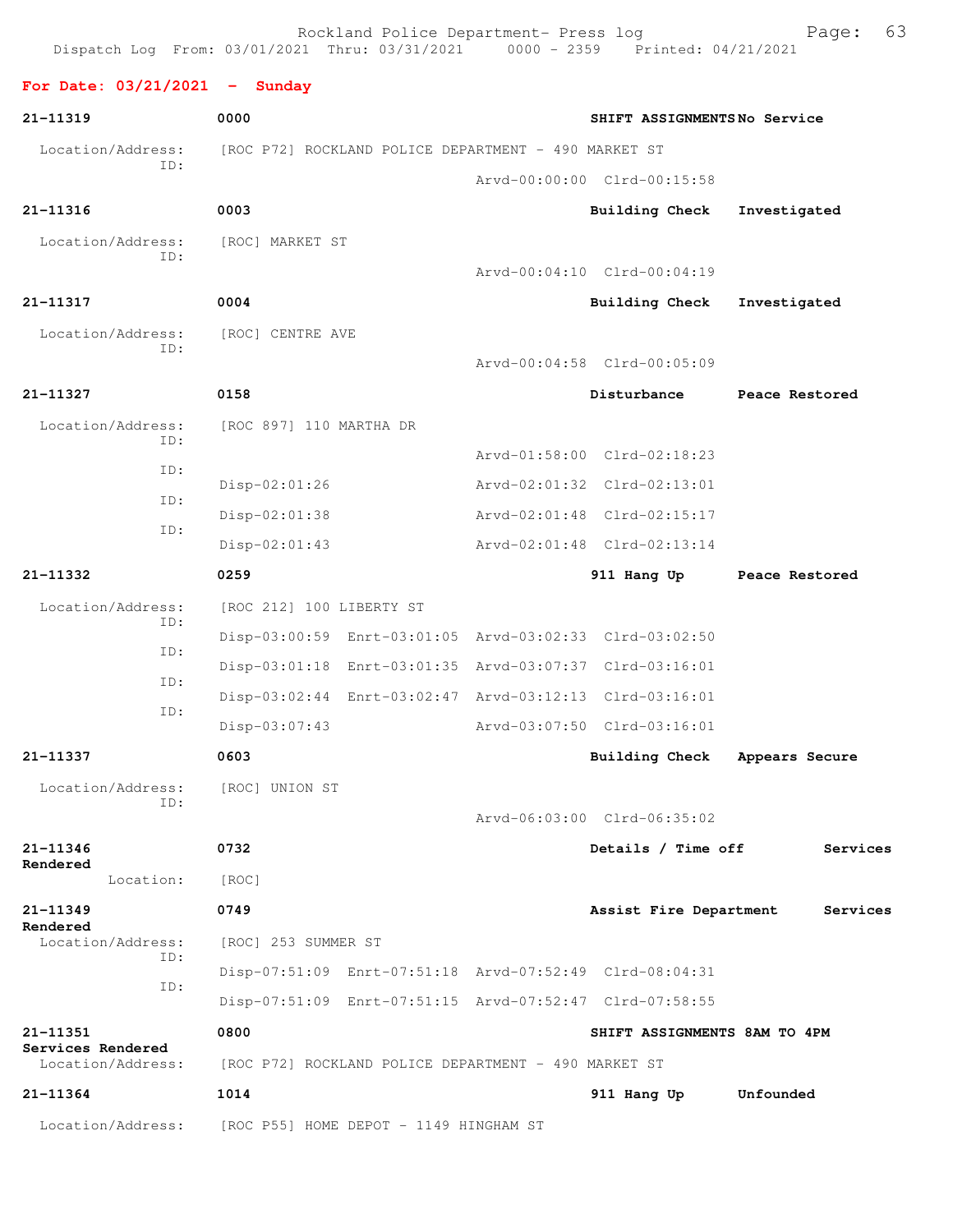Rockland Police Department- Press log
Dispatch Log From: 03/01/2021 Thru: 03/31/2021 0000 - 2359 Printed: 04/21/2021

## For Date: 03/21/2021 - Sunday

**21-11319** 0000 **SHIFT ASSIGNMENTS No Service**
Location/Address: [ROC P72] ROCKLAND POLICE DEPARTMENT - 490 MARKET ST
ID: Arvd-00:00:00 Clrd-00:15:58

**21-11316** 0003 **Building Check Investigated**
Location/Address: [ROC] MARKET ST
ID: Arvd-00:04:10 Clrd-00:04:19

**21-11317** 0004 **Building Check Investigated**
Location/Address: [ROC] CENTRE AVE
ID: Arvd-00:04:58 Clrd-00:05:09

**21-11327** 0158 **Disturbance Peace Restored**
Location/Address: [ROC 897] 110 MARTHA DR
ID: Arvd-01:58:00 Clrd-02:18:23
ID: Disp-02:01:26 Arvd-02:01:32 Clrd-02:13:01
ID: Disp-02:01:38 Arvd-02:01:48 Clrd-02:15:17
ID: Disp-02:01:43 Arvd-02:01:48 Clrd-02:13:14

**21-11332** 0259 **911 Hang Up Peace Restored**
Location/Address: [ROC 212] 100 LIBERTY ST
ID: Disp-03:00:59 Enrt-03:01:05 Arvd-03:02:33 Clrd-03:02:50
ID: Disp-03:01:18 Enrt-03:01:35 Arvd-03:07:37 Clrd-03:16:01
ID: Disp-03:02:44 Enrt-03:02:47 Arvd-03:12:13 Clrd-03:16:01
ID: Disp-03:07:43 Arvd-03:07:50 Clrd-03:16:01

**21-11337** 0603 **Building Check Appears Secure**
Location/Address: [ROC] UNION ST
ID: Arvd-06:03:00 Clrd-06:35:02

**21-11346** 0732 **Details / Time off Services Rendered**
Location: [ROC]

**21-11349** 0749 **Assist Fire Department Services Rendered**
Location/Address: [ROC] 253 SUMMER ST
ID: Disp-07:51:09 Enrt-07:51:18 Arvd-07:52:49 Clrd-08:04:31
ID: Disp-07:51:09 Enrt-07:51:15 Arvd-07:52:47 Clrd-07:58:55

**21-11351** 0800 **SHIFT ASSIGNMENTS 8AM TO 4PM Services Rendered**
Location/Address: [ROC P72] ROCKLAND POLICE DEPARTMENT - 490 MARKET ST

**21-11364** 1014 **911 Hang Up Unfounded**
Location/Address: [ROC P55] HOME DEPOT - 1149 HINGHAM ST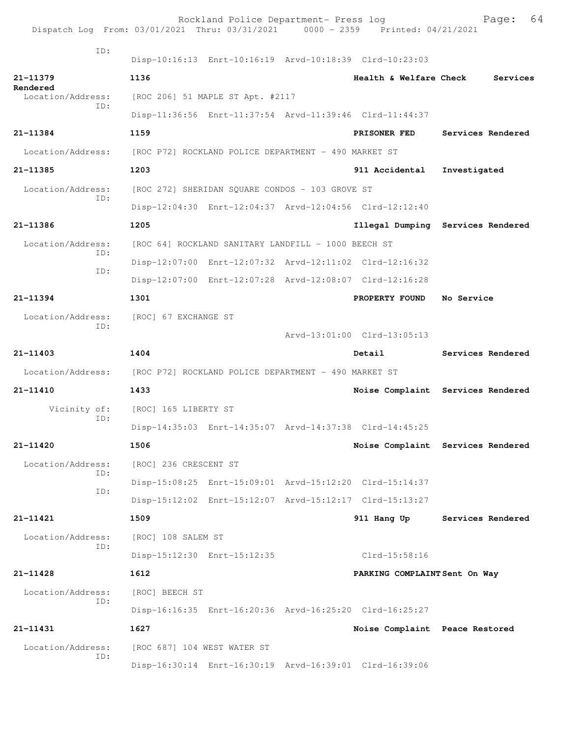Rockland Police Department- Press log
Dispatch Log From: 03/01/2021 Thru: 03/31/2021 0000 - 2359 Printed: 04/21/2021

ID:
Disp-10:16:13 Enrt-10:16:19 Arvd-10:18:39 Clrd-10:23:03

**21-11379** **1136** **Health & Welfare Check** **Services Rendered**
Location/Address: [ROC 206] 51 MAPLE ST Apt. #2117
ID:
Disp-11:36:56 Enrt-11:37:54 Arvd-11:39:46 Clrd-11:44:37

**21-11384** **1159** **PRISONER FED** **Services Rendered**
Location/Address: [ROC P72] ROCKLAND POLICE DEPARTMENT - 490 MARKET ST

**21-11385** **1203** **911 Accidental** **Investigated**
Location/Address: [ROC 272] SHERIDAN SQUARE CONDOS - 103 GROVE ST
ID:
Disp-12:04:30 Enrt-12:04:37 Arvd-12:04:56 Clrd-12:12:40

**21-11386** **1205** **Illegal Dumping** **Services Rendered**
Location/Address: [ROC 64] ROCKLAND SANITARY LANDFILL - 1000 BEECH ST
ID:
Disp-12:07:00 Enrt-12:07:32 Arvd-12:11:02 Clrd-12:16:32
ID:
Disp-12:07:00 Enrt-12:07:28 Arvd-12:08:07 Clrd-12:16:28

**21-11394** **1301** **PROPERTY FOUND** **No Service**
Location/Address: [ROC] 67 EXCHANGE ST
ID:
Arvd-13:01:00 Clrd-13:05:13

**21-11403** **1404** **Detail** **Services Rendered**
Location/Address: [ROC P72] ROCKLAND POLICE DEPARTMENT - 490 MARKET ST

**21-11410** **1433** **Noise Complaint** **Services Rendered**
Vicinity of: [ROC] 165 LIBERTY ST
ID:
Disp-14:35:03 Enrt-14:35:07 Arvd-14:37:38 Clrd-14:45:25

**21-11420** **1506** **Noise Complaint** **Services Rendered**
Location/Address: [ROC] 236 CRESCENT ST
ID:
Disp-15:08:25 Enrt-15:09:01 Arvd-15:12:20 Clrd-15:14:37
ID:
Disp-15:12:02 Enrt-15:12:07 Arvd-15:12:17 Clrd-15:13:27

**21-11421** **1509** **911 Hang Up** **Services Rendered**
Location/Address: [ROC] 108 SALEM ST
ID:
Disp-15:12:30 Enrt-15:12:35 Clrd-15:58:16

**21-11428** **1612** **PARKING COMPLAINT** **Sent On Way**
Location/Address: [ROC] BEECH ST
ID:
Disp-16:16:35 Enrt-16:20:36 Arvd-16:25:20 Clrd-16:25:27

**21-11431** **1627** **Noise Complaint** **Peace Restored**
Location/Address: [ROC 687] 104 WEST WATER ST
ID:
Disp-16:30:14 Enrt-16:30:19 Arvd-16:39:01 Clrd-16:39:06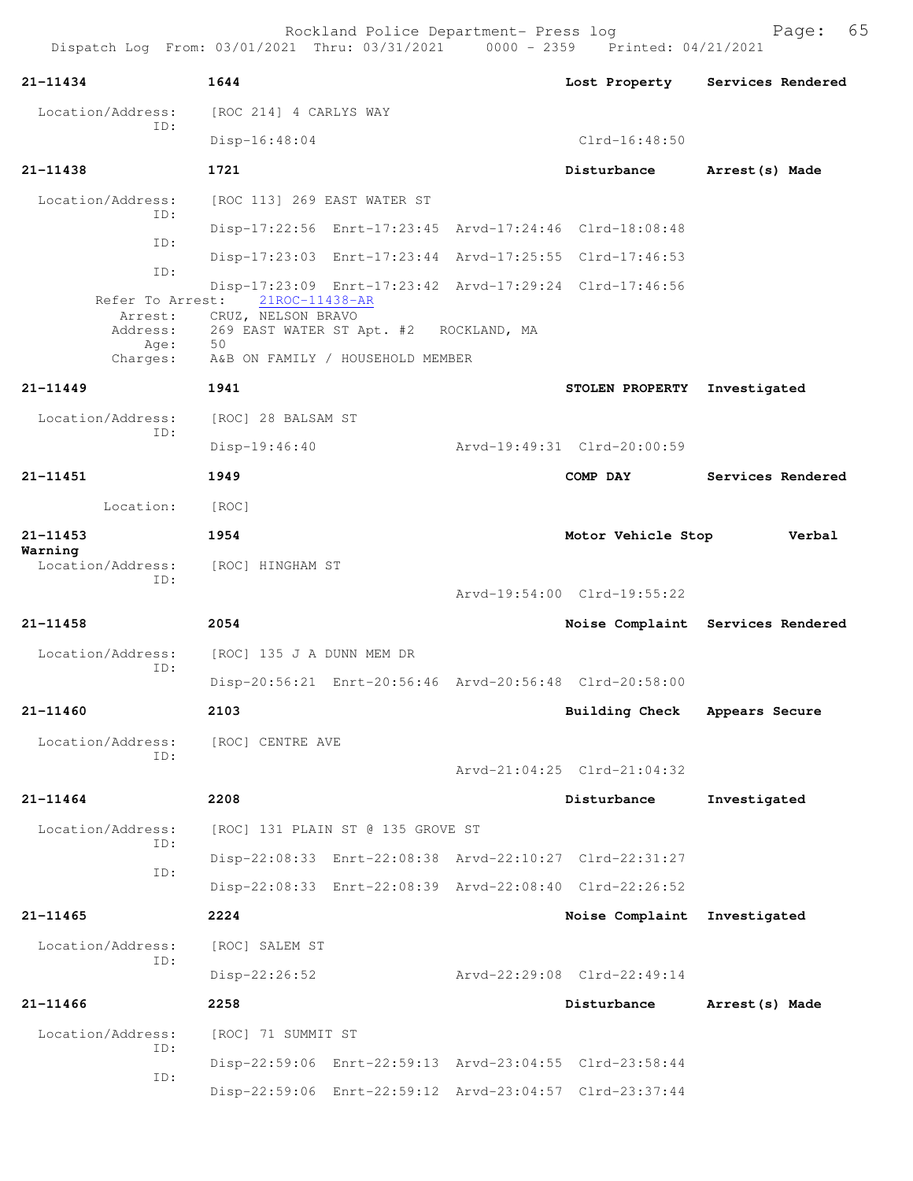Dispatch Log From: 03/01/2021 Thru: 03/31/2021 0000 - 2359 Printed: 04/21/2021

**21-11434** **1644** **Lost Property** **Services Rendered**

Location/Address: [ROC 214] 4 CARLYS WAY
ID:
Disp-16:48:04 Clrd-16:48:50

**21-11438** **1721** **Disturbance** **Arrest(s) Made**

Location/Address: [ROC 113] 269 EAST WATER ST
ID:
Disp-17:22:56 Enrt-17:23:45 Arvd-17:24:46 Clrd-18:08:48
ID:
Disp-17:23:03 Enrt-17:23:44 Arvd-17:25:55 Clrd-17:46:53
ID:
Disp-17:23:09 Enrt-17:23:42 Arvd-17:29:24 Clrd-17:46:56
Refer To Arrest: 21ROC-11438-AR
Arrest: CRUZ, NELSON BRAVO
Address: 269 EAST WATER ST Apt. #2 ROCKLAND, MA
Age: 50
Charges: A&B ON FAMILY / HOUSEHOLD MEMBER

**21-11449** **1941** **STOLEN PROPERTY** **Investigated**

Location/Address: [ROC] 28 BALSAM ST
ID:
Disp-19:46:40 Arvd-19:49:31 Clrd-20:00:59

**21-11451** **1949** **COMP DAY** **Services Rendered**

Location: [ROC]

**21-11453** **1954** **Motor Vehicle Stop** **Verbal Warning**

Location/Address: [ROC] HINGHAM ST
ID:
Arvd-19:54:00 Clrd-19:55:22

**21-11458** **2054** **Noise Complaint** **Services Rendered**

Location/Address: [ROC] 135 J A DUNN MEM DR
ID:
Disp-20:56:21 Enrt-20:56:46 Arvd-20:56:48 Clrd-20:58:00

**21-11460** **2103** **Building Check** **Appears Secure**

Location/Address: [ROC] CENTRE AVE
ID:
Arvd-21:04:25 Clrd-21:04:32

**21-11464** **2208** **Disturbance** **Investigated**

Location/Address: [ROC] 131 PLAIN ST @ 135 GROVE ST
ID:
Disp-22:08:33 Enrt-22:08:38 Arvd-22:10:27 Clrd-22:31:27
ID:
Disp-22:08:33 Enrt-22:08:39 Arvd-22:08:40 Clrd-22:26:52

**21-11465** **2224** **Noise Complaint** **Investigated**

Location/Address: [ROC] SALEM ST
ID:
Disp-22:26:52 Arvd-22:29:08 Clrd-22:49:14

**21-11466** **2258** **Disturbance** **Arrest(s) Made**

Location/Address: [ROC] 71 SUMMIT ST
ID:
Disp-22:59:06 Enrt-22:59:13 Arvd-23:04:55 Clrd-23:58:44
ID:
Disp-22:59:06 Enrt-22:59:12 Arvd-23:04:57 Clrd-23:37:44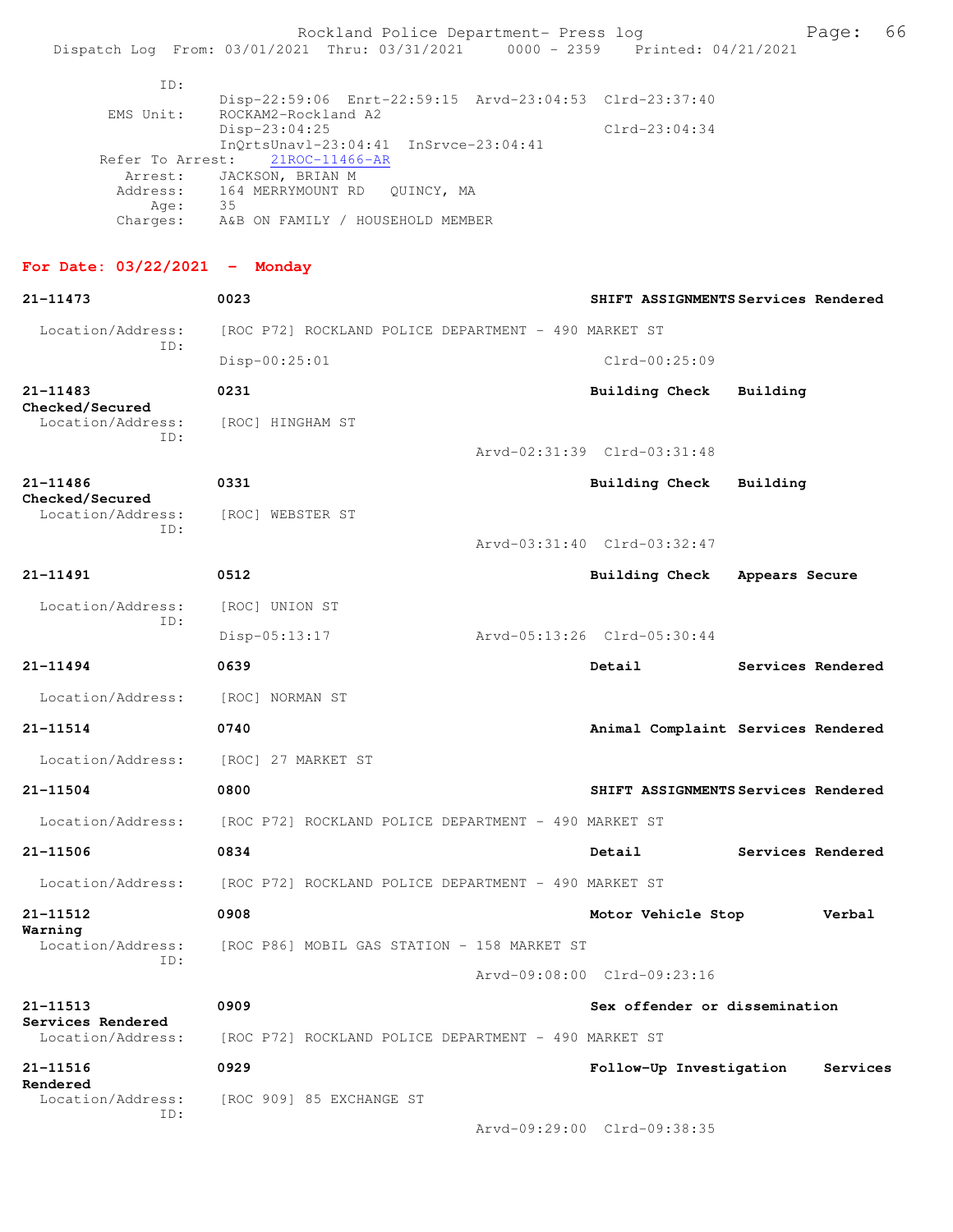ID:
Disp-22:59:06 Enrt-22:59:15 Arvd-23:04:53 Clrd-23:37:40
EMS Unit: ROCKAM2-Rockland A2
Disp-23:04:25 Clrd-23:04:34
InQrtsUnavl-23:04:41 InSrvce-23:04:41
Refer To Arrest: 21ROC-11466-AR
Arrest: JACKSON, BRIAN M
Address: 164 MERRYMOUNT RD QUINCY, MA
Age: 35
Charges: A&B ON FAMILY / HOUSEHOLD MEMBER

## For Date: 03/22/2021 - Monday

**21-11473** **0023** **SHIFT ASSIGNMENTS Services Rendered**
Location/Address: [ROC P72] ROCKLAND POLICE DEPARTMENT - 490 MARKET ST
ID:
Disp-00:25:01 Clrd-00:25:09

**21-11483** **0231** **Building Check Building Checked/Secured**
Location/Address: [ROC] HINGHAM ST
ID:
Arvd-02:31:39 Clrd-03:31:48

**21-11486** **0331** **Building Check Building Checked/Secured**
Location/Address: [ROC] WEBSTER ST
ID:
Arvd-03:31:40 Clrd-03:32:47

**21-11491** **0512** **Building Check Appears Secure**
Location/Address: [ROC] UNION ST
ID:
Disp-05:13:17 Arvd-05:13:26 Clrd-05:30:44

**21-11494** **0639** **Detail Services Rendered**
Location/Address: [ROC] NORMAN ST

**21-11514** **0740** **Animal Complaint Services Rendered**
Location/Address: [ROC] 27 MARKET ST

**21-11504** **0800** **SHIFT ASSIGNMENTS Services Rendered**
Location/Address: [ROC P72] ROCKLAND POLICE DEPARTMENT - 490 MARKET ST

**21-11506** **0834** **Detail Services Rendered**
Location/Address: [ROC P72] ROCKLAND POLICE DEPARTMENT - 490 MARKET ST

**21-11512** **0908** **Motor Vehicle Stop Verbal Warning**
Location/Address: [ROC P86] MOBIL GAS STATION - 158 MARKET ST
ID:
Arvd-09:08:00 Clrd-09:23:16

**21-11513** **0909** **Sex offender or dissemination Services Rendered**
Location/Address: [ROC P72] ROCKLAND POLICE DEPARTMENT - 490 MARKET ST

**21-11516** **0929** **Follow-Up Investigation Services Rendered**
Location/Address: [ROC 909] 85 EXCHANGE ST
ID:
Arvd-09:29:00 Clrd-09:38:35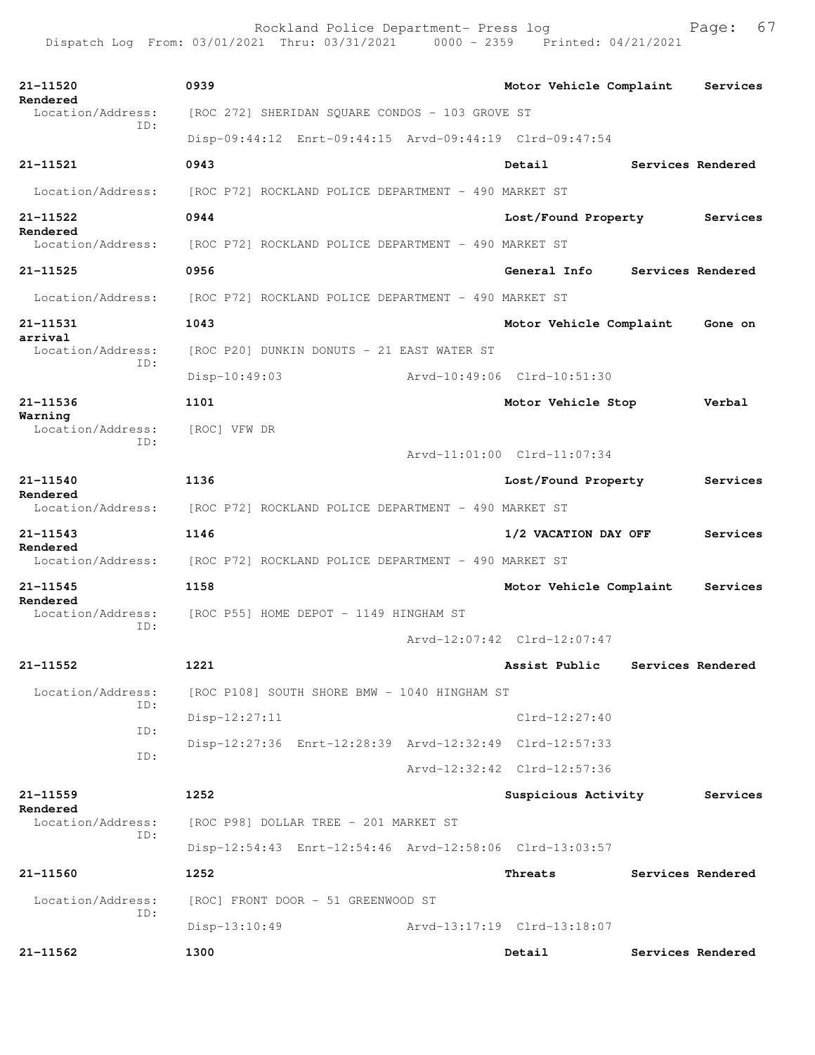```
21-11520           0939                                   Motor Vehicle Complaint    Services
Rendered
  Location/Address:    [ROC 272] SHERIDAN SQUARE CONDOS - 103 GROVE ST
                ID:
                       Disp-09:44:12  Enrt-09:44:15  Arvd-09:44:19  Clrd-09:47:54

21-11521           0943                                   Detail          Services Rendered

  Location/Address:    [ROC P72] ROCKLAND POLICE DEPARTMENT - 490 MARKET ST

21-11522           0944                                   Lost/Found Property        Services
Rendered
  Location/Address:    [ROC P72] ROCKLAND POLICE DEPARTMENT - 490 MARKET ST

21-11525           0956                                   General Info    Services Rendered

  Location/Address:    [ROC P72] ROCKLAND POLICE DEPARTMENT - 490 MARKET ST

21-11531           1043                                   Motor Vehicle Complaint    Gone on
arrival
  Location/Address:    [ROC P20] DUNKIN DONUTS - 21 EAST WATER ST
                ID:
                       Disp-10:49:03                 Arvd-10:49:06  Clrd-10:51:30

21-11536           1101                                   Motor Vehicle Stop         Verbal
Warning
  Location/Address:    [ROC] VFW DR
                ID:
                                                     Arvd-11:01:00  Clrd-11:07:34

21-11540           1136                                   Lost/Found Property        Services
Rendered
  Location/Address:    [ROC P72] ROCKLAND POLICE DEPARTMENT - 490 MARKET ST

21-11543           1146                                   1/2 VACATION DAY OFF       Services
Rendered
  Location/Address:    [ROC P72] ROCKLAND POLICE DEPARTMENT - 490 MARKET ST

21-11545           1158                                   Motor Vehicle Complaint    Services
Rendered
  Location/Address:    [ROC P55] HOME DEPOT - 1149 HINGHAM ST
                ID:
                                                     Arvd-12:07:42  Clrd-12:07:47

21-11552           1221                                   Assist Public   Services Rendered

  Location/Address:    [ROC P108] SOUTH SHORE BMW - 1040 HINGHAM ST
                ID:
                       Disp-12:27:11                                Clrd-12:27:40
                ID:
                       Disp-12:27:36  Enrt-12:28:39  Arvd-12:32:49  Clrd-12:57:33
                ID:
                                                     Arvd-12:32:42  Clrd-12:57:36

21-11559           1252                                   Suspicious Activity        Services
Rendered
  Location/Address:    [ROC P98] DOLLAR TREE - 201 MARKET ST
                ID:
                       Disp-12:54:43  Enrt-12:54:46  Arvd-12:58:06  Clrd-13:03:57

21-11560           1252                                   Threats         Services Rendered

  Location/Address:    [ROC] FRONT DOOR - 51 GREENWOOD ST
                ID:
                       Disp-13:10:49                 Arvd-13:17:19  Clrd-13:18:07

21-11562           1300                                   Detail          Services Rendered
```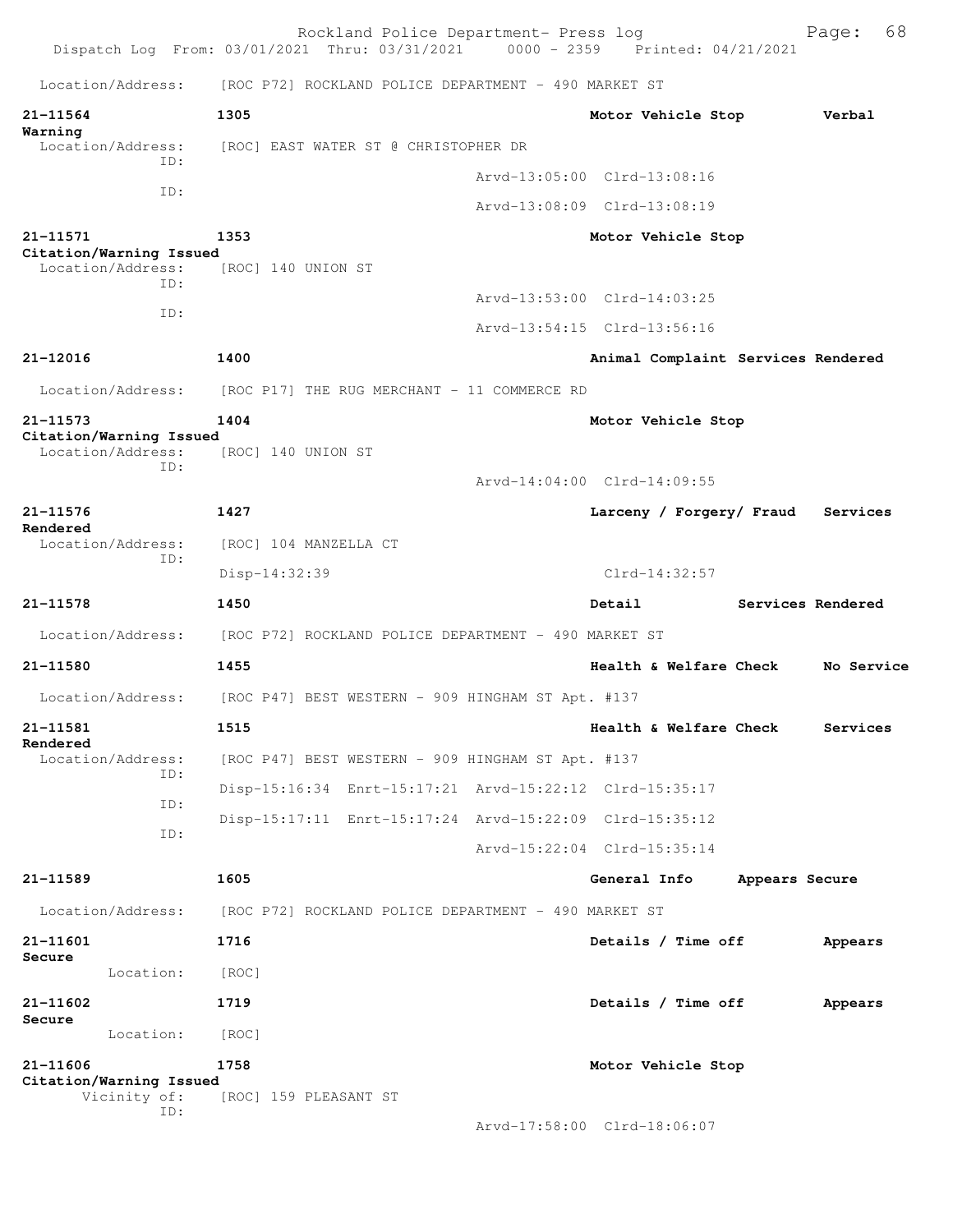Location/Address: [ROC P72] ROCKLAND POLICE DEPARTMENT - 490 MARKET ST

**21-11564** 1305 **Motor Vehicle Stop** **Verbal Warning**
Location/Address: [ROC] EAST WATER ST @ CHRISTOPHER DR
ID: Arvd-13:05:00 Clrd-13:08:16
ID: Arvd-13:08:09 Clrd-13:08:19

**21-11571** 1353 **Motor Vehicle Stop** **Citation/Warning Issued**
Location/Address: [ROC] 140 UNION ST
ID: Arvd-13:53:00 Clrd-14:03:25
ID: Arvd-13:54:15 Clrd-13:56:16

**21-12016** 1400 **Animal Complaint** **Services Rendered**
Location/Address: [ROC P17] THE RUG MERCHANT - 11 COMMERCE RD

**21-11573** 1404 **Motor Vehicle Stop** **Citation/Warning Issued**
Location/Address: [ROC] 140 UNION ST
ID: Arvd-14:04:00 Clrd-14:09:55

**21-11576** 1427 **Larceny / Forgery/ Fraud** **Services Rendered**
Location/Address: [ROC] 104 MANZELLA CT
ID: Disp-14:32:39 Clrd-14:32:57

**21-11578** 1450 **Detail** **Services Rendered**
Location/Address: [ROC P72] ROCKLAND POLICE DEPARTMENT - 490 MARKET ST

**21-11580** 1455 **Health & Welfare Check** **No Service**
Location/Address: [ROC P47] BEST WESTERN - 909 HINGHAM ST Apt. #137

**21-11581** 1515 **Health & Welfare Check** **Services Rendered**
Location/Address: [ROC P47] BEST WESTERN - 909 HINGHAM ST Apt. #137
ID: Disp-15:16:34 Enrt-15:17:21 Arvd-15:22:12 Clrd-15:35:17
ID: Disp-15:17:11 Enrt-15:17:24 Arvd-15:22:09 Clrd-15:35:12
ID: Arvd-15:22:04 Clrd-15:35:14

**21-11589** 1605 **General Info** **Appears Secure**
Location/Address: [ROC P72] ROCKLAND POLICE DEPARTMENT - 490 MARKET ST

**21-11601** 1716 **Details / Time off** **Appears Secure**
Location: [ROC]

**21-11602** 1719 **Details / Time off** **Appears Secure**
Location: [ROC]

**21-11606** 1758 **Motor Vehicle Stop** **Citation/Warning Issued**
Vicinity of: [ROC] 159 PLEASANT ST
ID: Arvd-17:58:00 Clrd-18:06:07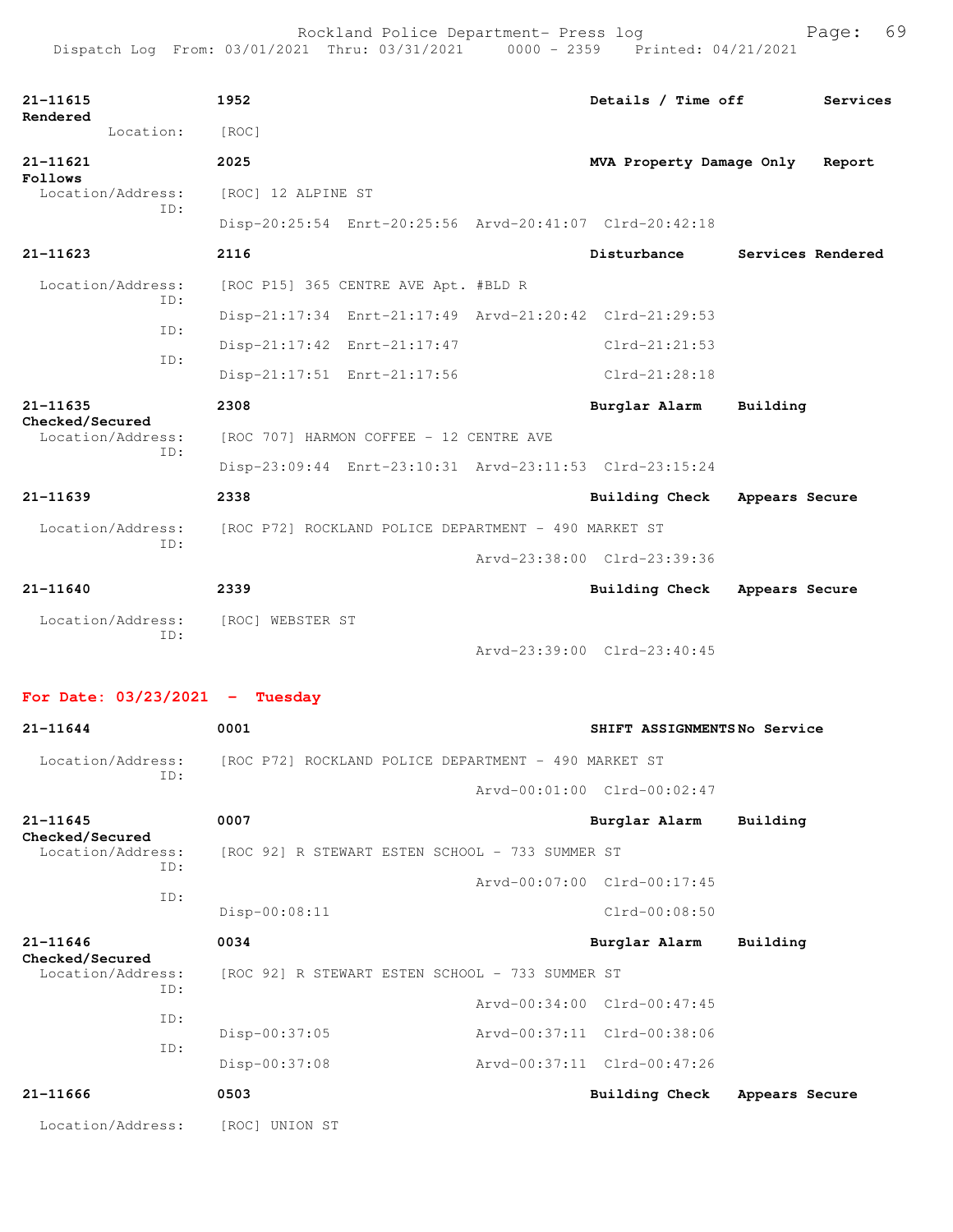**21-11615** 1952 **Details / Time off** **Services Rendered**
Location: [ROC]

**21-11621** 2025 **MVA Property Damage Only** **Report Follows**
Location/Address: [ROC] 12 ALPINE ST
ID:
Disp-20:25:54 Enrt-20:25:56 Arvd-20:41:07 Clrd-20:42:18

**21-11623** 2116 **Disturbance** **Services Rendered**
Location/Address: [ROC P15] 365 CENTRE AVE Apt. #BLD R
ID:
Disp-21:17:34 Enrt-21:17:49 Arvd-21:20:42 Clrd-21:29:53
ID:
Disp-21:17:42 Enrt-21:17:47 Clrd-21:21:53
ID:
Disp-21:17:51 Enrt-21:17:56 Clrd-21:28:18

**21-11635** 2308 **Burglar Alarm** **Building Checked/Secured**
Location/Address: [ROC 707] HARMON COFFEE - 12 CENTRE AVE
ID:
Disp-23:09:44 Enrt-23:10:31 Arvd-23:11:53 Clrd-23:15:24

**21-11639** 2338 **Building Check** **Appears Secure**
Location/Address: [ROC P72] ROCKLAND POLICE DEPARTMENT - 490 MARKET ST
ID:
Arvd-23:38:00 Clrd-23:39:36

**21-11640** 2339 **Building Check** **Appears Secure**
Location/Address: [ROC] WEBSTER ST
ID:
Arvd-23:39:00 Clrd-23:40:45

## For Date: 03/23/2021 - Tuesday

**21-11644** 0001 **SHIFT ASSIGNMENTS** **No Service**
Location/Address: [ROC P72] ROCKLAND POLICE DEPARTMENT - 490 MARKET ST
ID:
Arvd-00:01:00 Clrd-00:02:47

**21-11645** 0007 **Burglar Alarm** **Building Checked/Secured**
Location/Address: [ROC 92] R STEWART ESTEN SCHOOL - 733 SUMMER ST
ID:
Arvd-00:07:00 Clrd-00:17:45
ID:
Disp-00:08:11 Clrd-00:08:50

**21-11646** 0034 **Burglar Alarm** **Building Checked/Secured**
Location/Address: [ROC 92] R STEWART ESTEN SCHOOL - 733 SUMMER ST
ID:
Arvd-00:34:00 Clrd-00:47:45
ID:
Disp-00:37:05 Arvd-00:37:11 Clrd-00:38:06
ID:
Disp-00:37:08 Arvd-00:37:11 Clrd-00:47:26

**21-11666** 0503 **Building Check** **Appears Secure**
Location/Address: [ROC] UNION ST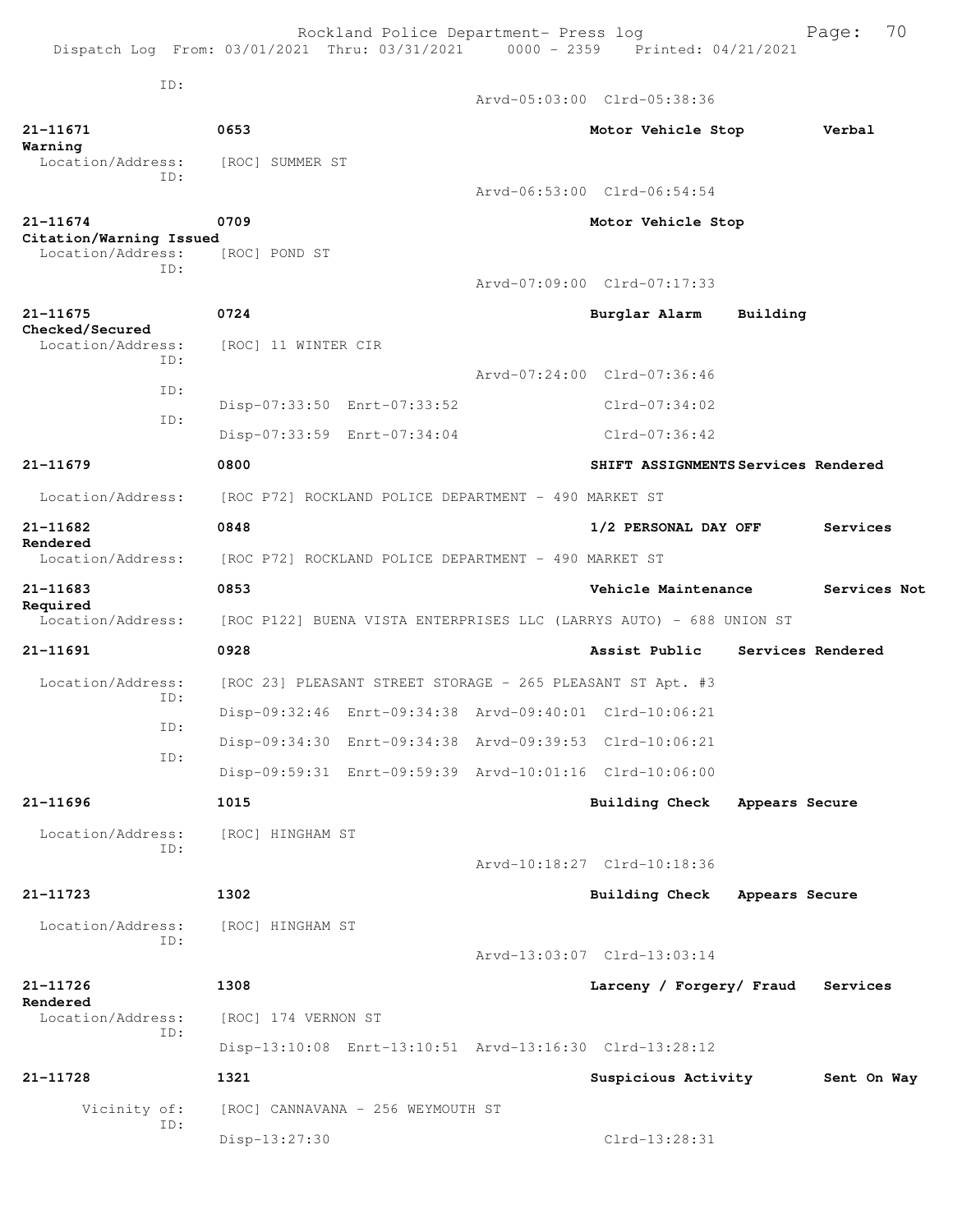ID:
Arvd-05:03:00 Clrd-05:38:36

**21-11671** 0653 **Motor Vehicle Stop** **Verbal Warning**
Location/Address: [ROC] SUMMER ST
ID:
Arvd-06:53:00 Clrd-06:54:54

**21-11674** 0709 **Motor Vehicle Stop** **Citation/Warning Issued**
Location/Address: [ROC] POND ST
ID:
Arvd-07:09:00 Clrd-07:17:33

**21-11675** 0724 **Burglar Alarm** **Building Checked/Secured**
Location/Address: [ROC] 11 WINTER CIR
ID:
Arvd-07:24:00 Clrd-07:36:46
ID:
Disp-07:33:50 Enrt-07:33:52 Clrd-07:34:02
ID:
Disp-07:33:59 Enrt-07:34:04 Clrd-07:36:42

**21-11679** 0800 **SHIFT ASSIGNMENTS** **Services Rendered**
Location/Address: [ROC P72] ROCKLAND POLICE DEPARTMENT - 490 MARKET ST

**21-11682** 0848 **1/2 PERSONAL DAY OFF** **Services Rendered**
Location/Address: [ROC P72] ROCKLAND POLICE DEPARTMENT - 490 MARKET ST

**21-11683** 0853 **Vehicle Maintenance** **Services Not Required**
Location/Address: [ROC P122] BUENA VISTA ENTERPRISES LLC (LARRYS AUTO) - 688 UNION ST

**21-11691** 0928 **Assist Public** **Services Rendered**
Location/Address: [ROC 23] PLEASANT STREET STORAGE - 265 PLEASANT ST Apt. #3
ID:
Disp-09:32:46 Enrt-09:34:38 Arvd-09:40:01 Clrd-10:06:21
ID:
Disp-09:34:30 Enrt-09:34:38 Arvd-09:39:53 Clrd-10:06:21
ID:
Disp-09:59:31 Enrt-09:59:39 Arvd-10:01:16 Clrd-10:06:00

**21-11696** 1015 **Building Check** **Appears Secure**
Location/Address: [ROC] HINGHAM ST
ID:
Arvd-10:18:27 Clrd-10:18:36

**21-11723** 1302 **Building Check** **Appears Secure**
Location/Address: [ROC] HINGHAM ST
ID:
Arvd-13:03:07 Clrd-13:03:14

**21-11726** 1308 **Larceny / Forgery/ Fraud** **Services Rendered**
Location/Address: [ROC] 174 VERNON ST
ID:
Disp-13:10:08 Enrt-13:10:51 Arvd-13:16:30 Clrd-13:28:12

**21-11728** 1321 **Suspicious Activity** **Sent On Way**
Vicinity of: [ROC] CANNAVANA - 256 WEYMOUTH ST
ID:
Disp-13:27:30 Clrd-13:28:31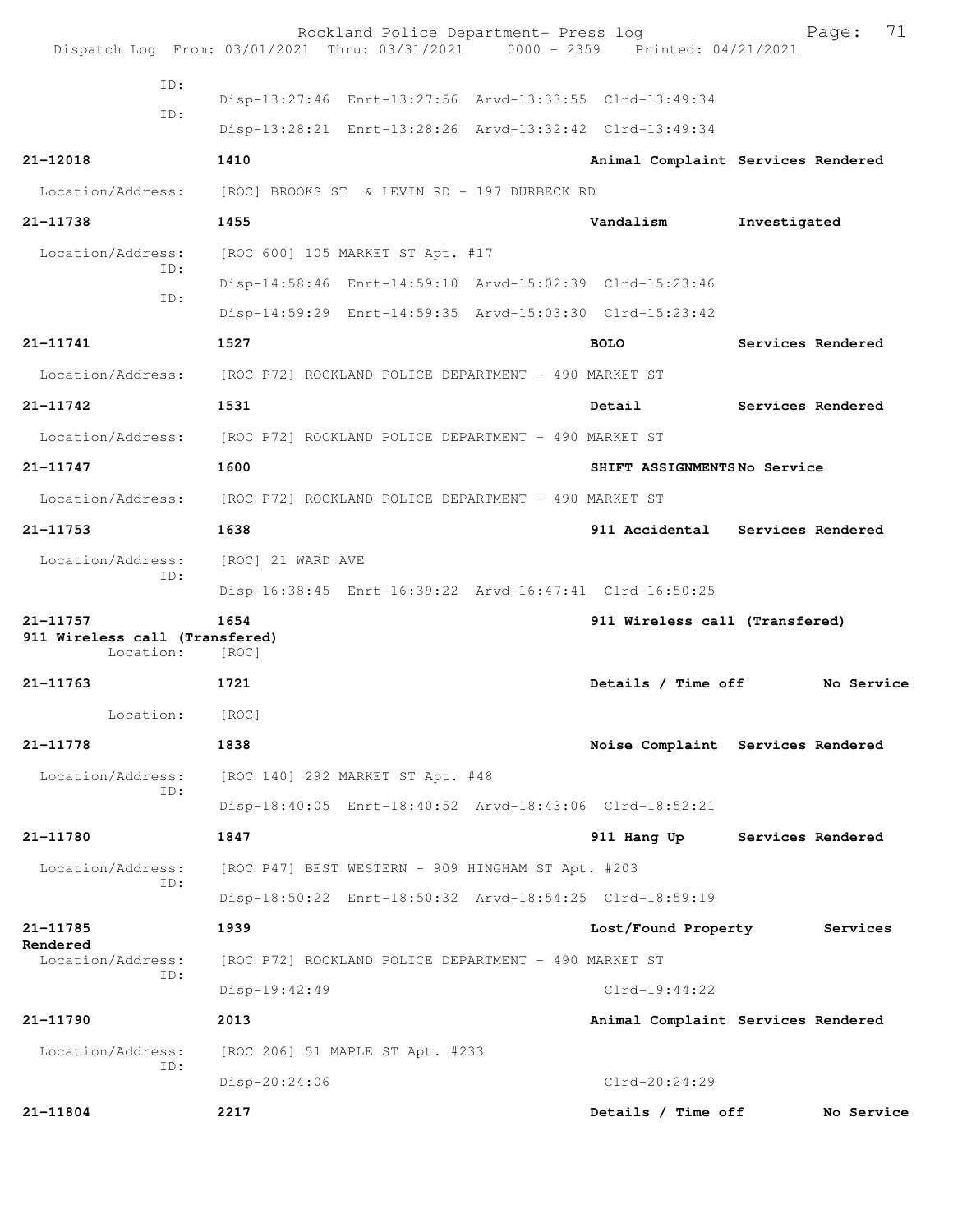ID: Disp-13:27:46 Enrt-13:27:56 Arvd-13:33:55 Clrd-13:49:34
ID: Disp-13:28:21 Enrt-13:28:26 Arvd-13:32:42 Clrd-13:49:34

**21-12018** **1410** **Animal Complaint Services Rendered**
Location/Address: [ROC] BROOKS ST & LEVIN RD - 197 DURBECK RD

**21-11738** **1455** **Vandalism Investigated**
Location/Address: [ROC 600] 105 MARKET ST Apt. #17
ID: Disp-14:58:46 Enrt-14:59:10 Arvd-15:02:39 Clrd-15:23:46
ID: Disp-14:59:29 Enrt-14:59:35 Arvd-15:03:30 Clrd-15:23:42

**21-11741** **1527** **BOLO Services Rendered**
Location/Address: [ROC P72] ROCKLAND POLICE DEPARTMENT - 490 MARKET ST

**21-11742** **1531** **Detail Services Rendered**
Location/Address: [ROC P72] ROCKLAND POLICE DEPARTMENT - 490 MARKET ST

**21-11747** **1600** **SHIFT ASSIGNMENTS No Service**
Location/Address: [ROC P72] ROCKLAND POLICE DEPARTMENT - 490 MARKET ST

**21-11753** **1638** **911 Accidental Services Rendered**
Location/Address: [ROC] 21 WARD AVE
ID: Disp-16:38:45 Enrt-16:39:22 Arvd-16:47:41 Clrd-16:50:25

**21-11757** **1654** **911 Wireless call (Transfered)**
**911 Wireless call (Transfered)**
Location: [ROC]

**21-11763** **1721** **Details / Time off No Service**
Location: [ROC]

**21-11778** **1838** **Noise Complaint Services Rendered**
Location/Address: [ROC 140] 292 MARKET ST Apt. #48
ID: Disp-18:40:05 Enrt-18:40:52 Arvd-18:43:06 Clrd-18:52:21

**21-11780** **1847** **911 Hang Up Services Rendered**
Location/Address: [ROC P47] BEST WESTERN - 909 HINGHAM ST Apt. #203
ID: Disp-18:50:22 Enrt-18:50:32 Arvd-18:54:25 Clrd-18:59:19

**21-11785** **1939** **Lost/Found Property Services Rendered**
Location/Address: [ROC P72] ROCKLAND POLICE DEPARTMENT - 490 MARKET ST
ID: Disp-19:42:49 Clrd-19:44:22

**21-11790** **2013** **Animal Complaint Services Rendered**
Location/Address: [ROC 206] 51 MAPLE ST Apt. #233
ID: Disp-20:24:06 Clrd-20:24:29

**21-11804** **2217** **Details / Time off No Service**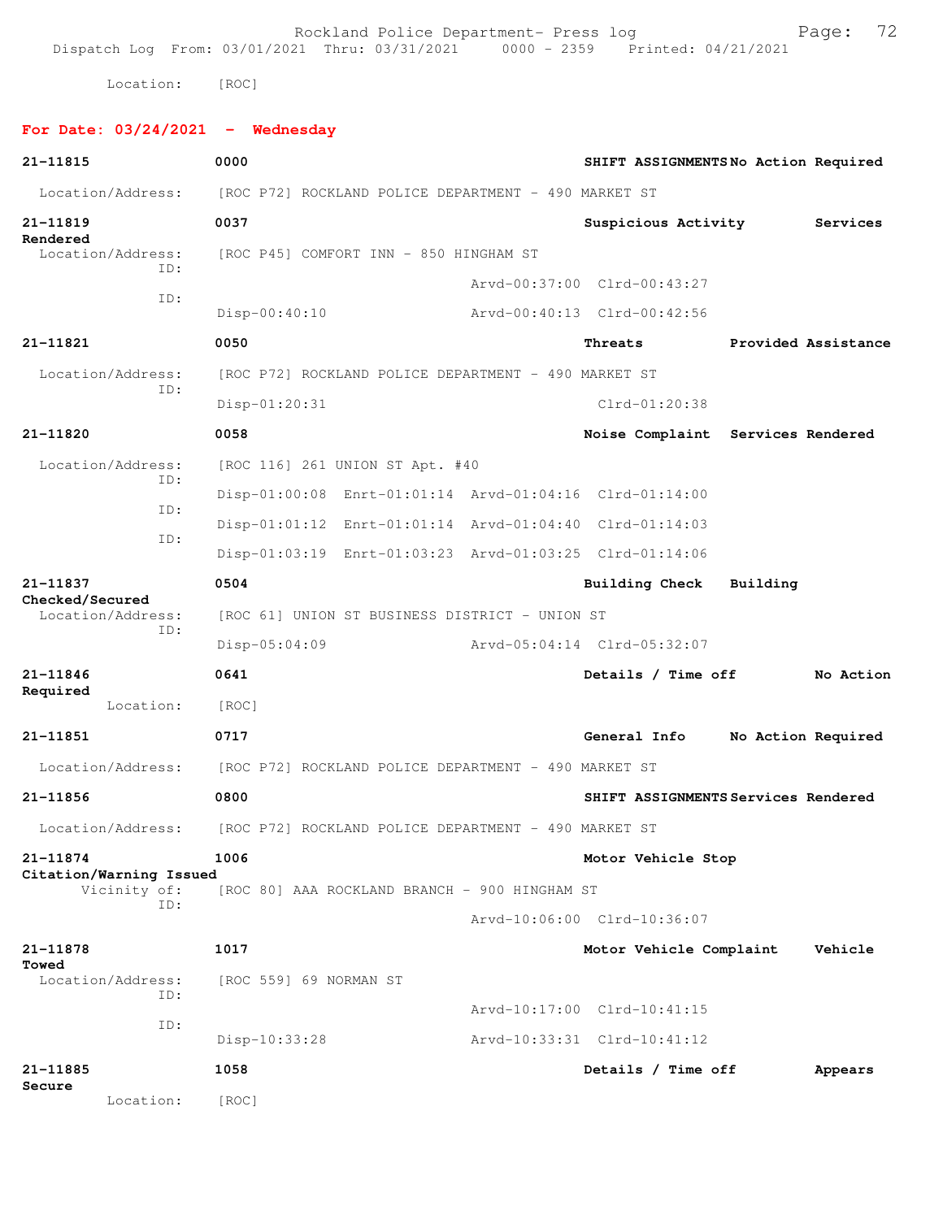Location: [ROC]

**For Date: 03/24/2021 - Wednesday**

**21-11815** **0000** **SHIFT ASSIGNMENTS** **No Action Required**
Location/Address: [ROC P72] ROCKLAND POLICE DEPARTMENT - 490 MARKET ST

**21-11819** **0037** **Suspicious Activity** **Services Rendered**
Location/Address: [ROC P45] COMFORT INN - 850 HINGHAM ST
ID: Arvd-00:37:00 Clrd-00:43:27
ID: Disp-00:40:10 Arvd-00:40:13 Clrd-00:42:56

**21-11821** **0050** **Threats** **Provided Assistance**
Location/Address: [ROC P72] ROCKLAND POLICE DEPARTMENT - 490 MARKET ST
ID: Disp-01:20:31 Clrd-01:20:38

**21-11820** **0058** **Noise Complaint** **Services Rendered**
Location/Address: [ROC 116] 261 UNION ST Apt. #40
ID: Disp-01:00:08 Enrt-01:01:14 Arvd-01:04:16 Clrd-01:14:00
ID: Disp-01:01:12 Enrt-01:01:14 Arvd-01:04:40 Clrd-01:14:03
ID: Disp-01:03:19 Enrt-01:03:23 Arvd-01:03:25 Clrd-01:14:06

**21-11837** **0504** **Building Check** **Building Checked/Secured**
Location/Address: [ROC 61] UNION ST BUSINESS DISTRICT - UNION ST
ID: Disp-05:04:09 Arvd-05:04:14 Clrd-05:32:07

**21-11846** **0641** **Details / Time off** **No Action Required**
Location: [ROC]

**21-11851** **0717** **General Info** **No Action Required**
Location/Address: [ROC P72] ROCKLAND POLICE DEPARTMENT - 490 MARKET ST

**21-11856** **0800** **SHIFT ASSIGNMENTS** **Services Rendered**
Location/Address: [ROC P72] ROCKLAND POLICE DEPARTMENT - 490 MARKET ST

**21-11874** **1006** **Motor Vehicle Stop** **Citation/Warning Issued**
Vicinity of: [ROC 80] AAA ROCKLAND BRANCH - 900 HINGHAM ST
ID: Arvd-10:06:00 Clrd-10:36:07

**21-11878** **1017** **Motor Vehicle Complaint** **Vehicle Towed**
Location/Address: [ROC 559] 69 NORMAN ST
ID: Arvd-10:17:00 Clrd-10:41:15
ID: Disp-10:33:28 Arvd-10:33:31 Clrd-10:41:12

**21-11885** **1058** **Details / Time off** **Appears Secure**
Location: [ROC]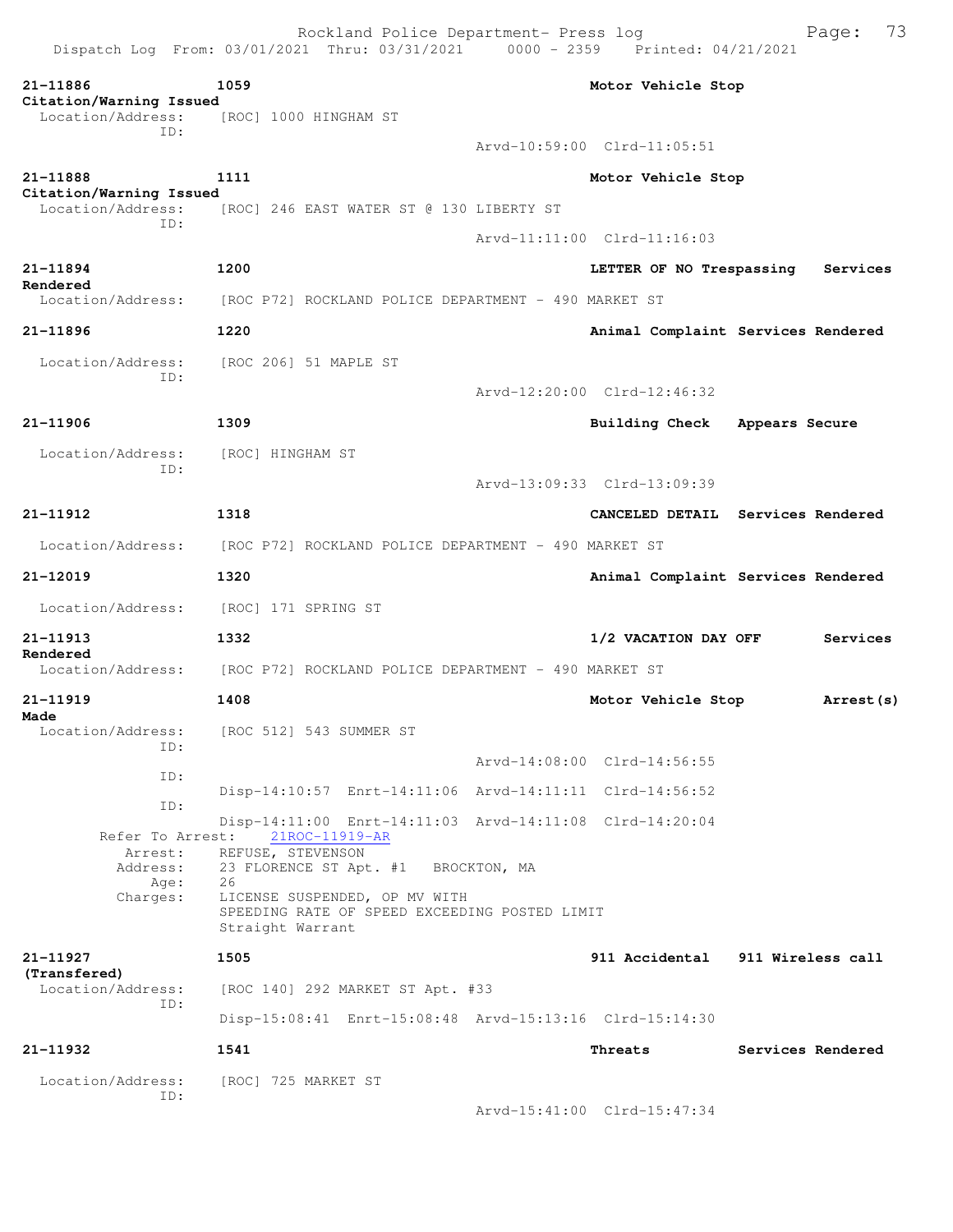**21-11886** 1059 **Motor Vehicle Stop**
**Citation/Warning Issued**
Location/Address: [ROC] 1000 HINGHAM ST
ID:
Arvd-10:59:00 Clrd-11:05:51

**21-11888** 1111 **Motor Vehicle Stop**
**Citation/Warning Issued**
Location/Address: [ROC] 246 EAST WATER ST @ 130 LIBERTY ST
ID:
Arvd-11:11:00 Clrd-11:16:03

**21-11894** 1200 **LETTER OF NO Trespassing Services Rendered**
Location/Address: [ROC P72] ROCKLAND POLICE DEPARTMENT - 490 MARKET ST

**21-11896** 1220 **Animal Complaint Services Rendered**
Location/Address: [ROC 206] 51 MAPLE ST
ID:
Arvd-12:20:00 Clrd-12:46:32

**21-11906** 1309 **Building Check Appears Secure**
Location/Address: [ROC] HINGHAM ST
ID:
Arvd-13:09:33 Clrd-13:09:39

**21-11912** 1318 **CANCELED DETAIL Services Rendered**
Location/Address: [ROC P72] ROCKLAND POLICE DEPARTMENT - 490 MARKET ST

**21-12019** 1320 **Animal Complaint Services Rendered**
Location/Address: [ROC] 171 SPRING ST

**21-11913** 1332 **1/2 VACATION DAY OFF Services Rendered**
Location/Address: [ROC P72] ROCKLAND POLICE DEPARTMENT - 490 MARKET ST

**21-11919** 1408 **Motor Vehicle Stop Arrest(s) Made**
Location/Address: [ROC 512] 543 SUMMER ST
ID:
Arvd-14:08:00 Clrd-14:56:55
ID:
Disp-14:10:57 Enrt-14:11:06 Arvd-14:11:11 Clrd-14:56:52
ID:
Disp-14:11:00 Enrt-14:11:03 Arvd-14:11:08 Clrd-14:20:04
Refer To Arrest: 21ROC-11919-AR
Arrest: REFUSE, STEVENSON
Address: 23 FLORENCE ST Apt. #1 BROCKTON, MA
Age: 26
Charges: LICENSE SUSPENDED, OP MV WITH
SPEEDING RATE OF SPEED EXCEEDING POSTED LIMIT
Straight Warrant

**21-11927** 1505 **911 Accidental 911 Wireless call (Transfered)**
Location/Address: [ROC 140] 292 MARKET ST Apt. #33
ID:
Disp-15:08:41 Enrt-15:08:48 Arvd-15:13:16 Clrd-15:14:30

**21-11932** 1541 **Threats Services Rendered**
Location/Address: [ROC] 725 MARKET ST
ID:
Arvd-15:41:00 Clrd-15:47:34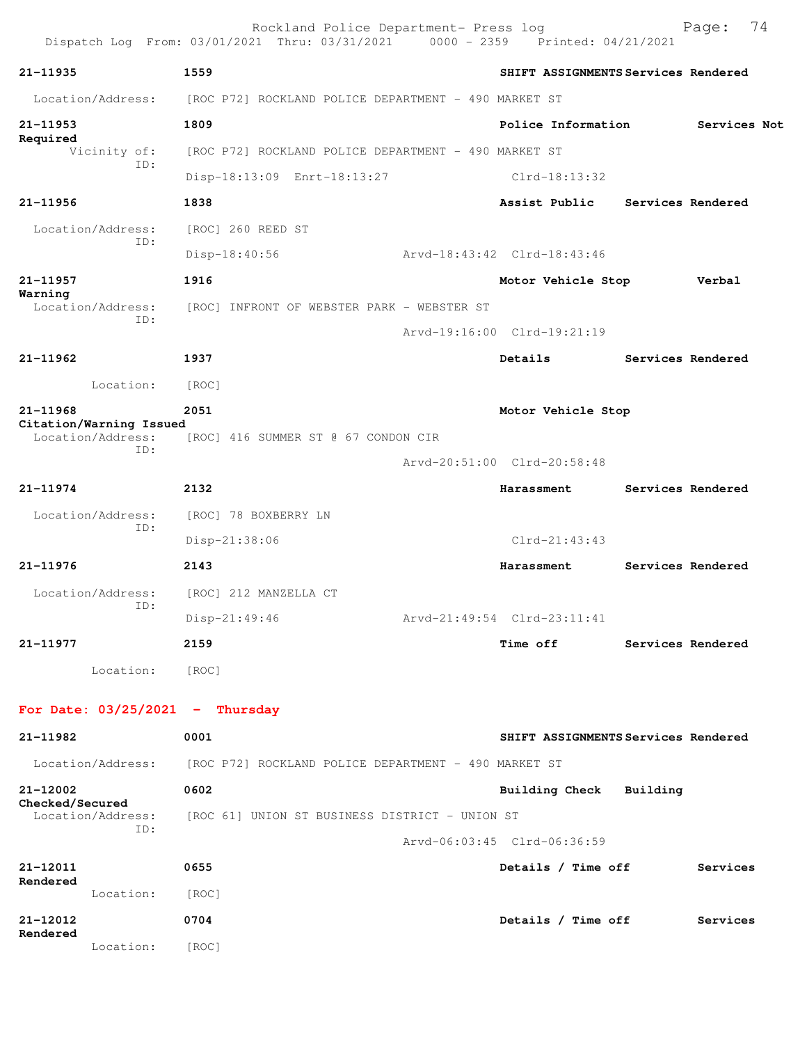Rockland Police Department- Press log

Dispatch Log From: 03/01/2021 Thru: 03/31/2021 0000 - 2359 Printed: 04/21/2021

**21-11935** **1559** **SHIFT ASSIGNMENTS Services Rendered**
Location/Address: [ROC P72] ROCKLAND POLICE DEPARTMENT - 490 MARKET ST

**21-11953** **1809** **Police Information Services Not Required**
Vicinity of: [ROC P72] ROCKLAND POLICE DEPARTMENT - 490 MARKET ST
ID:
Disp-18:13:09 Enrt-18:13:27 Clrd-18:13:32

**21-11956** **1838** **Assist Public Services Rendered**
Location/Address: [ROC] 260 REED ST
ID:
Disp-18:40:56 Arvd-18:43:42 Clrd-18:43:46

**21-11957** **1916** **Motor Vehicle Stop Verbal Warning**
Location/Address: [ROC] INFRONT OF WEBSTER PARK - WEBSTER ST
ID:
Arvd-19:16:00 Clrd-19:21:19

**21-11962** **1937** **Details Services Rendered**
Location: [ROC]

**21-11968** **2051** **Motor Vehicle Stop Citation/Warning Issued**
Location/Address: [ROC] 416 SUMMER ST @ 67 CONDON CIR
ID:
Arvd-20:51:00 Clrd-20:58:48

**21-11974** **2132** **Harassment Services Rendered**
Location/Address: [ROC] 78 BOXBERRY LN
ID:
Disp-21:38:06 Clrd-21:43:43

**21-11976** **2143** **Harassment Services Rendered**
Location/Address: [ROC] 212 MANZELLA CT
ID:
Disp-21:49:46 Arvd-21:49:54 Clrd-23:11:41

**21-11977** **2159** **Time off Services Rendered**
Location: [ROC]

## For Date: 03/25/2021 - Thursday

**21-11982** **0001** **SHIFT ASSIGNMENTS Services Rendered**
Location/Address: [ROC P72] ROCKLAND POLICE DEPARTMENT - 490 MARKET ST

**21-12002** **0602** **Building Check Building Checked/Secured**
Location/Address: [ROC 61] UNION ST BUSINESS DISTRICT - UNION ST
ID:
Arvd-06:03:45 Clrd-06:36:59

**21-12011** **0655** **Details / Time off Services Rendered**
Location: [ROC]

**21-12012** **0704** **Details / Time off Services Rendered**
Location: [ROC]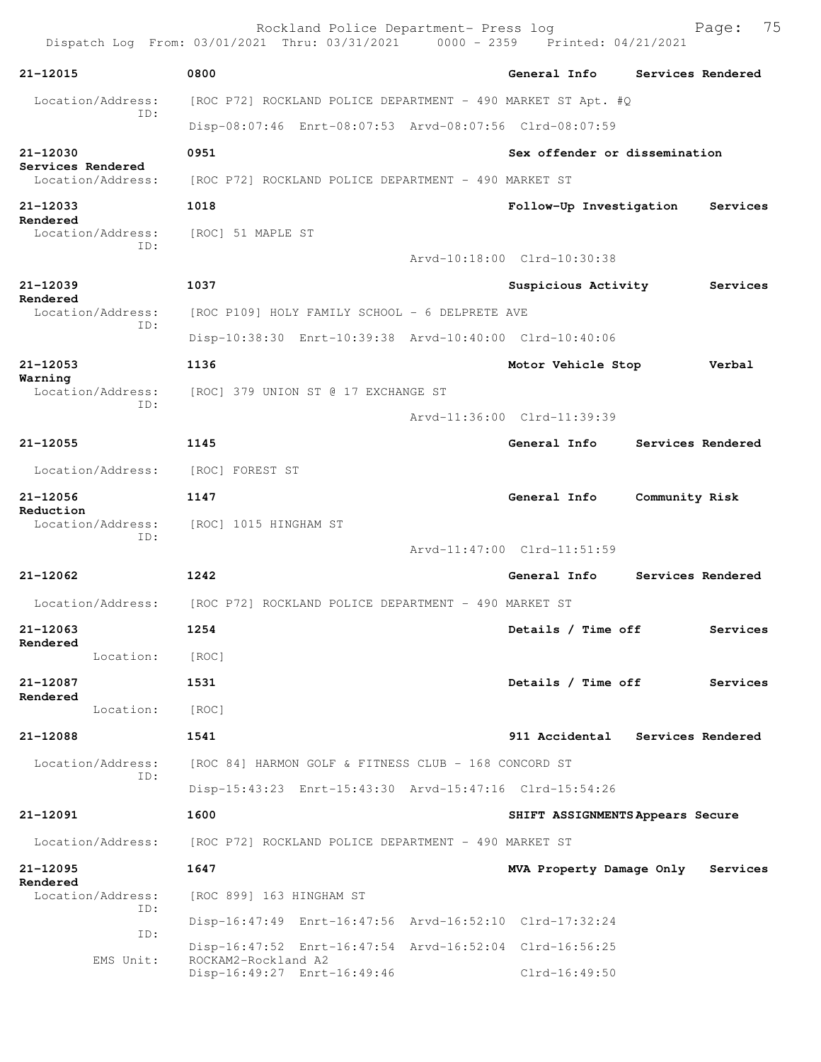**21-12015** **0800** **General Info** **Services Rendered**

Location/Address: [ROC P72] ROCKLAND POLICE DEPARTMENT - 490 MARKET ST Apt. #Q
ID:
Disp-08:07:46 Enrt-08:07:53 Arvd-08:07:56 Clrd-08:07:59

**21-12030** **0951** **Sex offender or dissemination**
**Services Rendered**
Location/Address: [ROC P72] ROCKLAND POLICE DEPARTMENT - 490 MARKET ST

**21-12033** **1018** **Follow-Up Investigation** **Services Rendered**
Location/Address: [ROC] 51 MAPLE ST
ID:
Arvd-10:18:00 Clrd-10:30:38

**21-12039** **1037** **Suspicious Activity** **Services Rendered**
Location/Address: [ROC P109] HOLY FAMILY SCHOOL - 6 DELPRETE AVE
ID:
Disp-10:38:30 Enrt-10:39:38 Arvd-10:40:00 Clrd-10:40:06

**21-12053** **1136** **Motor Vehicle Stop** **Verbal Warning**
Location/Address: [ROC] 379 UNION ST @ 17 EXCHANGE ST
ID:
Arvd-11:36:00 Clrd-11:39:39

**21-12055** **1145** **General Info** **Services Rendered**

Location/Address: [ROC] FOREST ST

**21-12056** **1147** **General Info** **Community Risk Reduction**
Location/Address: [ROC] 1015 HINGHAM ST
ID:
Arvd-11:47:00 Clrd-11:51:59

**21-12062** **1242** **General Info** **Services Rendered**

Location/Address: [ROC P72] ROCKLAND POLICE DEPARTMENT - 490 MARKET ST

**21-12063** **1254** **Details / Time off** **Services Rendered**
Location: [ROC]

**21-12087** **1531** **Details / Time off** **Services Rendered**
Location: [ROC]

**21-12088** **1541** **911 Accidental** **Services Rendered**

Location/Address: [ROC 84] HARMON GOLF & FITNESS CLUB - 168 CONCORD ST
ID:
Disp-15:43:23 Enrt-15:43:30 Arvd-15:47:16 Clrd-15:54:26

**21-12091** **1600** **SHIFT ASSIGNMENTS** **Appears Secure**

Location/Address: [ROC P72] ROCKLAND POLICE DEPARTMENT - 490 MARKET ST

**21-12095** **1647** **MVA Property Damage Only** **Services Rendered**
Location/Address: [ROC 899] 163 HINGHAM ST
ID:
Disp-16:47:49 Enrt-16:47:56 Arvd-16:52:10 Clrd-17:32:24
ID:
Disp-16:47:52 Enrt-16:47:54 Arvd-16:52:04 Clrd-16:56:25
EMS Unit: ROCKAM2-Rockland A2
Disp-16:49:27 Enrt-16:49:46 Clrd-16:49:50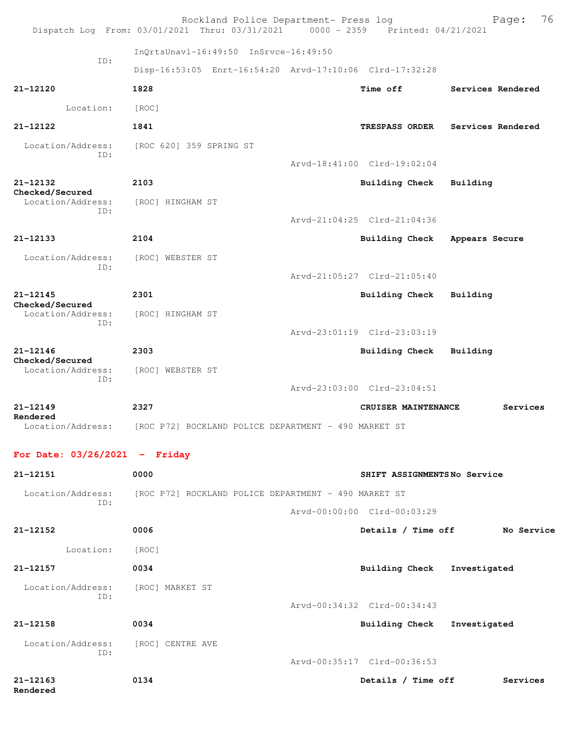Dispatch Log From: 03/01/2021 Thru: 03/31/2021 0000 - 2359 Printed: 04/21/2021

InQrtsUnavl-16:49:50 InSrvce-16:49:50
ID:
Disp-16:53:05 Enrt-16:54:20 Arvd-17:10:06 Clrd-17:32:28

**21-12120** **1828** **Time off** **Services Rendered**
Location: [ROC]

**21-12122** **1841** **TRESPASS ORDER** **Services Rendered**
Location/Address: [ROC 620] 359 SPRING ST
ID:
Arvd-18:41:00 Clrd-19:02:04

**21-12132** **2103** **Building Check** **Building Checked/Secured**
Location/Address: [ROC] HINGHAM ST
ID:
Arvd-21:04:25 Clrd-21:04:36

**21-12133** **2104** **Building Check** **Appears Secure**
Location/Address: [ROC] WEBSTER ST
ID:
Arvd-21:05:27 Clrd-21:05:40

**21-12145** **2301** **Building Check** **Building Checked/Secured**
Location/Address: [ROC] HINGHAM ST
ID:
Arvd-23:01:19 Clrd-23:03:19

**21-12146** **2303** **Building Check** **Building Checked/Secured**
Location/Address: [ROC] WEBSTER ST
ID:
Arvd-23:03:00 Clrd-23:04:51

**21-12149** **2327** **CRUISER MAINTENANCE** **Services Rendered**
Location/Address: [ROC P72] ROCKLAND POLICE DEPARTMENT - 490 MARKET ST

## For Date: 03/26/2021 - Friday

**21-12151** **0000** **SHIFT ASSIGNMENTS** **No Service**
Location/Address: [ROC P72] ROCKLAND POLICE DEPARTMENT - 490 MARKET ST
ID:
Arvd-00:00:00 Clrd-00:03:29

**21-12152** **0006** **Details / Time off** **No Service**
Location: [ROC]

**21-12157** **0034** **Building Check** **Investigated**
Location/Address: [ROC] MARKET ST
ID:
Arvd-00:34:32 Clrd-00:34:43

**21-12158** **0034** **Building Check** **Investigated**
Location/Address: [ROC] CENTRE AVE
ID:
Arvd-00:35:17 Clrd-00:36:53

**21-12163** **0134** **Details / Time off** **Services Rendered**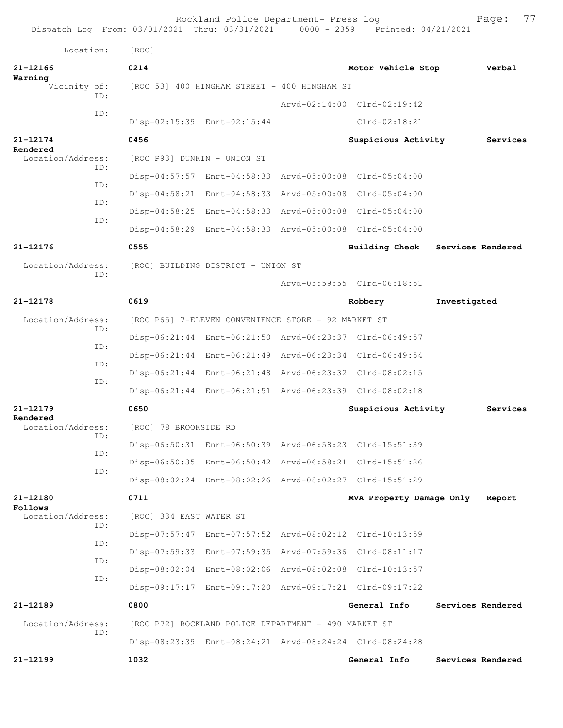Location: [ROC]

**21-12166** 0214 **Motor Vehicle Stop** **Verbal Warning**
Vicinity of: [ROC 53] 400 HINGHAM STREET - 400 HINGHAM ST
ID: Arvd-02:14:00 Clrd-02:19:42
ID: Disp-02:15:39 Enrt-02:15:44 Clrd-02:18:21

**21-12174** 0456 **Suspicious Activity** **Services Rendered**
Location/Address: [ROC P93] DUNKIN - UNION ST
ID: Disp-04:57:57 Enrt-04:58:33 Arvd-05:00:08 Clrd-05:04:00
ID: Disp-04:58:21 Enrt-04:58:33 Arvd-05:00:08 Clrd-05:04:00
ID: Disp-04:58:25 Enrt-04:58:33 Arvd-05:00:08 Clrd-05:04:00
ID: Disp-04:58:29 Enrt-04:58:33 Arvd-05:00:08 Clrd-05:04:00

**21-12176** 0555 **Building Check** **Services Rendered**
Location/Address: [ROC] BUILDING DISTRICT - UNION ST
ID: Arvd-05:59:55 Clrd-06:18:51

**21-12178** 0619 **Robbery** **Investigated**
Location/Address: [ROC P65] 7-ELEVEN CONVENIENCE STORE - 92 MARKET ST
ID: Disp-06:21:44 Enrt-06:21:50 Arvd-06:23:37 Clrd-06:49:57
ID: Disp-06:21:44 Enrt-06:21:49 Arvd-06:23:34 Clrd-06:49:54
ID: Disp-06:21:44 Enrt-06:21:48 Arvd-06:23:32 Clrd-08:02:15
ID: Disp-06:21:44 Enrt-06:21:51 Arvd-06:23:39 Clrd-08:02:18

**21-12179** 0650 **Suspicious Activity** **Services Rendered**
Location/Address: [ROC] 78 BROOKSIDE RD
ID: Disp-06:50:31 Enrt-06:50:39 Arvd-06:58:23 Clrd-15:51:39
ID: Disp-06:50:35 Enrt-06:50:42 Arvd-06:58:21 Clrd-15:51:26
ID: Disp-08:02:24 Enrt-08:02:26 Arvd-08:02:27 Clrd-15:51:29

**21-12180** 0711 **MVA Property Damage Only** **Report Follows**
Location/Address: [ROC] 334 EAST WATER ST
ID: Disp-07:57:47 Enrt-07:57:52 Arvd-08:02:12 Clrd-10:13:59
ID: Disp-07:59:33 Enrt-07:59:35 Arvd-07:59:36 Clrd-08:11:17
ID: Disp-08:02:04 Enrt-08:02:06 Arvd-08:02:08 Clrd-10:13:57
ID: Disp-09:17:17 Enrt-09:17:20 Arvd-09:17:21 Clrd-09:17:22

**21-12189** 0800 **General Info** **Services Rendered**
Location/Address: [ROC P72] ROCKLAND POLICE DEPARTMENT - 490 MARKET ST
ID: Disp-08:23:39 Enrt-08:24:21 Arvd-08:24:24 Clrd-08:24:28

**21-12199** 1032 **General Info** **Services Rendered**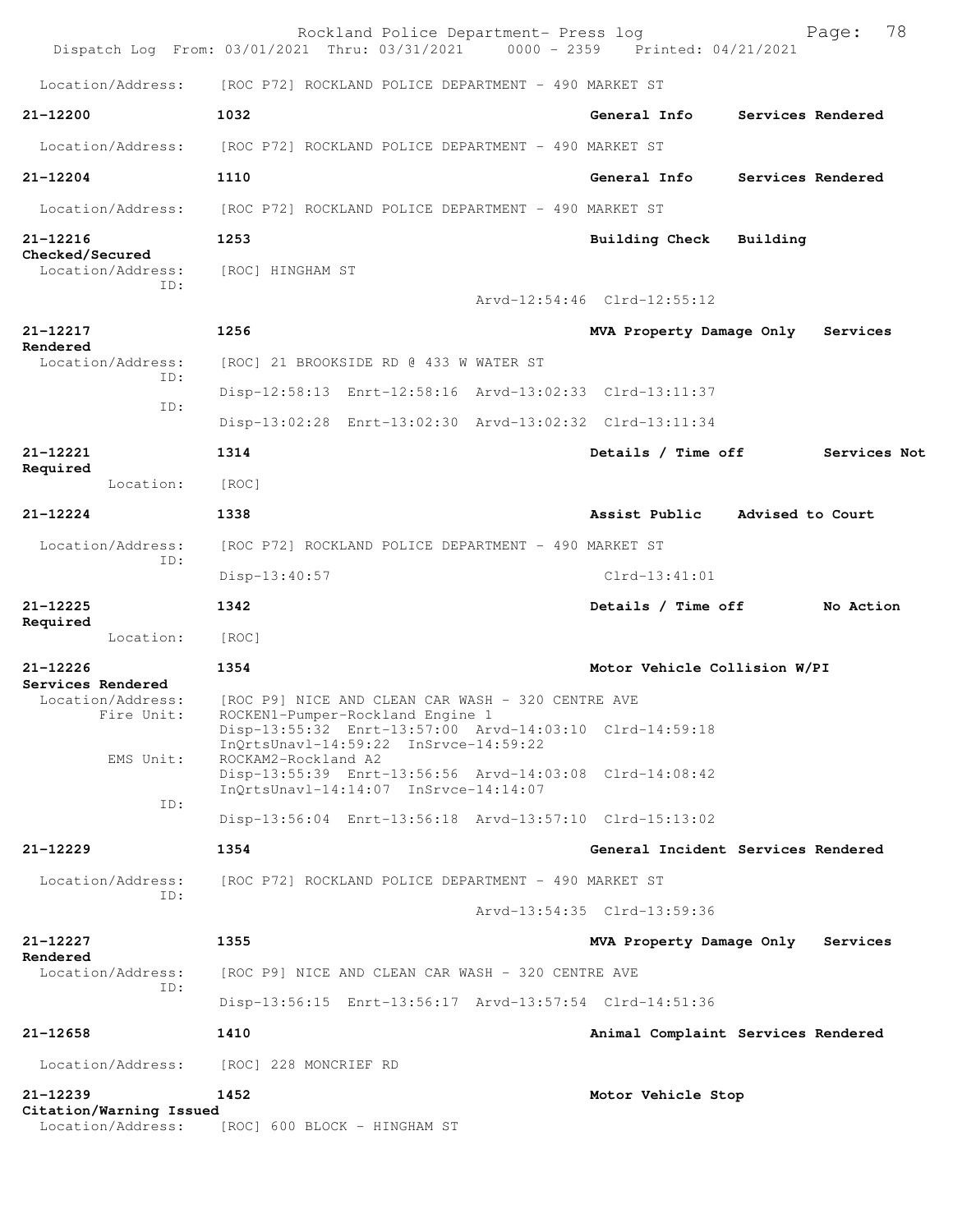Location/Address: [ROC P72] ROCKLAND POLICE DEPARTMENT - 490 MARKET ST

**21-12200** 1032 **General Info** **Services Rendered**
Location/Address: [ROC P72] ROCKLAND POLICE DEPARTMENT - 490 MARKET ST

**21-12204** 1110 **General Info** **Services Rendered**
Location/Address: [ROC P72] ROCKLAND POLICE DEPARTMENT - 490 MARKET ST

**21-12216** 1253 **Building Check** **Building Checked/Secured**
Location/Address: [ROC] HINGHAM ST
ID:
Arvd-12:54:46 Clrd-12:55:12

**21-12217** 1256 **MVA Property Damage Only** **Services Rendered**
Location/Address: [ROC] 21 BROOKSIDE RD @ 433 W WATER ST
ID:
Disp-12:58:13 Enrt-12:58:16 Arvd-13:02:33 Clrd-13:11:37
ID:
Disp-13:02:28 Enrt-13:02:30 Arvd-13:02:32 Clrd-13:11:34

**21-12221** 1314 **Details / Time off** **Services Not Required**
Location: [ROC]

**21-12224** 1338 **Assist Public** **Advised to Court**
Location/Address: [ROC P72] ROCKLAND POLICE DEPARTMENT - 490 MARKET ST
ID:
Disp-13:40:57 Clrd-13:41:01

**21-12225** 1342 **Details / Time off** **No Action Required**
Location: [ROC]

**21-12226** 1354 **Motor Vehicle Collision W/PI** **Services Rendered**
Location/Address: [ROC P9] NICE AND CLEAN CAR WASH - 320 CENTRE AVE
Fire Unit: ROCKEN1-Pumper-Rockland Engine 1
Disp-13:55:32 Enrt-13:57:00 Arvd-14:03:10 Clrd-14:59:18
InQrtsUnavl-14:59:22 InSrvce-14:59:22
EMS Unit: ROCKAM2-Rockland A2
Disp-13:55:39 Enrt-13:56:56 Arvd-14:03:08 Clrd-14:08:42
InQrtsUnavl-14:14:07 InSrvce-14:14:07
ID:
Disp-13:56:04 Enrt-13:56:18 Arvd-13:57:10 Clrd-15:13:02

**21-12229** 1354 **General Incident** **Services Rendered**
Location/Address: [ROC P72] ROCKLAND POLICE DEPARTMENT - 490 MARKET ST
ID:
Arvd-13:54:35 Clrd-13:59:36

**21-12227** 1355 **MVA Property Damage Only** **Services Rendered**
Location/Address: [ROC P9] NICE AND CLEAN CAR WASH - 320 CENTRE AVE
ID:
Disp-13:56:15 Enrt-13:56:17 Arvd-13:57:54 Clrd-14:51:36

**21-12658** 1410 **Animal Complaint** **Services Rendered**
Location/Address: [ROC] 228 MONCRIEF RD

**21-12239** 1452 **Motor Vehicle Stop** **Citation/Warning Issued**
Location/Address: [ROC] 600 BLOCK - HINGHAM ST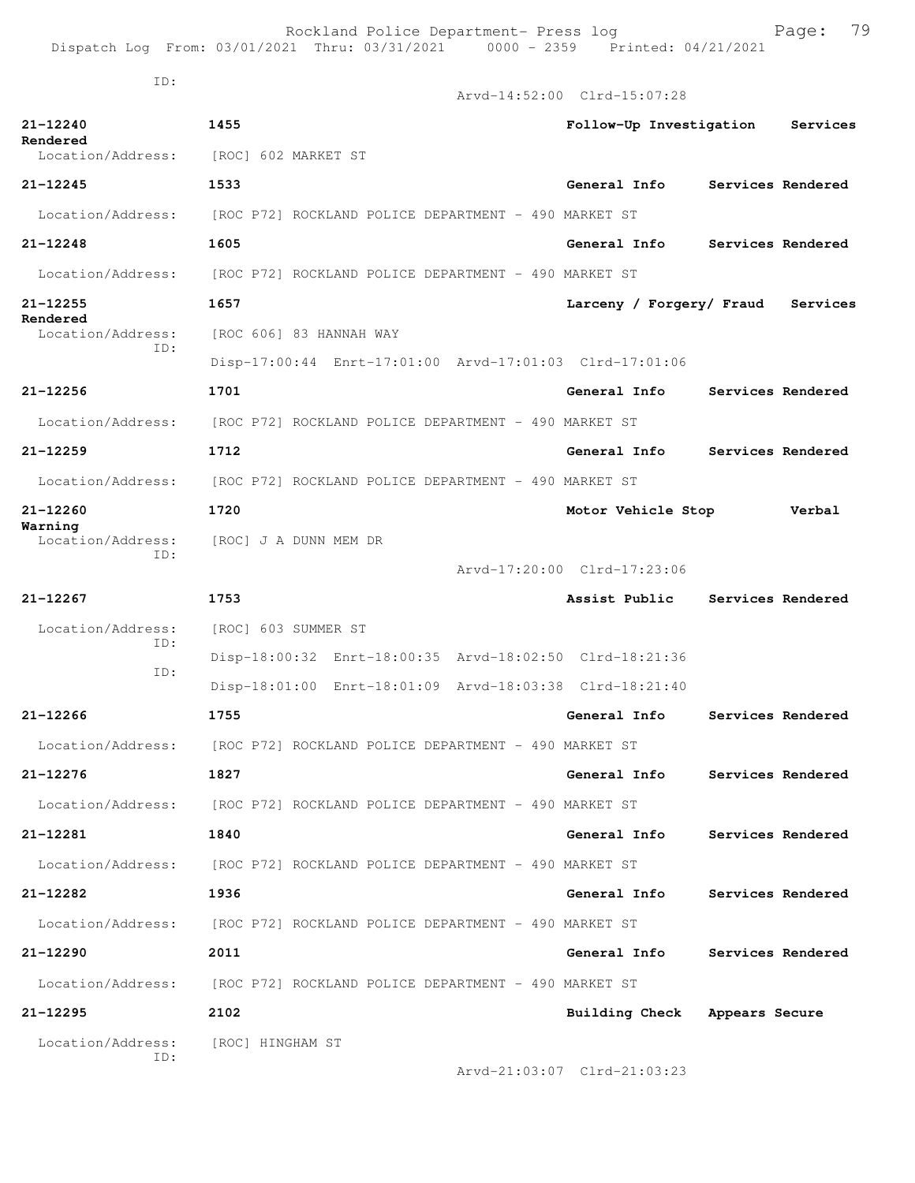ID:
Arvd-14:52:00 Clrd-15:07:28

**21-12240** **1455** **Follow-Up Investigation Services Rendered**
Location/Address: [ROC] 602 MARKET ST

**21-12245** **1533** **General Info Services Rendered**
Location/Address: [ROC P72] ROCKLAND POLICE DEPARTMENT - 490 MARKET ST

**21-12248** **1605** **General Info Services Rendered**
Location/Address: [ROC P72] ROCKLAND POLICE DEPARTMENT - 490 MARKET ST

**21-12255** **1657** **Larceny / Forgery/ Fraud Services Rendered**
Location/Address: [ROC 606] 83 HANNAH WAY
ID:
Disp-17:00:44 Enrt-17:01:00 Arvd-17:01:03 Clrd-17:01:06

**21-12256** **1701** **General Info Services Rendered**
Location/Address: [ROC P72] ROCKLAND POLICE DEPARTMENT - 490 MARKET ST

**21-12259** **1712** **General Info Services Rendered**
Location/Address: [ROC P72] ROCKLAND POLICE DEPARTMENT - 490 MARKET ST

**21-12260** **1720** **Motor Vehicle Stop Verbal Warning**
Location/Address: [ROC] J A DUNN MEM DR
ID:
Arvd-17:20:00 Clrd-17:23:06

**21-12267** **1753** **Assist Public Services Rendered**
Location/Address: [ROC] 603 SUMMER ST
ID:
Disp-18:00:32 Enrt-18:00:35 Arvd-18:02:50 Clrd-18:21:36
ID:
Disp-18:01:00 Enrt-18:01:09 Arvd-18:03:38 Clrd-18:21:40

**21-12266** **1755** **General Info Services Rendered**
Location/Address: [ROC P72] ROCKLAND POLICE DEPARTMENT - 490 MARKET ST

**21-12276** **1827** **General Info Services Rendered**
Location/Address: [ROC P72] ROCKLAND POLICE DEPARTMENT - 490 MARKET ST

**21-12281** **1840** **General Info Services Rendered**
Location/Address: [ROC P72] ROCKLAND POLICE DEPARTMENT - 490 MARKET ST

**21-12282** **1936** **General Info Services Rendered**
Location/Address: [ROC P72] ROCKLAND POLICE DEPARTMENT - 490 MARKET ST

**21-12290** **2011** **General Info Services Rendered**
Location/Address: [ROC P72] ROCKLAND POLICE DEPARTMENT - 490 MARKET ST

**21-12295** **2102** **Building Check Appears Secure**
Location/Address: [ROC] HINGHAM ST
ID:
Arvd-21:03:07 Clrd-21:03:23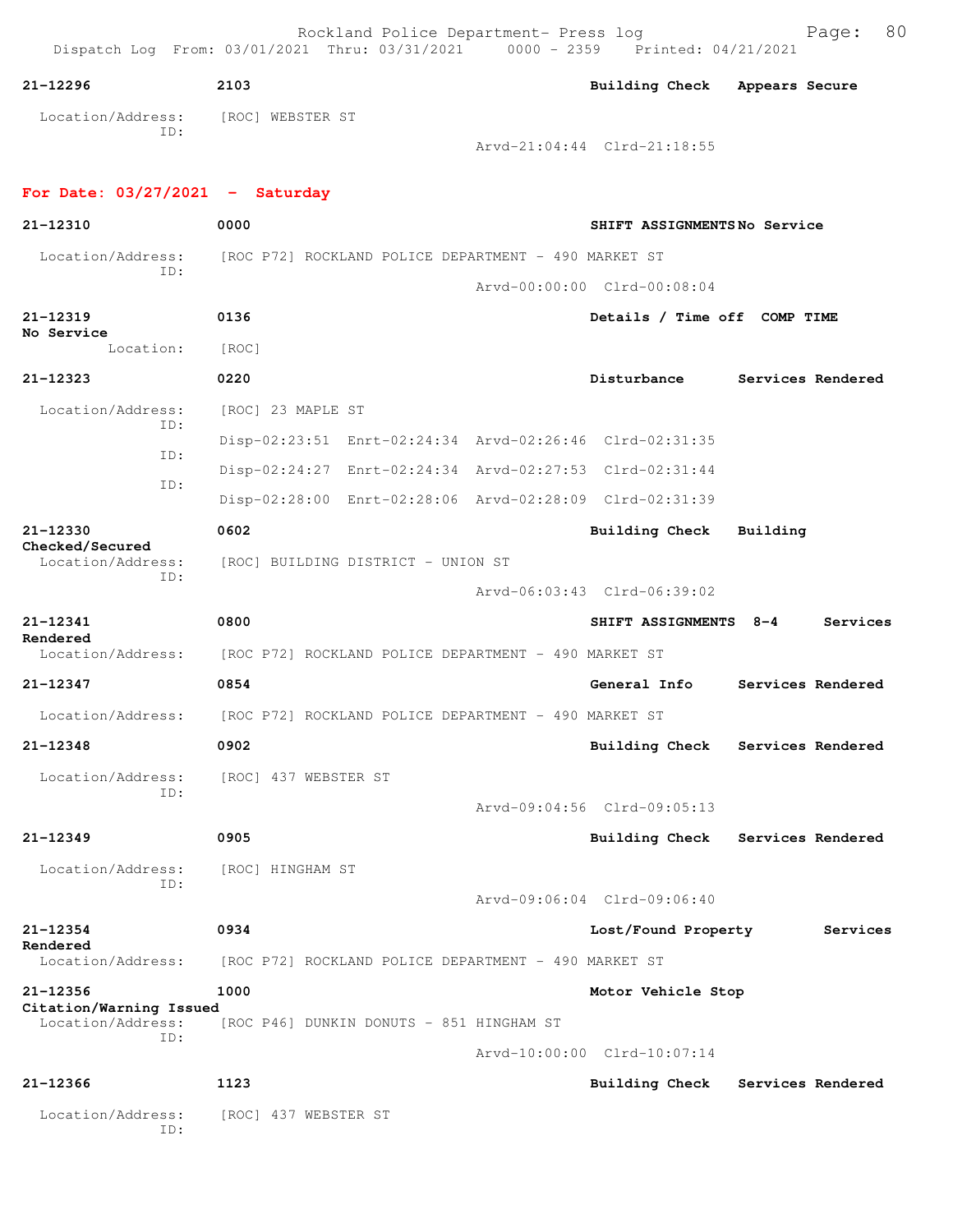**21-12296** 2103 Building Check Appears Secure

Location/Address: [ROC] WEBSTER ST
ID:
Arvd-21:04:44 Clrd-21:18:55

## For Date: 03/27/2021 - Saturday

**21-12310** 0000 SHIFT ASSIGNMENTS No Service

Location/Address: [ROC P72] ROCKLAND POLICE DEPARTMENT - 490 MARKET ST
ID:
Arvd-00:00:00 Clrd-00:08:04

**21-12319** 0136 Details / Time off COMP TIME
No Service
Location: [ROC]

**21-12323** 0220 Disturbance Services Rendered

Location/Address: [ROC] 23 MAPLE ST
ID:
Disp-02:23:51 Enrt-02:24:34 Arvd-02:26:46 Clrd-02:31:35
ID:
Disp-02:24:27 Enrt-02:24:34 Arvd-02:27:53 Clrd-02:31:44
ID:
Disp-02:28:00 Enrt-02:28:06 Arvd-02:28:09 Clrd-02:31:39

**21-12330** 0602 Building Check Building Checked/Secured
Location/Address: [ROC] BUILDING DISTRICT - UNION ST
ID:
Arvd-06:03:43 Clrd-06:39:02

**21-12341** 0800 SHIFT ASSIGNMENTS 8-4 Services Rendered
Location/Address: [ROC P72] ROCKLAND POLICE DEPARTMENT - 490 MARKET ST

**21-12347** 0854 General Info Services Rendered

Location/Address: [ROC P72] ROCKLAND POLICE DEPARTMENT - 490 MARKET ST

**21-12348** 0902 Building Check Services Rendered

Location/Address: [ROC] 437 WEBSTER ST
ID:
Arvd-09:04:56 Clrd-09:05:13

**21-12349** 0905 Building Check Services Rendered

Location/Address: [ROC] HINGHAM ST
ID:
Arvd-09:06:04 Clrd-09:06:40

**21-12354** 0934 Lost/Found Property Services Rendered
Location/Address: [ROC P72] ROCKLAND POLICE DEPARTMENT - 490 MARKET ST

**21-12356** 1000 Motor Vehicle Stop
Citation/Warning Issued
Location/Address: [ROC P46] DUNKIN DONUTS - 851 HINGHAM ST
ID:
Arvd-10:00:00 Clrd-10:07:14

**21-12366** 1123 Building Check Services Rendered

Location/Address: [ROC] 437 WEBSTER ST
ID: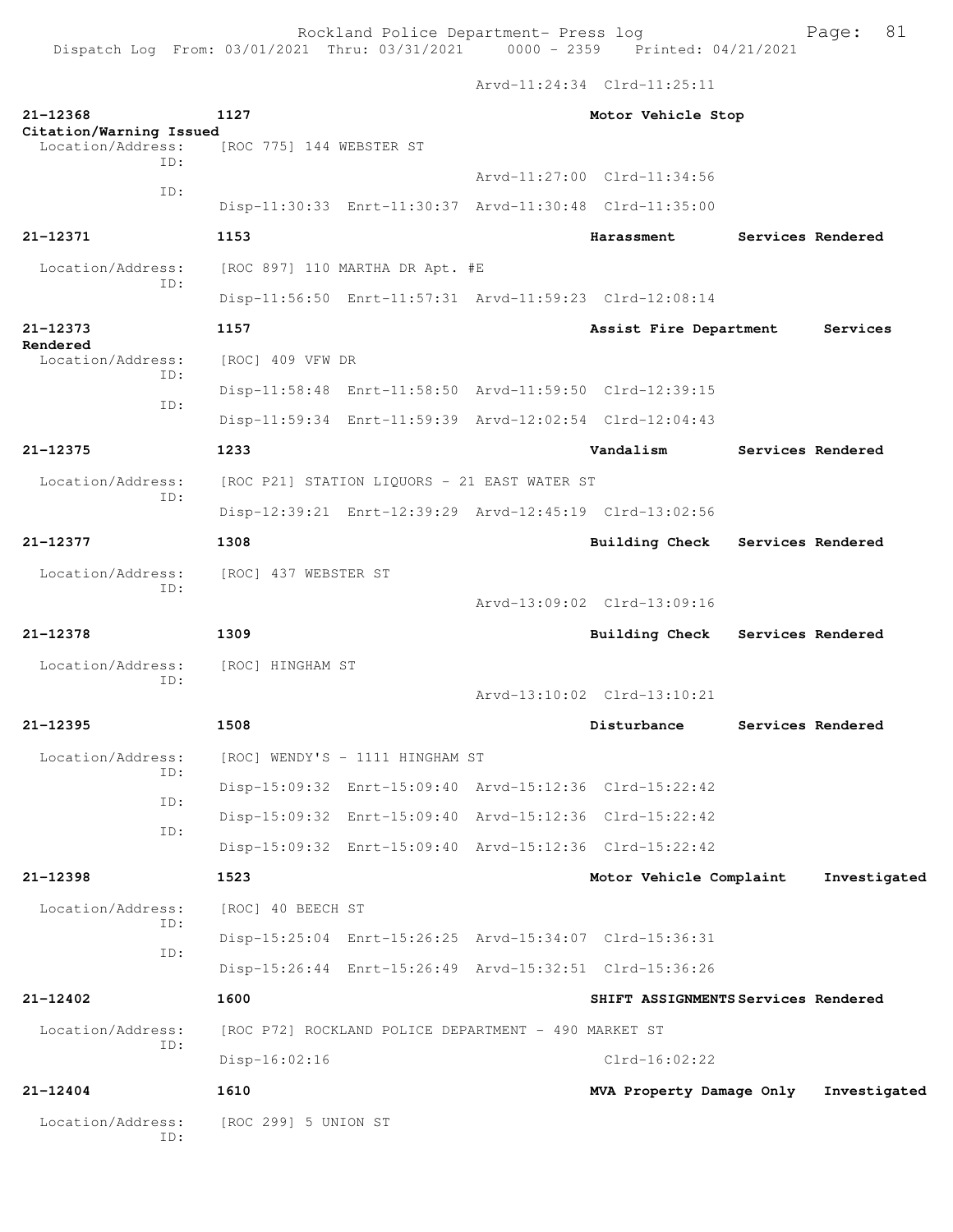Arvd-11:24:34 Clrd-11:25:11

**21-12368** 1127 **Motor Vehicle Stop**
**Citation/Warning Issued**
Location/Address: [ROC 775] 144 WEBSTER ST
ID:
Arvd-11:27:00 Clrd-11:34:56
ID:
Disp-11:30:33 Enrt-11:30:37 Arvd-11:30:48 Clrd-11:35:00

**21-12371** 1153 **Harassment** **Services Rendered**
Location/Address: [ROC 897] 110 MARTHA DR Apt. #E
ID:
Disp-11:56:50 Enrt-11:57:31 Arvd-11:59:23 Clrd-12:08:14

**21-12373** 1157 **Assist Fire Department** **Services Rendered**
Location/Address: [ROC] 409 VFW DR
ID:
Disp-11:58:48 Enrt-11:58:50 Arvd-11:59:50 Clrd-12:39:15
ID:
Disp-11:59:34 Enrt-11:59:39 Arvd-12:02:54 Clrd-12:04:43

**21-12375** 1233 **Vandalism** **Services Rendered**
Location/Address: [ROC P21] STATION LIQUORS - 21 EAST WATER ST
ID:
Disp-12:39:21 Enrt-12:39:29 Arvd-12:45:19 Clrd-13:02:56

**21-12377** 1308 **Building Check** **Services Rendered**
Location/Address: [ROC] 437 WEBSTER ST
ID:
Arvd-13:09:02 Clrd-13:09:16

**21-12378** 1309 **Building Check** **Services Rendered**
Location/Address: [ROC] HINGHAM ST
ID:
Arvd-13:10:02 Clrd-13:10:21

**21-12395** 1508 **Disturbance** **Services Rendered**
Location/Address: [ROC] WENDY'S - 1111 HINGHAM ST
ID:
Disp-15:09:32 Enrt-15:09:40 Arvd-15:12:36 Clrd-15:22:42
ID:
Disp-15:09:32 Enrt-15:09:40 Arvd-15:12:36 Clrd-15:22:42
ID:
Disp-15:09:32 Enrt-15:09:40 Arvd-15:12:36 Clrd-15:22:42

**21-12398** 1523 **Motor Vehicle Complaint** **Investigated**
Location/Address: [ROC] 40 BEECH ST
ID:
Disp-15:25:04 Enrt-15:26:25 Arvd-15:34:07 Clrd-15:36:31
ID:
Disp-15:26:44 Enrt-15:26:49 Arvd-15:32:51 Clrd-15:36:26

**21-12402** 1600 **SHIFT ASSIGNMENTS** **Services Rendered**
Location/Address: [ROC P72] ROCKLAND POLICE DEPARTMENT - 490 MARKET ST
ID:
Disp-16:02:16 Clrd-16:02:22

**21-12404** 1610 **MVA Property Damage Only** **Investigated**
Location/Address: [ROC 299] 5 UNION ST
ID: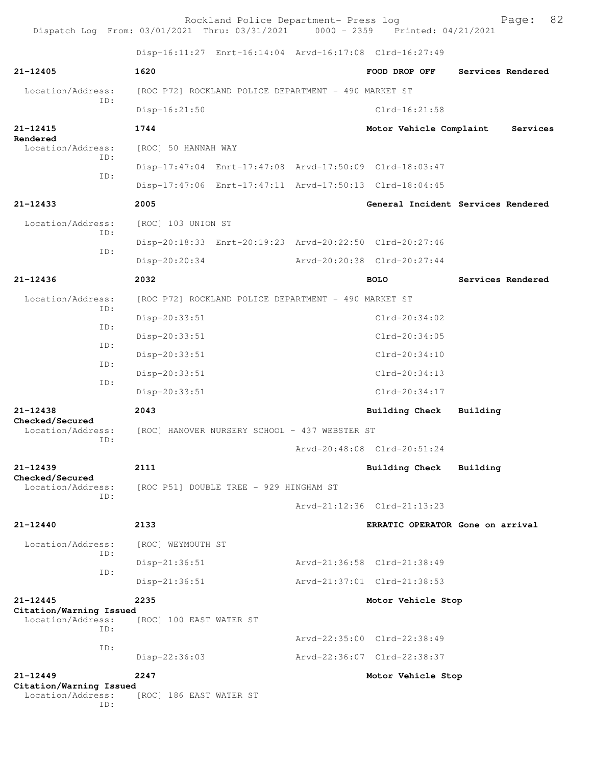Disp-16:11:27 Enrt-16:14:04 Arvd-16:17:08 Clrd-16:27:49

**21-12405** 1620 FOOD DROP OFF Services Rendered

Location/Address: [ROC P72] ROCKLAND POLICE DEPARTMENT - 490 MARKET ST
ID:
Disp-16:21:50 Clrd-16:21:58

**21-12415** 1744 Motor Vehicle Complaint Services Rendered

Location/Address: [ROC] 50 HANNAH WAY
ID:
Disp-17:47:04 Enrt-17:47:08 Arvd-17:50:09 Clrd-18:03:47
ID:
Disp-17:47:06 Enrt-17:47:11 Arvd-17:50:13 Clrd-18:04:45

**21-12433** 2005 General Incident Services Rendered

Location/Address: [ROC] 103 UNION ST
ID:
Disp-20:18:33 Enrt-20:19:23 Arvd-20:22:50 Clrd-20:27:46
ID:
Disp-20:20:34 Arvd-20:20:38 Clrd-20:27:44

**21-12436** 2032 BOLO Services Rendered

Location/Address: [ROC P72] ROCKLAND POLICE DEPARTMENT - 490 MARKET ST
ID:
Disp-20:33:51 Clrd-20:34:02
ID:
Disp-20:33:51 Clrd-20:34:05
ID:
Disp-20:33:51 Clrd-20:34:10
ID:
Disp-20:33:51 Clrd-20:34:13
ID:
Disp-20:33:51 Clrd-20:34:17

**21-12438** 2043 Building Check Building Checked/Secured

Location/Address: [ROC] HANOVER NURSERY SCHOOL - 437 WEBSTER ST
ID:
Arvd-20:48:08 Clrd-20:51:24

**21-12439** 2111 Building Check Building Checked/Secured

Location/Address: [ROC P51] DOUBLE TREE - 929 HINGHAM ST
ID:
Arvd-21:12:36 Clrd-21:13:23

**21-12440** 2133 ERRATIC OPERATOR Gone on arrival

Location/Address: [ROC] WEYMOUTH ST
ID:
Disp-21:36:51 Arvd-21:36:58 Clrd-21:38:49
ID:
Disp-21:36:51 Arvd-21:37:01 Clrd-21:38:53

**21-12445** 2235 Motor Vehicle Stop Citation/Warning Issued

Location/Address: [ROC] 100 EAST WATER ST
ID:
Arvd-22:35:00 Clrd-22:38:49
ID:
Disp-22:36:03 Arvd-22:36:07 Clrd-22:38:37

**21-12449** 2247 Motor Vehicle Stop Citation/Warning Issued

Location/Address: [ROC] 186 EAST WATER ST
ID: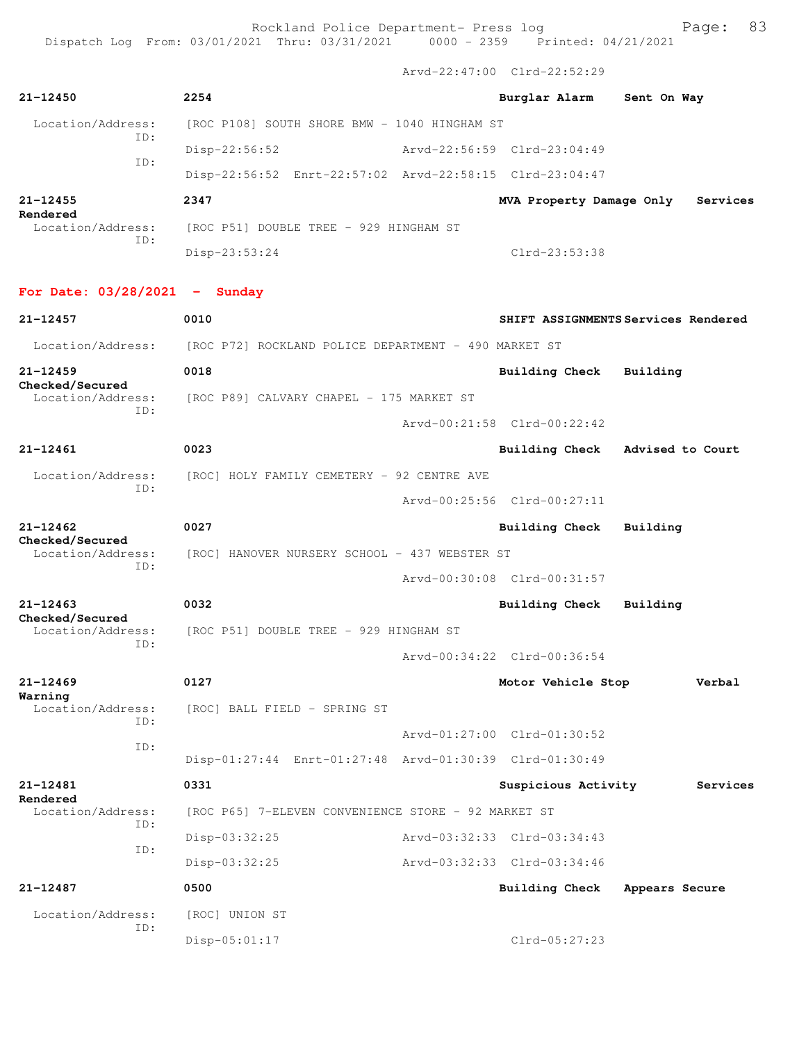Arvd-22:47:00 Clrd-22:52:29

**21-12450** **2254** **Burglar Alarm** **Sent On Way**

Location/Address: [ROC P108] SOUTH SHORE BMW - 1040 HINGHAM ST
ID: Disp-22:56:52 Arvd-22:56:59 Clrd-23:04:49
ID: Disp-22:56:52 Enrt-22:57:02 Arvd-22:58:15 Clrd-23:04:47

**21-12455** **2347** **MVA Property Damage Only** **Services Rendered**

Location/Address: [ROC P51] DOUBLE TREE - 929 HINGHAM ST
ID: Disp-23:53:24 Clrd-23:53:38

## For Date: 03/28/2021 - Sunday

**21-12457** **0010** **SHIFT ASSIGNMENTS** **Services Rendered**

Location/Address: [ROC P72] ROCKLAND POLICE DEPARTMENT - 490 MARKET ST

**21-12459** **0018** **Building Check** **Building Checked/Secured**

Location/Address: [ROC P89] CALVARY CHAPEL - 175 MARKET ST
ID: Arvd-00:21:58 Clrd-00:22:42

**21-12461** **0023** **Building Check** **Advised to Court**

Location/Address: [ROC] HOLY FAMILY CEMETERY - 92 CENTRE AVE
ID: Arvd-00:25:56 Clrd-00:27:11

**21-12462** **0027** **Building Check** **Building Checked/Secured**

Location/Address: [ROC] HANOVER NURSERY SCHOOL - 437 WEBSTER ST
ID: Arvd-00:30:08 Clrd-00:31:57

**21-12463** **0032** **Building Check** **Building Checked/Secured**

Location/Address: [ROC P51] DOUBLE TREE - 929 HINGHAM ST
ID: Arvd-00:34:22 Clrd-00:36:54

**21-12469** **0127** **Motor Vehicle Stop** **Verbal Warning**

Location/Address: [ROC] BALL FIELD - SPRING ST
ID: Arvd-01:27:00 Clrd-01:30:52
ID: Disp-01:27:44 Enrt-01:27:48 Arvd-01:30:39 Clrd-01:30:49

**21-12481** **0331** **Suspicious Activity** **Services Rendered**

Location/Address: [ROC P65] 7-ELEVEN CONVENIENCE STORE - 92 MARKET ST
ID: Disp-03:32:25 Arvd-03:32:33 Clrd-03:34:43
ID: Disp-03:32:25 Arvd-03:32:33 Clrd-03:34:46

**21-12487** **0500** **Building Check** **Appears Secure**

Location/Address: [ROC] UNION ST
ID: Disp-05:01:17 Clrd-05:27:23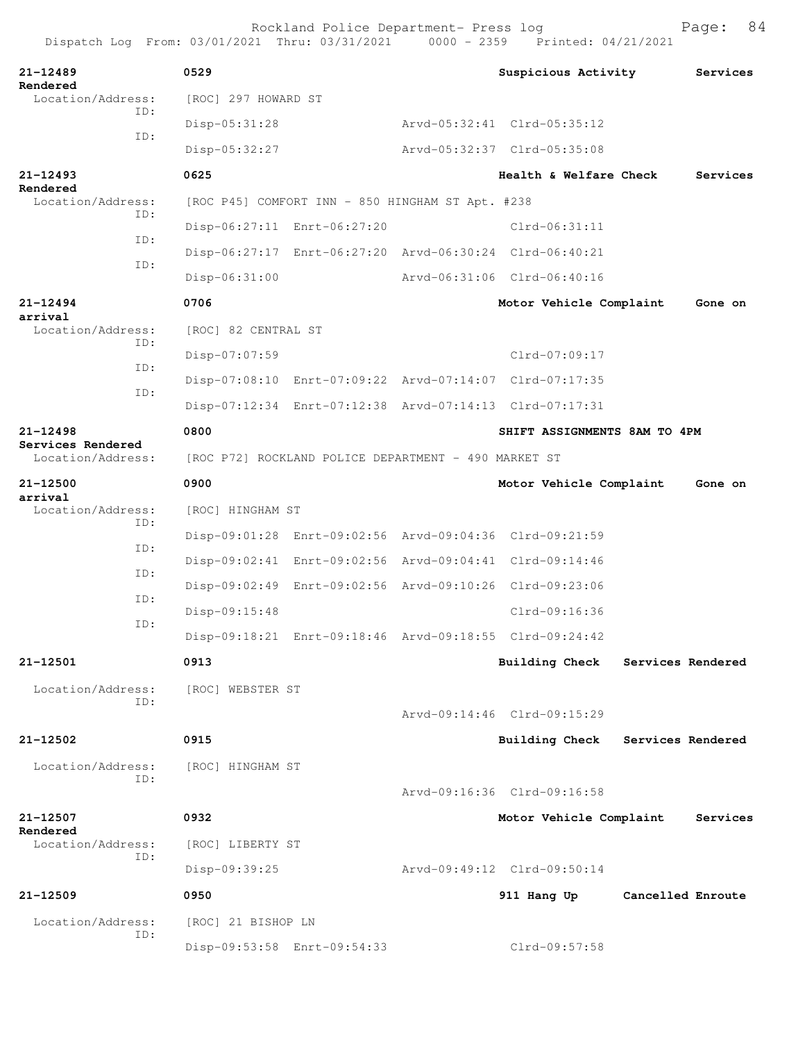**21-12489** 0529 **Suspicious Activity** **Services Rendered**

Location/Address: [ROC] 297 HOWARD ST

ID: Disp-05:31:28 Arvd-05:32:41 Clrd-05:35:12

ID: Disp-05:32:27 Arvd-05:32:37 Clrd-05:35:08

**21-12493** 0625 **Health & Welfare Check** **Services Rendered**

Location/Address: [ROC P45] COMFORT INN - 850 HINGHAM ST Apt. #238

ID: Disp-06:27:11 Enrt-06:27:20 Clrd-06:31:11

ID: Disp-06:27:17 Enrt-06:27:20 Arvd-06:30:24 Clrd-06:40:21

ID: Disp-06:31:00 Arvd-06:31:06 Clrd-06:40:16

**21-12494** 0706 **Motor Vehicle Complaint** **Gone on arrival**

Location/Address: [ROC] 82 CENTRAL ST

ID: Disp-07:07:59 Clrd-07:09:17

ID: Disp-07:08:10 Enrt-07:09:22 Arvd-07:14:07 Clrd-07:17:35

ID: Disp-07:12:34 Enrt-07:12:38 Arvd-07:14:13 Clrd-07:17:31

**21-12498** 0800 **SHIFT ASSIGNMENTS 8AM TO 4PM** **Services Rendered**

Location/Address: [ROC P72] ROCKLAND POLICE DEPARTMENT - 490 MARKET ST

**21-12500** 0900 **Motor Vehicle Complaint** **Gone on arrival**

Location/Address: [ROC] HINGHAM ST

ID: Disp-09:01:28 Enrt-09:02:56 Arvd-09:04:36 Clrd-09:21:59

ID: Disp-09:02:41 Enrt-09:02:56 Arvd-09:04:41 Clrd-09:14:46

ID: Disp-09:02:49 Enrt-09:02:56 Arvd-09:10:26 Clrd-09:23:06

ID: Disp-09:15:48 Clrd-09:16:36

ID: Disp-09:18:21 Enrt-09:18:46 Arvd-09:18:55 Clrd-09:24:42

**21-12501** 0913 **Building Check** **Services Rendered**

Location/Address: [ROC] WEBSTER ST

ID: Arvd-09:14:46 Clrd-09:15:29

**21-12502** 0915 **Building Check** **Services Rendered**

Location/Address: [ROC] HINGHAM ST

ID: Arvd-09:16:36 Clrd-09:16:58

**21-12507** 0932 **Motor Vehicle Complaint** **Services Rendered**

Location/Address: [ROC] LIBERTY ST

ID: Disp-09:39:25 Arvd-09:49:12 Clrd-09:50:14

**21-12509** 0950 **911 Hang Up** **Cancelled Enroute**

Location/Address: [ROC] 21 BISHOP LN

ID: Disp-09:53:58 Enrt-09:54:33 Clrd-09:57:58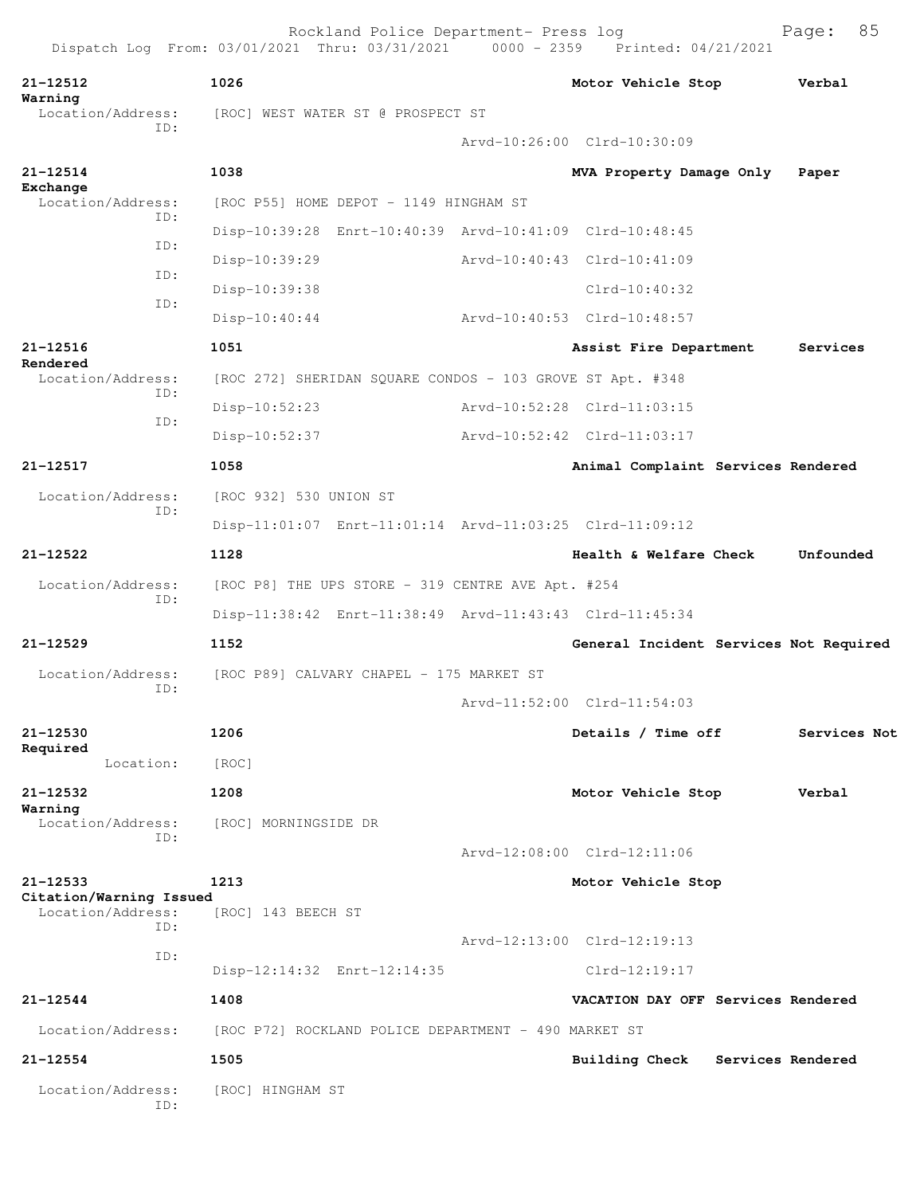**21-12512** 1026 **Motor Vehicle Stop** **Verbal Warning**
Location/Address: [ROC] WEST WATER ST @ PROSPECT ST
ID:
Arvd-10:26:00 Clrd-10:30:09

**21-12514** 1038 **MVA Property Damage Only** **Paper Exchange**
Location/Address: [ROC P55] HOME DEPOT - 1149 HINGHAM ST
ID:
Disp-10:39:28 Enrt-10:40:39 Arvd-10:41:09 Clrd-10:48:45
ID:
Disp-10:39:29 Arvd-10:40:43 Clrd-10:41:09
ID:
Disp-10:39:38 Clrd-10:40:32
ID:
Disp-10:40:44 Arvd-10:40:53 Clrd-10:48:57

**21-12516** 1051 **Assist Fire Department** **Services Rendered**
Location/Address: [ROC 272] SHERIDAN SQUARE CONDOS - 103 GROVE ST Apt. #348
ID:
Disp-10:52:23 Arvd-10:52:28 Clrd-11:03:15
ID:
Disp-10:52:37 Arvd-10:52:42 Clrd-11:03:17

**21-12517** 1058 **Animal Complaint Services Rendered**
Location/Address: [ROC 932] 530 UNION ST
ID:
Disp-11:01:07 Enrt-11:01:14 Arvd-11:03:25 Clrd-11:09:12

**21-12522** 1128 **Health & Welfare Check** **Unfounded**
Location/Address: [ROC P8] THE UPS STORE - 319 CENTRE AVE Apt. #254
ID:
Disp-11:38:42 Enrt-11:38:49 Arvd-11:43:43 Clrd-11:45:34

**21-12529** 1152 **General Incident Services Not Required**
Location/Address: [ROC P89] CALVARY CHAPEL - 175 MARKET ST
ID:
Arvd-11:52:00 Clrd-11:54:03

**21-12530** 1206 **Details / Time off** **Services Not Required**
Location: [ROC]

**21-12532** 1208 **Motor Vehicle Stop** **Verbal Warning**
Location/Address: [ROC] MORNINGSIDE DR
ID:
Arvd-12:08:00 Clrd-12:11:06

**21-12533** 1213 **Motor Vehicle Stop** **Citation/Warning Issued**
Location/Address: [ROC] 143 BEECH ST
ID:
Arvd-12:13:00 Clrd-12:19:13
ID:
Disp-12:14:32 Enrt-12:14:35 Clrd-12:19:17

**21-12544** 1408 **VACATION DAY OFF Services Rendered**
Location/Address: [ROC P72] ROCKLAND POLICE DEPARTMENT - 490 MARKET ST

**21-12554** 1505 **Building Check** **Services Rendered**
Location/Address: [ROC] HINGHAM ST
ID: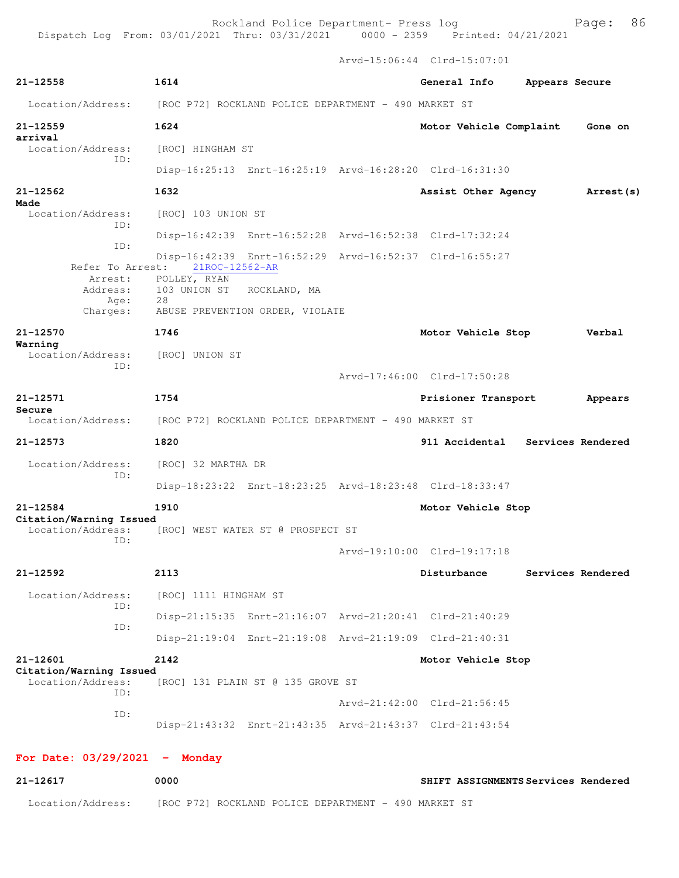Arvd-15:06:44 Clrd-15:07:01

**21-12558** 1614 General Info Appears Secure

Location/Address: [ROC P72] ROCKLAND POLICE DEPARTMENT - 490 MARKET ST

**21-12559** 1624 Motor Vehicle Complaint Gone on arrival

Location/Address: [ROC] HINGHAM ST
ID:
Disp-16:25:13 Enrt-16:25:19 Arvd-16:28:20 Clrd-16:31:30

**21-12562** 1632 Assist Other Agency Arrest(s) Made

Location/Address: [ROC] 103 UNION ST
ID:
Disp-16:42:39 Enrt-16:52:28 Arvd-16:52:38 Clrd-17:32:24
ID:
Disp-16:42:39 Enrt-16:52:29 Arvd-16:52:37 Clrd-16:55:27
Refer To Arrest: 21ROC-12562-AR
Arrest: POLLEY, RYAN
Address: 103 UNION ST ROCKLAND, MA
Age: 28
Charges: ABUSE PREVENTION ORDER, VIOLATE

**21-12570** 1746 Motor Vehicle Stop Verbal Warning

Location/Address: [ROC] UNION ST
ID:
Arvd-17:46:00 Clrd-17:50:28

**21-12571** 1754 Prisioner Transport Appears Secure

Location/Address: [ROC P72] ROCKLAND POLICE DEPARTMENT - 490 MARKET ST

**21-12573** 1820 911 Accidental Services Rendered

Location/Address: [ROC] 32 MARTHA DR
ID:
Disp-18:23:22 Enrt-18:23:25 Arvd-18:23:48 Clrd-18:33:47

**21-12584** 1910 Motor Vehicle Stop Citation/Warning Issued

Location/Address: [ROC] WEST WATER ST @ PROSPECT ST
ID:
Arvd-19:10:00 Clrd-19:17:18

**21-12592** 2113 Disturbance Services Rendered

Location/Address: [ROC] 1111 HINGHAM ST
ID:
Disp-21:15:35 Enrt-21:16:07 Arvd-21:20:41 Clrd-21:40:29
ID:
Disp-21:19:04 Enrt-21:19:08 Arvd-21:19:09 Clrd-21:40:31

**21-12601** 2142 Motor Vehicle Stop Citation/Warning Issued

Location/Address: [ROC] 131 PLAIN ST @ 135 GROVE ST
ID:
Arvd-21:42:00 Clrd-21:56:45
ID:
Disp-21:43:32 Enrt-21:43:35 Arvd-21:43:37 Clrd-21:43:54

## For Date: 03/29/2021 - Monday

**21-12617** 0000 SHIFT ASSIGNMENTS Services Rendered

Location/Address: [ROC P72] ROCKLAND POLICE DEPARTMENT - 490 MARKET ST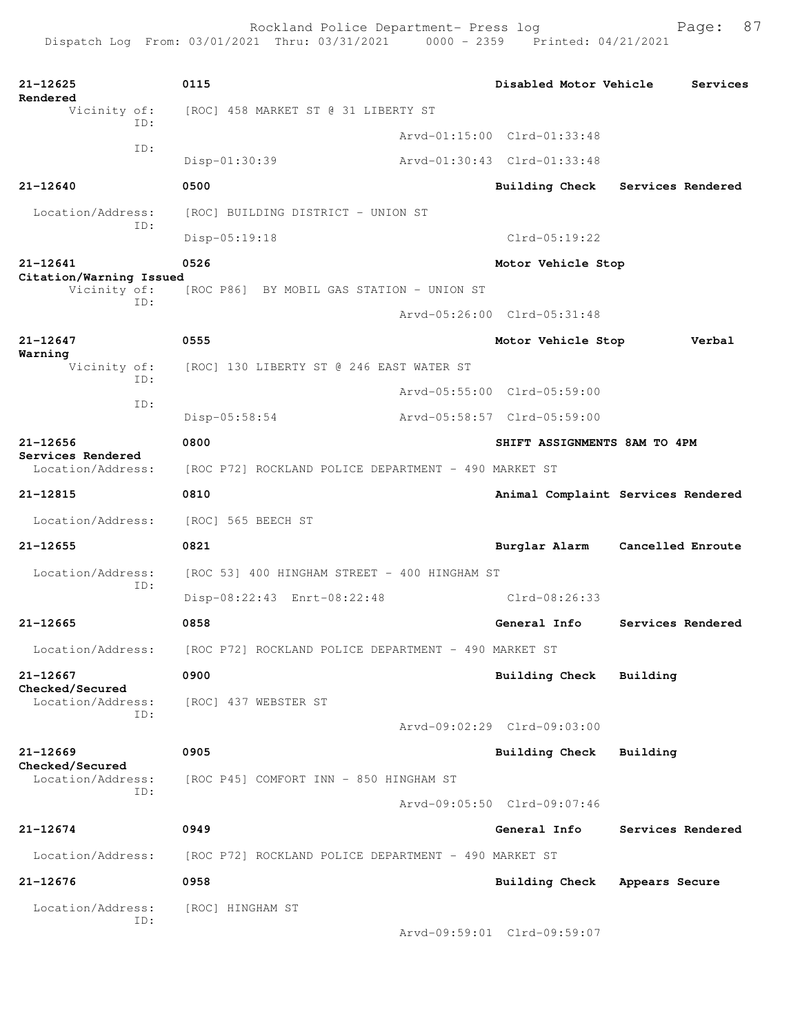| Call # | Time | Call Reason | Action |
|---|---|---|---|
| 21-12625 | 0115 | Disabled Motor Vehicle | Services Rendered |

Vicinity of: [ROC] 458 MARKET ST @ 31 LIBERTY ST
ID: Arvd-01:15:00 Clrd-01:33:48
ID: Disp-01:30:39 Arvd-01:30:43 Clrd-01:33:48

| Call # | Time | Call Reason | Action |
|---|---|---|---|
| 21-12640 | 0500 | Building Check | Services Rendered |

Location/Address: [ROC] BUILDING DISTRICT - UNION ST
ID: Disp-05:19:18 Clrd-05:19:22

| Call # | Time | Call Reason | Action |
|---|---|---|---|
| 21-12641 | 0526 | Motor Vehicle Stop | Citation/Warning Issued |

Vicinity of: [ROC P86] BY MOBIL GAS STATION - UNION ST
ID: Arvd-05:26:00 Clrd-05:31:48

| Call # | Time | Call Reason | Action |
|---|---|---|---|
| 21-12647 | 0555 | Motor Vehicle Stop | Verbal Warning |

Vicinity of: [ROC] 130 LIBERTY ST @ 246 EAST WATER ST
ID: Arvd-05:55:00 Clrd-05:59:00
ID: Disp-05:58:54 Arvd-05:58:57 Clrd-05:59:00

| Call # | Time | Call Reason | Action |
|---|---|---|---|
| 21-12656 | 0800 | SHIFT ASSIGNMENTS 8AM TO 4PM | Services Rendered |

Location/Address: [ROC P72] ROCKLAND POLICE DEPARTMENT - 490 MARKET ST

| Call # | Time | Call Reason | Action |
|---|---|---|---|
| 21-12815 | 0810 | Animal Complaint | Services Rendered |

Location/Address: [ROC] 565 BEECH ST

| Call # | Time | Call Reason | Action |
|---|---|---|---|
| 21-12655 | 0821 | Burglar Alarm | Cancelled Enroute |

Location/Address: [ROC 53] 400 HINGHAM STREET - 400 HINGHAM ST
ID: Disp-08:22:43 Enrt-08:22:48 Clrd-08:26:33

| Call # | Time | Call Reason | Action |
|---|---|---|---|
| 21-12665 | 0858 | General Info | Services Rendered |

Location/Address: [ROC P72] ROCKLAND POLICE DEPARTMENT - 490 MARKET ST

| Call # | Time | Call Reason | Action |
|---|---|---|---|
| 21-12667 | 0900 | Building Check | Building Checked/Secured |

Location/Address: [ROC] 437 WEBSTER ST
ID: Arvd-09:02:29 Clrd-09:03:00

| Call # | Time | Call Reason | Action |
|---|---|---|---|
| 21-12669 | 0905 | Building Check | Building Checked/Secured |

Location/Address: [ROC P45] COMFORT INN - 850 HINGHAM ST
ID: Arvd-09:05:50 Clrd-09:07:46

| Call # | Time | Call Reason | Action |
|---|---|---|---|
| 21-12674 | 0949 | General Info | Services Rendered |

Location/Address: [ROC P72] ROCKLAND POLICE DEPARTMENT - 490 MARKET ST

| Call # | Time | Call Reason | Action |
|---|---|---|---|
| 21-12676 | 0958 | Building Check | Appears Secure |

Location/Address: [ROC] HINGHAM ST
ID: Arvd-09:59:01 Clrd-09:59:07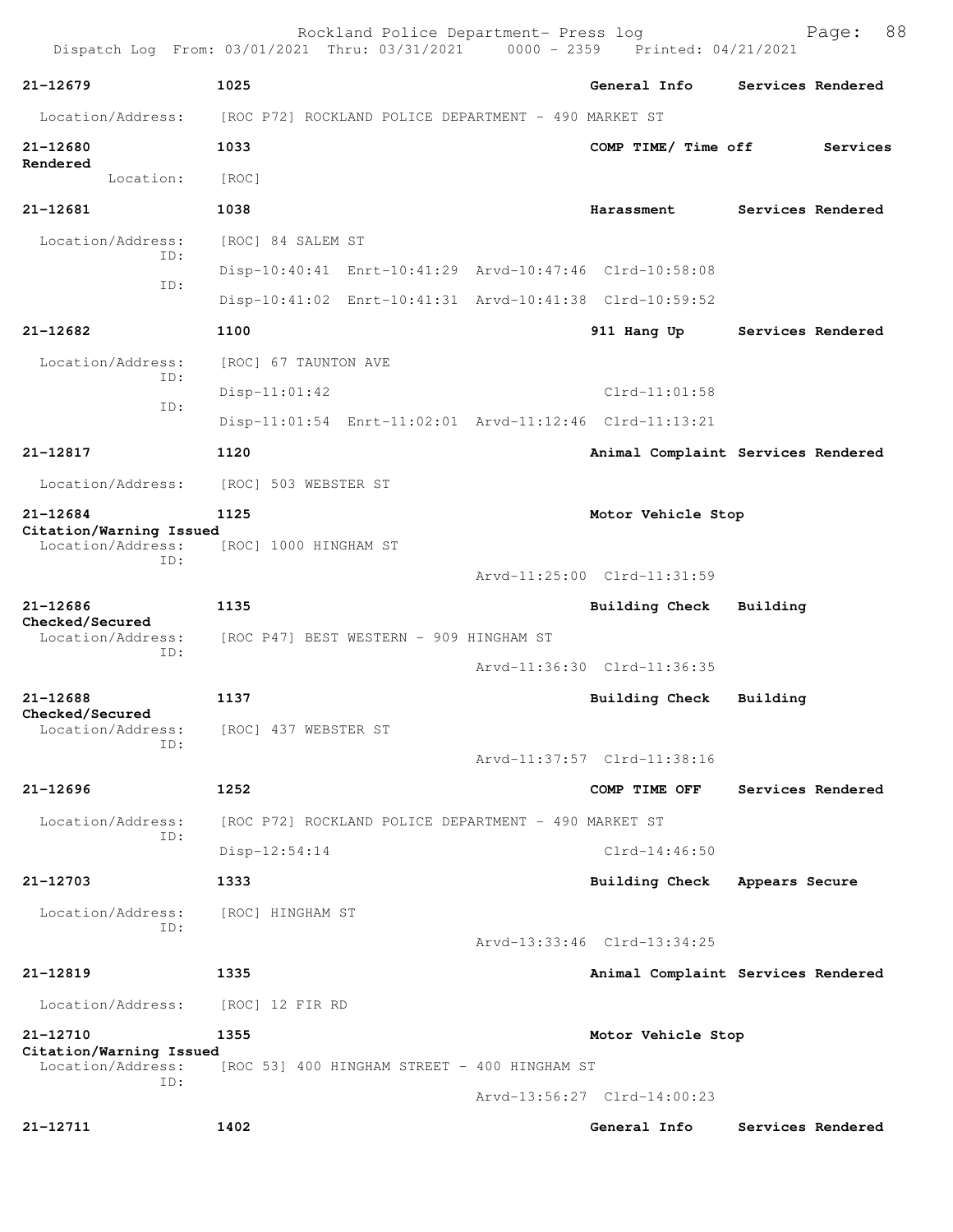Rockland Police Department- Press log

Dispatch Log From: 03/01/2021 Thru: 03/31/2021 0000 - 2359 Printed: 04/21/2021

**21-12679** 1025 General Info Services Rendered

Location/Address: [ROC P72] ROCKLAND POLICE DEPARTMENT - 490 MARKET ST

**21-12680** 1033 COMP TIME/ Time off Services Rendered

Location: [ROC]

**21-12681** 1038 Harassment Services Rendered

Location/Address: [ROC] 84 SALEM ST

ID: Disp-10:40:41 Enrt-10:41:29 Arvd-10:47:46 Clrd-10:58:08

ID: Disp-10:41:02 Enrt-10:41:31 Arvd-10:41:38 Clrd-10:59:52

**21-12682** 1100 911 Hang Up Services Rendered

Location/Address: [ROC] 67 TAUNTON AVE

ID: Disp-11:01:42 Clrd-11:01:58

ID: Disp-11:01:54 Enrt-11:02:01 Arvd-11:12:46 Clrd-11:13:21

**21-12817** 1120 Animal Complaint Services Rendered

Location/Address: [ROC] 503 WEBSTER ST

**21-12684** 1125 Motor Vehicle Stop Citation/Warning Issued

Location/Address: [ROC] 1000 HINGHAM ST

ID: Arvd-11:25:00 Clrd-11:31:59

**21-12686** 1135 Building Check Building Checked/Secured

Location/Address: [ROC P47] BEST WESTERN - 909 HINGHAM ST

ID: Arvd-11:36:30 Clrd-11:36:35

**21-12688** 1137 Building Check Building Checked/Secured

Location/Address: [ROC] 437 WEBSTER ST

ID: Arvd-11:37:57 Clrd-11:38:16

**21-12696** 1252 COMP TIME OFF Services Rendered

Location/Address: [ROC P72] ROCKLAND POLICE DEPARTMENT - 490 MARKET ST

ID: Disp-12:54:14 Clrd-14:46:50

**21-12703** 1333 Building Check Appears Secure

Location/Address: [ROC] HINGHAM ST

ID: Arvd-13:33:46 Clrd-13:34:25

**21-12819** 1335 Animal Complaint Services Rendered

Location/Address: [ROC] 12 FIR RD

**21-12710** 1355 Motor Vehicle Stop Citation/Warning Issued

Location/Address: [ROC 53] 400 HINGHAM STREET - 400 HINGHAM ST

ID: Arvd-13:56:27 Clrd-14:00:23

**21-12711** 1402 General Info Services Rendered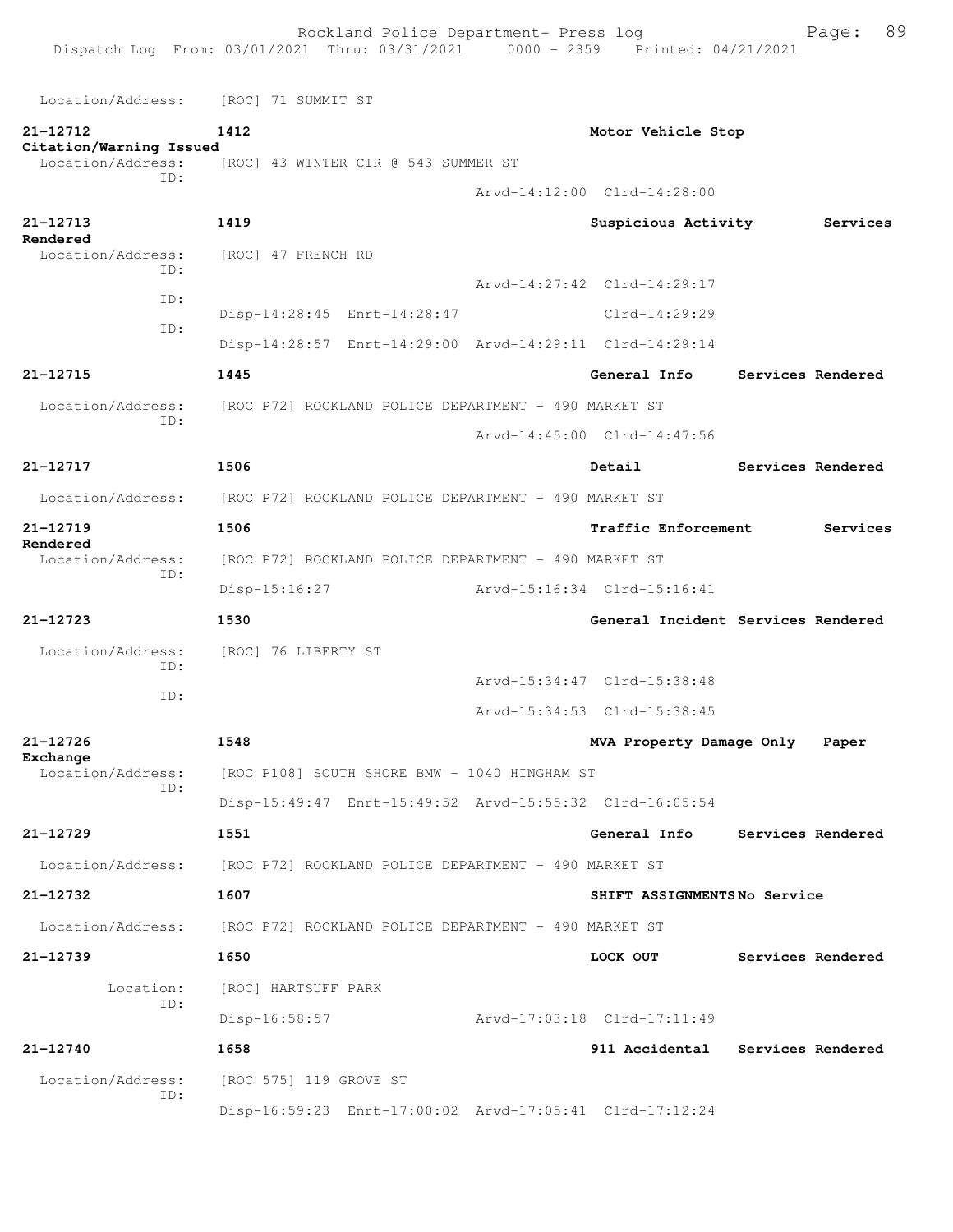Location/Address: [ROC] 71 SUMMIT ST

**21-12712** **1412** **Motor Vehicle Stop**
**Citation/Warning Issued**
Location/Address: [ROC] 43 WINTER CIR @ 543 SUMMER ST
ID:
Arvd-14:12:00 Clrd-14:28:00

**21-12713** **1419** **Suspicious Activity** **Services Rendered**
Location/Address: [ROC] 47 FRENCH RD
ID:
Arvd-14:27:42 Clrd-14:29:17
ID:
Disp-14:28:45 Enrt-14:28:47 Clrd-14:29:29
ID:
Disp-14:28:57 Enrt-14:29:00 Arvd-14:29:11 Clrd-14:29:14

**21-12715** **1445** **General Info** **Services Rendered**
Location/Address: [ROC P72] ROCKLAND POLICE DEPARTMENT - 490 MARKET ST
ID:
Arvd-14:45:00 Clrd-14:47:56

**21-12717** **1506** **Detail** **Services Rendered**
Location/Address: [ROC P72] ROCKLAND POLICE DEPARTMENT - 490 MARKET ST

**21-12719** **1506** **Traffic Enforcement** **Services Rendered**
Location/Address: [ROC P72] ROCKLAND POLICE DEPARTMENT - 490 MARKET ST
ID:
Disp-15:16:27 Arvd-15:16:34 Clrd-15:16:41

**21-12723** **1530** **General Incident** **Services Rendered**
Location/Address: [ROC] 76 LIBERTY ST
ID:
Arvd-15:34:47 Clrd-15:38:48
ID:
Arvd-15:34:53 Clrd-15:38:45

**21-12726** **1548** **MVA Property Damage Only** **Paper Exchange**
Location/Address: [ROC P108] SOUTH SHORE BMW - 1040 HINGHAM ST
ID:
Disp-15:49:47 Enrt-15:49:52 Arvd-15:55:32 Clrd-16:05:54

**21-12729** **1551** **General Info** **Services Rendered**
Location/Address: [ROC P72] ROCKLAND POLICE DEPARTMENT - 490 MARKET ST

**21-12732** **1607** **SHIFT ASSIGNMENTS** **No Service**
Location/Address: [ROC P72] ROCKLAND POLICE DEPARTMENT - 490 MARKET ST

**21-12739** **1650** **LOCK OUT** **Services Rendered**
Location: [ROC] HARTSUFF PARK
ID:
Disp-16:58:57 Arvd-17:03:18 Clrd-17:11:49

**21-12740** **1658** **911 Accidental** **Services Rendered**
Location/Address: [ROC 575] 119 GROVE ST
ID:
Disp-16:59:23 Enrt-17:00:02 Arvd-17:05:41 Clrd-17:12:24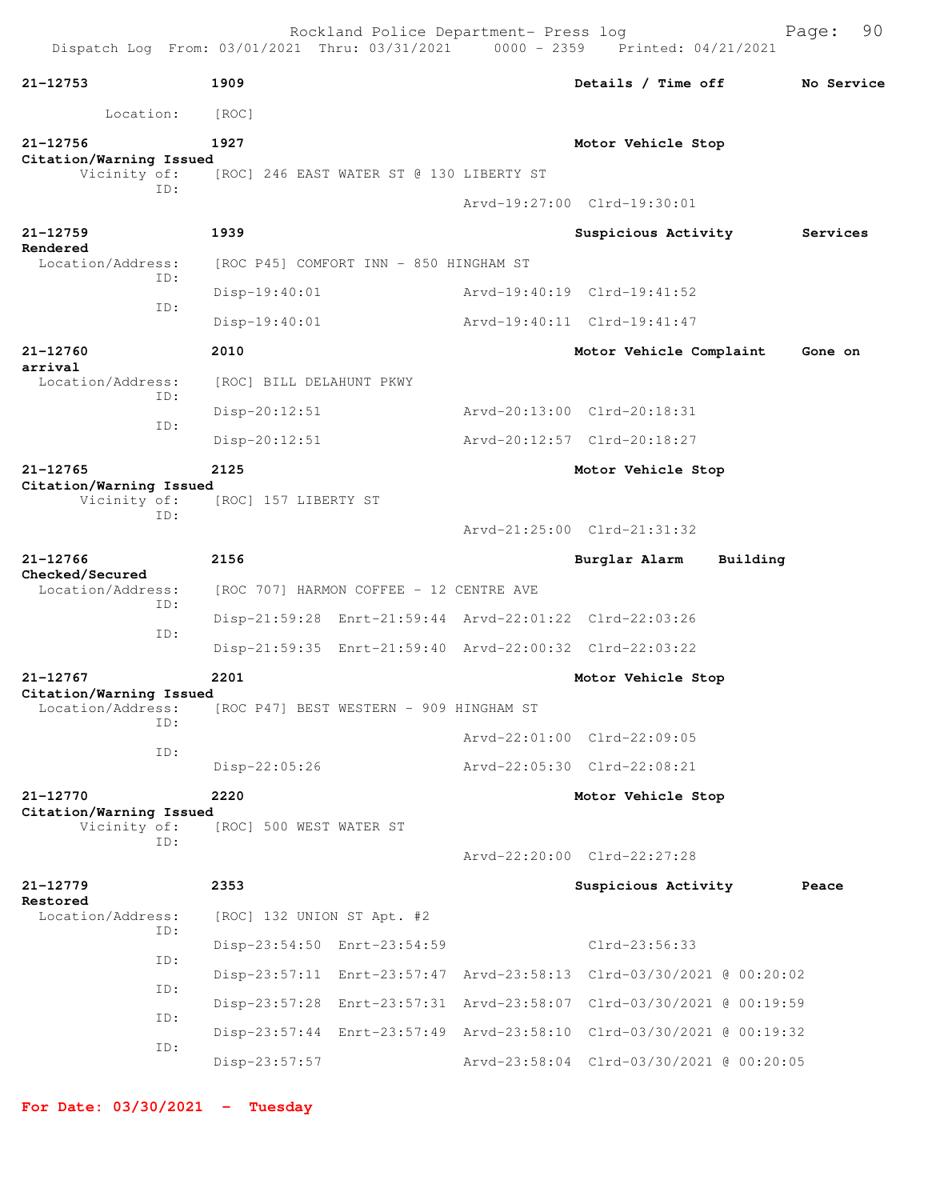**21-12753** 1909 Details / Time off No Service

Location: [ROC]

**21-12756** 1927 Motor Vehicle Stop
**Citation/Warning Issued**

Vicinity of: [ROC] 246 EAST WATER ST @ 130 LIBERTY ST

ID:

Arvd-19:27:00 Clrd-19:30:01

**21-12759** 1939 Suspicious Activity Services Rendered

Location/Address: [ROC P45] COMFORT INN - 850 HINGHAM ST

ID:

Disp-19:40:01 Arvd-19:40:19 Clrd-19:41:52

ID:

Disp-19:40:01 Arvd-19:40:11 Clrd-19:41:47

**21-12760** 2010 Motor Vehicle Complaint Gone on arrival

Location/Address: [ROC] BILL DELAHUNT PKWY

ID:

Disp-20:12:51 Arvd-20:13:00 Clrd-20:18:31

ID:

Disp-20:12:51 Arvd-20:12:57 Clrd-20:18:27

**21-12765** 2125 Motor Vehicle Stop
**Citation/Warning Issued**

Vicinity of: [ROC] 157 LIBERTY ST

ID:

Arvd-21:25:00 Clrd-21:31:32

**21-12766** 2156 Burglar Alarm Building Checked/Secured

Location/Address: [ROC 707] HARMON COFFEE - 12 CENTRE AVE

ID:

Disp-21:59:28 Enrt-21:59:44 Arvd-22:01:22 Clrd-22:03:26

ID:

Disp-21:59:35 Enrt-21:59:40 Arvd-22:00:32 Clrd-22:03:22

**21-12767** 2201 Motor Vehicle Stop
**Citation/Warning Issued**

Location/Address: [ROC P47] BEST WESTERN - 909 HINGHAM ST

ID:

Arvd-22:01:00 Clrd-22:09:05

ID:

Disp-22:05:26 Arvd-22:05:30 Clrd-22:08:21

**21-12770** 2220 Motor Vehicle Stop
**Citation/Warning Issued**

Vicinity of: [ROC] 500 WEST WATER ST

ID:

Arvd-22:20:00 Clrd-22:27:28

**21-12779** 2353 Suspicious Activity Peace Restored

Location/Address: [ROC] 132 UNION ST Apt. #2

ID:

Disp-23:54:50 Enrt-23:54:59 Clrd-23:56:33

ID:

Disp-23:57:11 Enrt-23:57:47 Arvd-23:58:13 Clrd-03/30/2021 @ 00:20:02

ID:

Disp-23:57:28 Enrt-23:57:31 Arvd-23:58:07 Clrd-03/30/2021 @ 00:19:59

ID:

Disp-23:57:44 Enrt-23:57:49 Arvd-23:58:10 Clrd-03/30/2021 @ 00:19:32

ID:

Disp-23:57:57 Arvd-23:58:04 Clrd-03/30/2021 @ 00:20:05

**For Date: 03/30/2021 - Tuesday**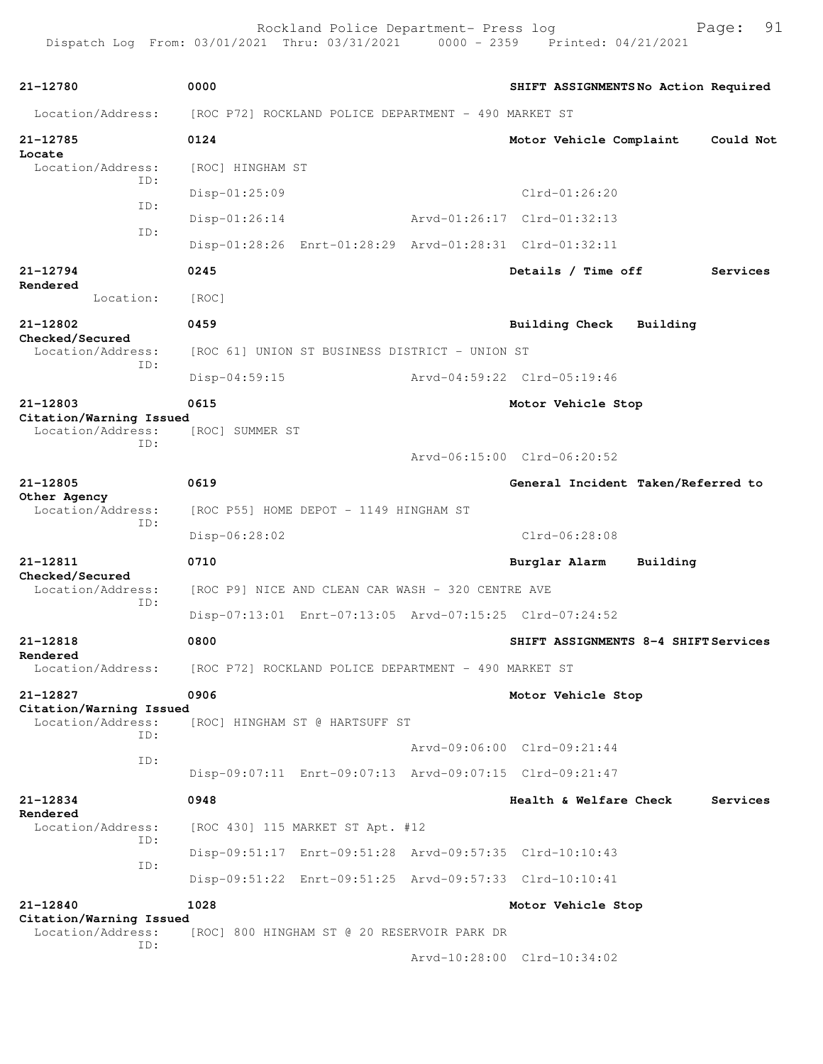```
21-12780              0000                                    SHIFT ASSIGNMENTS No Action Required
  Location/Address:   [ROC P72] ROCKLAND POLICE DEPARTMENT - 490 MARKET ST

21-12785              0124                                    Motor Vehicle Complaint    Could Not
Locate
  Location/Address:   [ROC] HINGHAM ST
               ID:
                      Disp-01:25:09                           Clrd-01:26:20
               ID:
                      Disp-01:26:14              Arvd-01:26:17  Clrd-01:32:13
               ID:
                      Disp-01:28:26  Enrt-01:28:29  Arvd-01:28:31  Clrd-01:32:11

21-12794              0245                                    Details / Time off         Services
Rendered
          Location:   [ROC]

21-12802              0459                                    Building Check   Building
Checked/Secured
  Location/Address:   [ROC 61] UNION ST BUSINESS DISTRICT - UNION ST
               ID:
                      Disp-04:59:15              Arvd-04:59:22  Clrd-05:19:46

21-12803              0615                                    Motor Vehicle Stop
Citation/Warning Issued
  Location/Address:   [ROC] SUMMER ST
               ID:
                                                 Arvd-06:15:00  Clrd-06:20:52

21-12805              0619                                    General Incident Taken/Referred to
Other Agency
  Location/Address:   [ROC P55] HOME DEPOT - 1149 HINGHAM ST
               ID:
                      Disp-06:28:02                           Clrd-06:28:08

21-12811              0710                                    Burglar Alarm    Building
Checked/Secured
  Location/Address:   [ROC P9] NICE AND CLEAN CAR WASH - 320 CENTRE AVE
               ID:
                      Disp-07:13:01  Enrt-07:13:05  Arvd-07:15:25  Clrd-07:24:52

21-12818              0800                                    SHIFT ASSIGNMENTS 8-4 SHIFT Services
Rendered
  Location/Address:   [ROC P72] ROCKLAND POLICE DEPARTMENT - 490 MARKET ST

21-12827              0906                                    Motor Vehicle Stop
Citation/Warning Issued
  Location/Address:   [ROC] HINGHAM ST @ HARTSUFF ST
               ID:
                                                 Arvd-09:06:00  Clrd-09:21:44
               ID:
                      Disp-09:07:11  Enrt-09:07:13  Arvd-09:07:15  Clrd-09:21:47

21-12834              0948                                    Health & Welfare Check     Services
Rendered
  Location/Address:   [ROC 430] 115 MARKET ST Apt. #12
               ID:
                      Disp-09:51:17  Enrt-09:51:28  Arvd-09:57:35  Clrd-10:10:43
               ID:
                      Disp-09:51:22  Enrt-09:51:25  Arvd-09:57:33  Clrd-10:10:41

21-12840              1028                                    Motor Vehicle Stop
Citation/Warning Issued
  Location/Address:   [ROC] 800 HINGHAM ST @ 20 RESERVOIR PARK DR
               ID:
                                                 Arvd-10:28:00  Clrd-10:34:02
```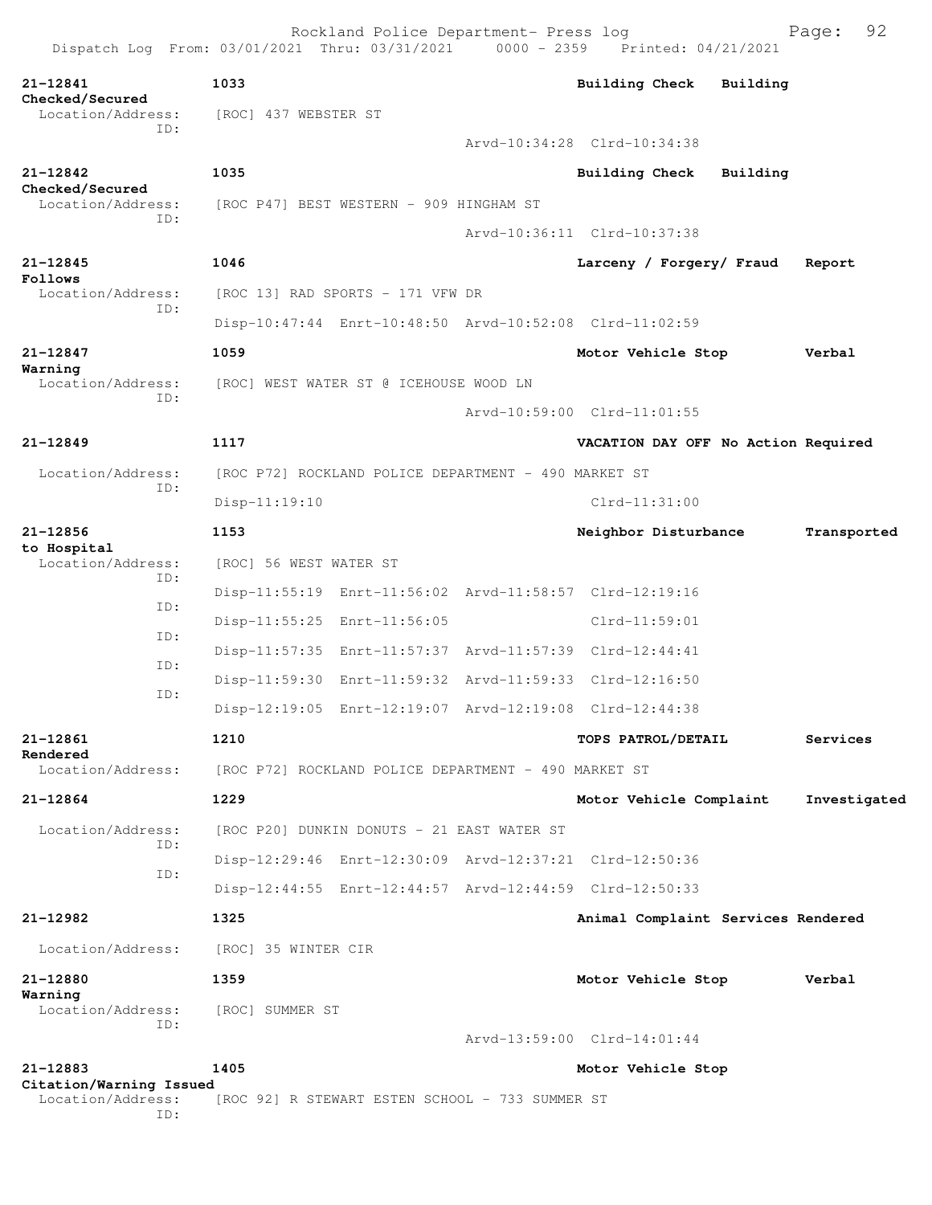Rockland Police Department- Press log
Dispatch Log From: 03/01/2021 Thru: 03/31/2021 0000 - 2359 Printed: 04/21/2021

```
21-12841          1033                                   Building Check   Building
Checked/Secured
  Location/Address:    [ROC] 437 WEBSTER ST
           ID:
                                        Arvd-10:34:28  Clrd-10:34:38

21-12842          1035                                   Building Check   Building
Checked/Secured
  Location/Address:    [ROC P47] BEST WESTERN - 909 HINGHAM ST
           ID:
                                        Arvd-10:36:11  Clrd-10:37:38

21-12845          1046                                   Larceny / Forgery/ Fraud   Report
Follows
  Location/Address:    [ROC 13] RAD SPORTS - 171 VFW DR
           ID:
                       Disp-10:47:44  Enrt-10:48:50  Arvd-10:52:08  Clrd-11:02:59

21-12847          1059                                   Motor Vehicle Stop         Verbal
Warning
  Location/Address:    [ROC] WEST WATER ST @ ICEHOUSE WOOD LN
           ID:
                                        Arvd-10:59:00  Clrd-11:01:55

21-12849          1117                                   VACATION DAY OFF No Action Required

  Location/Address:    [ROC P72] ROCKLAND POLICE DEPARTMENT - 490 MARKET ST
           ID:
                       Disp-11:19:10                 Clrd-11:31:00

21-12856          1153                                   Neighbor Disturbance       Transported
to Hospital
  Location/Address:    [ROC] 56 WEST WATER ST
           ID:
                       Disp-11:55:19  Enrt-11:56:02  Arvd-11:58:57  Clrd-12:19:16
           ID:
                       Disp-11:55:25  Enrt-11:56:05                 Clrd-11:59:01
           ID:
                       Disp-11:57:35  Enrt-11:57:37  Arvd-11:57:39  Clrd-12:44:41
           ID:
                       Disp-11:59:30  Enrt-11:59:32  Arvd-11:59:33  Clrd-12:16:50
           ID:
                       Disp-12:19:05  Enrt-12:19:07  Arvd-12:19:08  Clrd-12:44:38

21-12861          1210                                   TOPS PATROL/DETAIL         Services
Rendered
  Location/Address:    [ROC P72] ROCKLAND POLICE DEPARTMENT - 490 MARKET ST

21-12864          1229                                   Motor Vehicle Complaint    Investigated

  Location/Address:    [ROC P20] DUNKIN DONUTS - 21 EAST WATER ST
           ID:
                       Disp-12:29:46  Enrt-12:30:09  Arvd-12:37:21  Clrd-12:50:36
           ID:
                       Disp-12:44:55  Enrt-12:44:57  Arvd-12:44:59  Clrd-12:50:33

21-12982          1325                                   Animal Complaint Services Rendered

  Location/Address:    [ROC] 35 WINTER CIR

21-12880          1359                                   Motor Vehicle Stop         Verbal
Warning
  Location/Address:    [ROC] SUMMER ST
           ID:
                                        Arvd-13:59:00  Clrd-14:01:44

21-12883          1405                                   Motor Vehicle Stop
Citation/Warning Issued
  Location/Address:    [ROC 92] R STEWART ESTEN SCHOOL - 733 SUMMER ST
           ID:
```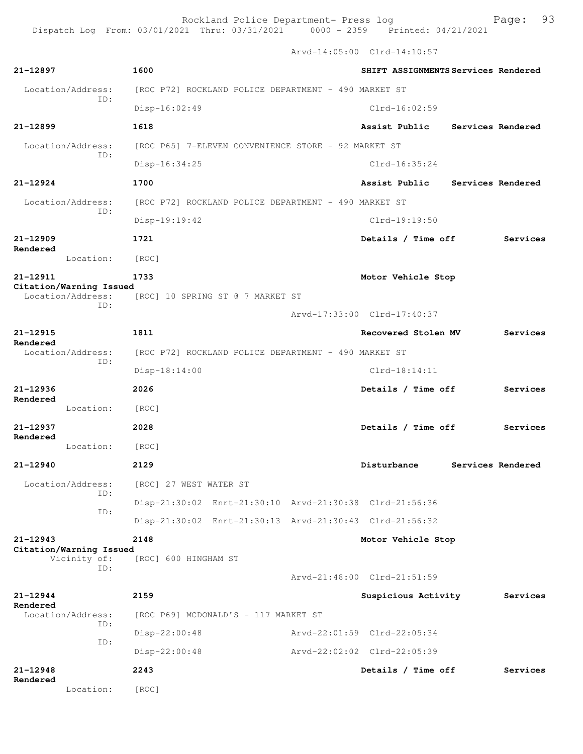Arvd-14:05:00 Clrd-14:10:57

**21-12897** 1600 **SHIFT ASSIGNMENTS Services Rendered**
Location/Address: [ROC P72] ROCKLAND POLICE DEPARTMENT - 490 MARKET ST
ID: Disp-16:02:49 Clrd-16:02:59

**21-12899** 1618 **Assist Public Services Rendered**
Location/Address: [ROC P65] 7-ELEVEN CONVENIENCE STORE - 92 MARKET ST
ID: Disp-16:34:25 Clrd-16:35:24

**21-12924** 1700 **Assist Public Services Rendered**
Location/Address: [ROC P72] ROCKLAND POLICE DEPARTMENT - 490 MARKET ST
ID: Disp-19:19:42 Clrd-19:19:50

**21-12909** 1721 **Details / Time off Services Rendered**
Location: [ROC]

**21-12911** 1733 **Motor Vehicle Stop Citation/Warning Issued**
Location/Address: [ROC] 10 SPRING ST @ 7 MARKET ST
ID: Arvd-17:33:00 Clrd-17:40:37

**21-12915** 1811 **Recovered Stolen MV Services Rendered**
Location/Address: [ROC P72] ROCKLAND POLICE DEPARTMENT - 490 MARKET ST
ID: Disp-18:14:00 Clrd-18:14:11

**21-12936** 2026 **Details / Time off Services Rendered**
Location: [ROC]

**21-12937** 2028 **Details / Time off Services Rendered**
Location: [ROC]

**21-12940** 2129 **Disturbance Services Rendered**
Location/Address: [ROC] 27 WEST WATER ST
ID: Disp-21:30:02 Enrt-21:30:10 Arvd-21:30:38 Clrd-21:56:36
ID: Disp-21:30:02 Enrt-21:30:13 Arvd-21:30:43 Clrd-21:56:32

**21-12943** 2148 **Motor Vehicle Stop Citation/Warning Issued**
Vicinity of: [ROC] 600 HINGHAM ST
ID: Arvd-21:48:00 Clrd-21:51:59

**21-12944** 2159 **Suspicious Activity Services Rendered**
Location/Address: [ROC P69] MCDONALD'S - 117 MARKET ST
ID: Disp-22:00:48 Arvd-22:01:59 Clrd-22:05:34
ID: Disp-22:00:48 Arvd-22:02:02 Clrd-22:05:39

**21-12948** 2243 **Details / Time off Services Rendered**
Location: [ROC]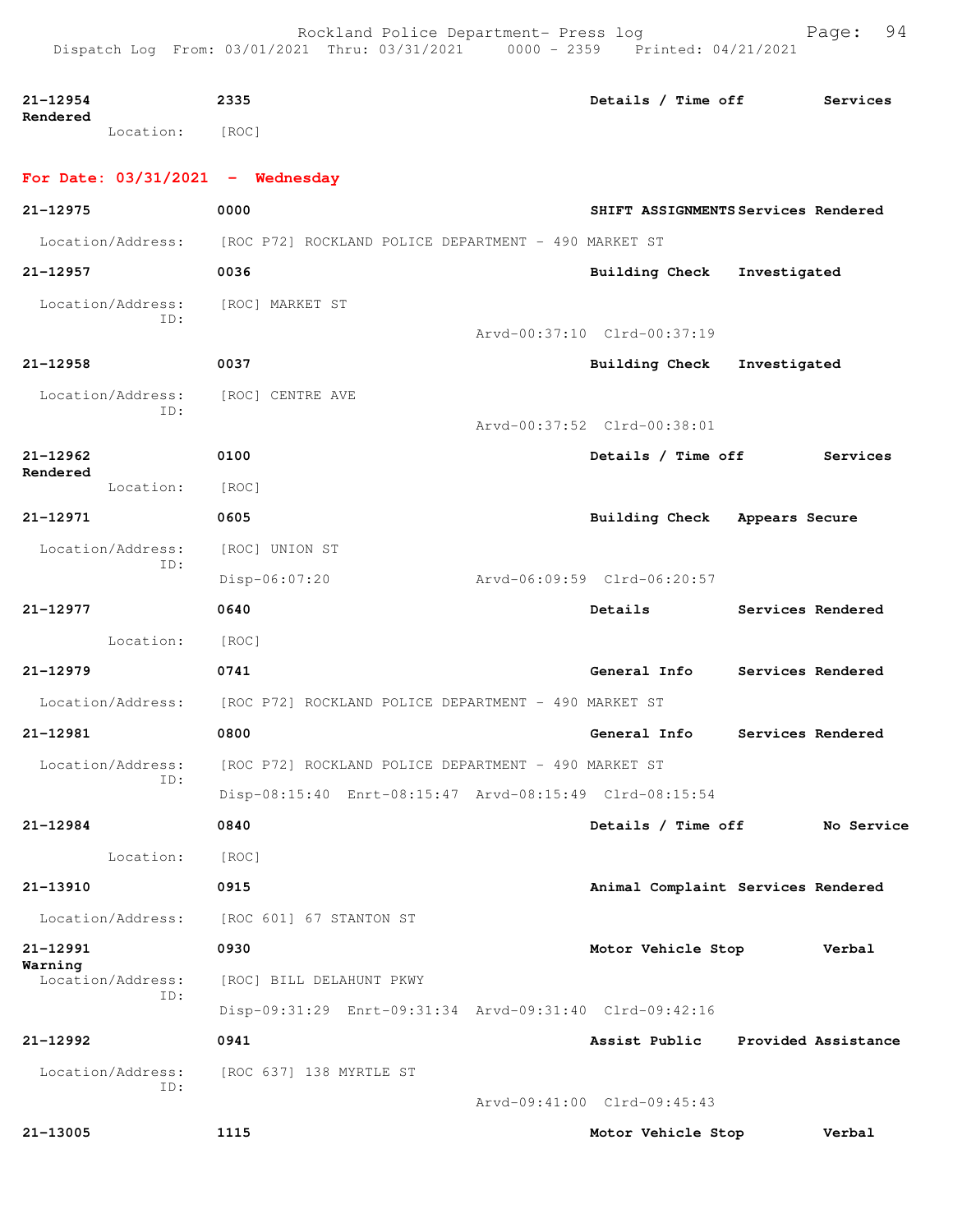| | | | |
|---|---|---|---|
| **21-12954** | **2335** | **Details / Time off** | **Services Rendered** |
| Location: | [ROC] | | |

**For Date: 03/31/2021 - Wednesday**

| | | | |
|---|---|---|---|
| **21-12975** | **0000** | **SHIFT ASSIGNMENTS** | **Services Rendered** |
| Location/Address: | [ROC P72] ROCKLAND POLICE DEPARTMENT - 490 MARKET ST | | |
| **21-12957** | **0036** | **Building Check** | **Investigated** |
| Location/Address: | [ROC] MARKET ST | | |
| ID: | | Arvd-00:37:10 Clrd-00:37:19 | |
| **21-12958** | **0037** | **Building Check** | **Investigated** |
| Location/Address: | [ROC] CENTRE AVE | | |
| ID: | | Arvd-00:37:52 Clrd-00:38:01 | |
| **21-12962** | **0100** | **Details / Time off** | **Services Rendered** |
| Location: | [ROC] | | |
| **21-12971** | **0605** | **Building Check** | **Appears Secure** |
| Location/Address: | [ROC] UNION ST | | |
| ID: | Disp-06:07:20 | Arvd-06:09:59 Clrd-06:20:57 | |
| **21-12977** | **0640** | **Details** | **Services Rendered** |
| Location: | [ROC] | | |
| **21-12979** | **0741** | **General Info** | **Services Rendered** |
| Location/Address: | [ROC P72] ROCKLAND POLICE DEPARTMENT - 490 MARKET ST | | |
| **21-12981** | **0800** | **General Info** | **Services Rendered** |
| Location/Address: | [ROC P72] ROCKLAND POLICE DEPARTMENT - 490 MARKET ST | | |
| ID: | Disp-08:15:40 Enrt-08:15:47 | Arvd-08:15:49 Clrd-08:15:54 | |
| **21-12984** | **0840** | **Details / Time off** | **No Service** |
| Location: | [ROC] | | |
| **21-13910** | **0915** | **Animal Complaint** | **Services Rendered** |
| Location/Address: | [ROC 601] 67 STANTON ST | | |
| **21-12991** | **0930** | **Motor Vehicle Stop** | **Verbal Warning** |
| Location/Address: | [ROC] BILL DELAHUNT PKWY | | |
| ID: | Disp-09:31:29 Enrt-09:31:34 | Arvd-09:31:40 Clrd-09:42:16 | |
| **21-12992** | **0941** | **Assist Public** | **Provided Assistance** |
| Location/Address: | [ROC 637] 138 MYRTLE ST | | |
| ID: | | Arvd-09:41:00 Clrd-09:45:43 | |
| **21-13005** | **1115** | **Motor Vehicle Stop** | **Verbal** |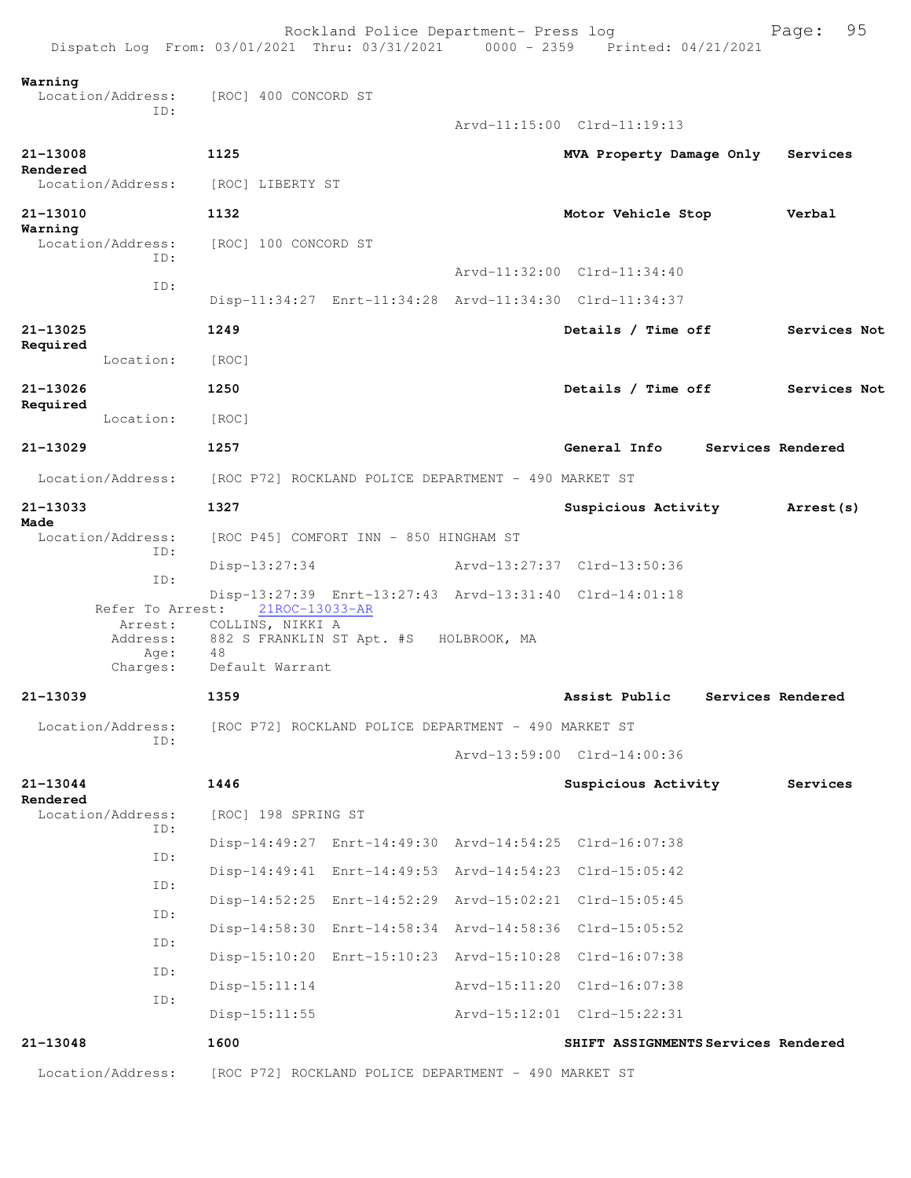Warning
  Location/Address:    [ROC] 400 CONCORD ST
           ID:
                                                Arvd-11:15:00  Clrd-11:19:13

**21-13008**    1125    MVA Property Damage Only    Services Rendered
  Location/Address:    [ROC] LIBERTY ST

**21-13010**    1132    Motor Vehicle Stop    Verbal Warning
  Location/Address:    [ROC] 100 CONCORD ST
           ID:
                                                Arvd-11:32:00  Clrd-11:34:40
           ID:
                Disp-11:34:27  Enrt-11:34:28  Arvd-11:34:30  Clrd-11:34:37

**21-13025**    1249    Details / Time off    Services Not Required
  Location:    [ROC]

**21-13026**    1250    Details / Time off    Services Not Required
  Location:    [ROC]

**21-13029**    1257    General Info    Services Rendered
  Location/Address:    [ROC P72] ROCKLAND POLICE DEPARTMENT - 490 MARKET ST

**21-13033**    1327    Suspicious Activity    Arrest(s) Made
  Location/Address:    [ROC P45] COMFORT INN - 850 HINGHAM ST
           ID:
                Disp-13:27:34                 Arvd-13:27:37  Clrd-13:50:36
           ID:
                Disp-13:27:39  Enrt-13:27:43  Arvd-13:31:40  Clrd-14:01:18
  Refer To Arrest:    21ROC-13033-AR
  Arrest:    COLLINS, NIKKI A
  Address:    882 S FRANKLIN ST Apt. #S   HOLBROOK, MA
  Age:    48
  Charges:    Default Warrant

**21-13039**    1359    Assist Public    Services Rendered
  Location/Address:    [ROC P72] ROCKLAND POLICE DEPARTMENT - 490 MARKET ST
           ID:
                                                Arvd-13:59:00  Clrd-14:00:36

**21-13044**    1446    Suspicious Activity    Services Rendered
  Location/Address:    [ROC] 198 SPRING ST
           ID:
                Disp-14:49:27  Enrt-14:49:30  Arvd-14:54:25  Clrd-16:07:38
           ID:
                Disp-14:49:41  Enrt-14:49:53  Arvd-14:54:23  Clrd-15:05:42
           ID:
                Disp-14:52:25  Enrt-14:52:29  Arvd-15:02:21  Clrd-15:05:45
           ID:
                Disp-14:58:30  Enrt-14:58:34  Arvd-14:58:36  Clrd-15:05:52
           ID:
                Disp-15:10:20  Enrt-15:10:23  Arvd-15:10:28  Clrd-16:07:38
           ID:
                Disp-15:11:14                 Arvd-15:11:20  Clrd-16:07:38
           ID:
                Disp-15:11:55                 Arvd-15:12:01  Clrd-15:22:31

**21-13048**    1600    SHIFT ASSIGNMENTS    Services Rendered
  Location/Address:    [ROC P72] ROCKLAND POLICE DEPARTMENT - 490 MARKET ST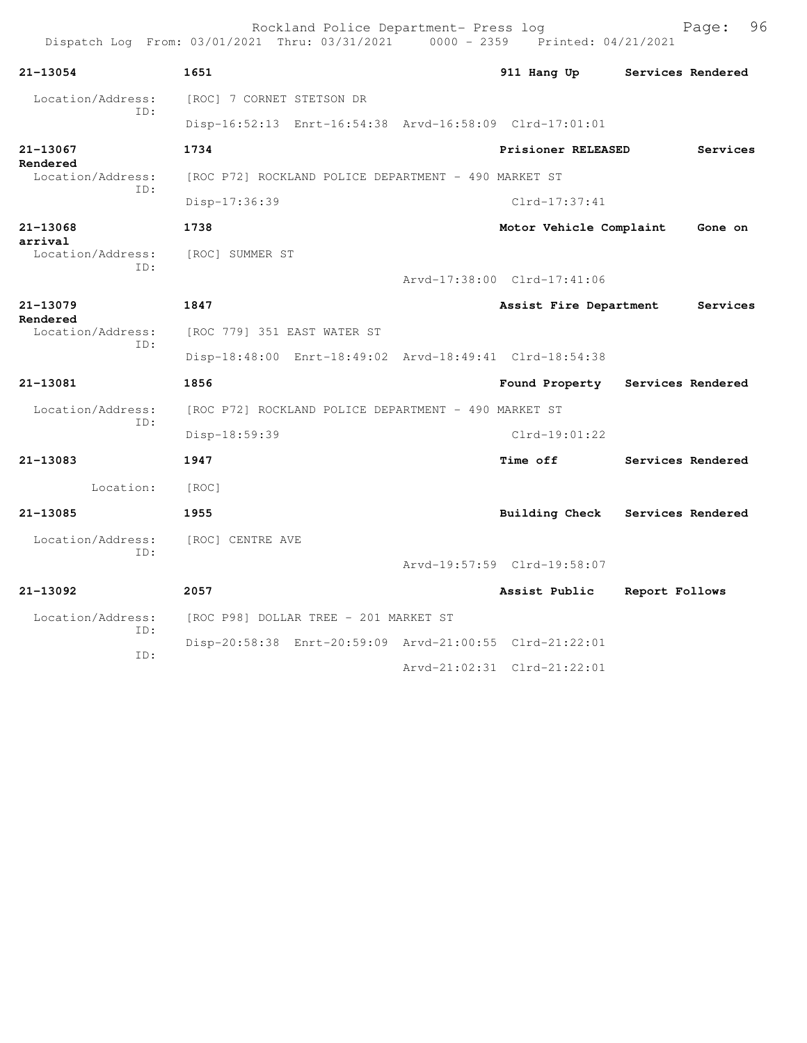Rockland Police Department- Press log
Dispatch Log From: 03/01/2021 Thru: 03/31/2021 0000 - 2359 Printed: 04/21/2021

**21-13054** **1651** **911 Hang Up** **Services Rendered**

Location/Address: [ROC] 7 CORNET STETSON DR
ID:
Disp-16:52:13 Enrt-16:54:38 Arvd-16:58:09 Clrd-17:01:01

**21-13067** **1734** **Prisioner RELEASED** **Services Rendered**

Location/Address: [ROC P72] ROCKLAND POLICE DEPARTMENT - 490 MARKET ST
ID:
Disp-17:36:39 Clrd-17:37:41

**21-13068** **1738** **Motor Vehicle Complaint** **Gone on arrival**

Location/Address: [ROC] SUMMER ST
ID:
Arvd-17:38:00 Clrd-17:41:06

**21-13079** **1847** **Assist Fire Department** **Services Rendered**

Location/Address: [ROC 779] 351 EAST WATER ST
ID:
Disp-18:48:00 Enrt-18:49:02 Arvd-18:49:41 Clrd-18:54:38

**21-13081** **1856** **Found Property** **Services Rendered**

Location/Address: [ROC P72] ROCKLAND POLICE DEPARTMENT - 490 MARKET ST
ID:
Disp-18:59:39 Clrd-19:01:22

**21-13083** **1947** **Time off** **Services Rendered**

Location: [ROC]

**21-13085** **1955** **Building Check** **Services Rendered**

Location/Address: [ROC] CENTRE AVE
ID:
Arvd-19:57:59 Clrd-19:58:07

**21-13092** **2057** **Assist Public** **Report Follows**

Location/Address: [ROC P98] DOLLAR TREE - 201 MARKET ST
ID:
Disp-20:58:38 Enrt-20:59:09 Arvd-21:00:55 Clrd-21:22:01
ID:
Arvd-21:02:31 Clrd-21:22:01